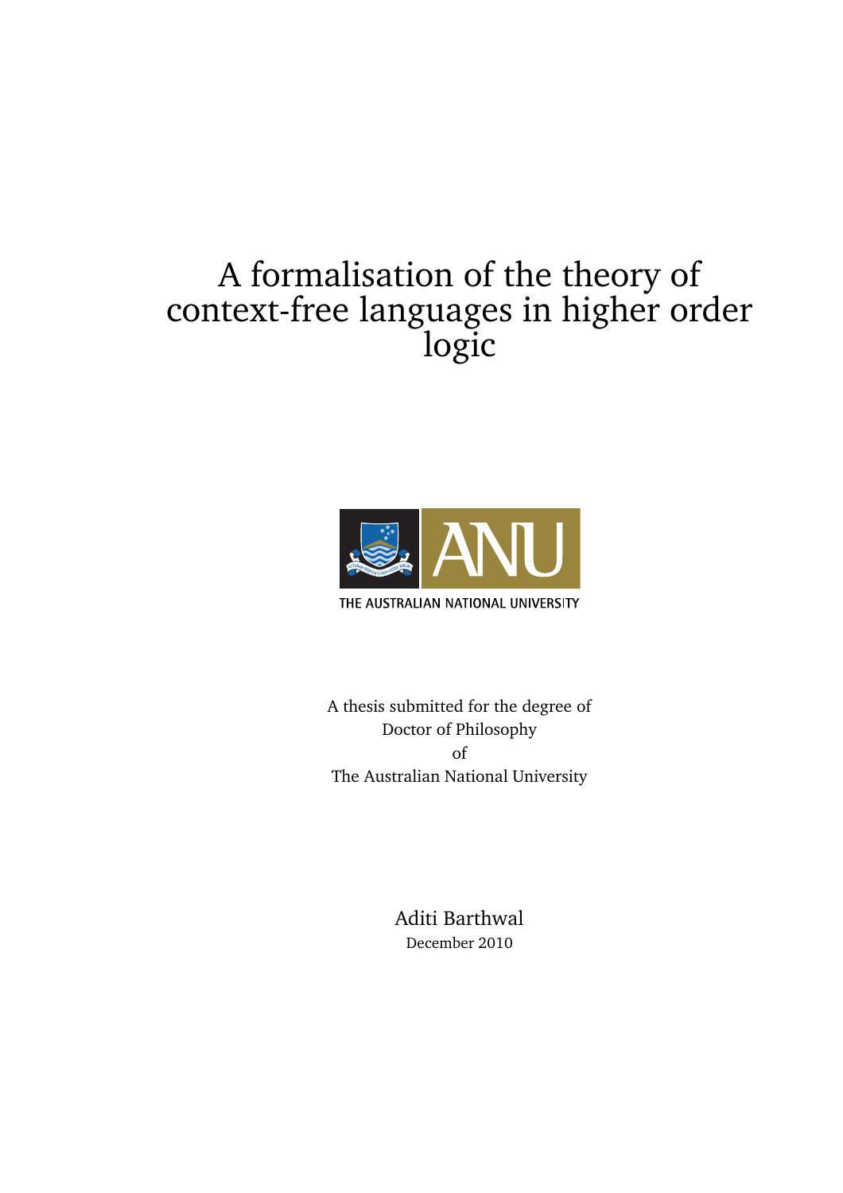# A formalisation of the theory of context-free languages in higher order logic

THE AUSTRALIAN NATIONAL UNIVERSITY

A thesis submitted for the degree of
Doctor of Philosophy
of
The Australian National University

Aditi Barthwal
December 2010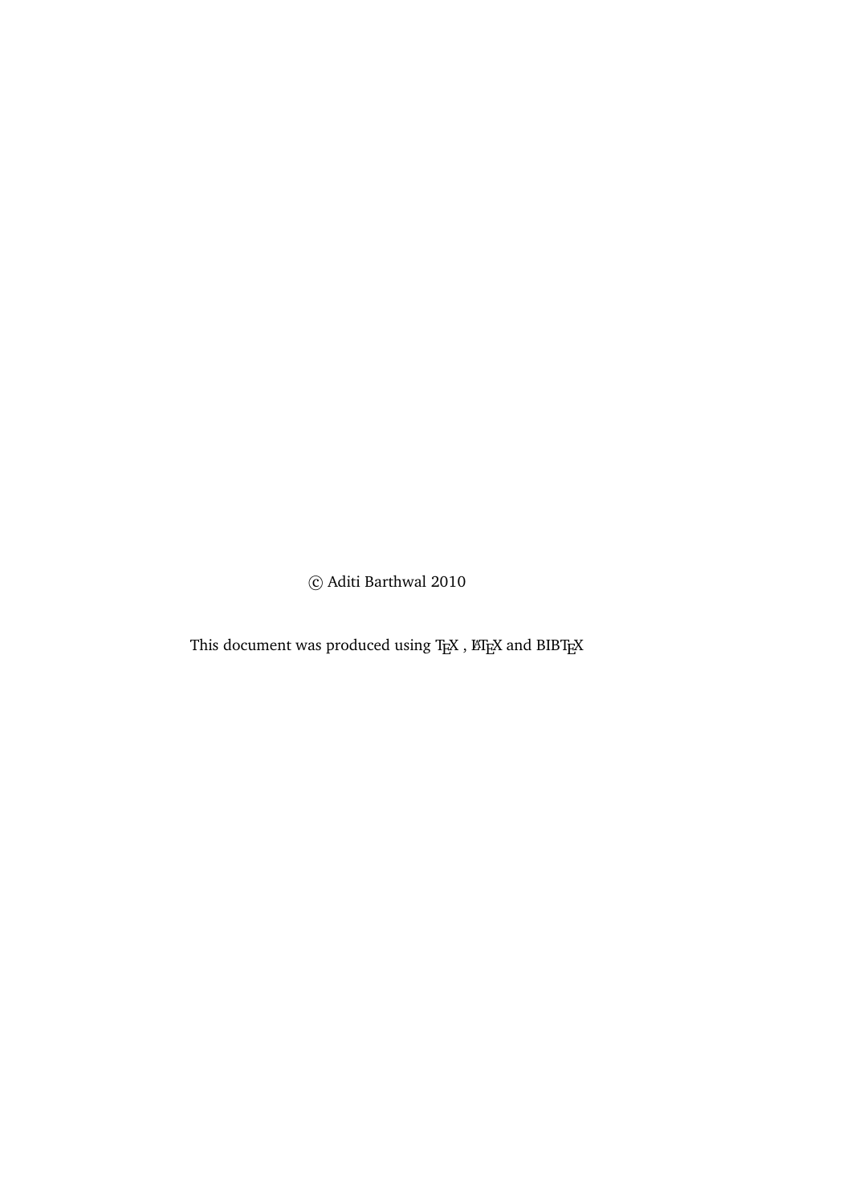© Aditi Barthwal 2010

This document was produced using TeX , LaTeX and BIBTeX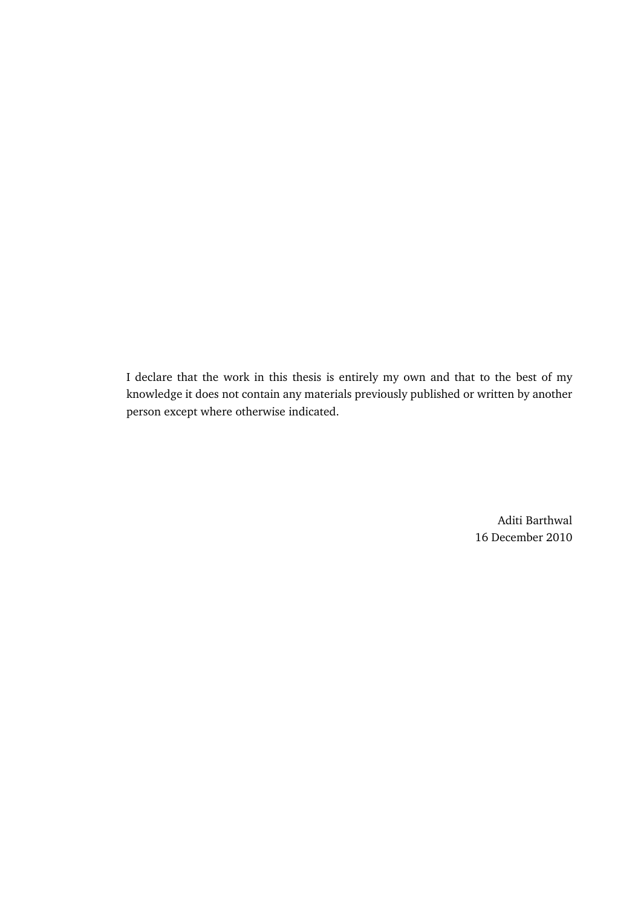I declare that the work in this thesis is entirely my own and that to the best of my knowledge it does not contain any materials previously published or written by another person except where otherwise indicated.

Aditi Barthwal  
16 December 2010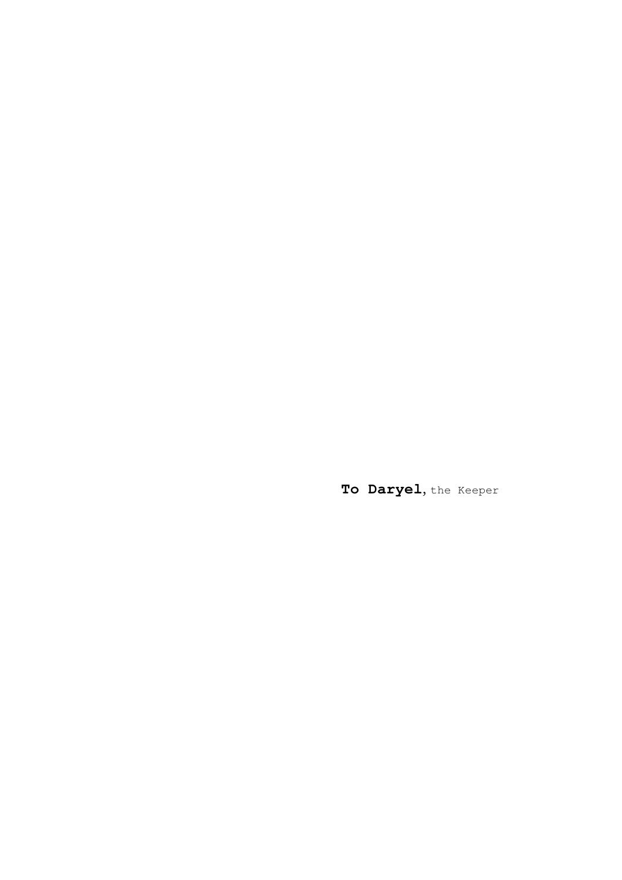**To Daryel**, the Keeper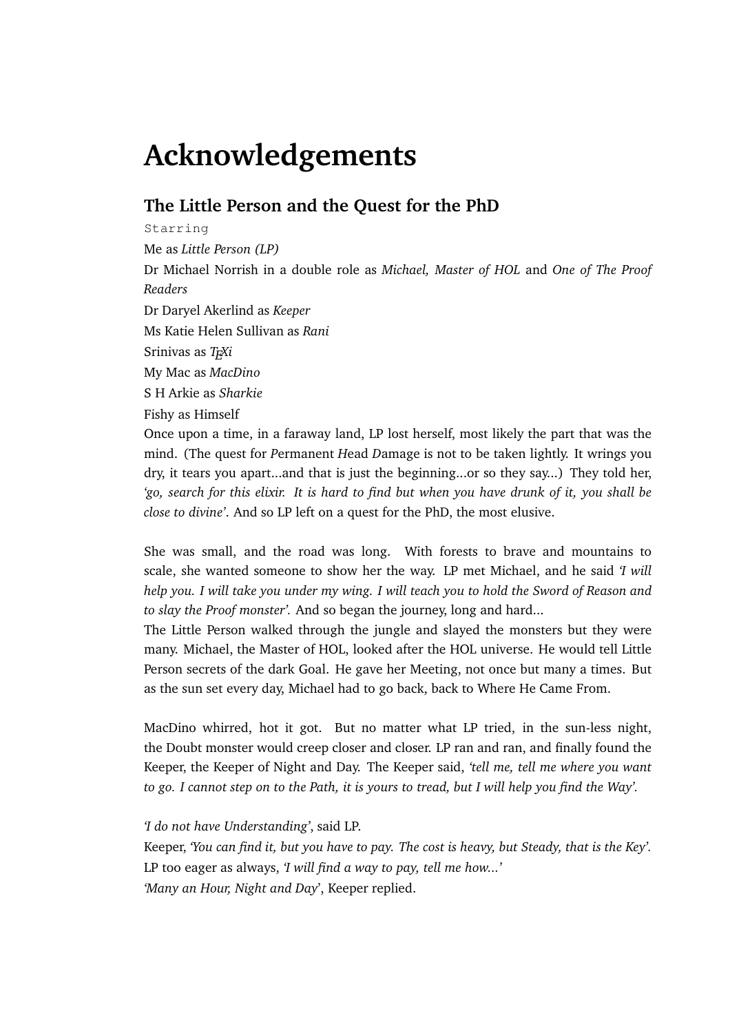# Acknowledgements

## The Little Person and the Quest for the PhD

`Starring`

Me as *Little Person (LP)*

Dr Michael Norrish in a double role as *Michael, Master of HOL* and *One of The Proof Readers*

Dr Daryel Akerlind as *Keeper*

Ms Katie Helen Sullivan as *Rani*

Srinivas as *TEXi*

My Mac as *MacDino*

S H Arkie as *Sharkie*

Fishy as Himself

Once upon a time, in a faraway land, LP lost herself, most likely the part that was the mind. (The quest for *P*ermanent *H*ead *D*amage is not to be taken lightly. It wrings you dry, it tears you apart...and that is just the beginning...or so they say...) They told her, *'go, search for this elixir. It is hard to find but when you have drunk of it, you shall be close to divine'*. And so LP left on a quest for the PhD, the most elusive.

She was small, and the road was long. With forests to brave and mountains to scale, she wanted someone to show her the way. LP met Michael, and he said *'I will help you. I will take you under my wing. I will teach you to hold the Sword of Reason and to slay the Proof monster'*. And so began the journey, long and hard...

The Little Person walked through the jungle and slayed the monsters but they were many. Michael, the Master of HOL, looked after the HOL universe. He would tell Little Person secrets of the dark Goal. He gave her Meeting, not once but many a times. But as the sun set every day, Michael had to go back, back to Where He Came From.

MacDino whirred, hot it got. But no matter what LP tried, in the sun-less night, the Doubt monster would creep closer and closer. LP ran and ran, and finally found the Keeper, the Keeper of Night and Day. The Keeper said, *'tell me, tell me where you want to go. I cannot step on to the Path, it is yours to tread, but I will help you find the Way'*.

*'I do not have Understanding'*, said LP.

Keeper, *'You can find it, but you have to pay. The cost is heavy, but Steady, that is the Key'*.

LP too eager as always, *'I will find a way to pay, tell me how...'*

*'Many an Hour, Night and Day'*, Keeper replied.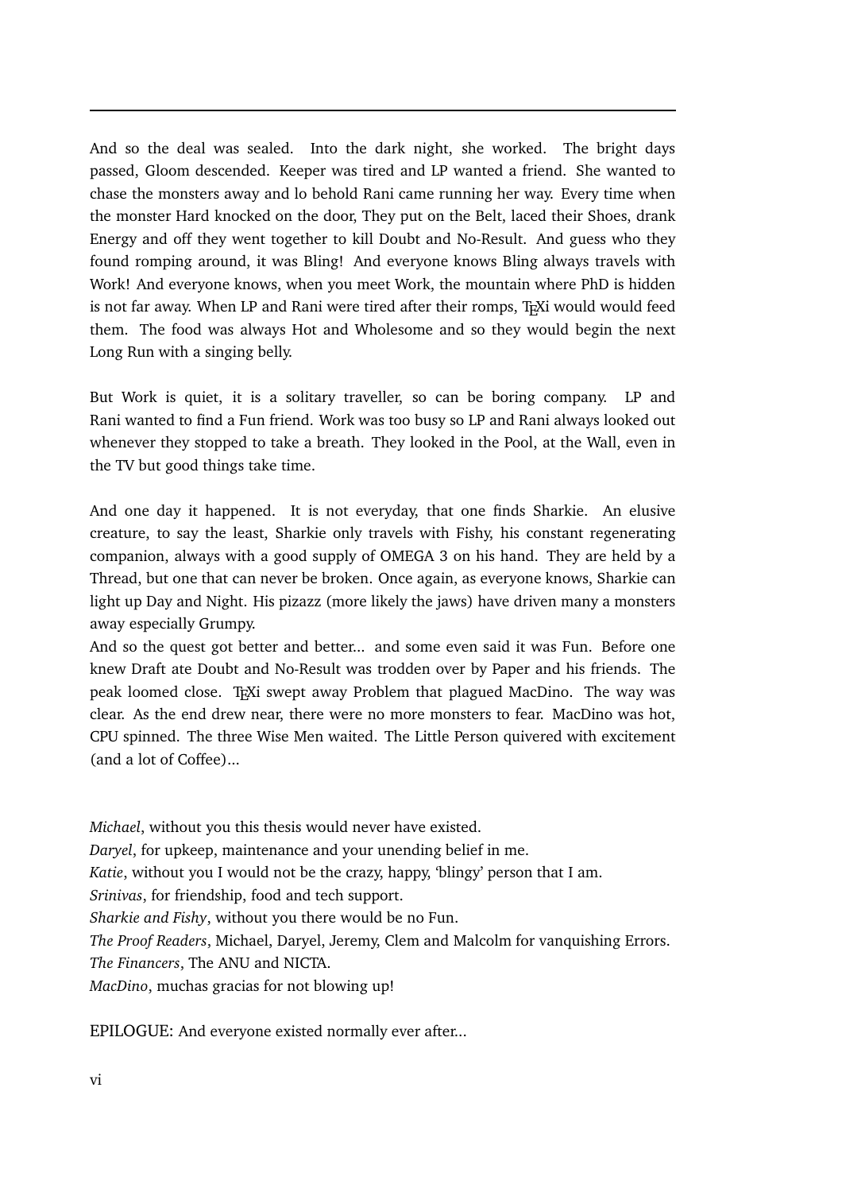---

And so the deal was sealed. Into the dark night, she worked. The bright days passed, Gloom descended. Keeper was tired and LP wanted a friend. She wanted to chase the monsters away and lo behold Rani came running her way. Every time when the monster Hard knocked on the door, They put on the Belt, laced their Shoes, drank Energy and off they went together to kill Doubt and No-Result. And guess who they found romping around, it was Bling! And everyone knows Bling always travels with Work! And everyone knows, when you meet Work, the mountain where PhD is hidden is not far away. When LP and Rani were tired after their romps, TEXi would would feed them. The food was always Hot and Wholesome and so they would begin the next Long Run with a singing belly.

But Work is quiet, it is a solitary traveller, so can be boring company. LP and Rani wanted to find a Fun friend. Work was too busy so LP and Rani always looked out whenever they stopped to take a breath. They looked in the Pool, at the Wall, even in the TV but good things take time.

And one day it happened. It is not everyday, that one finds Sharkie. An elusive creature, to say the least, Sharkie only travels with Fishy, his constant regenerating companion, always with a good supply of OMEGA 3 on his hand. They are held by a Thread, but one that can never be broken. Once again, as everyone knows, Sharkie can light up Day and Night. His pizazz (more likely the jaws) have driven many a monsters away especially Grumpy.

And so the quest got better and better... and some even said it was Fun. Before one knew Draft ate Doubt and No-Result was trodden over by Paper and his friends. The peak loomed close. TEXi swept away Problem that plagued MacDino. The way was clear. As the end drew near, there were no more monsters to fear. MacDino was hot, CPU spinned. The three Wise Men waited. The Little Person quivered with excitement (and a lot of Coffee)...

*Michael*, without you this thesis would never have existed.
*Daryel*, for upkeep, maintenance and your unending belief in me.
*Katie*, without you I would not be the crazy, happy, 'blingy' person that I am.
*Srinivas*, for friendship, food and tech support.
*Sharkie and Fishy*, without you there would be no Fun.
*The Proof Readers*, Michael, Daryel, Jeremy, Clem and Malcolm for vanquishing Errors.
*The Financers*, The ANU and NICTA.
*MacDino*, muchas gracias for not blowing up!

EPILOGUE: And everyone existed normally ever after...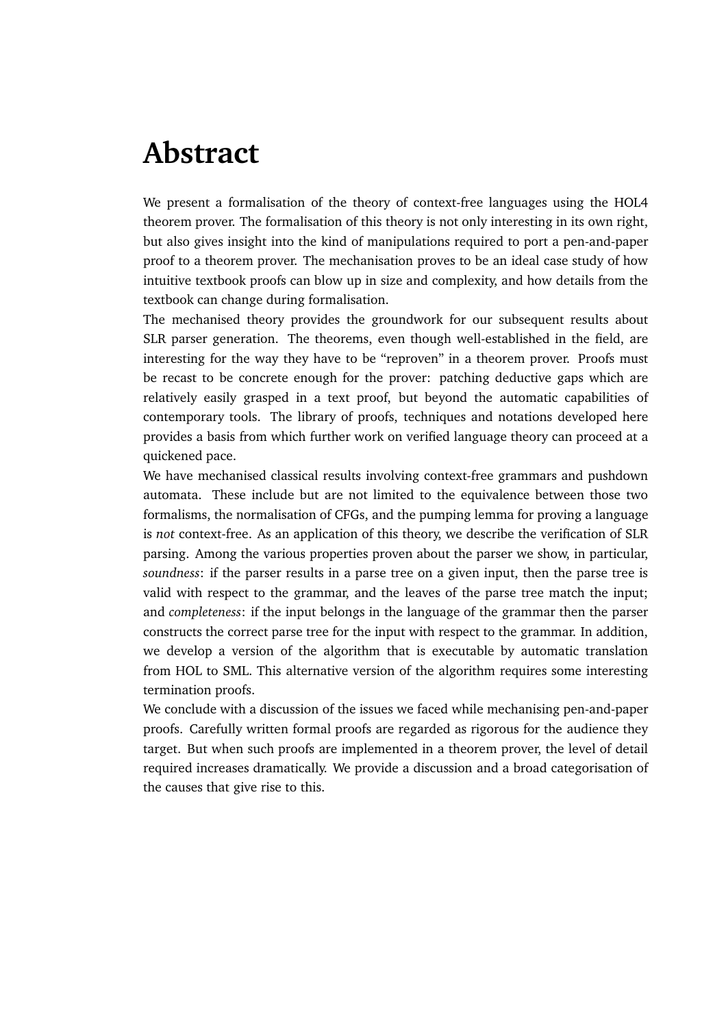# Abstract

We present a formalisation of the theory of context-free languages using the HOL4 theorem prover. The formalisation of this theory is not only interesting in its own right, but also gives insight into the kind of manipulations required to port a pen-and-paper proof to a theorem prover. The mechanisation proves to be an ideal case study of how intuitive textbook proofs can blow up in size and complexity, and how details from the textbook can change during formalisation.

The mechanised theory provides the groundwork for our subsequent results about SLR parser generation. The theorems, even though well-established in the field, are interesting for the way they have to be "reproven" in a theorem prover. Proofs must be recast to be concrete enough for the prover: patching deductive gaps which are relatively easily grasped in a text proof, but beyond the automatic capabilities of contemporary tools. The library of proofs, techniques and notations developed here provides a basis from which further work on verified language theory can proceed at a quickened pace.

We have mechanised classical results involving context-free grammars and pushdown automata. These include but are not limited to the equivalence between those two formalisms, the normalisation of CFGs, and the pumping lemma for proving a language is *not* context-free. As an application of this theory, we describe the verification of SLR parsing. Among the various properties proven about the parser we show, in particular, *soundness*: if the parser results in a parse tree on a given input, then the parse tree is valid with respect to the grammar, and the leaves of the parse tree match the input; and *completeness*: if the input belongs in the language of the grammar then the parser constructs the correct parse tree for the input with respect to the grammar. In addition, we develop a version of the algorithm that is executable by automatic translation from HOL to SML. This alternative version of the algorithm requires some interesting termination proofs.

We conclude with a discussion of the issues we faced while mechanising pen-and-paper proofs. Carefully written formal proofs are regarded as rigorous for the audience they target. But when such proofs are implemented in a theorem prover, the level of detail required increases dramatically. We provide a discussion and a broad categorisation of the causes that give rise to this.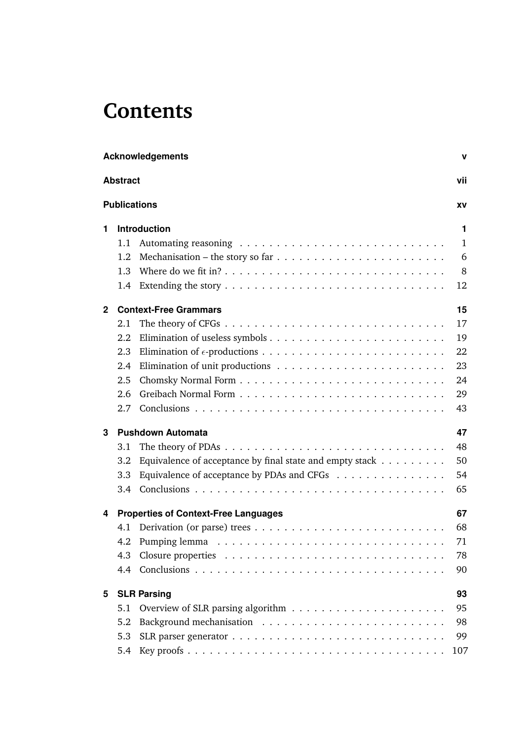# Contents

**Acknowledgements** v

**Abstract** vii

**Publications** xv

**1 Introduction** 1

- 1.1 Automating reasoning . . . . . . . . . . 1
- 1.2 Mechanisation – the story so far . . . . . . . . . . 6
- 1.3 Where do we fit in? . . . . . . . . . . 8
- 1.4 Extending the story . . . . . . . . . . 12

**2 Context-Free Grammars** 15

- 2.1 The theory of CFGs . . . . . . . . . . 17
- 2.2 Elimination of useless symbols . . . . . . . . . . 19
- 2.3 Elimination of $\epsilon$-productions . . . . . . . . . . 22
- 2.4 Elimination of unit productions . . . . . . . . . . 23
- 2.5 Chomsky Normal Form . . . . . . . . . . 24
- 2.6 Greibach Normal Form . . . . . . . . . . 29
- 2.7 Conclusions . . . . . . . . . . 43

**3 Pushdown Automata** 47

- 3.1 The theory of PDAs . . . . . . . . . . 48
- 3.2 Equivalence of acceptance by final state and empty stack . . . . . . . . . . 50
- 3.3 Equivalence of acceptance by PDAs and CFGs . . . . . . . . . . 54
- 3.4 Conclusions . . . . . . . . . . 65

**4 Properties of Context-Free Languages** 67

- 4.1 Derivation (or parse) trees . . . . . . . . . . 68
- 4.2 Pumping lemma . . . . . . . . . . 71
- 4.3 Closure properties . . . . . . . . . . 78
- 4.4 Conclusions . . . . . . . . . . 90

**5 SLR Parsing** 93

- 5.1 Overview of SLR parsing algorithm . . . . . . . . . . 95
- 5.2 Background mechanisation . . . . . . . . . . 98
- 5.3 SLR parser generator . . . . . . . . . . 99
- 5.4 Key proofs . . . . . . . . . . 107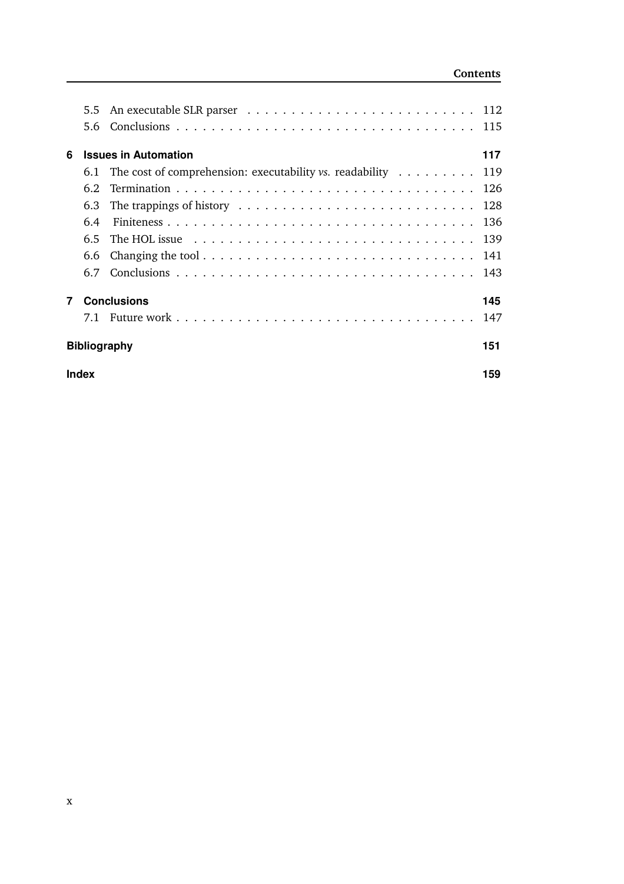- 5.5 An executable SLR parser . . . 112
- 5.6 Conclusions . . . 115

**6 Issues in Automation** **117**

- 6.1 The cost of comprehension: executability *vs.* readability . . . 119
- 6.2 Termination . . . 126
- 6.3 The trappings of history . . . 128
- 6.4 Finiteness . . . 136
- 6.5 The HOL issue . . . 139
- 6.6 Changing the tool . . . 141
- 6.7 Conclusions . . . 143

**7 Conclusions** **145**

- 7.1 Future work . . . 147

**Bibliography** **151**

**Index** **159**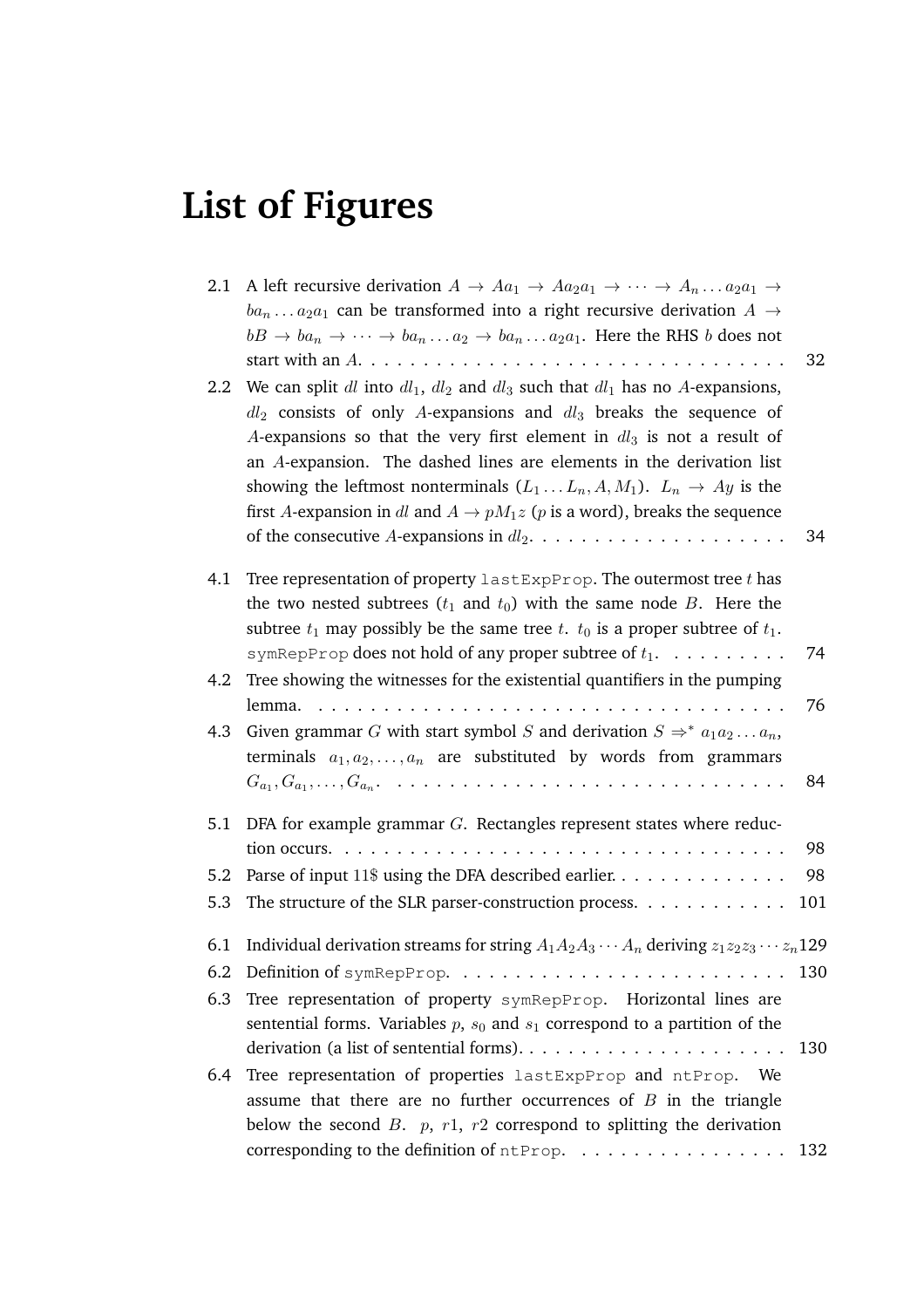# List of Figures

2.1 A left recursive derivation $A \to Aa_1 \to Aa_2a_1 \to \cdots \to A_n \ldots a_2a_1 \to ba_n \ldots a_2a_1$ can be transformed into a right recursive derivation $A \to bB \to ba_n \to \cdots \to ba_n \ldots a_2 \to ba_n \ldots a_2a_1$. Here the RHS $b$ does not start with an $A$. . . . . . . . . . . . . . . . . . . . . . . . . . . . . . . . 32

2.2 We can split $dl$ into $dl_1$, $dl_2$ and $dl_3$ such that $dl_1$ has no $A$-expansions, $dl_2$ consists of only $A$-expansions and $dl_3$ breaks the sequence of $A$-expansions so that the very first element in $dl_3$ is not a result of an $A$-expansion. The dashed lines are elements in the derivation list showing the leftmost nonterminals ($L_1 \ldots L_n, A, M_1$). $L_n \to Ay$ is the first $A$-expansion in $dl$ and $A \to pM_1z$ ($p$ is a word), breaks the sequence of the consecutive $A$-expansions in $dl_2$. . . . . . . . . . . . . . . . . . . . 34

4.1 Tree representation of property `lastExpProp`. The outermost tree $t$ has the two nested subtrees ($t_1$ and $t_0$) with the same node $B$. Here the subtree $t_1$ may possibly be the same tree $t$. $t_0$ is a proper subtree of $t_1$. `symRepProp` does not hold of any proper subtree of $t_1$. . . . . . . . . . 74

4.2 Tree showing the witnesses for the existential quantifiers in the pumping lemma. . . . . . . . . . . . . . . . . . . . . . . . . . . . . . . . . . . . . 76

4.3 Given grammar $G$ with start symbol $S$ and derivation $S \Rightarrow^* a_1a_2 \ldots a_n$, terminals $a_1, a_2, \ldots, a_n$ are substituted by words from grammars $G_{a_1}, G_{a_1}, \ldots, G_{a_n}$. . . . . . . . . . . . . . . . . . . . . . . . . . . . . . 84

5.1 DFA for example grammar $G$. Rectangles represent states where reduction occurs. . . . . . . . . . . . . . . . . . . . . . . . . . . . . . . . . . . 98

5.2 Parse of input 11\$ using the DFA described earlier. . . . . . . . . . . . . . 98

5.3 The structure of the SLR parser-construction process. . . . . . . . . . . . 101

6.1 Individual derivation streams for string $A_1A_2A_3 \cdots A_n$ deriving $z_1z_2z_3 \cdots z_n$ 129

6.2 Definition of `symRepProp`. . . . . . . . . . . . . . . . . . . . . . . . . . 130

6.3 Tree representation of property `symRepProp`. Horizontal lines are sentential forms. Variables $p$, $s_0$ and $s_1$ correspond to a partition of the derivation (a list of sentential forms). . . . . . . . . . . . . . . . . . . . . 130

6.4 Tree representation of properties `lastExpProp` and `ntProp`. We assume that there are no further occurrences of $B$ in the triangle below the second $B$. $p$, $r1$, $r2$ correspond to splitting the derivation corresponding to the definition of `ntProp`. . . . . . . . . . . . . . . . . 132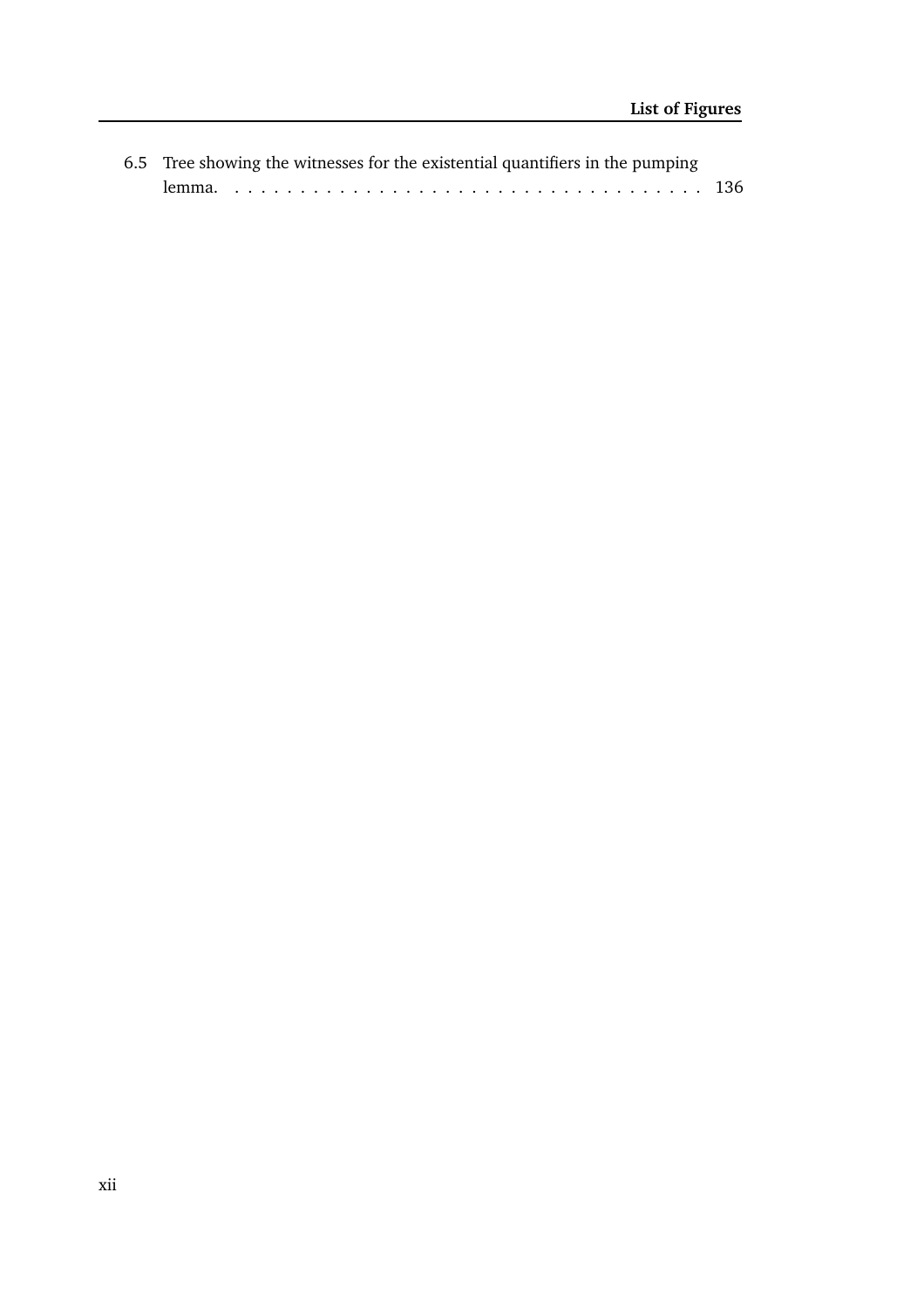6.5 Tree showing the witnesses for the existential quantifiers in the pumping lemma. . . . . . . . . . . . . . . . . . . . . . . . . . . . . . . . . . . . . 136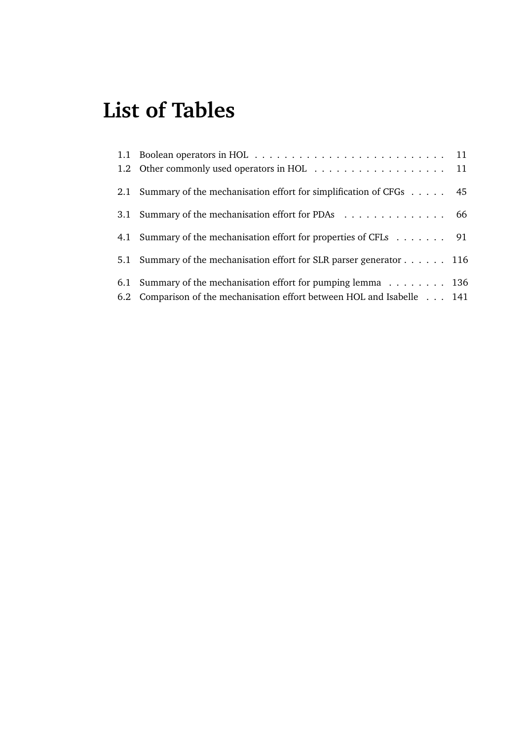# List of Tables

1.1 Boolean operators in HOL . . . . . . . . . . . . . . . . . . . . . . . . . . 11
1.2 Other commonly used operators in HOL . . . . . . . . . . . . . . . . . . 11

2.1 Summary of the mechanisation effort for simplification of CFGs . . . . . 45

3.1 Summary of the mechanisation effort for PDAs . . . . . . . . . . . . . . 66

4.1 Summary of the mechanisation effort for properties of CFLs . . . . . . . 91

5.1 Summary of the mechanisation effort for SLR parser generator . . . . . . 116

6.1 Summary of the mechanisation effort for pumping lemma . . . . . . . . 136
6.2 Comparison of the mechanisation effort between HOL and Isabelle . . . 141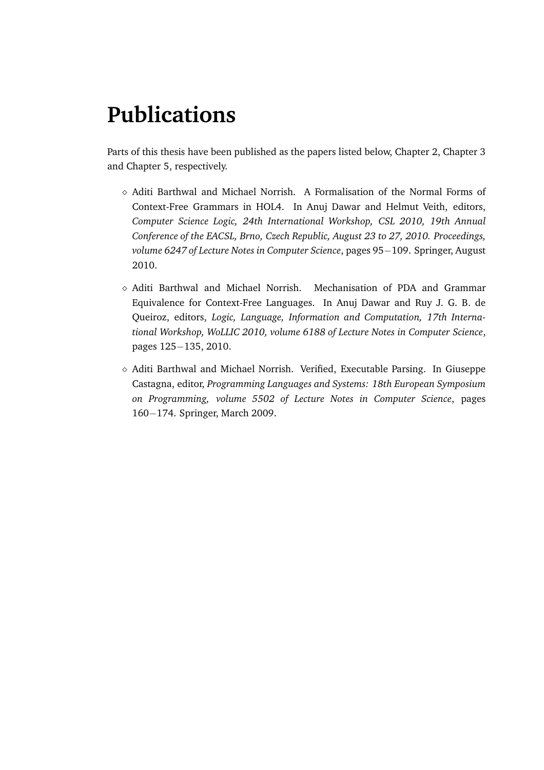# Publications

Parts of this thesis have been published as the papers listed below, Chapter 2, Chapter 3 and Chapter 5, respectively.

- Aditi Barthwal and Michael Norrish. A Formalisation of the Normal Forms of Context-Free Grammars in HOL4. In Anuj Dawar and Helmut Veith, editors, *Computer Science Logic, 24th International Workshop, CSL 2010, 19th Annual Conference of the EACSL, Brno, Czech Republic, August 23 to 27, 2010. Proceedings, volume 6247 of Lecture Notes in Computer Science*, pages 95−109. Springer, August 2010.
- Aditi Barthwal and Michael Norrish. Mechanisation of PDA and Grammar Equivalence for Context-Free Languages. In Anuj Dawar and Ruy J. G. B. de Queiroz, editors, *Logic, Language, Information and Computation, 17th International Workshop, WoLLIC 2010, volume 6188 of Lecture Notes in Computer Science*, pages 125−135, 2010.
- Aditi Barthwal and Michael Norrish. Verified, Executable Parsing. In Giuseppe Castagna, editor, *Programming Languages and Systems: 18th European Symposium on Programming, volume 5502 of Lecture Notes in Computer Science*, pages 160−174. Springer, March 2009.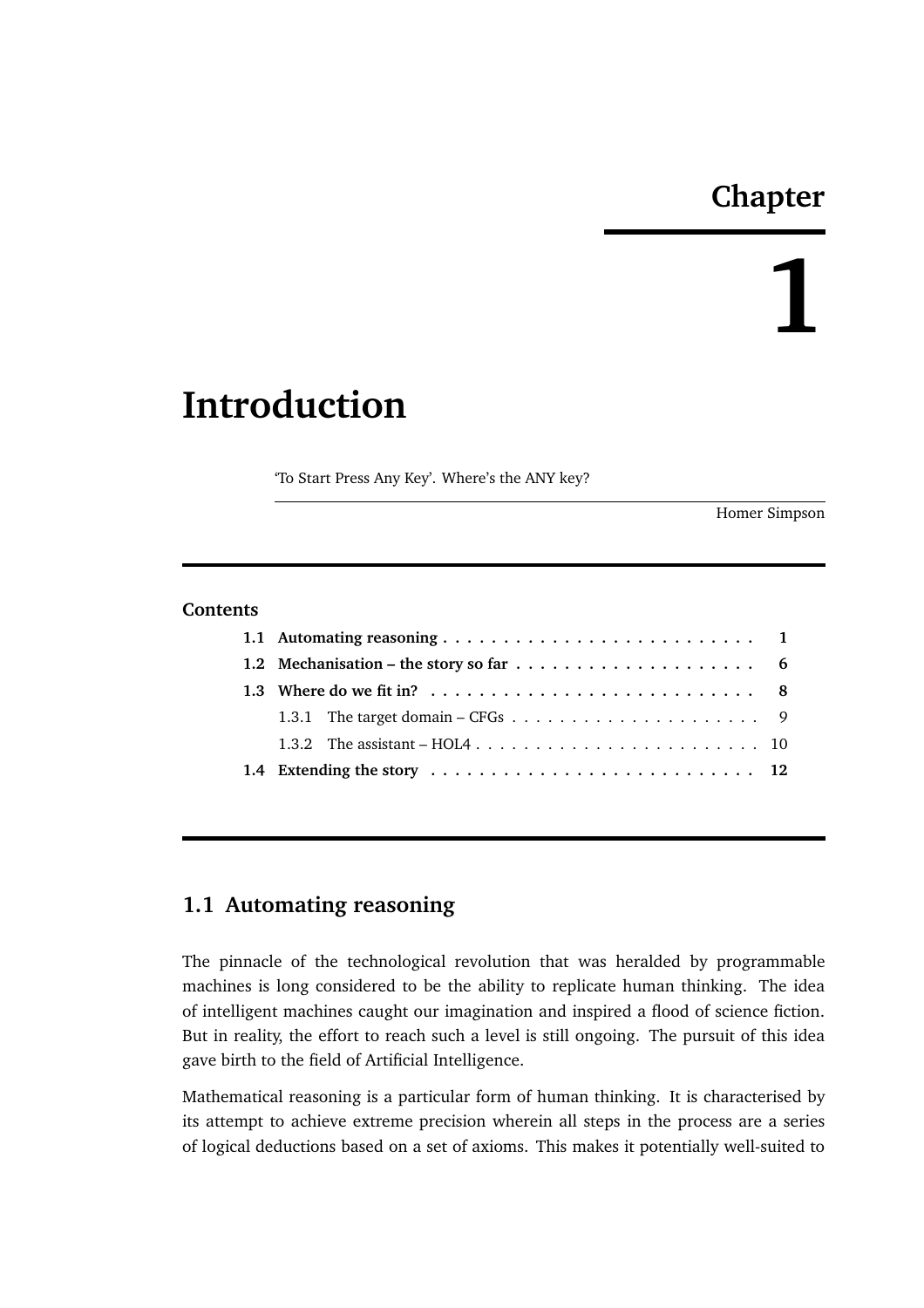# Chapter 1

# Introduction

> 'To Start Press Any Key'. Where's the ANY key?
>
> Homer Simpson

**Contents**

- **1.1 Automating reasoning** . . . . . . . . . . . . . . . . . . . . . . . . . . **1**
- **1.2 Mechanisation – the story so far** . . . . . . . . . . . . . . . . . . . . **6**
- **1.3 Where do we fit in?** . . . . . . . . . . . . . . . . . . . . . . . . . . . **8**
  - 1.3.1 The target domain – CFGs . . . . . . . . . . . . . . . . . . . . . . 9
  - 1.3.2 The assistant – HOL4 . . . . . . . . . . . . . . . . . . . . . . . . . 10
- **1.4 Extending the story** . . . . . . . . . . . . . . . . . . . . . . . . . . . **12**

## 1.1 Automating reasoning

The pinnacle of the technological revolution that was heralded by programmable machines is long considered to be the ability to replicate human thinking. The idea of intelligent machines caught our imagination and inspired a flood of science fiction. But in reality, the effort to reach such a level is still ongoing. The pursuit of this idea gave birth to the field of Artificial Intelligence.

Mathematical reasoning is a particular form of human thinking. It is characterised by its attempt to achieve extreme precision wherein all steps in the process are a series of logical deductions based on a set of axioms. This makes it potentially well-suited to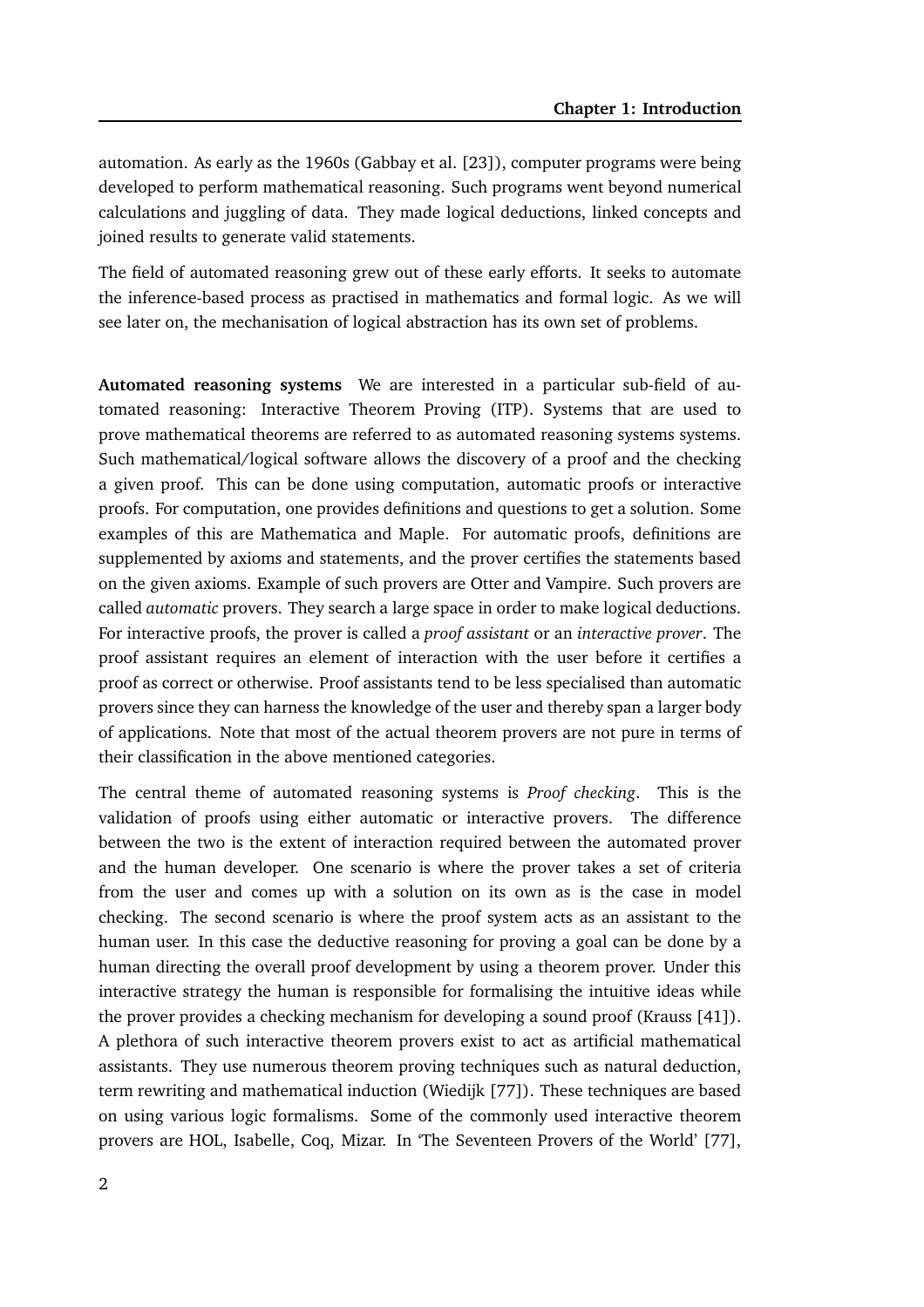automation. As early as the 1960s (Gabbay et al. [23]), computer programs were being developed to perform mathematical reasoning. Such programs went beyond numerical calculations and juggling of data. They made logical deductions, linked concepts and joined results to generate valid statements.

The field of automated reasoning grew out of these early efforts. It seeks to automate the inference-based process as practised in mathematics and formal logic. As we will see later on, the mechanisation of logical abstraction has its own set of problems.

**Automated reasoning systems** We are interested in a particular sub-field of automated reasoning: Interactive Theorem Proving (ITP). Systems that are used to prove mathematical theorems are referred to as automated reasoning systems systems. Such mathematical/logical software allows the discovery of a proof and the checking a given proof. This can be done using computation, automatic proofs or interactive proofs. For computation, one provides definitions and questions to get a solution. Some examples of this are Mathematica and Maple. For automatic proofs, definitions are supplemented by axioms and statements, and the prover certifies the statements based on the given axioms. Example of such provers are Otter and Vampire. Such provers are called *automatic* provers. They search a large space in order to make logical deductions. For interactive proofs, the prover is called a *proof assistant* or an *interactive prover*. The proof assistant requires an element of interaction with the user before it certifies a proof as correct or otherwise. Proof assistants tend to be less specialised than automatic provers since they can harness the knowledge of the user and thereby span a larger body of applications. Note that most of the actual theorem provers are not pure in terms of their classification in the above mentioned categories.

The central theme of automated reasoning systems is *Proof checking*. This is the validation of proofs using either automatic or interactive provers. The difference between the two is the extent of interaction required between the automated prover and the human developer. One scenario is where the prover takes a set of criteria from the user and comes up with a solution on its own as is the case in model checking. The second scenario is where the proof system acts as an assistant to the human user. In this case the deductive reasoning for proving a goal can be done by a human directing the overall proof development by using a theorem prover. Under this interactive strategy the human is responsible for formalising the intuitive ideas while the prover provides a checking mechanism for developing a sound proof (Krauss [41]). A plethora of such interactive theorem provers exist to act as artificial mathematical assistants. They use numerous theorem proving techniques such as natural deduction, term rewriting and mathematical induction (Wiedijk [77]). These techniques are based on using various logic formalisms. Some of the commonly used interactive theorem provers are HOL, Isabelle, Coq, Mizar. In 'The Seventeen Provers of the World' [77],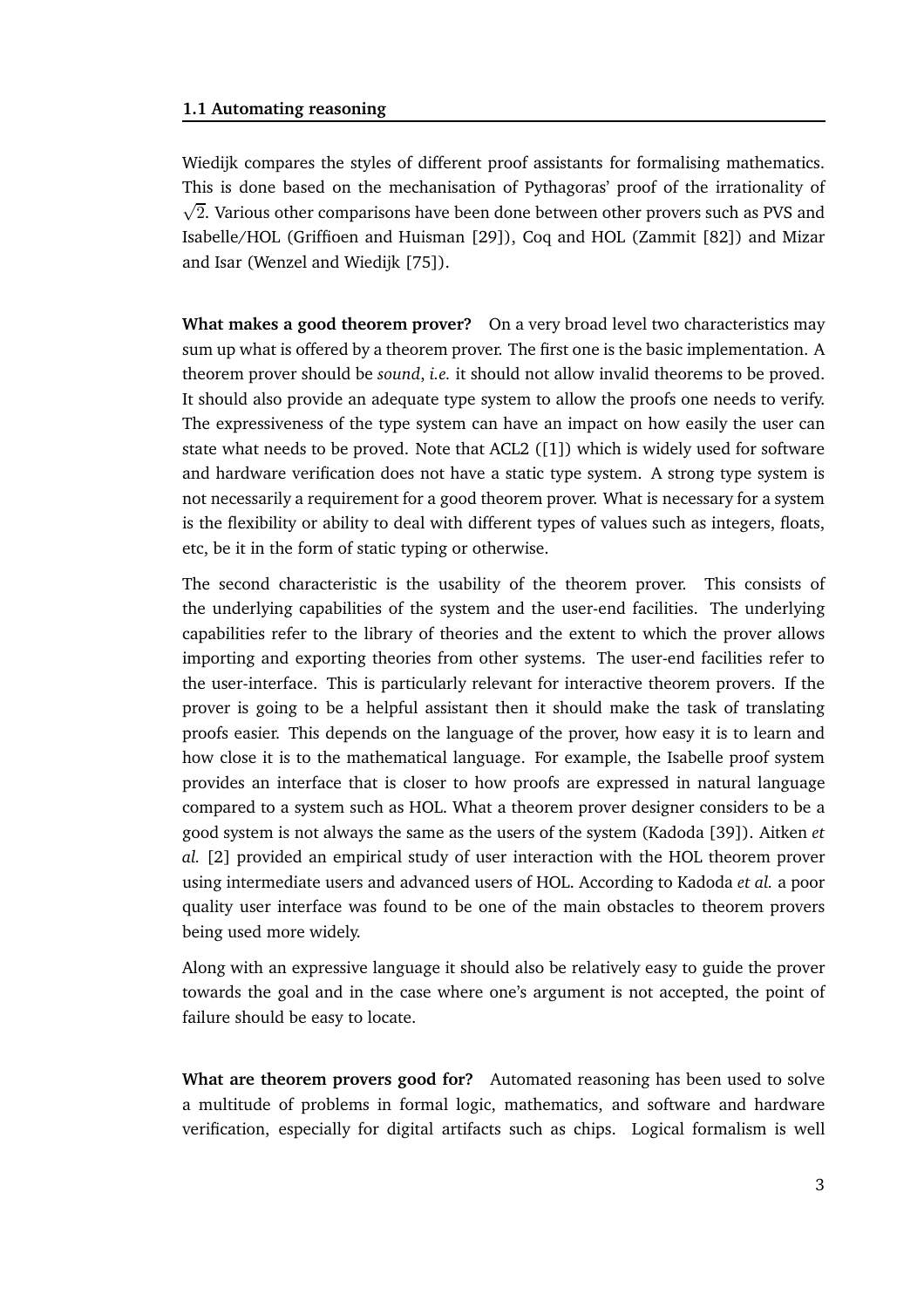Wiedijk compares the styles of different proof assistants for formalising mathematics. This is done based on the mechanisation of Pythagoras' proof of the irrationality of $\sqrt{2}$. Various other comparisons have been done between other provers such as PVS and Isabelle/HOL (Griffioen and Huisman [29]), Coq and HOL (Zammit [82]) and Mizar and Isar (Wenzel and Wiedijk [75]).

**What makes a good theorem prover?** On a very broad level two characteristics may sum up what is offered by a theorem prover. The first one is the basic implementation. A theorem prover should be *sound*, *i.e.* it should not allow invalid theorems to be proved. It should also provide an adequate type system to allow the proofs one needs to verify. The expressiveness of the type system can have an impact on how easily the user can state what needs to be proved. Note that ACL2 ([1]) which is widely used for software and hardware verification does not have a static type system. A strong type system is not necessarily a requirement for a good theorem prover. What is necessary for a system is the flexibility or ability to deal with different types of values such as integers, floats, etc, be it in the form of static typing or otherwise.

The second characteristic is the usability of the theorem prover. This consists of the underlying capabilities of the system and the user-end facilities. The underlying capabilities refer to the library of theories and the extent to which the prover allows importing and exporting theories from other systems. The user-end facilities refer to the user-interface. This is particularly relevant for interactive theorem provers. If the prover is going to be a helpful assistant then it should make the task of translating proofs easier. This depends on the language of the prover, how easy it is to learn and how close it is to the mathematical language. For example, the Isabelle proof system provides an interface that is closer to how proofs are expressed in natural language compared to a system such as HOL. What a theorem prover designer considers to be a good system is not always the same as the users of the system (Kadoda [39]). Aitken *et al.* [2] provided an empirical study of user interaction with the HOL theorem prover using intermediate users and advanced users of HOL. According to Kadoda *et al.* a poor quality user interface was found to be one of the main obstacles to theorem provers being used more widely.

Along with an expressive language it should also be relatively easy to guide the prover towards the goal and in the case where one's argument is not accepted, the point of failure should be easy to locate.

**What are theorem provers good for?** Automated reasoning has been used to solve a multitude of problems in formal logic, mathematics, and software and hardware verification, especially for digital artifacts such as chips. Logical formalism is well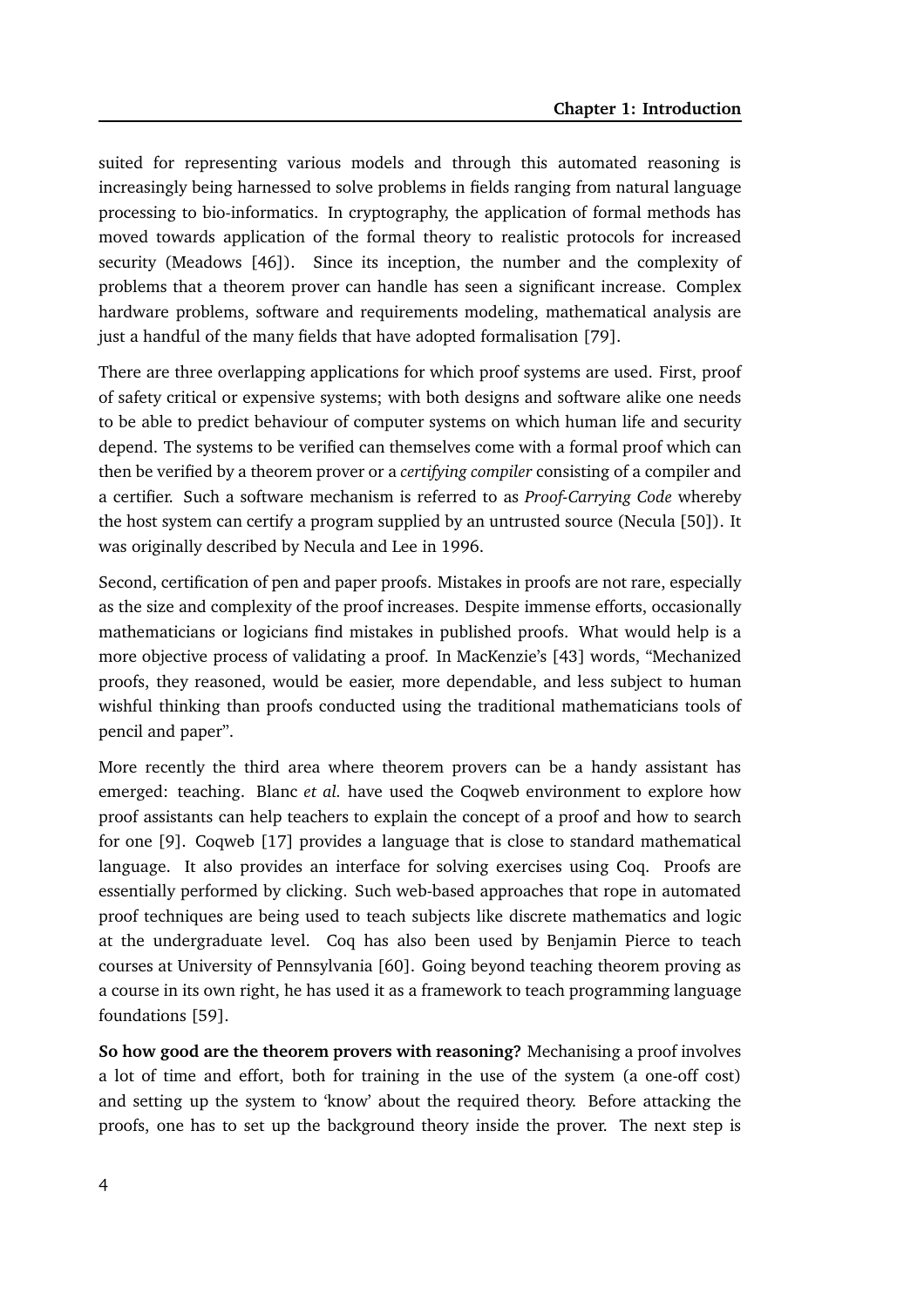suited for representing various models and through this automated reasoning is increasingly being harnessed to solve problems in fields ranging from natural language processing to bio-informatics. In cryptography, the application of formal methods has moved towards application of the formal theory to realistic protocols for increased security (Meadows [46]). Since its inception, the number and the complexity of problems that a theorem prover can handle has seen a significant increase. Complex hardware problems, software and requirements modeling, mathematical analysis are just a handful of the many fields that have adopted formalisation [79].

There are three overlapping applications for which proof systems are used. First, proof of safety critical or expensive systems; with both designs and software alike one needs to be able to predict behaviour of computer systems on which human life and security depend. The systems to be verified can themselves come with a formal proof which can then be verified by a theorem prover or a *certifying compiler* consisting of a compiler and a certifier. Such a software mechanism is referred to as *Proof-Carrying Code* whereby the host system can certify a program supplied by an untrusted source (Necula [50]). It was originally described by Necula and Lee in 1996.

Second, certification of pen and paper proofs. Mistakes in proofs are not rare, especially as the size and complexity of the proof increases. Despite immense efforts, occasionally mathematicians or logicians find mistakes in published proofs. What would help is a more objective process of validating a proof. In MacKenzie's [43] words, "Mechanized proofs, they reasoned, would be easier, more dependable, and less subject to human wishful thinking than proofs conducted using the traditional mathematicians tools of pencil and paper".

More recently the third area where theorem provers can be a handy assistant has emerged: teaching. Blanc *et al.* have used the Coqweb environment to explore how proof assistants can help teachers to explain the concept of a proof and how to search for one [9]. Coqweb [17] provides a language that is close to standard mathematical language. It also provides an interface for solving exercises using Coq. Proofs are essentially performed by clicking. Such web-based approaches that rope in automated proof techniques are being used to teach subjects like discrete mathematics and logic at the undergraduate level. Coq has also been used by Benjamin Pierce to teach courses at University of Pennsylvania [60]. Going beyond teaching theorem proving as a course in its own right, he has used it as a framework to teach programming language foundations [59].

**So how good are the theorem provers with reasoning?** Mechanising a proof involves a lot of time and effort, both for training in the use of the system (a one-off cost) and setting up the system to 'know' about the required theory. Before attacking the proofs, one has to set up the background theory inside the prover. The next step is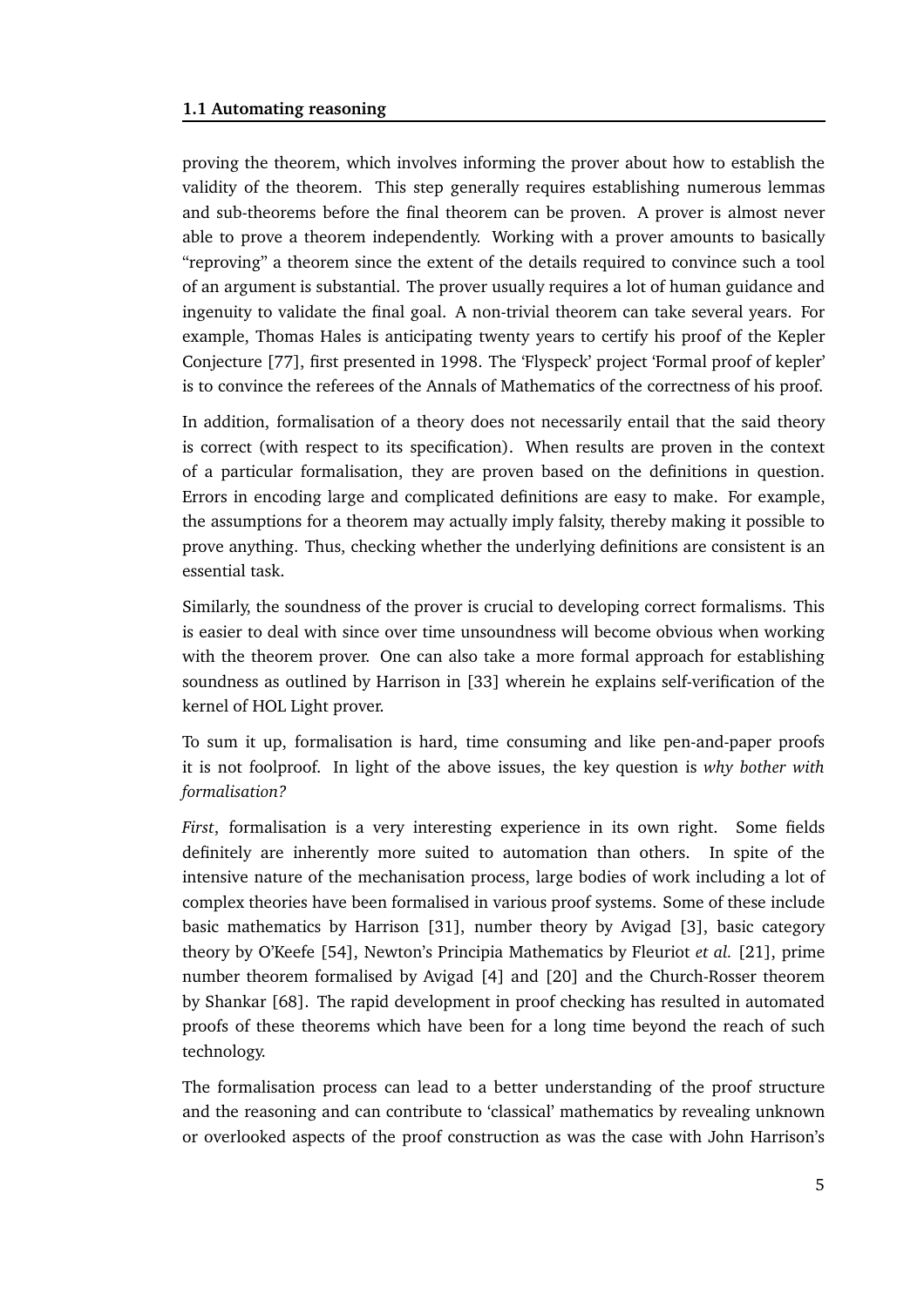proving the theorem, which involves informing the prover about how to establish the validity of the theorem. This step generally requires establishing numerous lemmas and sub-theorems before the final theorem can be proven. A prover is almost never able to prove a theorem independently. Working with a prover amounts to basically "reproving" a theorem since the extent of the details required to convince such a tool of an argument is substantial. The prover usually requires a lot of human guidance and ingenuity to validate the final goal. A non-trivial theorem can take several years. For example, Thomas Hales is anticipating twenty years to certify his proof of the Kepler Conjecture [77], first presented in 1998. The 'Flyspeck' project 'Formal proof of kepler' is to convince the referees of the Annals of Mathematics of the correctness of his proof.

In addition, formalisation of a theory does not necessarily entail that the said theory is correct (with respect to its specification). When results are proven in the context of a particular formalisation, they are proven based on the definitions in question. Errors in encoding large and complicated definitions are easy to make. For example, the assumptions for a theorem may actually imply falsity, thereby making it possible to prove anything. Thus, checking whether the underlying definitions are consistent is an essential task.

Similarly, the soundness of the prover is crucial to developing correct formalisms. This is easier to deal with since over time unsoundness will become obvious when working with the theorem prover. One can also take a more formal approach for establishing soundness as outlined by Harrison in [33] wherein he explains self-verification of the kernel of HOL Light prover.

To sum it up, formalisation is hard, time consuming and like pen-and-paper proofs it is not foolproof. In light of the above issues, the key question is *why bother with formalisation?*

*First*, formalisation is a very interesting experience in its own right. Some fields definitely are inherently more suited to automation than others. In spite of the intensive nature of the mechanisation process, large bodies of work including a lot of complex theories have been formalised in various proof systems. Some of these include basic mathematics by Harrison [31], number theory by Avigad [3], basic category theory by O'Keefe [54], Newton's Principia Mathematics by Fleuriot *et al.* [21], prime number theorem formalised by Avigad [4] and [20] and the Church-Rosser theorem by Shankar [68]. The rapid development in proof checking has resulted in automated proofs of these theorems which have been for a long time beyond the reach of such technology.

The formalisation process can lead to a better understanding of the proof structure and the reasoning and can contribute to 'classical' mathematics by revealing unknown or overlooked aspects of the proof construction as was the case with John Harrison's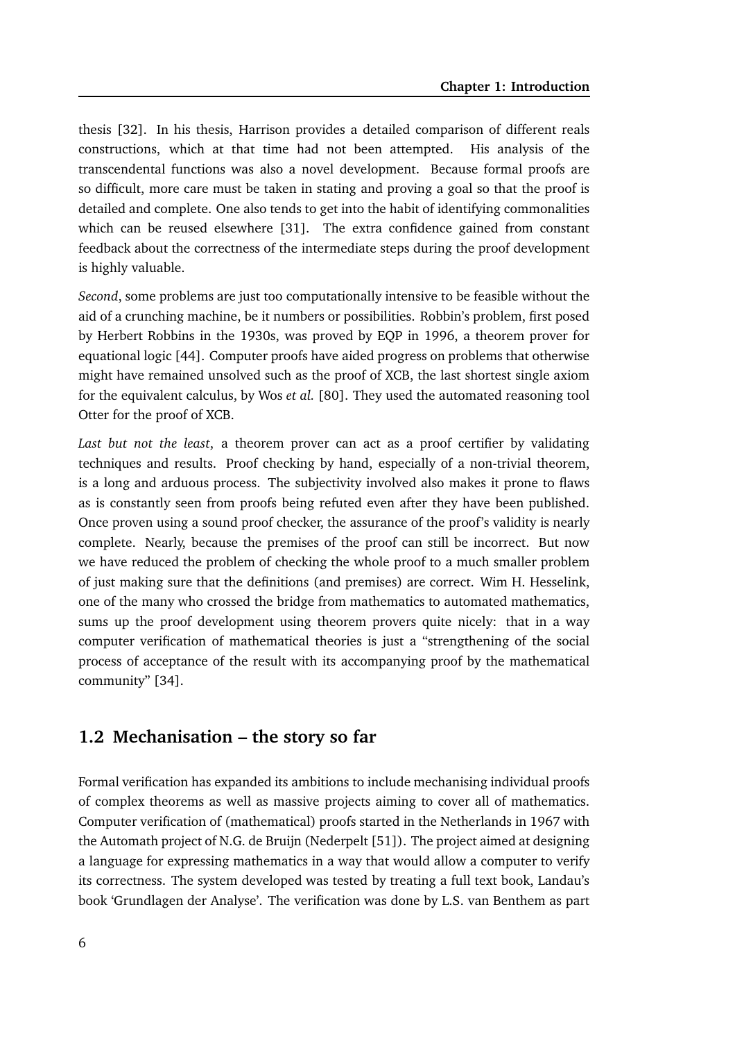thesis [32]. In his thesis, Harrison provides a detailed comparison of different reals constructions, which at that time had not been attempted. His analysis of the transcendental functions was also a novel development. Because formal proofs are so difficult, more care must be taken in stating and proving a goal so that the proof is detailed and complete. One also tends to get into the habit of identifying commonalities which can be reused elsewhere [31]. The extra confidence gained from constant feedback about the correctness of the intermediate steps during the proof development is highly valuable.

*Second*, some problems are just too computationally intensive to be feasible without the aid of a crunching machine, be it numbers or possibilities. Robbin's problem, first posed by Herbert Robbins in the 1930s, was proved by EQP in 1996, a theorem prover for equational logic [44]. Computer proofs have aided progress on problems that otherwise might have remained unsolved such as the proof of XCB, the last shortest single axiom for the equivalent calculus, by Wos *et al.* [80]. They used the automated reasoning tool Otter for the proof of XCB.

*Last but not the least*, a theorem prover can act as a proof certifier by validating techniques and results. Proof checking by hand, especially of a non-trivial theorem, is a long and arduous process. The subjectivity involved also makes it prone to flaws as is constantly seen from proofs being refuted even after they have been published. Once proven using a sound proof checker, the assurance of the proof's validity is nearly complete. Nearly, because the premises of the proof can still be incorrect. But now we have reduced the problem of checking the whole proof to a much smaller problem of just making sure that the definitions (and premises) are correct. Wim H. Hesselink, one of the many who crossed the bridge from mathematics to automated mathematics, sums up the proof development using theorem provers quite nicely: that in a way computer verification of mathematical theories is just a "strengthening of the social process of acceptance of the result with its accompanying proof by the mathematical community" [34].

## 1.2 Mechanisation – the story so far

Formal verification has expanded its ambitions to include mechanising individual proofs of complex theorems as well as massive projects aiming to cover all of mathematics. Computer verification of (mathematical) proofs started in the Netherlands in 1967 with the Automath project of N.G. de Bruijn (Nederpelt [51]). The project aimed at designing a language for expressing mathematics in a way that would allow a computer to verify its correctness. The system developed was tested by treating a full text book, Landau's book 'Grundlagen der Analyse'. The verification was done by L.S. van Benthem as part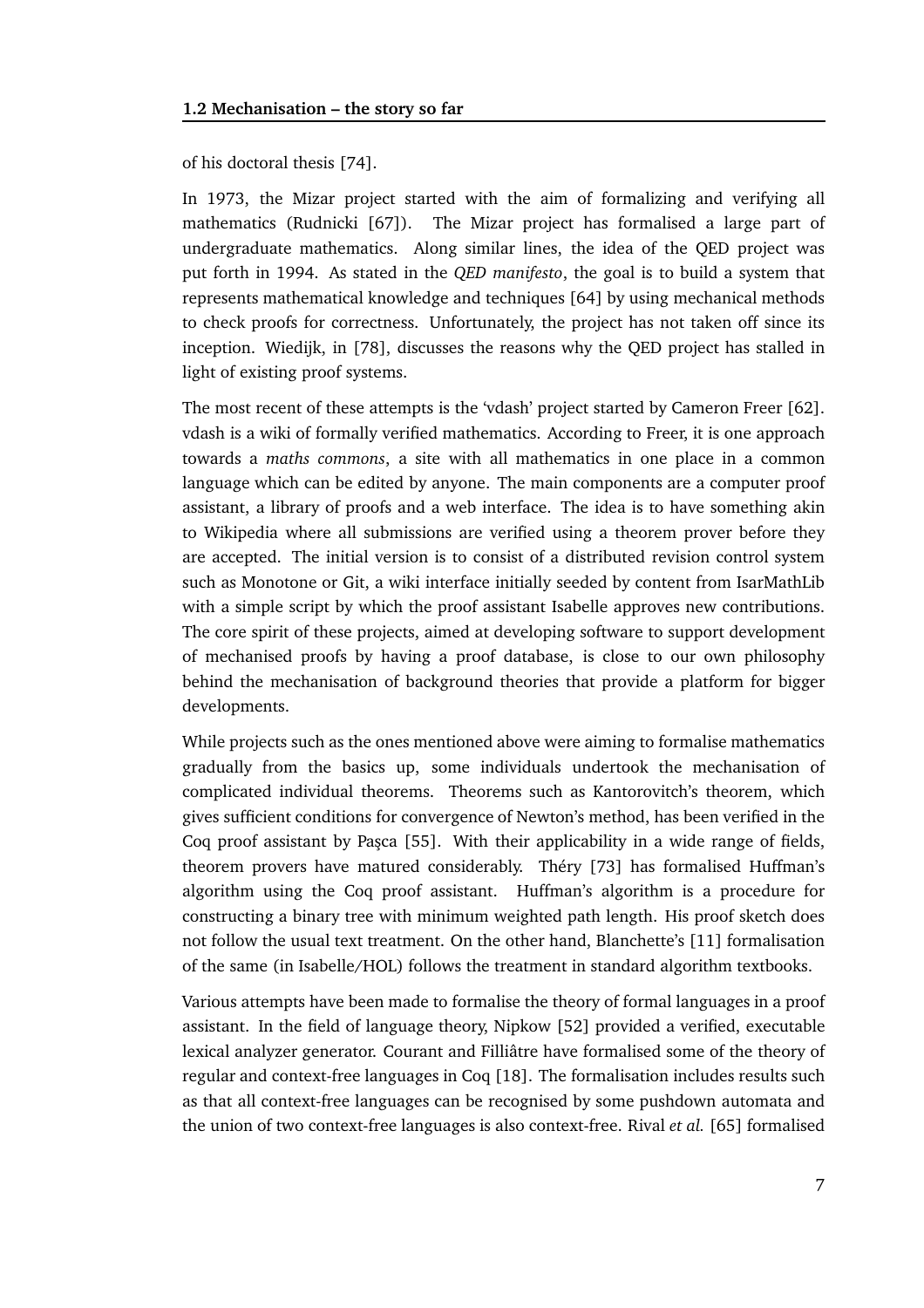of his doctoral thesis [74].

In 1973, the Mizar project started with the aim of formalizing and verifying all mathematics (Rudnicki [67]). The Mizar project has formalised a large part of undergraduate mathematics. Along similar lines, the idea of the QED project was put forth in 1994. As stated in the *QED manifesto*, the goal is to build a system that represents mathematical knowledge and techniques [64] by using mechanical methods to check proofs for correctness. Unfortunately, the project has not taken off since its inception. Wiedijk, in [78], discusses the reasons why the QED project has stalled in light of existing proof systems.

The most recent of these attempts is the 'vdash' project started by Cameron Freer [62]. vdash is a wiki of formally verified mathematics. According to Freer, it is one approach towards a *maths commons*, a site with all mathematics in one place in a common language which can be edited by anyone. The main components are a computer proof assistant, a library of proofs and a web interface. The idea is to have something akin to Wikipedia where all submissions are verified using a theorem prover before they are accepted. The initial version is to consist of a distributed revision control system such as Monotone or Git, a wiki interface initially seeded by content from IsarMathLib with a simple script by which the proof assistant Isabelle approves new contributions. The core spirit of these projects, aimed at developing software to support development of mechanised proofs by having a proof database, is close to our own philosophy behind the mechanisation of background theories that provide a platform for bigger developments.

While projects such as the ones mentioned above were aiming to formalise mathematics gradually from the basics up, some individuals undertook the mechanisation of complicated individual theorems. Theorems such as Kantorovitch's theorem, which gives sufficient conditions for convergence of Newton's method, has been verified in the Coq proof assistant by Paşca [55]. With their applicability in a wide range of fields, theorem provers have matured considerably. Théry [73] has formalised Huffman's algorithm using the Coq proof assistant. Huffman's algorithm is a procedure for constructing a binary tree with minimum weighted path length. His proof sketch does not follow the usual text treatment. On the other hand, Blanchette's [11] formalisation of the same (in Isabelle/HOL) follows the treatment in standard algorithm textbooks.

Various attempts have been made to formalise the theory of formal languages in a proof assistant. In the field of language theory, Nipkow [52] provided a verified, executable lexical analyzer generator. Courant and Filliâtre have formalised some of the theory of regular and context-free languages in Coq [18]. The formalisation includes results such as that all context-free languages can be recognised by some pushdown automata and the union of two context-free languages is also context-free. Rival *et al.* [65] formalised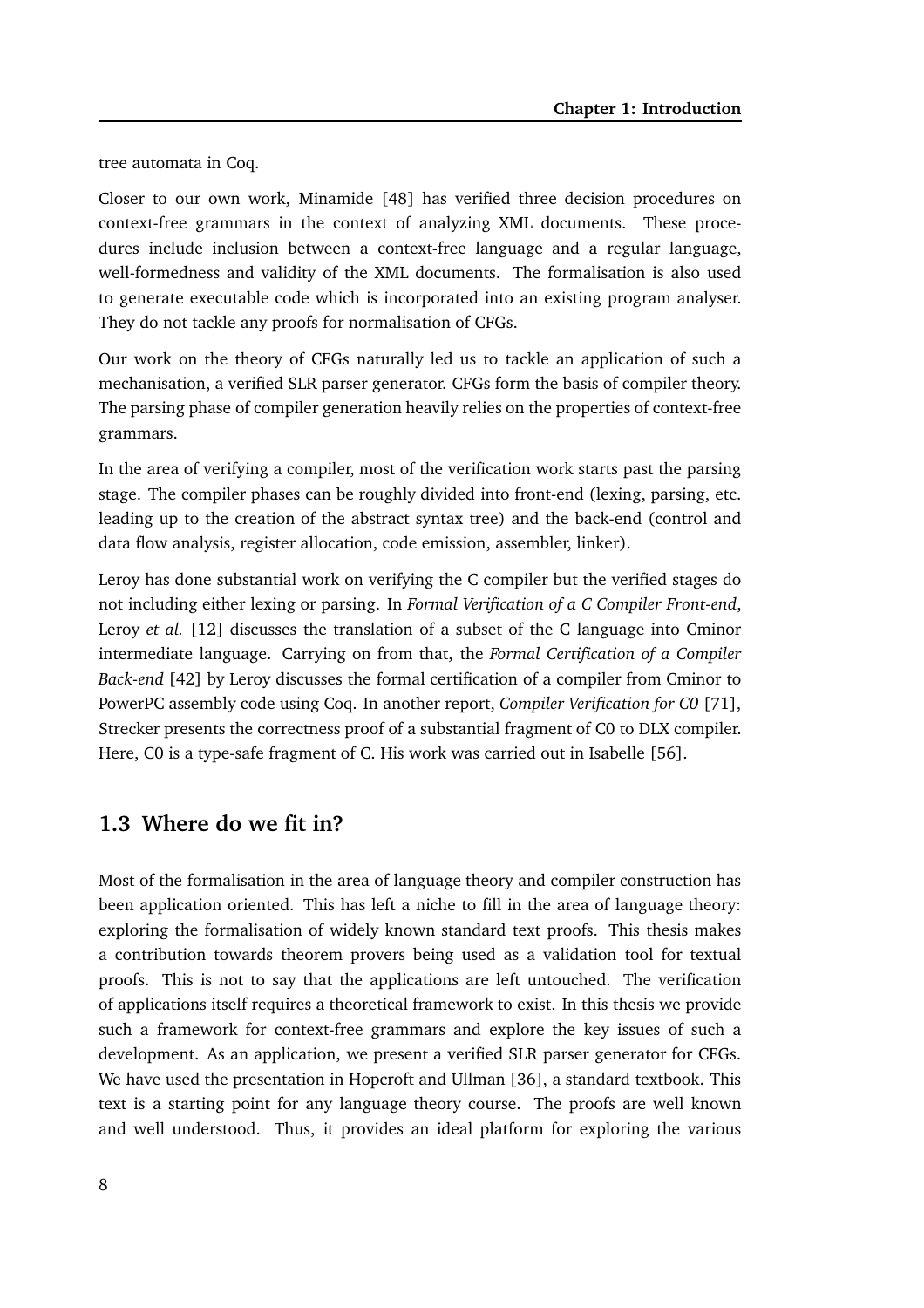tree automata in Coq.

Closer to our own work, Minamide [48] has verified three decision procedures on context-free grammars in the context of analyzing XML documents. These procedures include inclusion between a context-free language and a regular language, well-formedness and validity of the XML documents. The formalisation is also used to generate executable code which is incorporated into an existing program analyser. They do not tackle any proofs for normalisation of CFGs.

Our work on the theory of CFGs naturally led us to tackle an application of such a mechanisation, a verified SLR parser generator. CFGs form the basis of compiler theory. The parsing phase of compiler generation heavily relies on the properties of context-free grammars.

In the area of verifying a compiler, most of the verification work starts past the parsing stage. The compiler phases can be roughly divided into front-end (lexing, parsing, etc. leading up to the creation of the abstract syntax tree) and the back-end (control and data flow analysis, register allocation, code emission, assembler, linker).

Leroy has done substantial work on verifying the C compiler but the verified stages do not including either lexing or parsing. In *Formal Verification of a C Compiler Front-end*, Leroy *et al.* [12] discusses the translation of a subset of the C language into Cminor intermediate language. Carrying on from that, the *Formal Certification of a Compiler Back-end* [42] by Leroy discusses the formal certification of a compiler from Cminor to PowerPC assembly code using Coq. In another report, *Compiler Verification for C0* [71], Strecker presents the correctness proof of a substantial fragment of C0 to DLX compiler. Here, C0 is a type-safe fragment of C. His work was carried out in Isabelle [56].

## 1.3 Where do we fit in?

Most of the formalisation in the area of language theory and compiler construction has been application oriented. This has left a niche to fill in the area of language theory: exploring the formalisation of widely known standard text proofs. This thesis makes a contribution towards theorem provers being used as a validation tool for textual proofs. This is not to say that the applications are left untouched. The verification of applications itself requires a theoretical framework to exist. In this thesis we provide such a framework for context-free grammars and explore the key issues of such a development. As an application, we present a verified SLR parser generator for CFGs. We have used the presentation in Hopcroft and Ullman [36], a standard textbook. This text is a starting point for any language theory course. The proofs are well known and well understood. Thus, it provides an ideal platform for exploring the various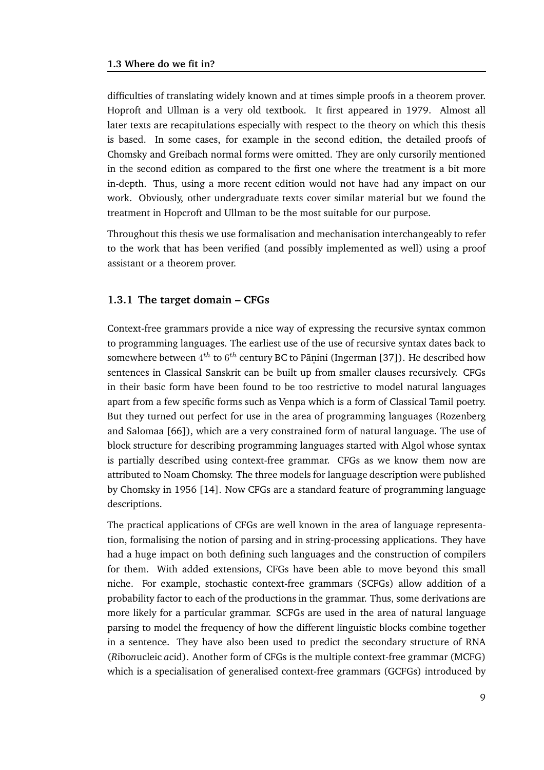difficulties of translating widely known and at times simple proofs in a theorem prover. Hoproft and Ullman is a very old textbook. It first appeared in 1979. Almost all later texts are recapitulations especially with respect to the theory on which this thesis is based. In some cases, for example in the second edition, the detailed proofs of Chomsky and Greibach normal forms were omitted. They are only cursorily mentioned in the second edition as compared to the first one where the treatment is a bit more in-depth. Thus, using a more recent edition would not have had any impact on our work. Obviously, other undergraduate texts cover similar material but we found the treatment in Hopcroft and Ullman to be the most suitable for our purpose.

Throughout this thesis we use formalisation and mechanisation interchangeably to refer to the work that has been verified (and possibly implemented as well) using a proof assistant or a theorem prover.

### 1.3.1 The target domain – CFGs

Context-free grammars provide a nice way of expressing the recursive syntax common to programming languages. The earliest use of the use of recursive syntax dates back to somewhere between $4^{th}$ to $6^{th}$ century BC to Pāṇini (Ingerman [37]). He described how sentences in Classical Sanskrit can be built up from smaller clauses recursively. CFGs in their basic form have been found to be too restrictive to model natural languages apart from a few specific forms such as Venpa which is a form of Classical Tamil poetry. But they turned out perfect for use in the area of programming languages (Rozenberg and Salomaa [66]), which are a very constrained form of natural language. The use of block structure for describing programming languages started with Algol whose syntax is partially described using context-free grammar. CFGs as we know them now are attributed to Noam Chomsky. The three models for language description were published by Chomsky in 1956 [14]. Now CFGs are a standard feature of programming language descriptions.

The practical applications of CFGs are well known in the area of language representation, formalising the notion of parsing and in string-processing applications. They have had a huge impact on both defining such languages and the construction of compilers for them. With added extensions, CFGs have been able to move beyond this small niche. For example, stochastic context-free grammars (SCFGs) allow addition of a probability factor to each of the productions in the grammar. Thus, some derivations are more likely for a particular grammar. SCFGs are used in the area of natural language parsing to model the frequency of how the different linguistic blocks combine together in a sentence. They have also been used to predict the secondary structure of RNA (*R*ibo*n*ucleic *a*cid). Another form of CFGs is the multiple context-free grammar (MCFG) which is a specialisation of generalised context-free grammars (GCFGs) introduced by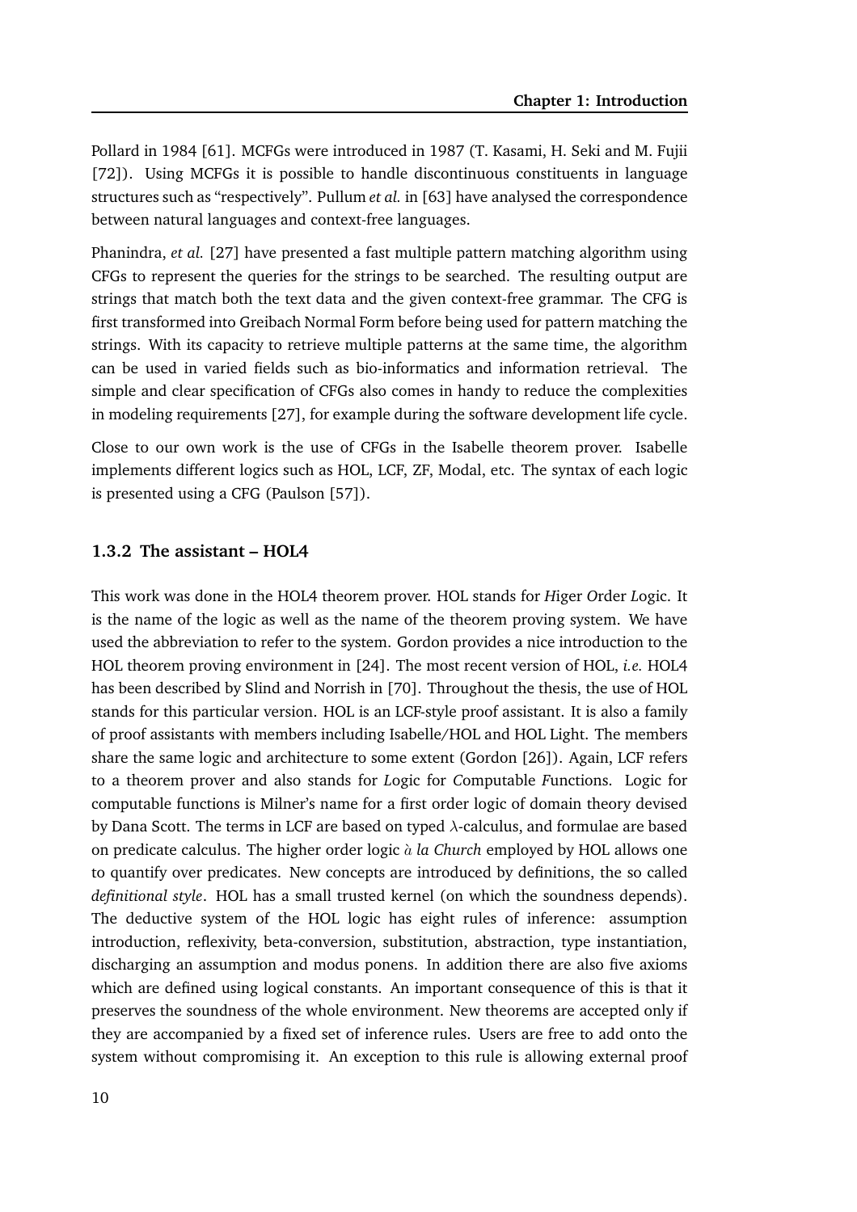Pollard in 1984 [61]. MCFGs were introduced in 1987 (T. Kasami, H. Seki and M. Fujii [72]). Using MCFGs it is possible to handle discontinuous constituents in language structures such as "respectively". Pullum *et al.* in [63] have analysed the correspondence between natural languages and context-free languages.

Phanindra, *et al.* [27] have presented a fast multiple pattern matching algorithm using CFGs to represent the queries for the strings to be searched. The resulting output are strings that match both the text data and the given context-free grammar. The CFG is first transformed into Greibach Normal Form before being used for pattern matching the strings. With its capacity to retrieve multiple patterns at the same time, the algorithm can be used in varied fields such as bio-informatics and information retrieval. The simple and clear specification of CFGs also comes in handy to reduce the complexities in modeling requirements [27], for example during the software development life cycle.

Close to our own work is the use of CFGs in the Isabelle theorem prover. Isabelle implements different logics such as HOL, LCF, ZF, Modal, etc. The syntax of each logic is presented using a CFG (Paulson [57]).

### 1.3.2 The assistant – HOL4

This work was done in the HOL4 theorem prover. HOL stands for *H*iger *O*rder *L*ogic. It is the name of the logic as well as the name of the theorem proving system. We have used the abbreviation to refer to the system. Gordon provides a nice introduction to the HOL theorem proving environment in [24]. The most recent version of HOL, *i.e.* HOL4 has been described by Slind and Norrish in [70]. Throughout the thesis, the use of HOL stands for this particular version. HOL is an LCF-style proof assistant. It is also a family of proof assistants with members including Isabelle/HOL and HOL Light. The members share the same logic and architecture to some extent (Gordon [26]). Again, LCF refers to a theorem prover and also stands for *L*ogic for *C*omputable *F*unctions. Logic for computable functions is Milner's name for a first order logic of domain theory devised by Dana Scott. The terms in LCF are based on typed $\lambda$-calculus, and formulae are based on predicate calculus. The higher order logic *à la Church* employed by HOL allows one to quantify over predicates. New concepts are introduced by definitions, the so called *definitional style*. HOL has a small trusted kernel (on which the soundness depends). The deductive system of the HOL logic has eight rules of inference: assumption introduction, reflexivity, beta-conversion, substitution, abstraction, type instantiation, discharging an assumption and modus ponens. In addition there are also five axioms which are defined using logical constants. An important consequence of this is that it preserves the soundness of the whole environment. New theorems are accepted only if they are accompanied by a fixed set of inference rules. Users are free to add onto the system without compromising it. An exception to this rule is allowing external proof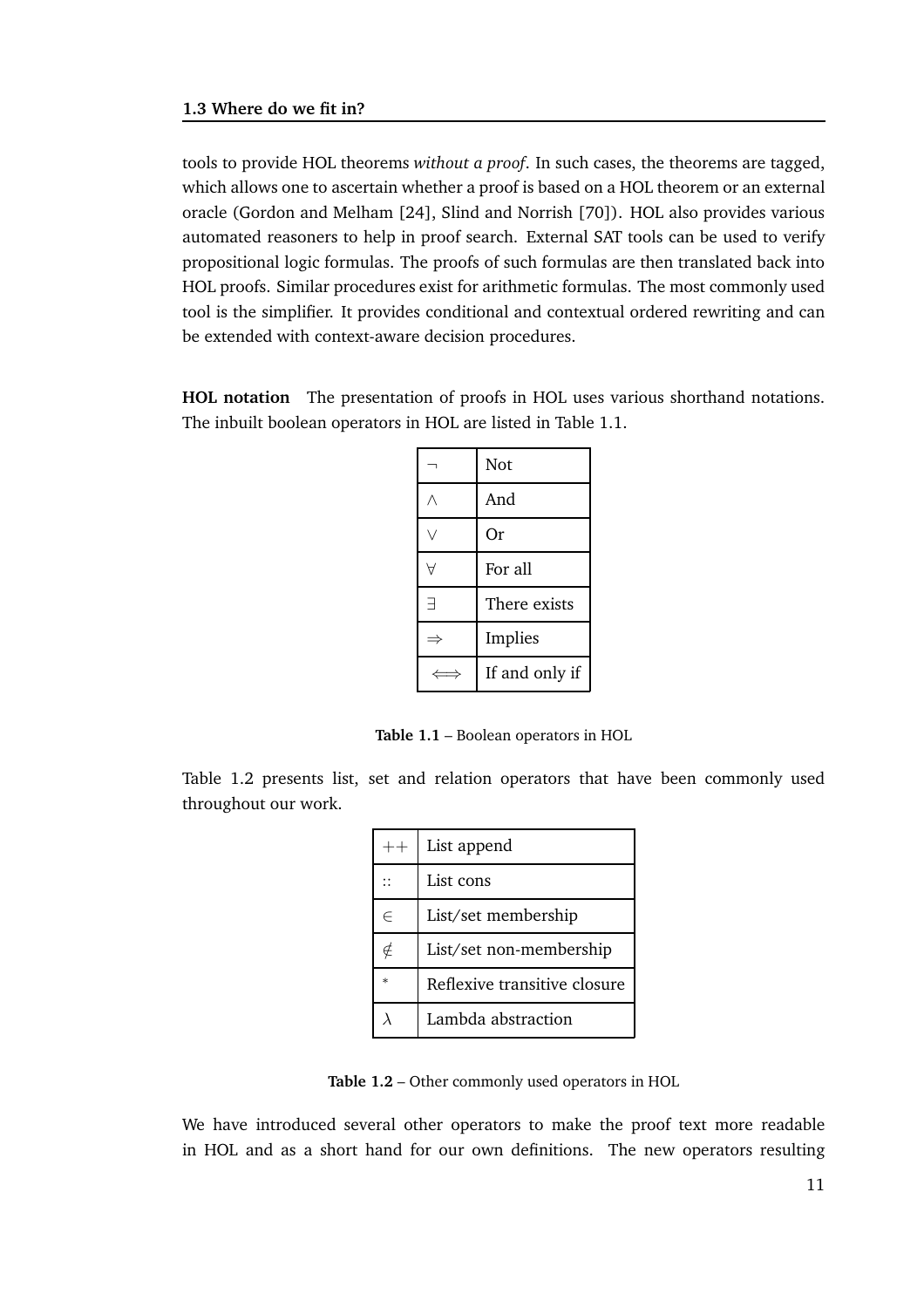tools to provide HOL theorems *without a proof*. In such cases, the theorems are tagged, which allows one to ascertain whether a proof is based on a HOL theorem or an external oracle (Gordon and Melham [24], Slind and Norrish [70]). HOL also provides various automated reasoners to help in proof search. External SAT tools can be used to verify propositional logic formulas. The proofs of such formulas are then translated back into HOL proofs. Similar procedures exist for arithmetic formulas. The most commonly used tool is the simplifier. It provides conditional and contextual ordered rewriting and can be extended with context-aware decision procedures.

**HOL notation** The presentation of proofs in HOL uses various shorthand notations. The inbuilt boolean operators in HOL are listed in Table 1.1.

| | |
|---|---|
| $\neg$ | Not |
| $\wedge$ | And |
| $\vee$ | Or |
| $\forall$ | For all |
| $\exists$ | There exists |
| $\Rightarrow$ | Implies |
| $\iff$ | If and only if |

**Table 1.1** – Boolean operators in HOL

Table 1.2 presents list, set and relation operators that have been commonly used throughout our work.

| | |
|---|---|
| $++$ | List append |
| $::$ | List cons |
| $\in$ | List/set membership |
| $\notin$ | List/set non-membership |
| $^*$ | Reflexive transitive closure |
| $\lambda$ | Lambda abstraction |

**Table 1.2** – Other commonly used operators in HOL

We have introduced several other operators to make the proof text more readable in HOL and as a short hand for our own definitions. The new operators resulting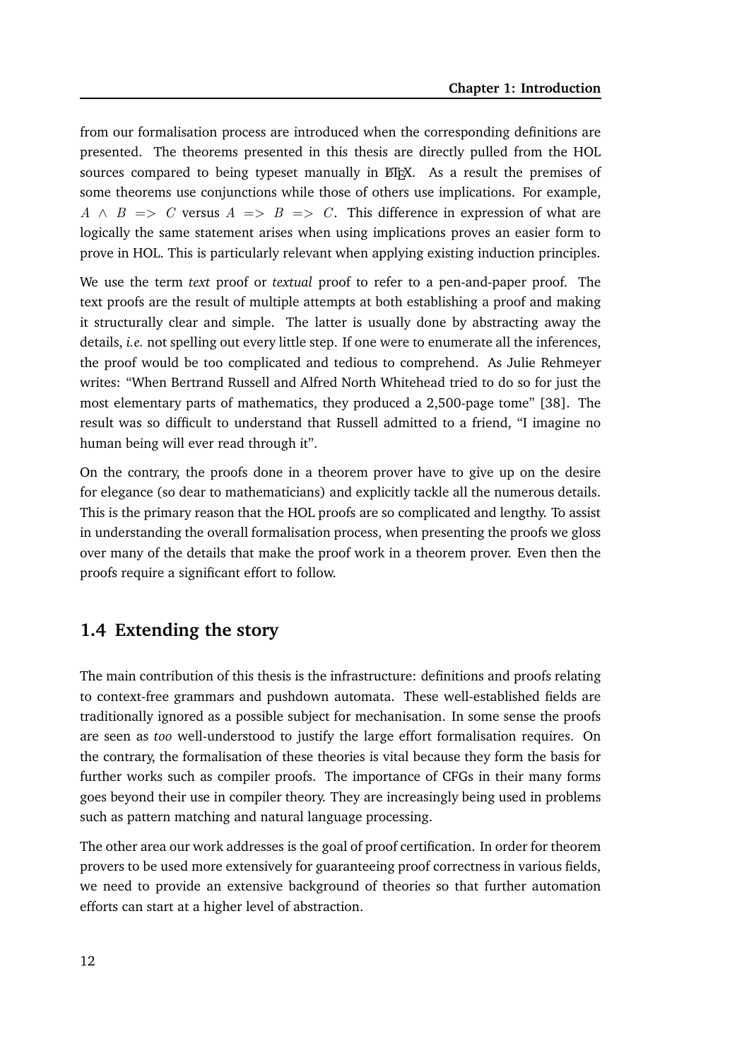from our formalisation process are introduced when the corresponding definitions are presented. The theorems presented in this thesis are directly pulled from the HOL sources compared to being typeset manually in LaTeX. As a result the premises of some theorems use conjunctions while those of others use implications. For example, $A \wedge B \implies C$ versus $A \implies B \implies C$. This difference in expression of what are logically the same statement arises when using implications proves an easier form to prove in HOL. This is particularly relevant when applying existing induction principles.

We use the term *text* proof or *textual* proof to refer to a pen-and-paper proof. The text proofs are the result of multiple attempts at both establishing a proof and making it structurally clear and simple. The latter is usually done by abstracting away the details, *i.e.* not spelling out every little step. If one were to enumerate all the inferences, the proof would be too complicated and tedious to comprehend. As Julie Rehmeyer writes: "When Bertrand Russell and Alfred North Whitehead tried to do so for just the most elementary parts of mathematics, they produced a 2,500-page tome" [38]. The result was so difficult to understand that Russell admitted to a friend, "I imagine no human being will ever read through it".

On the contrary, the proofs done in a theorem prover have to give up on the desire for elegance (so dear to mathematicians) and explicitly tackle all the numerous details. This is the primary reason that the HOL proofs are so complicated and lengthy. To assist in understanding the overall formalisation process, when presenting the proofs we gloss over many of the details that make the proof work in a theorem prover. Even then the proofs require a significant effort to follow.

## 1.4 Extending the story

The main contribution of this thesis is the infrastructure: definitions and proofs relating to context-free grammars and pushdown automata. These well-established fields are traditionally ignored as a possible subject for mechanisation. In some sense the proofs are seen as *too* well-understood to justify the large effort formalisation requires. On the contrary, the formalisation of these theories is vital because they form the basis for further works such as compiler proofs. The importance of CFGs in their many forms goes beyond their use in compiler theory. They are increasingly being used in problems such as pattern matching and natural language processing.

The other area our work addresses is the goal of proof certification. In order for theorem provers to be used more extensively for guaranteeing proof correctness in various fields, we need to provide an extensive background of theories so that further automation efforts can start at a higher level of abstraction.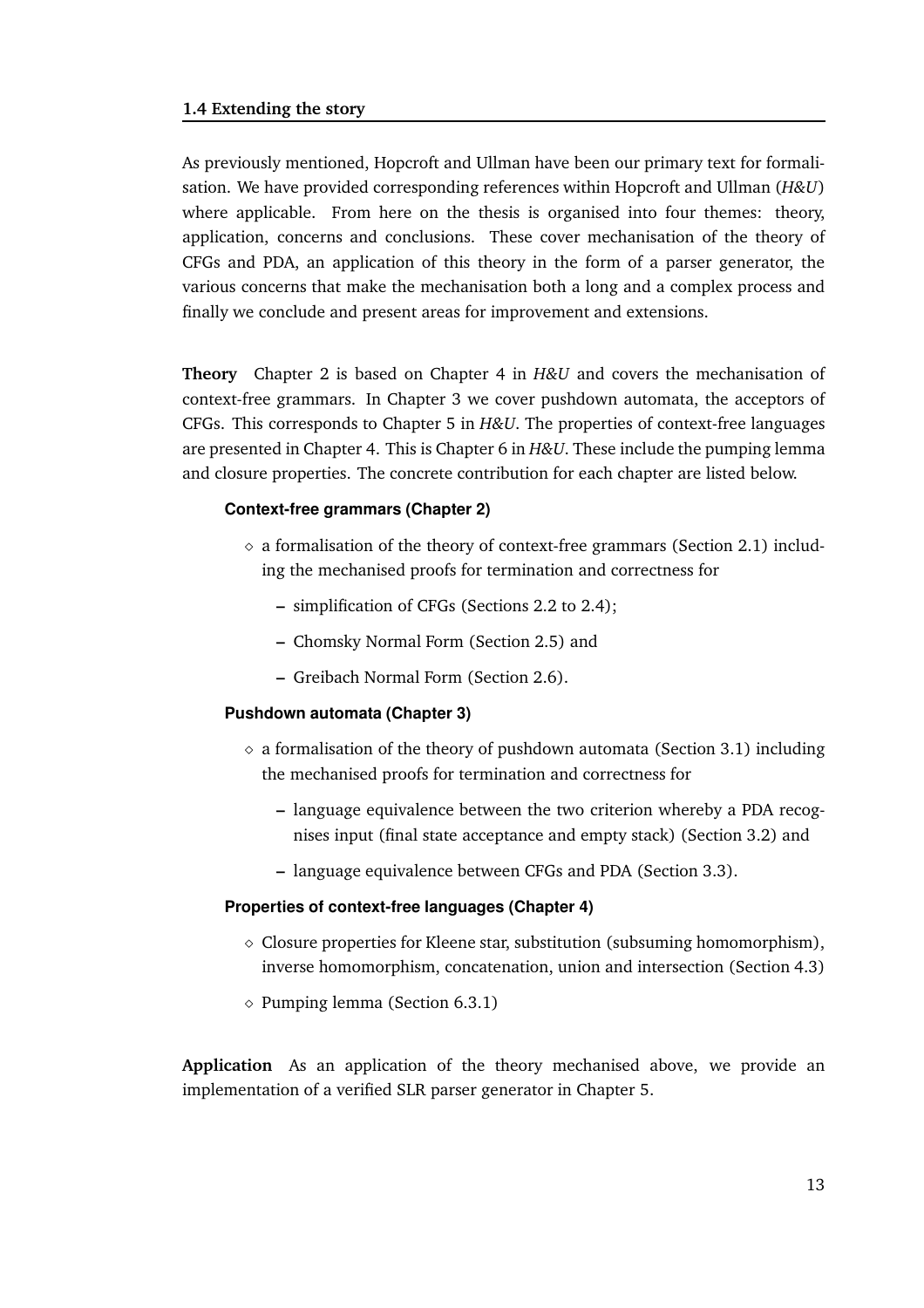### 1.4 Extending the story

As previously mentioned, Hopcroft and Ullman have been our primary text for formalisation. We have provided corresponding references within Hopcroft and Ullman (*H&U*) where applicable. From here on the thesis is organised into four themes: theory, application, concerns and conclusions. These cover mechanisation of the theory of CFGs and PDA, an application of this theory in the form of a parser generator, the various concerns that make the mechanisation both a long and a complex process and finally we conclude and present areas for improvement and extensions.

**Theory** Chapter 2 is based on Chapter 4 in *H&U* and covers the mechanisation of context-free grammars. In Chapter 3 we cover pushdown automata, the acceptors of CFGs. This corresponds to Chapter 5 in *H&U*. The properties of context-free languages are presented in Chapter 4. This is Chapter 6 in *H&U*. These include the pumping lemma and closure properties. The concrete contribution for each chapter are listed below.

**Context-free grammars (Chapter 2)**

- a formalisation of the theory of context-free grammars (Section 2.1) including the mechanised proofs for termination and correctness for
  - simplification of CFGs (Sections 2.2 to 2.4);
  - Chomsky Normal Form (Section 2.5) and
  - Greibach Normal Form (Section 2.6).

**Pushdown automata (Chapter 3)**

- a formalisation of the theory of pushdown automata (Section 3.1) including the mechanised proofs for termination and correctness for
  - language equivalence between the two criterion whereby a PDA recognises input (final state acceptance and empty stack) (Section 3.2) and
  - language equivalence between CFGs and PDA (Section 3.3).

**Properties of context-free languages (Chapter 4)**

- Closure properties for Kleene star, substitution (subsuming homomorphism), inverse homomorphism, concatenation, union and intersection (Section 4.3)
- Pumping lemma (Section 6.3.1)

**Application** As an application of the theory mechanised above, we provide an implementation of a verified SLR parser generator in Chapter 5.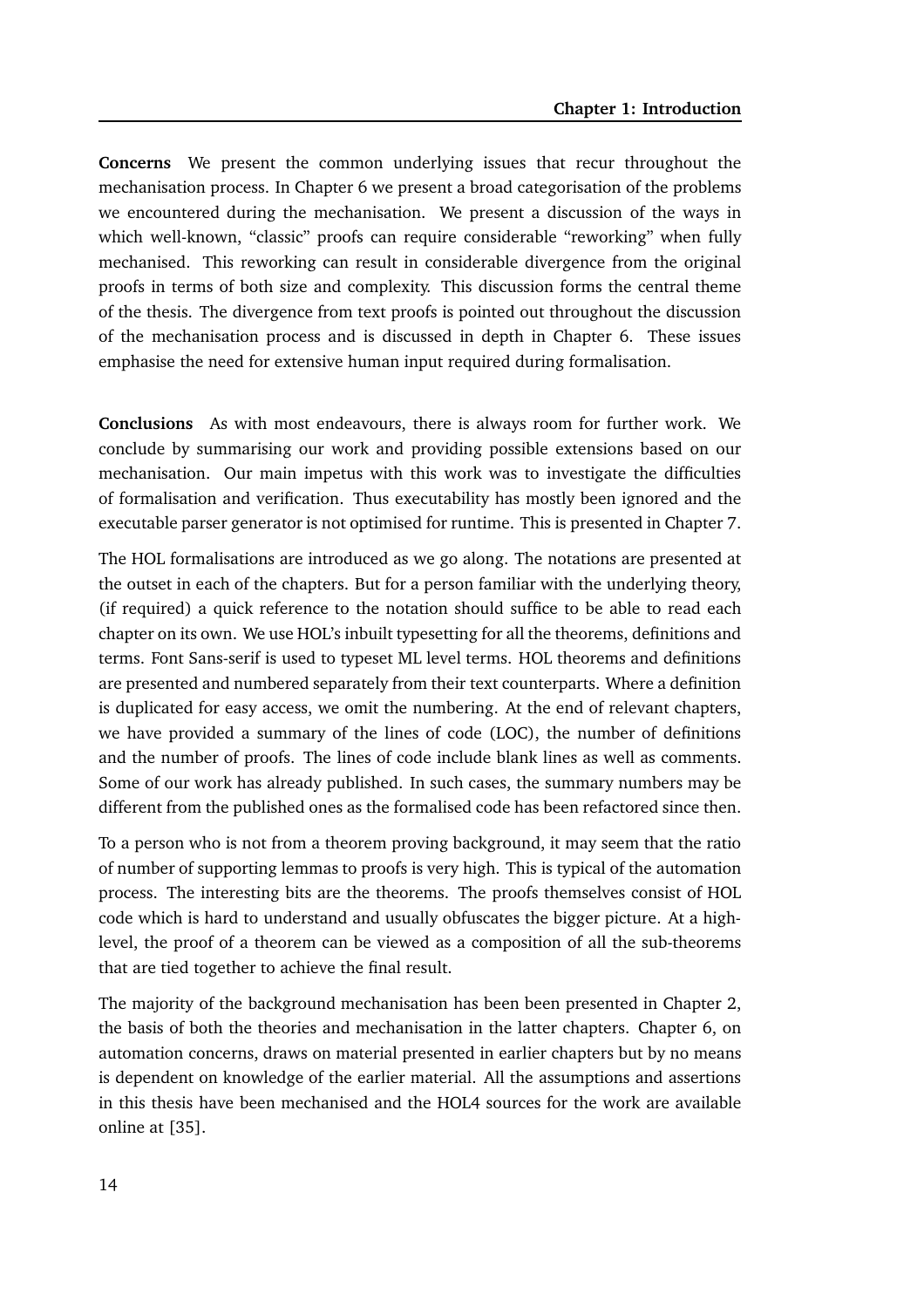**Concerns** We present the common underlying issues that recur throughout the mechanisation process. In Chapter 6 we present a broad categorisation of the problems we encountered during the mechanisation. We present a discussion of the ways in which well-known, "classic" proofs can require considerable "reworking" when fully mechanised. This reworking can result in considerable divergence from the original proofs in terms of both size and complexity. This discussion forms the central theme of the thesis. The divergence from text proofs is pointed out throughout the discussion of the mechanisation process and is discussed in depth in Chapter 6. These issues emphasise the need for extensive human input required during formalisation.

**Conclusions** As with most endeavours, there is always room for further work. We conclude by summarising our work and providing possible extensions based on our mechanisation. Our main impetus with this work was to investigate the difficulties of formalisation and verification. Thus executability has mostly been ignored and the executable parser generator is not optimised for runtime. This is presented in Chapter 7.

The HOL formalisations are introduced as we go along. The notations are presented at the outset in each of the chapters. But for a person familiar with the underlying theory, (if required) a quick reference to the notation should suffice to be able to read each chapter on its own. We use HOL's inbuilt typesetting for all the theorems, definitions and terms. Font Sans-serif is used to typeset ML level terms. HOL theorems and definitions are presented and numbered separately from their text counterparts. Where a definition is duplicated for easy access, we omit the numbering. At the end of relevant chapters, we have provided a summary of the lines of code (LOC), the number of definitions and the number of proofs. The lines of code include blank lines as well as comments. Some of our work has already published. In such cases, the summary numbers may be different from the published ones as the formalised code has been refactored since then.

To a person who is not from a theorem proving background, it may seem that the ratio of number of supporting lemmas to proofs is very high. This is typical of the automation process. The interesting bits are the theorems. The proofs themselves consist of HOL code which is hard to understand and usually obfuscates the bigger picture. At a high-level, the proof of a theorem can be viewed as a composition of all the sub-theorems that are tied together to achieve the final result.

The majority of the background mechanisation has been been presented in Chapter 2, the basis of both the theories and mechanisation in the latter chapters. Chapter 6, on automation concerns, draws on material presented in earlier chapters but by no means is dependent on knowledge of the earlier material. All the assumptions and assertions in this thesis have been mechanised and the HOL4 sources for the work are available online at [35].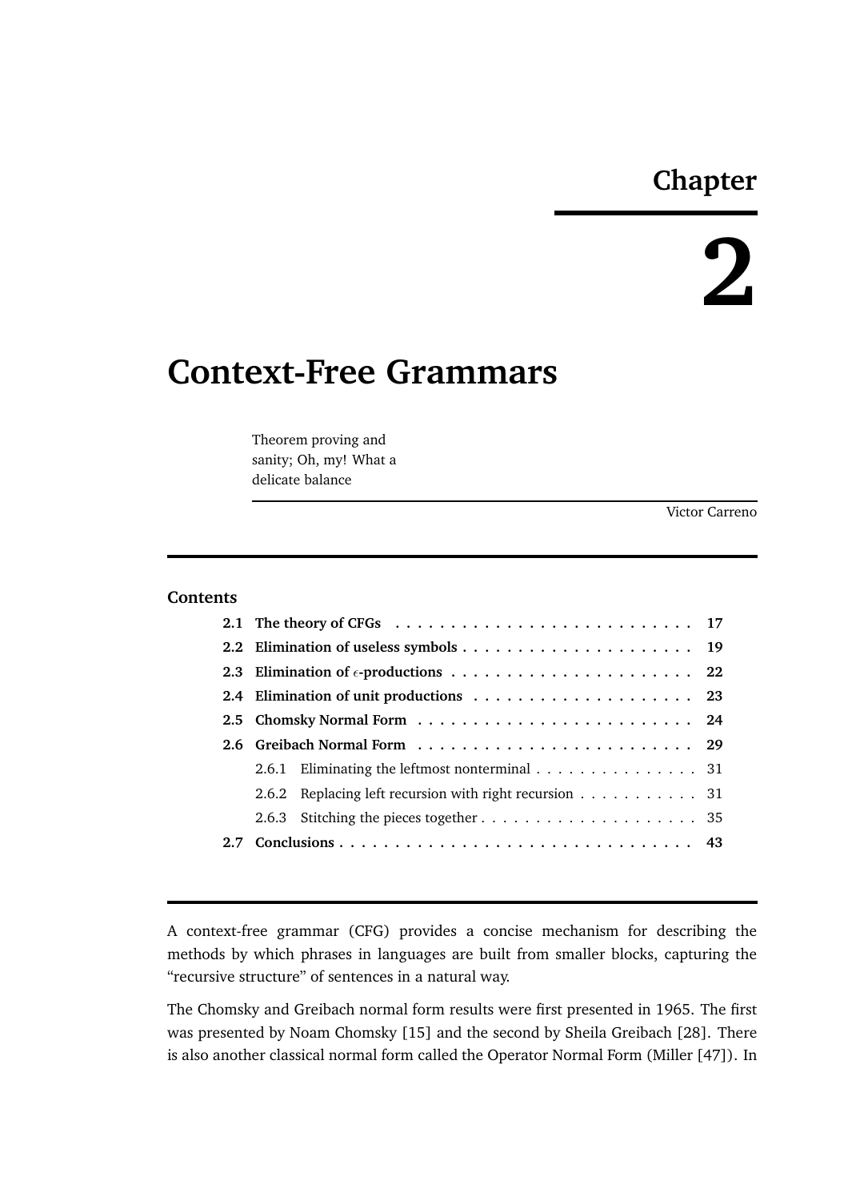# Chapter 2

# Context-Free Grammars

Theorem proving and sanity; Oh, my! What a delicate balance

Victor Carreno

**Contents**

- **2.1 The theory of CFGs** . . . . . . . . . . . . . . . . . . . . . . . . . . . **17**
- **2.2 Elimination of useless symbols** . . . . . . . . . . . . . . . . . . . . . . **19**
- **2.3 Elimination of $\epsilon$-productions** . . . . . . . . . . . . . . . . . . . . . . **22**
- **2.4 Elimination of unit productions** . . . . . . . . . . . . . . . . . . . . **23**
- **2.5 Chomsky Normal Form** . . . . . . . . . . . . . . . . . . . . . . . . . **24**
- **2.6 Greibach Normal Form** . . . . . . . . . . . . . . . . . . . . . . . . . **29**
  - 2.6.1 Eliminating the leftmost nonterminal . . . . . . . . . . . . . . . . 31
  - 2.6.2 Replacing left recursion with right recursion . . . . . . . . . . . 31
  - 2.6.3 Stitching the pieces together . . . . . . . . . . . . . . . . . . . . . 35
- **2.7 Conclusions** . . . . . . . . . . . . . . . . . . . . . . . . . . . . . . . . **43**

A context-free grammar (CFG) provides a concise mechanism for describing the methods by which phrases in languages are built from smaller blocks, capturing the "recursive structure" of sentences in a natural way.

The Chomsky and Greibach normal form results were first presented in 1965. The first was presented by Noam Chomsky [15] and the second by Sheila Greibach [28]. There is also another classical normal form called the Operator Normal Form (Miller [47]). In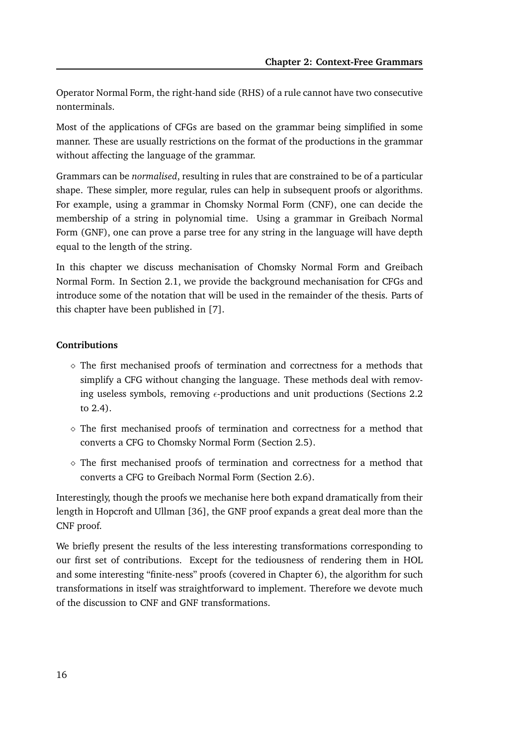Operator Normal Form, the right-hand side (RHS) of a rule cannot have two consecutive nonterminals.

Most of the applications of CFGs are based on the grammar being simplified in some manner. These are usually restrictions on the format of the productions in the grammar without affecting the language of the grammar.

Grammars can be *normalised*, resulting in rules that are constrained to be of a particular shape. These simpler, more regular, rules can help in subsequent proofs or algorithms. For example, using a grammar in Chomsky Normal Form (CNF), one can decide the membership of a string in polynomial time. Using a grammar in Greibach Normal Form (GNF), one can prove a parse tree for any string in the language will have depth equal to the length of the string.

In this chapter we discuss mechanisation of Chomsky Normal Form and Greibach Normal Form. In Section 2.1, we provide the background mechanisation for CFGs and introduce some of the notation that will be used in the remainder of the thesis. Parts of this chapter have been published in [7].

**Contributions**

- The first mechanised proofs of termination and correctness for a methods that simplify a CFG without changing the language. These methods deal with removing useless symbols, removing $\epsilon$-productions and unit productions (Sections 2.2 to 2.4).
- The first mechanised proofs of termination and correctness for a method that converts a CFG to Chomsky Normal Form (Section 2.5).
- The first mechanised proofs of termination and correctness for a method that converts a CFG to Greibach Normal Form (Section 2.6).

Interestingly, though the proofs we mechanise here both expand dramatically from their length in Hopcroft and Ullman [36], the GNF proof expands a great deal more than the CNF proof.

We briefly present the results of the less interesting transformations corresponding to our first set of contributions. Except for the tediousness of rendering them in HOL and some interesting "finite-ness" proofs (covered in Chapter 6), the algorithm for such transformations in itself was straightforward to implement. Therefore we devote much of the discussion to CNF and GNF transformations.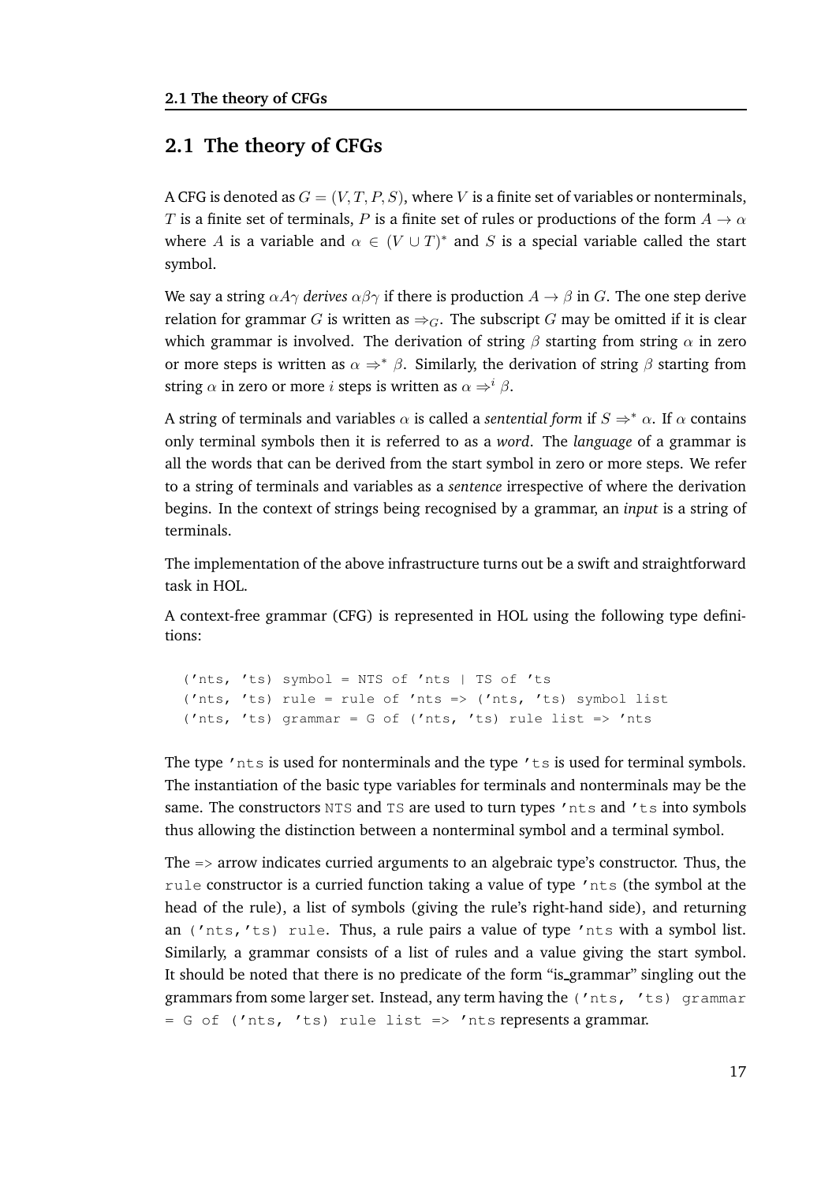## 2.1 The theory of CFGs

A CFG is denoted as $G = (V, T, P, S)$, where $V$ is a finite set of variables or nonterminals, $T$ is a finite set of terminals, $P$ is a finite set of rules or productions of the form $A \rightarrow \alpha$ where $A$ is a variable and $\alpha \in (V \cup T)^*$ and $S$ is a special variable called the start symbol.

We say a string $\alpha A \gamma$ *derives* $\alpha\beta\gamma$ if there is production $A \rightarrow \beta$ in $G$. The one step derive relation for grammar $G$ is written as $\Rightarrow_G$. The subscript $G$ may be omitted if it is clear which grammar is involved. The derivation of string $\beta$ starting from string $\alpha$ in zero or more steps is written as $\alpha \Rightarrow^* \beta$. Similarly, the derivation of string $\beta$ starting from string $\alpha$ in zero or more $i$ steps is written as $\alpha \Rightarrow^i \beta$.

A string of terminals and variables $\alpha$ is called a *sentential form* if $S \Rightarrow^* \alpha$. If $\alpha$ contains only terminal symbols then it is referred to as a *word*. The *language* of a grammar is all the words that can be derived from the start symbol in zero or more steps. We refer to a string of terminals and variables as a *sentence* irrespective of where the derivation begins. In the context of strings being recognised by a grammar, an *input* is a string of terminals.

The implementation of the above infrastructure turns out be a swift and straightforward task in HOL.

A context-free grammar (CFG) is represented in HOL using the following type definitions:

```
('nts, 'ts) symbol = NTS of 'nts | TS of 'ts
('nts, 'ts) rule = rule of 'nts => ('nts, 'ts) symbol list
('nts, 'ts) grammar = G of ('nts, 'ts) rule list => 'nts
```

The type `'nts` is used for nonterminals and the type `'ts` is used for terminal symbols. The instantiation of the basic type variables for terminals and nonterminals may be the same. The constructors `NTS` and `TS` are used to turn types `'nts` and `'ts` into symbols thus allowing the distinction between a nonterminal symbol and a terminal symbol.

The => arrow indicates curried arguments to an algebraic type's constructor. Thus, the `rule` constructor is a curried function taking a value of type `'nts` (the symbol at the head of the rule), a list of symbols (giving the rule's right-hand side), and returning an `('nts,'ts) rule`. Thus, a rule pairs a value of type `'nts` with a symbol list. Similarly, a grammar consists of a list of rules and a value giving the start symbol. It should be noted that there is no predicate of the form "is_grammar" singling out the grammars from some larger set. Instead, any term having the `('nts, 'ts) grammar = G of ('nts, 'ts) rule list => 'nts` represents a grammar.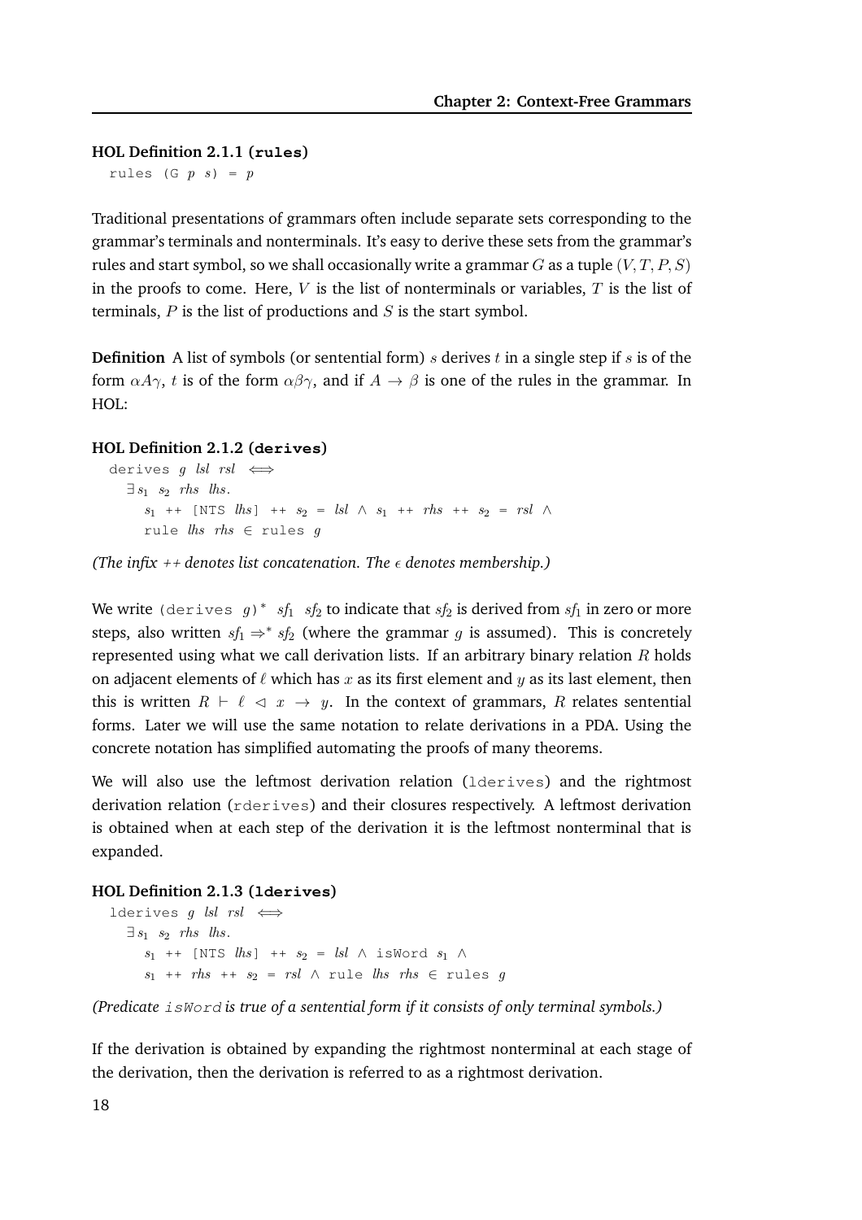**HOL Definition 2.1.1 (`rules`)**

```
rules (G p s) = p
```

Traditional presentations of grammars often include separate sets corresponding to the grammar's terminals and nonterminals. It's easy to derive these sets from the grammar's rules and start symbol, so we shall occasionally write a grammar $G$ as a tuple $(V, T, P, S)$ in the proofs to come. Here, $V$ is the list of nonterminals or variables, $T$ is the list of terminals, $P$ is the list of productions and $S$ is the start symbol.

**Definition** A list of symbols (or sentential form) $s$ derives $t$ in a single step if $s$ is of the form $\alpha A \gamma$, $t$ is of the form $\alpha\beta\gamma$, and if $A \to \beta$ is one of the rules in the grammar. In HOL:

**HOL Definition 2.1.2 (`derives`)**

```
derives g lsl rsl ⟺
  ∃ s1 s2 rhs lhs.
    s1 ++ [NTS lhs] ++ s2 = lsl ∧ s1 ++ rhs ++ s2 = rsl ∧
    rule lhs rhs ∈ rules g
```

*(The infix ++ denotes list concatenation. The $\in$ denotes membership.)*

We write `(derives g)*` $sf_1$ $sf_2$ to indicate that $sf_2$ is derived from $sf_1$ in zero or more steps, also written $sf_1 \Rightarrow^* sf_2$ (where the grammar $g$ is assumed). This is concretely represented using what we call derivation lists. If an arbitrary binary relation $R$ holds on adjacent elements of $\ell$ which has $x$ as its first element and $y$ as its last element, then this is written $R \vdash \ell \lhd x \to y$. In the context of grammars, $R$ relates sentential forms. Later we will use the same notation to relate derivations in a PDA. Using the concrete notation has simplified automating the proofs of many theorems.

We will also use the leftmost derivation relation (`lderives`) and the rightmost derivation relation (`rderives`) and their closures respectively. A leftmost derivation is obtained when at each step of the derivation it is the leftmost nonterminal that is expanded.

**HOL Definition 2.1.3 (`lderives`)**

```
lderives g lsl rsl ⟺
  ∃ s1 s2 rhs lhs.
    s1 ++ [NTS lhs] ++ s2 = lsl ∧ isWord s1 ∧
    s1 ++ rhs ++ s2 = rsl ∧ rule lhs rhs ∈ rules g
```

*(Predicate `isWord` is true of a sentential form if it consists of only terminal symbols.)*

If the derivation is obtained by expanding the rightmost nonterminal at each stage of the derivation, then the derivation is referred to as a rightmost derivation.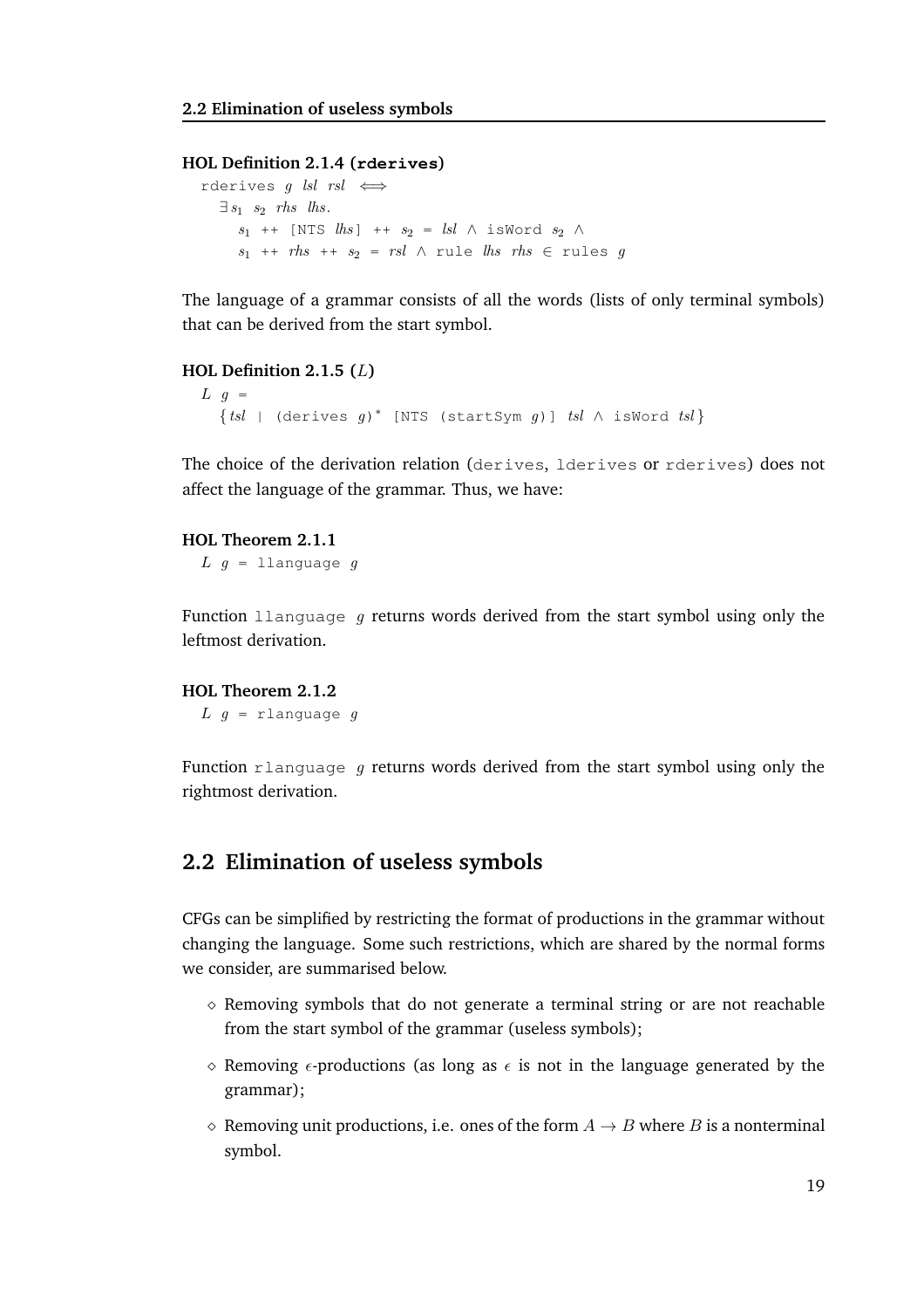**HOL Definition 2.1.4 (`rderives`)**

```
rderives g lsl rsl ⟺
  ∃ s1 s2 rhs lhs.
    s1 ++ [NTS lhs] ++ s2 = lsl ∧ isWord s2 ∧
    s1 ++ rhs ++ s2 = rsl ∧ rule lhs rhs ∈ rules g
```

The language of a grammar consists of all the words (lists of only terminal symbols) that can be derived from the start symbol.

**HOL Definition 2.1.5 ($L$)**

```
L g =
  {tsl | (derives g)* [NTS (startSym g)] tsl ∧ isWord tsl}
```

The choice of the derivation relation (`derives`, `lderives` or `rderives`) does not affect the language of the grammar. Thus, we have:

**HOL Theorem 2.1.1**

```
L g = llanguage g
```

Function `llanguage g` returns words derived from the start symbol using only the leftmost derivation.

**HOL Theorem 2.1.2**

```
L g = rlanguage g
```

Function `rlanguage g` returns words derived from the start symbol using only the rightmost derivation.

## 2.2 Elimination of useless symbols

CFGs can be simplified by restricting the format of productions in the grammar without changing the language. Some such restrictions, which are shared by the normal forms we consider, are summarised below.

- Removing symbols that do not generate a terminal string or are not reachable from the start symbol of the grammar (useless symbols);
- Removing $\epsilon$-productions (as long as $\epsilon$ is not in the language generated by the grammar);
- Removing unit productions, i.e. ones of the form $A \rightarrow B$ where $B$ is a nonterminal symbol.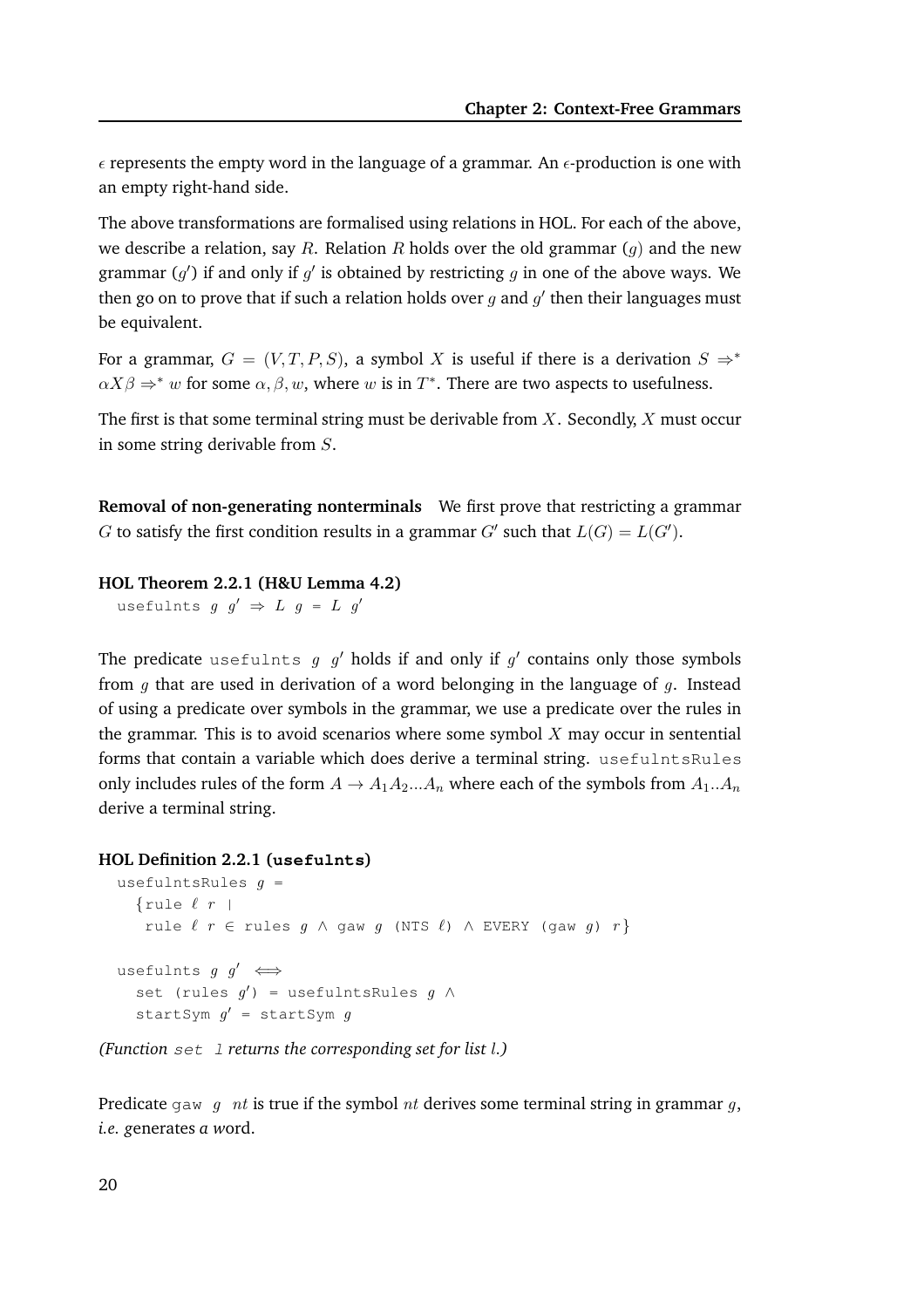$\epsilon$ represents the empty word in the language of a grammar. An $\epsilon$-production is one with an empty right-hand side.

The above transformations are formalised using relations in HOL. For each of the above, we describe a relation, say $R$. Relation $R$ holds over the old grammar ($g$) and the new grammar ($g'$) if and only if $g'$ is obtained by restricting $g$ in one of the above ways. We then go on to prove that if such a relation holds over $g$ and $g'$ then their languages must be equivalent.

For a grammar, $G = (V, T, P, S)$, a symbol $X$ is useful if there is a derivation $S \Rightarrow^* \alpha X \beta \Rightarrow^* w$ for some $\alpha, \beta, w$, where $w$ is in $T^*$. There are two aspects to usefulness.

The first is that some terminal string must be derivable from $X$. Secondly, $X$ must occur in some string derivable from $S$.

**Removal of non-generating nonterminals** We first prove that restricting a grammar $G$ to satisfy the first condition results in a grammar $G'$ such that $L(G) = L(G')$.

**HOL Theorem 2.2.1 (H&U Lemma 4.2)**

```
usefulnts g g′ ⇒ L g = L g′
```

The predicate `usefulnts` $g$ $g'$ holds if and only if $g'$ contains only those symbols from $g$ that are used in derivation of a word belonging in the language of $g$. Instead of using a predicate over symbols in the grammar, we use a predicate over the rules in the grammar. This is to avoid scenarios where some symbol $X$ may occur in sentential forms that contain a variable which does derive a terminal string. `usefulntsRules` only includes rules of the form $A \rightarrow A_1 A_2 ... A_n$ where each of the symbols from $A_1 .. A_n$ derive a terminal string.

**HOL Definition 2.2.1 (usefulnts)**

```
usefulntsRules g =
  {rule ℓ r |
   rule ℓ r ∈ rules g ∧ gaw g (NTS ℓ) ∧ EVERY (gaw g) r}

usefulnts g g′ ⟺
  set (rules g′) = usefulntsRules g ∧
  startSym g′ = startSym g
```

*(Function* `set l` *returns the corresponding set for list* $l$*.)*

Predicate `gaw` $g$ $nt$ is true if the symbol $nt$ derives some terminal string in grammar $g$, *i.e.* *g*enerates *a* *w*ord.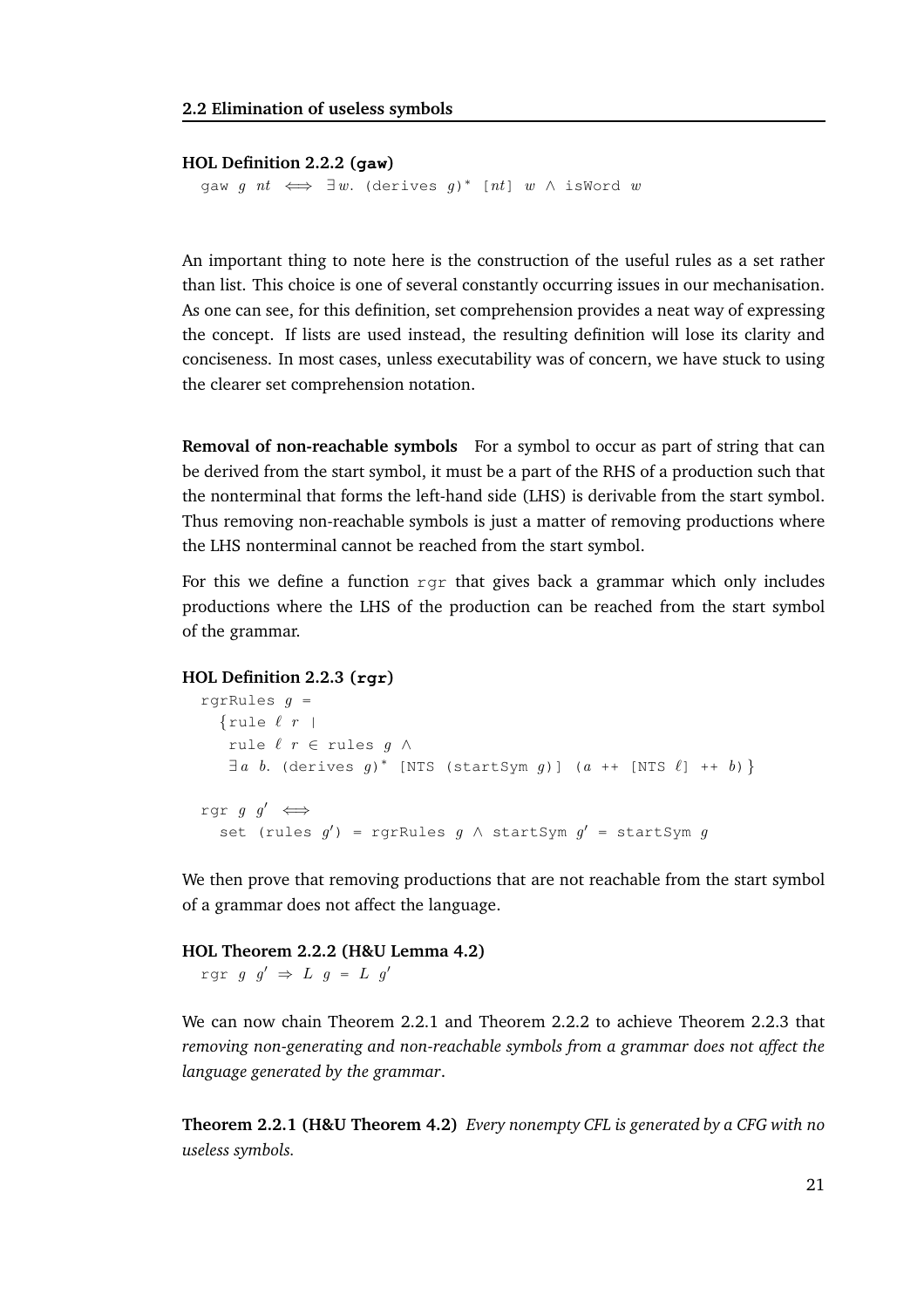**HOL Definition 2.2.2 (gaw)**

```
gaw g nt ⟺ ∃w. (derives g)* [nt] w ∧ isWord w
```

An important thing to note here is the construction of the useful rules as a set rather than list. This choice is one of several constantly occurring issues in our mechanisation. As one can see, for this definition, set comprehension provides a neat way of expressing the concept. If lists are used instead, the resulting definition will lose its clarity and conciseness. In most cases, unless executability was of concern, we have stuck to using the clearer set comprehension notation.

**Removal of non-reachable symbols** For a symbol to occur as part of string that can be derived from the start symbol, it must be a part of the RHS of a production such that the nonterminal that forms the left-hand side (LHS) is derivable from the start symbol. Thus removing non-reachable symbols is just a matter of removing productions where the LHS nonterminal cannot be reached from the start symbol.

For this we define a function `rgr` that gives back a grammar which only includes productions where the LHS of the production can be reached from the start symbol of the grammar.

**HOL Definition 2.2.3 (rgr)**

```
rgrRules g =
  {rule ℓ r |
   rule ℓ r ∈ rules g ∧
   ∃a b. (derives g)* [NTS (startSym g)] (a ++ [NTS ℓ] ++ b)}

rgr g g′ ⟺
  set (rules g′) = rgrRules g ∧ startSym g′ = startSym g
```

We then prove that removing productions that are not reachable from the start symbol of a grammar does not affect the language.

**HOL Theorem 2.2.2 (H&U Lemma 4.2)**

```
rgr g g′ ⇒ L g = L g′
```

We can now chain Theorem 2.2.1 and Theorem 2.2.2 to achieve Theorem 2.2.3 that *removing non-generating and non-reachable symbols from a grammar does not affect the language generated by the grammar*.

**Theorem 2.2.1 (H&U Theorem 4.2)** *Every nonempty CFL is generated by a CFG with no useless symbols.*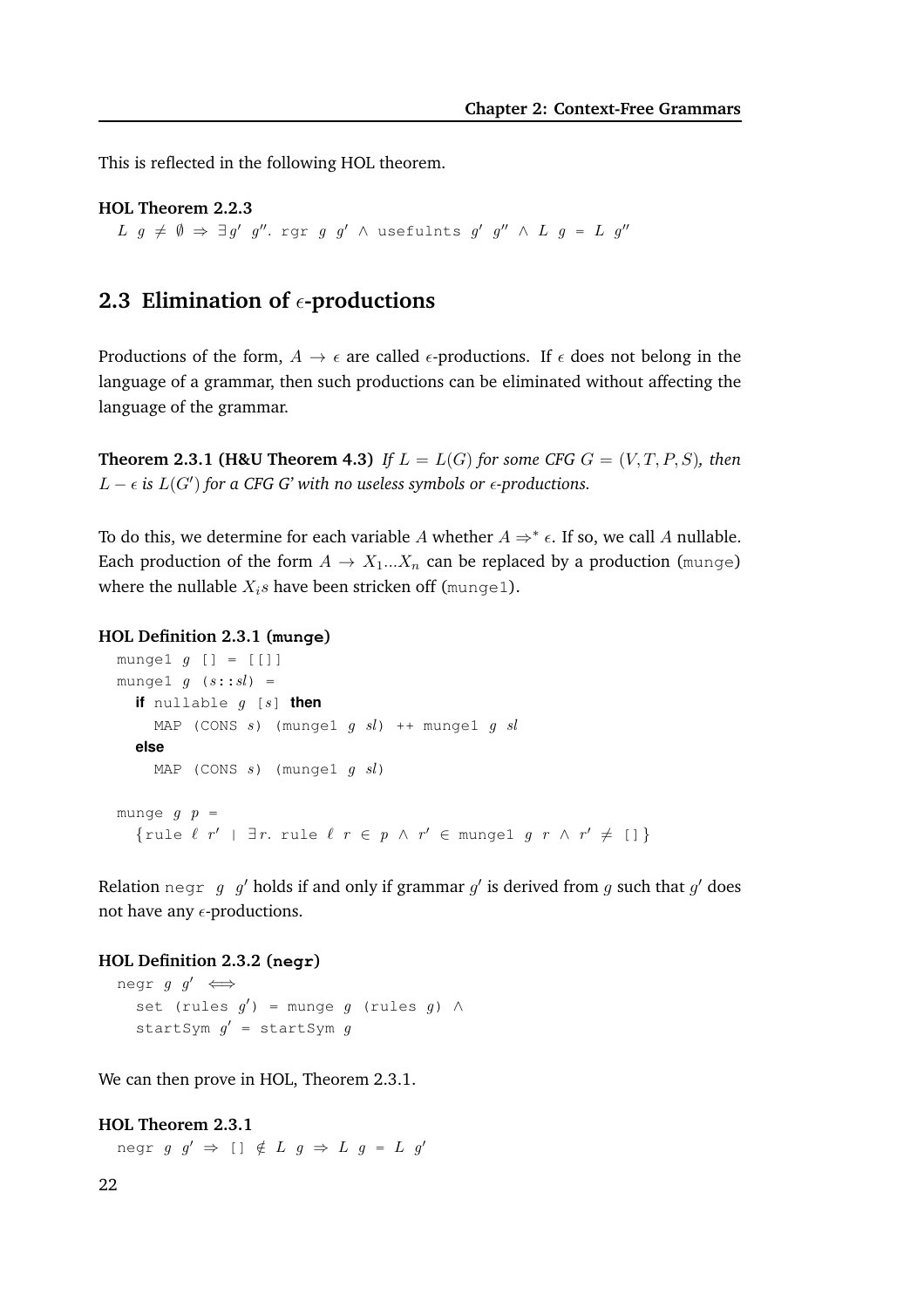This is reflected in the following HOL theorem.

**HOL Theorem 2.2.3**

```
L g ≠ ∅ ⇒ ∃g′ g″. rgr g g′ ∧ usefulnts g′ g″ ∧ L g = L g″
```

## 2.3 Elimination of $\epsilon$-productions

Productions of the form, $A \rightarrow \epsilon$ are called $\epsilon$-productions. If $\epsilon$ does not belong in the language of a grammar, then such productions can be eliminated without affecting the language of the grammar.

**Theorem 2.3.1 (H&U Theorem 4.3)** *If $L = L(G)$ for some CFG $G = (V, T, P, S)$, then $L - \epsilon$ is $L(G')$ for a CFG G' with no useless symbols or $\epsilon$-productions.*

To do this, we determine for each variable $A$ whether $A \Rightarrow^* \epsilon$. If so, we call $A$ nullable. Each production of the form $A \rightarrow X_1 ... X_n$ can be replaced by a production (munge) where the nullable $X_i s$ have been stricken off (munge1).

**HOL Definition 2.3.1 (munge)**

```
munge1 g [] = [[]]
munge1 g (s::sl) =
  if nullable g [s] then
    MAP (CONS s) (munge1 g sl) ++ munge1 g sl
  else
    MAP (CONS s) (munge1 g sl)

munge g p =
  {rule ℓ r′ | ∃r. rule ℓ r ∈ p ∧ r′ ∈ munge1 g r ∧ r′ ≠ []}
```

Relation negr $g$ $g'$ holds if and only if grammar $g'$ is derived from $g$ such that $g'$ does not have any $\epsilon$-productions.

**HOL Definition 2.3.2 (negr)**

```
negr g g′ ⟺
  set (rules g′) = munge g (rules g) ∧
  startSym g′ = startSym g
```

We can then prove in HOL, Theorem 2.3.1.

**HOL Theorem 2.3.1**

```
negr g g′ ⇒ [] ∉ L g ⇒ L g = L g′
```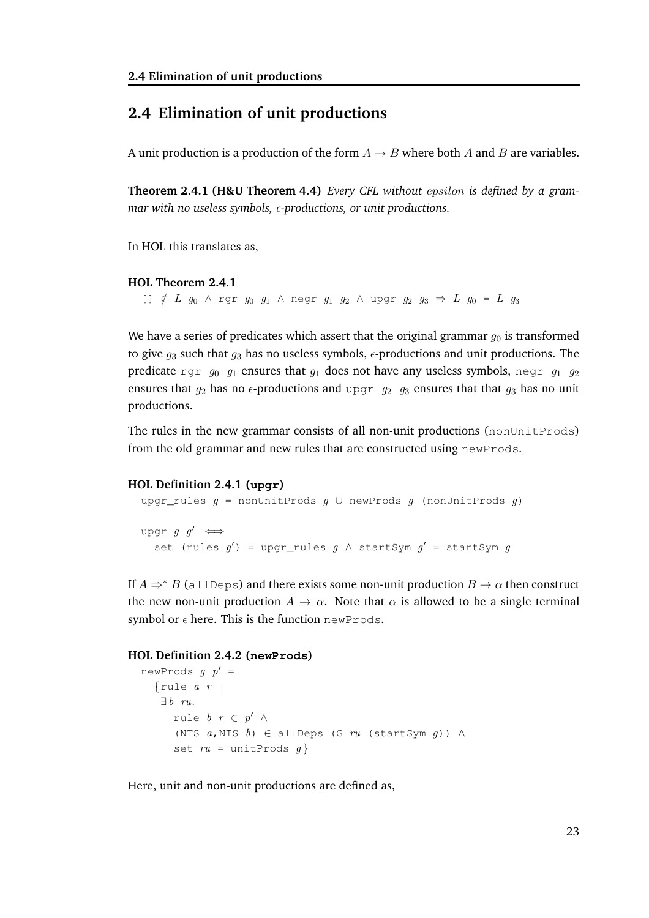## 2.4 Elimination of unit productions

A unit production is a production of the form $A \to B$ where both $A$ and $B$ are variables.

**Theorem 2.4.1 (H&U Theorem 4.4)** *Every CFL without $epsilon$ is defined by a grammar with no useless symbols, $\epsilon$-productions, or unit productions.*

In HOL this translates as,

**HOL Theorem 2.4.1**

```
[] ∉ L g0 ∧ rgr g0 g1 ∧ negr g1 g2 ∧ upgr g2 g3 ⇒ L g0 = L g3
```

We have a series of predicates which assert that the original grammar $g_0$ is transformed to give $g_3$ such that $g_3$ has no useless symbols, $\epsilon$-productions and unit productions. The predicate `rgr` $g_0$ $g_1$ ensures that $g_1$ does not have any useless symbols, `negr` $g_1$ $g_2$ ensures that $g_2$ has no $\epsilon$-productions and `upgr` $g_2$ $g_3$ ensures that that $g_3$ has no unit productions.

The rules in the new grammar consists of all non-unit productions (`nonUnitProds`) from the old grammar and new rules that are constructed using `newProds`.

**HOL Definition 2.4.1 (`upgr`)**

```
upgr_rules g = nonUnitProds g ∪ newProds g (nonUnitProds g)

upgr g g' ⟺
  set (rules g') = upgr_rules g ∧ startSym g' = startSym g
```

If $A \Rightarrow^* B$ (`allDeps`) and there exists some non-unit production $B \to \alpha$ then construct the new non-unit production $A \to \alpha$. Note that $\alpha$ is allowed to be a single terminal symbol or $\epsilon$ here. This is the function `newProds`.

**HOL Definition 2.4.2 (`newProds`)**

```
newProds g p' =
  {rule a r |
   ∃ b ru.
     rule b r ∈ p' ∧
     (NTS a,NTS b) ∈ allDeps (G ru (startSym g)) ∧
     set ru = unitProds g}
```

Here, unit and non-unit productions are defined as,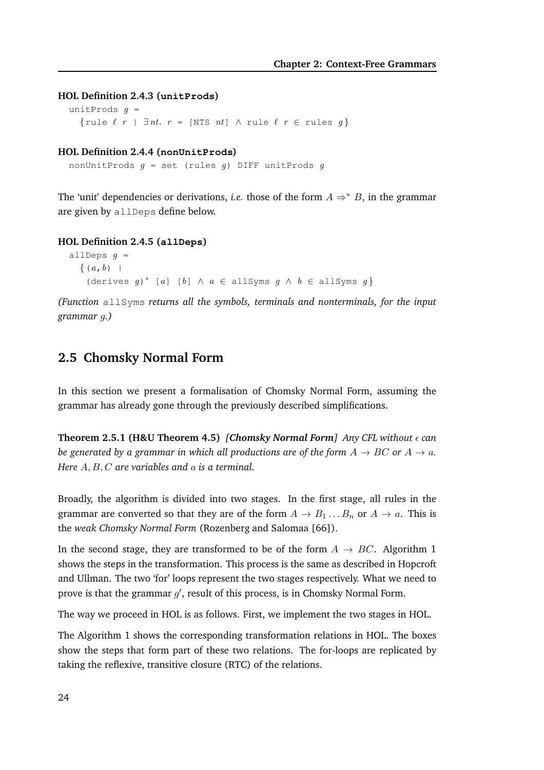**HOL Definition 2.4.3 (`unitProds`)**

```
unitProds g =
  {rule ℓ r | ∃nt. r = [NTS nt] ∧ rule ℓ r ∈ rules g}
```

**HOL Definition 2.4.4 (`nonUnitProds`)**

```
nonUnitProds g = set (rules g) DIFF unitProds g
```

The 'unit' dependencies or derivations, *i.e.* those of the form $A \Rightarrow^* B$, in the grammar are given by `allDeps` define below.

**HOL Definition 2.4.5 (`allDeps`)**

```
allDeps g =
  {(a,b) |
   (derives g)* [a] [b] ∧ a ∈ allSyms g ∧ b ∈ allSyms g}
```

*(Function* `allSyms` *returns all the symbols, terminals and nonterminals, for the input grammar $g$.)*

## 2.5 Chomsky Normal Form

In this section we present a formalisation of Chomsky Normal Form, assuming the grammar has already gone through the previously described simplifications.

**Theorem 2.5.1 (H&U Theorem 4.5)** ***[Chomsky Normal Form]*** *Any CFL without $\epsilon$ can be generated by a grammar in which all productions are of the form $A \rightarrow BC$ or $A \rightarrow a$. Here $A, B, C$ are variables and $a$ is a terminal.*

Broadly, the algorithm is divided into two stages. In the first stage, all rules in the grammar are converted so that they are of the form $A \rightarrow B_1 \ldots B_n$ or $A \rightarrow a$. This is the *weak Chomsky Normal Form* (Rozenberg and Salomaa [66]).

In the second stage, they are transformed to be of the form $A \rightarrow BC$. Algorithm 1 shows the steps in the transformation. This process is the same as described in Hopcroft and Ullman. The two 'for' loops represent the two stages respectively. What we need to prove is that the grammar $g'$, result of this process, is in Chomsky Normal Form.

The way we proceed in HOL is as follows. First, we implement the two stages in HOL.

The Algorithm 1 shows the corresponding transformation relations in HOL. The boxes show the steps that form part of these two relations. The for-loops are replicated by taking the reflexive, transitive closure (RTC) of the relations.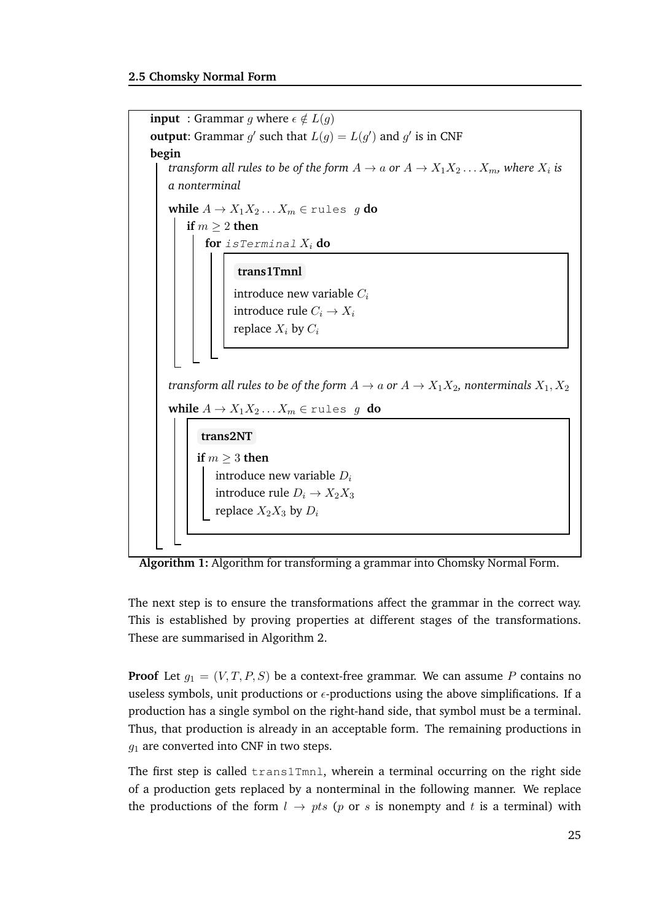**input** : Grammar $g$ where $\epsilon \notin L(g)$
**output**: Grammar $g'$ such that $L(g) = L(g')$ and $g'$ is in CNF
**begin**

```
transform all rules to be of the form A → a or A → X1 X2 ... Xm, where Xi is
a nonterminal
while A → X1 X2 ... Xm ∈ rules g do
    if m ≥ 2 then
        for isTerminal Xi do
            trans1Tmnl
                introduce new variable Ci
                introduce rule Ci → Xi
                replace Xi by Ci

transform all rules to be of the form A → a or A → X1 X2, nonterminals X1, X2
while A → X1 X2 ... Xm ∈ rules g do
    trans2NT
        if m ≥ 3 then
            introduce new variable Di
            introduce rule Di → X2 X3
            replace X2 X3 by Di
```

**Algorithm 1:** Algorithm for transforming a grammar into Chomsky Normal Form.

The next step is to ensure the transformations affect the grammar in the correct way. This is established by proving properties at different stages of the transformations. These are summarised in Algorithm 2.

**Proof** Let $g_1 = (V, T, P, S)$ be a context-free grammar. We can assume $P$ contains no useless symbols, unit productions or $\epsilon$-productions using the above simplifications. If a production has a single symbol on the right-hand side, that symbol must be a terminal. Thus, that production is already in an acceptable form. The remaining productions in $g_1$ are converted into CNF in two steps.

The first step is called `trans1Tmnl`, wherein a terminal occurring on the right side of a production gets replaced by a nonterminal in the following manner. We replace the productions of the form $l \rightarrow pts$ ($p$ or $s$ is nonempty and $t$ is a terminal) with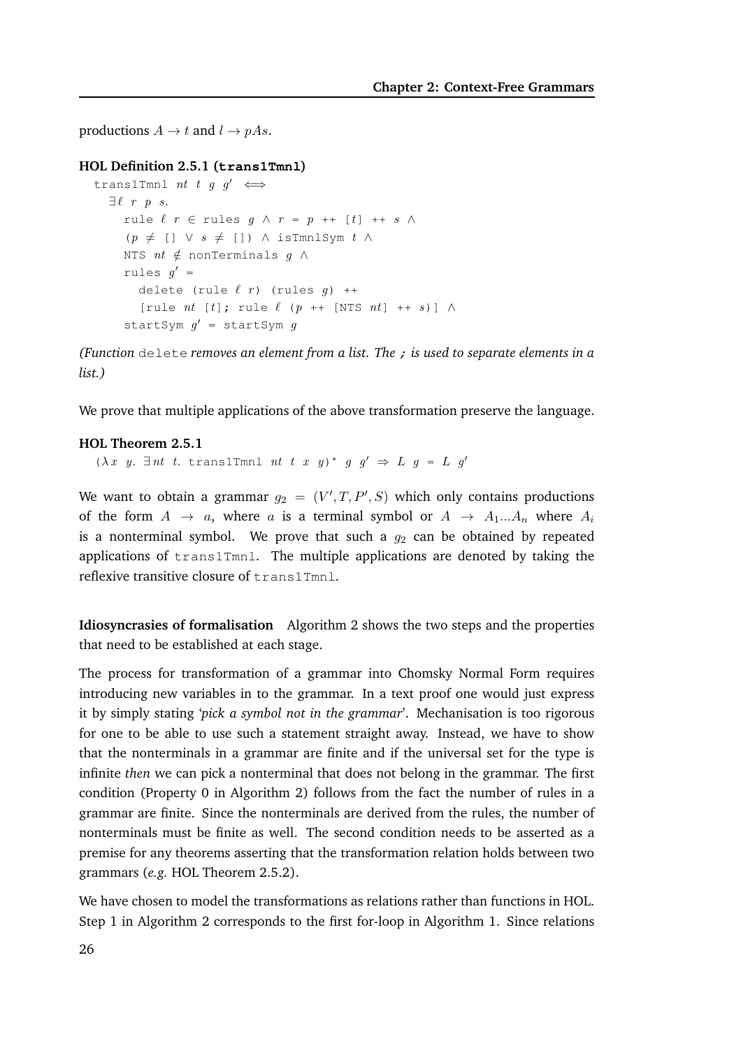productions $A \to t$ and $l \to pAs$.

**HOL Definition 2.5.1 (trans1Tmnl)**

```
trans1Tmnl nt t g g' ⟺
  ∃ℓ r p s.
    rule ℓ r ∈ rules g ∧ r = p ++ [t] ++ s ∧
    (p ≠ [] ∨ s ≠ []) ∧ isTmnlSym t ∧
    NTS nt ∉ nonTerminals g ∧
    rules g' =
      delete (rule ℓ r) (rules g) ++
      [rule nt [t]; rule ℓ (p ++ [NTS nt] ++ s)] ∧
    startSym g' = startSym g
```

*(Function* `delete` *removes an element from a list. The* **;** *is used to separate elements in a list.)*

We prove that multiple applications of the above transformation preserve the language.

**HOL Theorem 2.5.1**

```
(λx y. ∃nt t. trans1Tmnl nt t x y)* g g' ⇒ L g = L g'
```

We want to obtain a grammar $g_2 = (V', T, P', S)$ which only contains productions of the form $A \to a$, where $a$ is a terminal symbol or $A \to A_1 ... A_n$ where $A_i$ is a nonterminal symbol. We prove that such a $g_2$ can be obtained by repeated applications of `trans1Tmnl`. The multiple applications are denoted by taking the reflexive transitive closure of `trans1Tmnl`.

**Idiosyncrasies of formalisation** Algorithm 2 shows the two steps and the properties that need to be established at each stage.

The process for transformation of a grammar into Chomsky Normal Form requires introducing new variables in to the grammar. In a text proof one would just express it by simply stating '*pick a symbol not in the grammar*'. Mechanisation is too rigorous for one to be able to use such a statement straight away. Instead, we have to show that the nonterminals in a grammar are finite and if the universal set for the type is infinite *then* we can pick a nonterminal that does not belong in the grammar. The first condition (Property 0 in Algorithm 2) follows from the fact the number of rules in a grammar are finite. Since the nonterminals are derived from the rules, the number of nonterminals must be finite as well. The second condition needs to be asserted as a premise for any theorems asserting that the transformation relation holds between two grammars (*e.g.* HOL Theorem 2.5.2).

We have chosen to model the transformations as relations rather than functions in HOL. Step 1 in Algorithm 2 corresponds to the first for-loop in Algorithm 1. Since relations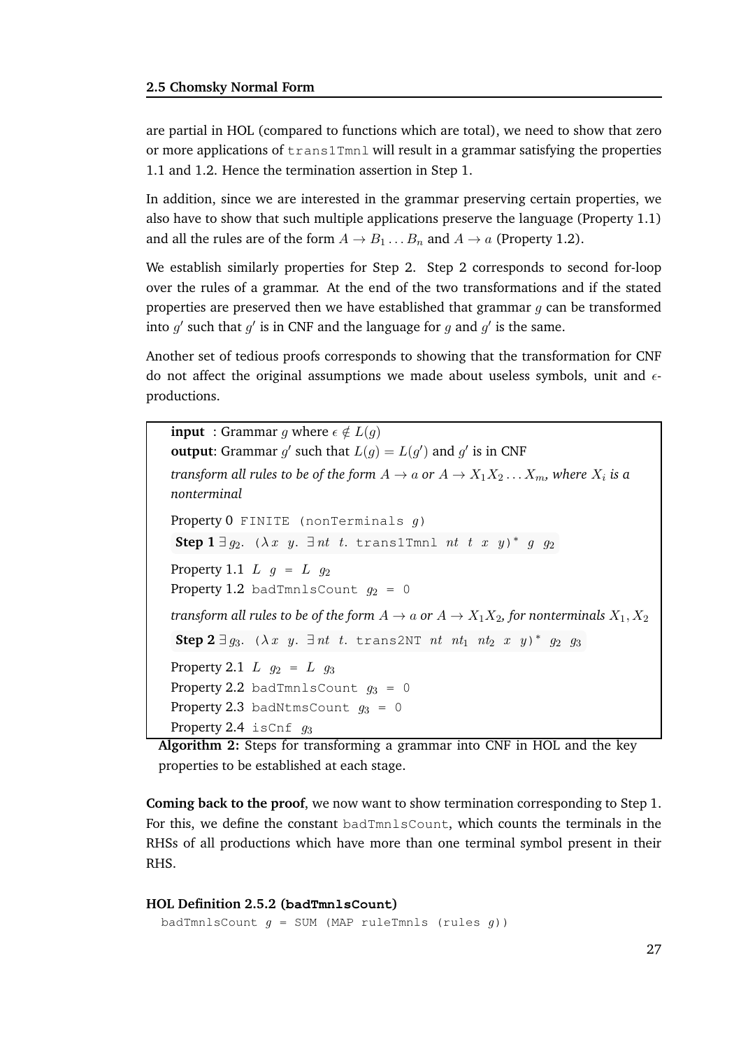are partial in HOL (compared to functions which are total), we need to show that zero or more applications of `trans1Tmnl` will result in a grammar satisfying the properties 1.1 and 1.2. Hence the termination assertion in Step 1.

In addition, since we are interested in the grammar preserving certain properties, we also have to show that such multiple applications preserve the language (Property 1.1) and all the rules are of the form $A \to B_1 \ldots B_n$ and $A \to a$ (Property 1.2).

We establish similarly properties for Step 2. Step 2 corresponds to second for-loop over the rules of a grammar. At the end of the two transformations and if the stated properties are preserved then we have established that grammar $g$ can be transformed into $g'$ such that $g'$ is in CNF and the language for $g$ and $g'$ is the same.

Another set of tedious proofs corresponds to showing that the transformation for CNF do not affect the original assumptions we made about useless symbols, unit and $\epsilon$-productions.

**input** : Grammar $g$ where $\epsilon \notin L(g)$
**output**: Grammar $g'$ such that $L(g) = L(g')$ and $g'$ is in CNF

*transform all rules to be of the form $A \to a$ or $A \to X_1 X_2 \ldots X_m$, where $X_i$ is a nonterminal*

Property 0 `FINITE (nonTerminals` $g$`)`

**Step 1** $\exists g_2.$ `(`$\lambda x\ y.\ \exists nt\ t.$ `trans1Tmnl` $nt\ t\ x\ y$`)`$^*$ $g\ g_2$

Property 1.1 $L\ g = L\ g_2$
Property 1.2 `badTmnlsCount` $g_2$ `= 0`

*transform all rules to be of the form $A \to a$ or $A \to X_1 X_2$, for nonterminals $X_1, X_2$*

**Step 2** $\exists g_3.$ `(`$\lambda x\ y.\ \exists nt\ t.$ `trans2NT` $nt\ nt_1\ nt_2\ x\ y$`)`$^*$ $g_2\ g_3$

Property 2.1 $L\ g_2 = L\ g_3$
Property 2.2 `badTmnlsCount` $g_3$ `= 0`
Property 2.3 `badNtmsCount` $g_3$ `= 0`
Property 2.4 `isCnf` $g_3$

**Algorithm 2:** Steps for transforming a grammar into CNF in HOL and the key properties to be established at each stage.

**Coming back to the proof**, we now want to show termination corresponding to Step 1. For this, we define the constant `badTmnlsCount`, which counts the terminals in the RHSs of all productions which have more than one terminal symbol present in their RHS.

**HOL Definition 2.5.2 (`badTmnlsCount`)**

```
badTmnlsCount g = SUM (MAP ruleTmnls (rules g))
```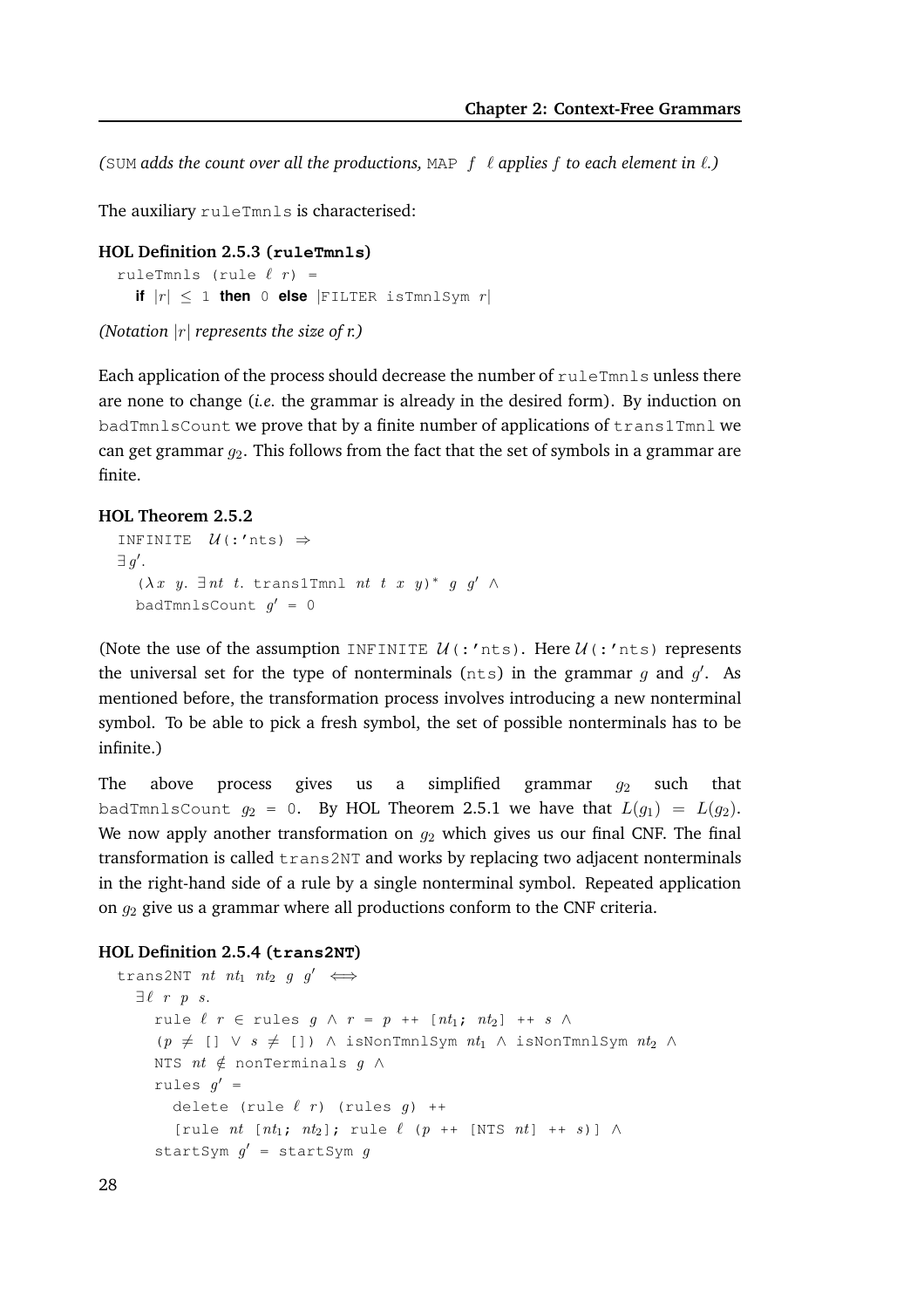*(*`SUM` *adds the count over all the productions,* `MAP` $f$ $\ell$ *applies* $f$ *to each element in* $\ell$*.)*

The auxiliary `ruleTmnls` is characterised:

**HOL Definition 2.5.3 (`ruleTmnls`)**

```
ruleTmnls (rule ℓ r) =
  if |r| ≤ 1 then 0 else |FILTER isTmnlSym r|
```

*(Notation* $|r|$ *represents the size of r.)*

Each application of the process should decrease the number of `ruleTmnls` unless there are none to change (*i.e.* the grammar is already in the desired form). By induction on `badTmnlsCount` we prove that by a finite number of applications of `trans1Tmnl` we can get grammar $g_2$. This follows from the fact that the set of symbols in a grammar are finite.

**HOL Theorem 2.5.2**

```
INFINITE 𝒰(:'nts) ⇒
∃g'.
  (λx y. ∃nt t. trans1Tmnl nt t x y)* g g' ∧
  badTmnlsCount g' = 0
```

(Note the use of the assumption `INFINITE` $\mathcal{U}$`(:'nts)`. Here $\mathcal{U}$`(:'nts)` represents the universal set for the type of nonterminals (`nts`) in the grammar $g$ and $g'$. As mentioned before, the transformation process involves introducing a new nonterminal symbol. To be able to pick a fresh symbol, the set of possible nonterminals has to be infinite.)

The above process gives us a simplified grammar $g_2$ such that `badTmnlsCount` $g_2$ `= 0`. By HOL Theorem 2.5.1 we have that $L(g_1) = L(g_2)$. We now apply another transformation on $g_2$ which gives us our final CNF. The final transformation is called `trans2NT` and works by replacing two adjacent nonterminals in the right-hand side of a rule by a single nonterminal symbol. Repeated application on $g_2$ give us a grammar where all productions conform to the CNF criteria.

**HOL Definition 2.5.4 (`trans2NT`)**

```
trans2NT nt nt₁ nt₂ g g' ⟺
  ∃ℓ r p s.
    rule ℓ r ∈ rules g ∧ r = p ++ [nt₁; nt₂] ++ s ∧
    (p ≠ [] ∨ s ≠ []) ∧ isNonTmnlSym nt₁ ∧ isNonTmnlSym nt₂ ∧
    NTS nt ∉ nonTerminals g ∧
    rules g' =
      delete (rule ℓ r) (rules g) ++
      [rule nt [nt₁; nt₂]; rule ℓ (p ++ [NTS nt] ++ s)] ∧
    startSym g' = startSym g
```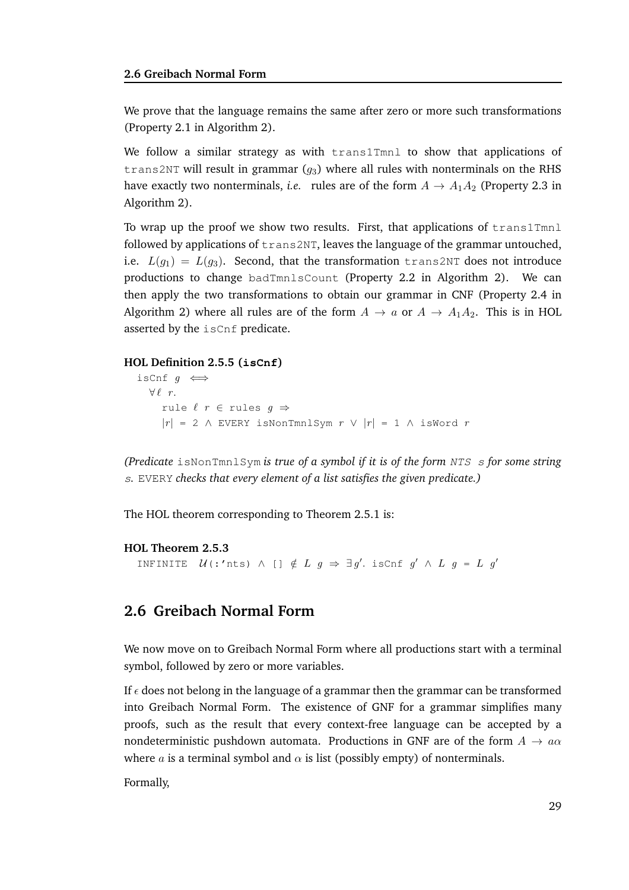We prove that the language remains the same after zero or more such transformations (Property 2.1 in Algorithm 2).

We follow a similar strategy as with `trans1Tmnl` to show that applications of `trans2NT` will result in grammar ($g_3$) where all rules with nonterminals on the RHS have exactly two nonterminals, *i.e.* rules are of the form $A \rightarrow A_1A_2$ (Property 2.3 in Algorithm 2).

To wrap up the proof we show two results. First, that applications of `trans1Tmnl` followed by applications of `trans2NT`, leaves the language of the grammar untouched, i.e. $L(g_1) = L(g_3)$. Second, that the transformation `trans2NT` does not introduce productions to change `badTmnlsCount` (Property 2.2 in Algorithm 2). We can then apply the two transformations to obtain our grammar in CNF (Property 2.4 in Algorithm 2) where all rules are of the form $A \rightarrow a$ or $A \rightarrow A_1A_2$. This is in HOL asserted by the `isCnf` predicate.

**HOL Definition 2.5.5 (`isCnf`)**

```
isCnf g ⟺
  ∀ℓ r.
    rule ℓ r ∈ rules g ⇒
    |r| = 2 ∧ EVERY isNonTmnlSym r ∨ |r| = 1 ∧ isWord r
```

*(Predicate* `isNonTmnlSym` *is true of a symbol if it is of the form* `NTS s` *for some string* `s`*.* `EVERY` *checks that every element of a list satisfies the given predicate.)*

The HOL theorem corresponding to Theorem 2.5.1 is:

**HOL Theorem 2.5.3**

```
INFINITE 𝒰(:'nts) ∧ [] ∉ L g ⇒ ∃g'. isCnf g' ∧ L g = L g'
```

## 2.6 Greibach Normal Form

We now move on to Greibach Normal Form where all productions start with a terminal symbol, followed by zero or more variables.

If $\epsilon$ does not belong in the language of a grammar then the grammar can be transformed into Greibach Normal Form. The existence of GNF for a grammar simplifies many proofs, such as the result that every context-free language can be accepted by a nondeterministic pushdown automata. Productions in GNF are of the form $A \rightarrow a\alpha$ where $a$ is a terminal symbol and $\alpha$ is list (possibly empty) of nonterminals.

Formally,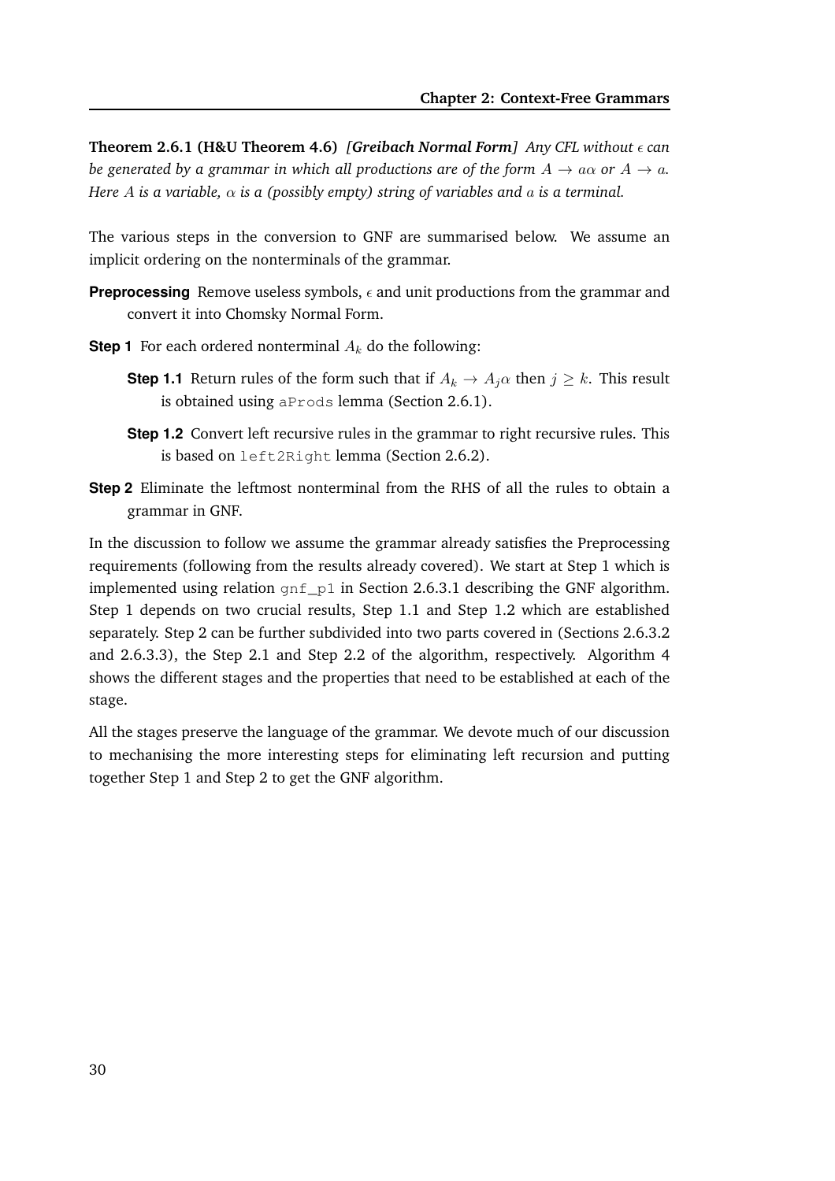**Theorem 2.6.1 (H&U Theorem 4.6)** *[**Greibach Normal Form**] Any CFL without $\epsilon$ can be generated by a grammar in which all productions are of the form $A \rightarrow a\alpha$ or $A \rightarrow a$. Here $A$ is a variable, $\alpha$ is a (possibly empty) string of variables and $a$ is a terminal.*

The various steps in the conversion to GNF are summarised below. We assume an implicit ordering on the nonterminals of the grammar.

**Preprocessing** Remove useless symbols, $\epsilon$ and unit productions from the grammar and convert it into Chomsky Normal Form.

**Step 1** For each ordered nonterminal $A_k$ do the following:

- **Step 1.1** Return rules of the form such that if $A_k \rightarrow A_j\alpha$ then $j \geq k$. This result is obtained using `aProds` lemma (Section 2.6.1).

- **Step 1.2** Convert left recursive rules in the grammar to right recursive rules. This is based on `left2Right` lemma (Section 2.6.2).

**Step 2** Eliminate the leftmost nonterminal from the RHS of all the rules to obtain a grammar in GNF.

In the discussion to follow we assume the grammar already satisfies the Preprocessing requirements (following from the results already covered). We start at Step 1 which is implemented using relation `gnf_p1` in Section 2.6.3.1 describing the GNF algorithm. Step 1 depends on two crucial results, Step 1.1 and Step 1.2 which are established separately. Step 2 can be further subdivided into two parts covered in (Sections 2.6.3.2 and 2.6.3.3), the Step 2.1 and Step 2.2 of the algorithm, respectively. Algorithm 4 shows the different stages and the properties that need to be established at each of the stage.

All the stages preserve the language of the grammar. We devote much of our discussion to mechanising the more interesting steps for eliminating left recursion and putting together Step 1 and Step 2 to get the GNF algorithm.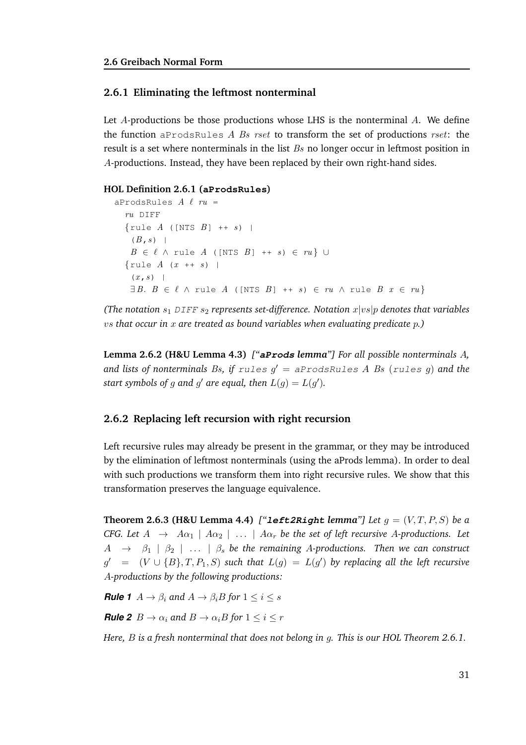### 2.6.1 Eliminating the leftmost nonterminal

Let $A$-productions be those productions whose LHS is the nonterminal $A$. We define the function `aProdsRules` $A$ $Bs$ $rset$ to transform the set of productions $rset$: the result is a set where nonterminals in the list $Bs$ no longer occur in leftmost position in $A$-productions. Instead, they have been replaced by their own right-hand sides.

**HOL Definition 2.6.1 (`aProdsRules`)**

```
aProdsRules A ℓ ru =
  ru DIFF
  {rule A ([NTS B] ++ s) |
   (B,s) |
   B ∈ ℓ ∧ rule A ([NTS B] ++ s) ∈ ru} ∪
  {rule A (x ++ s) |
   (x,s) |
   ∃B. B ∈ ℓ ∧ rule A ([NTS B] ++ s) ∈ ru ∧ rule B x ∈ ru}
```

*(The notation $s_1$ DIFF $s_2$ represents set-difference. Notation $x|vs|p$ denotes that variables $vs$ that occur in $x$ are treated as bound variables when evaluating predicate $p$.)*

**Lemma 2.6.2 (H&U Lemma 4.3)** *["**`aProds`** **lemma**"] For all possible nonterminals $A$, and lists of nonterminals $Bs$, if `rules` $g'$ = `aProdsRules` $A$ $Bs$ (`rules` $g$) and the start symbols of $g$ and $g'$ are equal, then $L(g) = L(g')$.*

### 2.6.2 Replacing left recursion with right recursion

Left recursive rules may already be present in the grammar, or they may be introduced by the elimination of leftmost nonterminals (using the aProds lemma). In order to deal with such productions we transform them into right recursive rules. We show that this transformation preserves the language equivalence.

**Theorem 2.6.3 (H&U Lemma 4.4)** *["**`left2Right`** **lemma**"] Let $g = (V, T, P, S)$ be a CFG. Let $A \rightarrow A\alpha_1 \mid A\alpha_2 \mid \ldots \mid A\alpha_r$ be the set of left recursive $A$-productions. Let $A \rightarrow \beta_1 \mid \beta_2 \mid \ldots \mid \beta_s$ be the remaining $A$-productions. Then we can construct $g' = (V \cup \{B\}, T, P_1, S)$ such that $L(g) = L(g')$ by replacing all the left recursive $A$-productions by the following productions:*

***Rule 1*** *$A \rightarrow \beta_i$ and $A \rightarrow \beta_i B$ for $1 \leq i \leq s$*

***Rule 2*** *$B \rightarrow \alpha_i$ and $B \rightarrow \alpha_i B$ for $1 \leq i \leq r$*

*Here, $B$ is a fresh nonterminal that does not belong in $g$. This is our HOL Theorem 2.6.1.*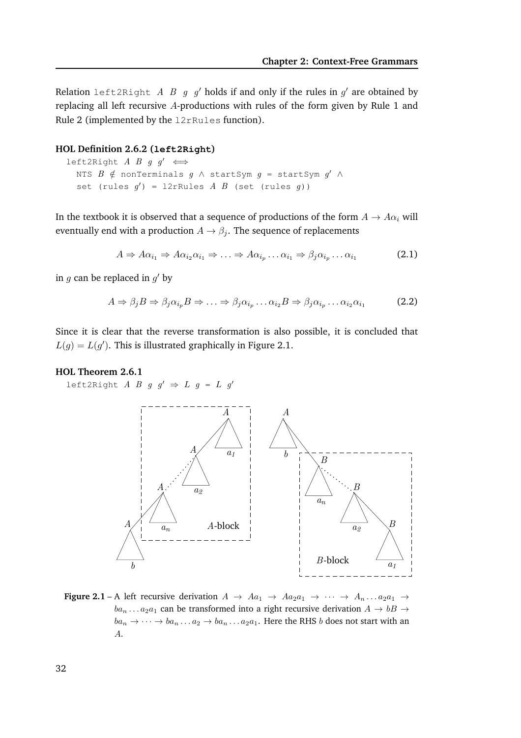Relation `left2Right A B g g′` holds if and only if the rules in $g'$ are obtained by replacing all left recursive $A$-productions with rules of the form given by Rule 1 and Rule 2 (implemented by the `l2rRules` function).

**HOL Definition 2.6.2 (`left2Right`)**

```
left2Right A B g g′ ⟺
  NTS B ∉ nonTerminals g ∧ startSym g = startSym g′ ∧
  set (rules g′) = l2rRules A B (set (rules g))
```

In the textbook it is observed that a sequence of productions of the form $A \to A\alpha_i$ will eventually end with a production $A \to \beta_j$. The sequence of replacements

$$A \Rightarrow A\alpha_{i_1} \Rightarrow A\alpha_{i_2}\alpha_{i_1} \Rightarrow \ldots \Rightarrow A\alpha_{i_p}\ldots\alpha_{i_1} \Rightarrow \beta_j\alpha_{i_p}\ldots\alpha_{i_1} \tag{2.1}$$

in $g$ can be replaced in $g'$ by

$$A \Rightarrow \beta_j B \Rightarrow \beta_j\alpha_{i_p}B \Rightarrow \ldots \Rightarrow \beta_j\alpha_{i_p}\ldots\alpha_{i_2}B \Rightarrow \beta_j\alpha_{i_p}\ldots\alpha_{i_2}\alpha_{i_1} \tag{2.2}$$

Since it is clear that the reverse transformation is also possible, it is concluded that $L(g) = L(g')$. This is illustrated graphically in Figure 2.1.

**HOL Theorem 2.6.1**

```
left2Right A B g g′ ⇒ L g = L g′
```

**Figure 2.1** – A left recursive derivation $A \to Aa_1 \to Aa_2a_1 \to \cdots \to A_n\ldots a_2a_1 \to ba_n\ldots a_2a_1$ can be transformed into a right recursive derivation $A \to bB \to ba_n \to \cdots \to ba_n\ldots a_2 \to ba_n\ldots a_2a_1$. Here the RHS $b$ does not start with an $A$.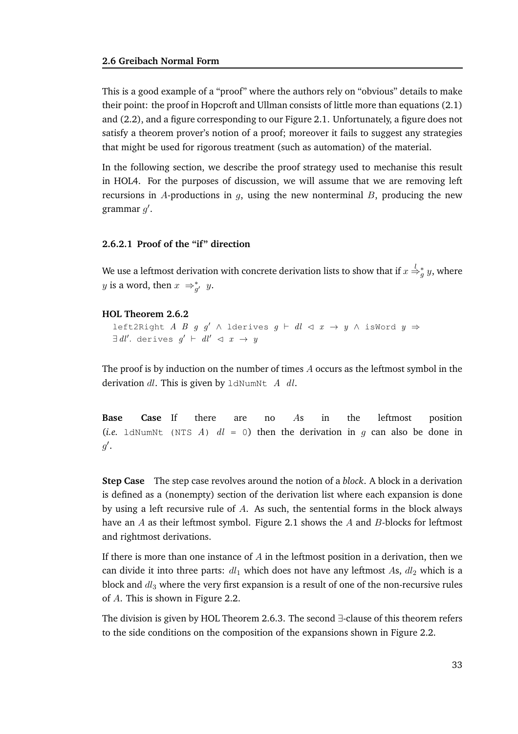This is a good example of a "proof" where the authors rely on "obvious" details to make their point: the proof in Hopcroft and Ullman consists of little more than equations (2.1) and (2.2), and a figure corresponding to our Figure 2.1. Unfortunately, a figure does not satisfy a theorem prover's notion of a proof; moreover it fails to suggest any strategies that might be used for rigorous treatment (such as automation) of the material.

In the following section, we describe the proof strategy used to mechanise this result in HOL4. For the purposes of discussion, we will assume that we are removing left recursions in $A$-productions in $g$, using the new nonterminal $B$, producing the new grammar $g'$.

### 2.6.2.1 Proof of the "if" direction

We use a leftmost derivation with concrete derivation lists to show that if $x \overset{l}{\Rightarrow}_g^* y$, where $y$ is a word, then $x \Rightarrow_{g'}^* y$.

**HOL Theorem 2.6.2**

```
left2Right A B g g' ∧ lderives g ⊢ dl ◁ x → y ∧ isWord y ⇒
∃ dl'. derives g' ⊢ dl' ◁ x → y
```

The proof is by induction on the number of times $A$ occurs as the leftmost symbol in the derivation $dl$. This is given by `ldNumNt A dl`.

**Base Case** If there are no $A$s in the leftmost position (*i.e.* `ldNumNt (NTS A) dl = 0`) then the derivation in $g$ can also be done in $g'$.

**Step Case** The step case revolves around the notion of a *block*. A block in a derivation is defined as a (nonempty) section of the derivation list where each expansion is done by using a left recursive rule of $A$. As such, the sentential forms in the block always have an $A$ as their leftmost symbol. Figure 2.1 shows the $A$ and $B$-blocks for leftmost and rightmost derivations.

If there is more than one instance of $A$ in the leftmost position in a derivation, then we can divide it into three parts: $dl_1$ which does not have any leftmost $A$s, $dl_2$ which is a block and $dl_3$ where the very first expansion is a result of one of the non-recursive rules of $A$. This is shown in Figure 2.2.

The division is given by HOL Theorem 2.6.3. The second $\exists$-clause of this theorem refers to the side conditions on the composition of the expansions shown in Figure 2.2.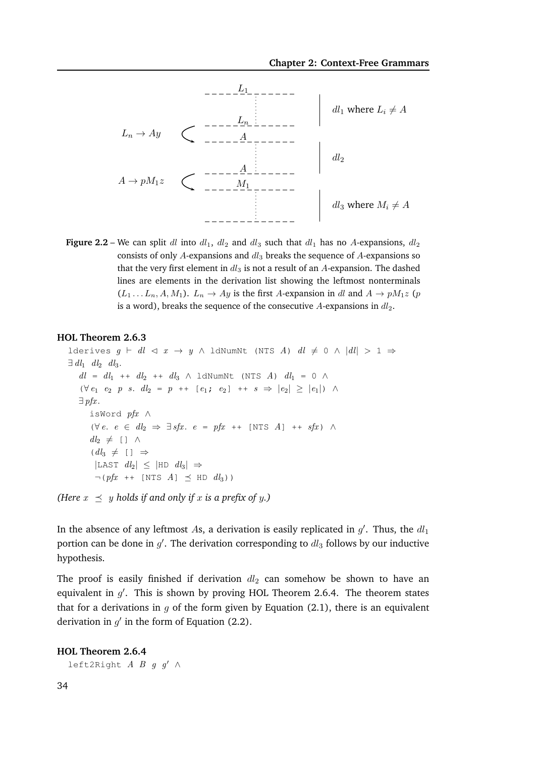Figure 2.2 – We can split $dl$ into $dl_1$, $dl_2$ and $dl_3$ such that $dl_1$ has no $A$-expansions, $dl_2$ consists of only $A$-expansions and $dl_3$ breaks the sequence of $A$-expansions so that the very first element in $dl_3$ is not a result of an $A$-expansion. The dashed lines are elements in the derivation list showing the leftmost nonterminals $(L_1 \ldots L_n, A, M_1)$. $L_n \rightarrow Ay$ is the first $A$-expansion in $dl$ and $A \rightarrow pM_1z$ ($p$ is a word), breaks the sequence of the consecutive $A$-expansions in $dl_2$.

**HOL Theorem 2.6.3**

```
lderives g ⊢ dl ◁ x → y ∧ ldNumNt (NTS A) dl ≠ 0 ∧ |dl| > 1 ⇒
∃ dl1 dl2 dl3.
  dl = dl1 ++ dl2 ++ dl3 ∧ ldNumNt (NTS A) dl1 = 0 ∧
  (∀ e1 e2 p s. dl2 = p ++ [e1; e2] ++ s ⇒ |e2| ≥ |e1|) ∧
  ∃ pfx.
    isWord pfx ∧
    (∀ e. e ∈ dl2 ⇒ ∃ sfx. e = pfx ++ [NTS A] ++ sfx) ∧
    dl2 ≠ [] ∧
    (dl3 ≠ [] ⇒
     |LAST dl2| ≤ |HD dl3| ⇒
     ¬(pfx ++ [NTS A] ≼ HD dl3))
```

*(Here $x \preceq y$ holds if and only if $x$ is a prefix of $y$.)*

In the absence of any leftmost $A$s, a derivation is easily replicated in $g'$. Thus, the $dl_1$ portion can be done in $g'$. The derivation corresponding to $dl_3$ follows by our inductive hypothesis.

The proof is easily finished if derivation $dl_2$ can somehow be shown to have an equivalent in $g'$. This is shown by proving HOL Theorem 2.6.4. The theorem states that for a derivations in $g$ of the form given by Equation (2.1), there is an equivalent derivation in $g'$ in the form of Equation (2.2).

**HOL Theorem 2.6.4**

```
left2Right A B g g' ∧
```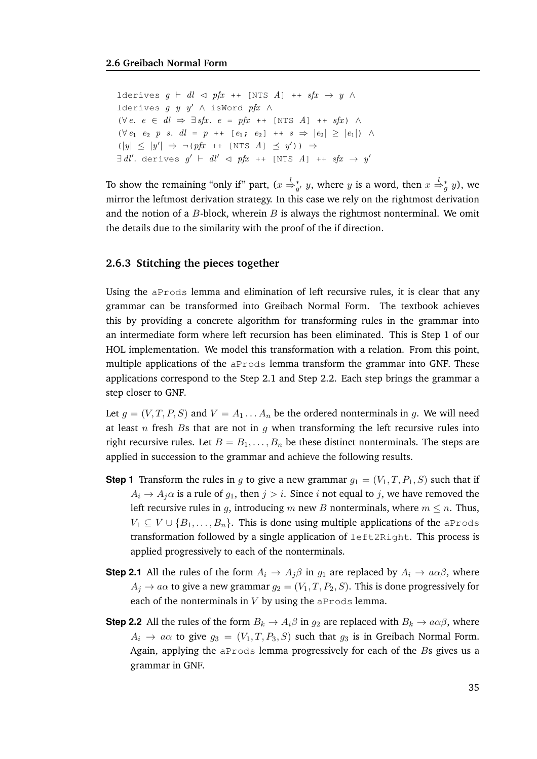```
lderives g ⊢ dl ◁ pfx ++ [NTS A] ++ sfx → y ∧
lderives g y y′ ∧ isWord pfx ∧
(∀ e. e ∈ dl ⇒ ∃ sfx. e = pfx ++ [NTS A] ++ sfx) ∧
(∀ e1 e2 p s. dl = p ++ [e1; e2] ++ s ⇒ |e2| ≥ |e1|) ∧
(|y| ≤ |y′| ⇒ ¬(pfx ++ [NTS A] ≼ y′)) ⇒
∃ dl′. derives g′ ⊢ dl′ ◁ pfx ++ [NTS A] ++ sfx → y′
```

To show the remaining "only if" part, ($x \overset{l}{\Rightarrow}^{*}_{g'} y$, where $y$ is a word, then $x \overset{l}{\Rightarrow}^{*}_{g} y$), we mirror the leftmost derivation strategy. In this case we rely on the rightmost derivation and the notion of a $B$-block, wherein $B$ is always the rightmost nonterminal. We omit the details due to the similarity with the proof of the if direction.

### 2.6.3 Stitching the pieces together

Using the `aProds` lemma and elimination of left recursive rules, it is clear that any grammar can be transformed into Greibach Normal Form. The textbook achieves this by providing a concrete algorithm for transforming rules in the grammar into an intermediate form where left recursion has been eliminated. This is Step 1 of our HOL implementation. We model this transformation with a relation. From this point, multiple applications of the `aProds` lemma transform the grammar into GNF. These applications correspond to the Step 2.1 and Step 2.2. Each step brings the grammar a step closer to GNF.

Let $g = (V, T, P, S)$ and $V = A_1 \ldots A_n$ be the ordered nonterminals in $g$. We will need at least $n$ fresh $B$s that are not in $g$ when transforming the left recursive rules into right recursive rules. Let $B = B_1, \ldots, B_n$ be these distinct nonterminals. The steps are applied in succession to the grammar and achieve the following results.

**Step 1** Transform the rules in $g$ to give a new grammar $g_1 = (V_1, T, P_1, S)$ such that if $A_i \to A_j\alpha$ is a rule of $g_1$, then $j > i$. Since $i$ not equal to $j$, we have removed the left recursive rules in $g$, introducing $m$ new $B$ nonterminals, where $m \leq n$. Thus, $V_1 \subseteq V \cup \{B_1, \ldots, B_n\}$. This is done using multiple applications of the `aProds` transformation followed by a single application of `left2Right`. This process is applied progressively to each of the nonterminals.

**Step 2.1** All the rules of the form $A_i \to A_j\beta$ in $g_1$ are replaced by $A_i \to a\alpha\beta$, where $A_j \to a\alpha$ to give a new grammar $g_2 = (V_1, T, P_2, S)$. This is done progressively for each of the nonterminals in $V$ by using the `aProds` lemma.

**Step 2.2** All the rules of the form $B_k \to A_i\beta$ in $g_2$ are replaced with $B_k \to a\alpha\beta$, where $A_i \to a\alpha$ to give $g_3 = (V_1, T, P_3, S)$ such that $g_3$ is in Greibach Normal Form. Again, applying the `aProds` lemma progressively for each of the $B$s gives us a grammar in GNF.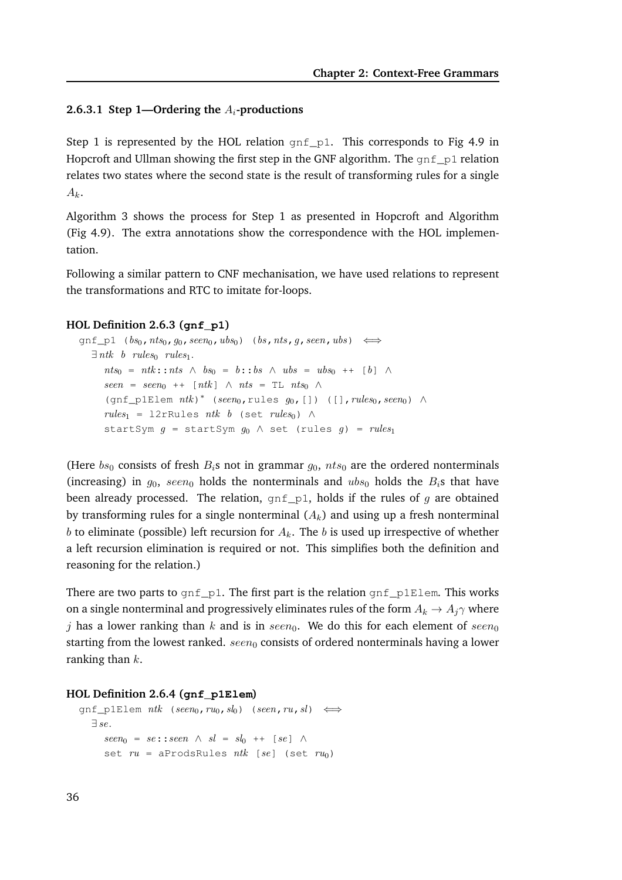#### 2.6.3.1 Step 1—Ordering the $A_i$-productions

Step 1 is represented by the HOL relation gnf_p1. This corresponds to Fig 4.9 in Hopcroft and Ullman showing the first step in the GNF algorithm. The gnf_p1 relation relates two states where the second state is the result of transforming rules for a single $A_k$.

Algorithm 3 shows the process for Step 1 as presented in Hopcroft and Algorithm (Fig 4.9). The extra annotations show the correspondence with the HOL implementation.

Following a similar pattern to CNF mechanisation, we have used relations to represent the transformations and RTC to imitate for-loops.

**HOL Definition 2.6.3 (gnf_p1)**

```
gnf_p1 (bs₀, nts₀, g₀, seen₀, ubs₀) (bs, nts, g, seen, ubs) ⟺
  ∃ ntk b rules₀ rules₁.
    nts₀ = ntk::nts ∧ bs₀ = b::bs ∧ ubs = ubs₀ ++ [b] ∧
    seen = seen₀ ++ [ntk] ∧ nts = TL nts₀ ∧
    (gnf_p1Elem ntk)* (seen₀, rules g₀, []) ([], rules₀, seen₀) ∧
    rules₁ = l2rRules ntk b (set rules₀) ∧
    startSym g = startSym g₀ ∧ set (rules g) = rules₁
```

(Here $bs_0$ consists of fresh $B_i$s not in grammar $g_0$, $nts_0$ are the ordered nonterminals (increasing) in $g_0$, $seen_0$ holds the nonterminals and $ubs_0$ holds the $B_i$s that have been already processed. The relation, gnf_p1, holds if the rules of $g$ are obtained by transforming rules for a single nonterminal ($A_k$) and using up a fresh nonterminal $b$ to eliminate (possible) left recursion for $A_k$. The $b$ is used up irrespective of whether a left recursion elimination is required or not. This simplifies both the definition and reasoning for the relation.)

There are two parts to gnf_p1. The first part is the relation gnf_p1Elem. This works on a single nonterminal and progressively eliminates rules of the form $A_k \rightarrow A_j\gamma$ where $j$ has a lower ranking than $k$ and is in $seen_0$. We do this for each element of $seen_0$ starting from the lowest ranked. $seen_0$ consists of ordered nonterminals having a lower ranking than $k$.

**HOL Definition 2.6.4 (gnf_p1Elem)**

```
gnf_p1Elem ntk (seen₀, ru₀, sl₀) (seen, ru, sl) ⟺
  ∃ se.
    seen₀ = se::seen ∧ sl = sl₀ ++ [se] ∧
    set ru = aProdsRules ntk [se] (set ru₀)
```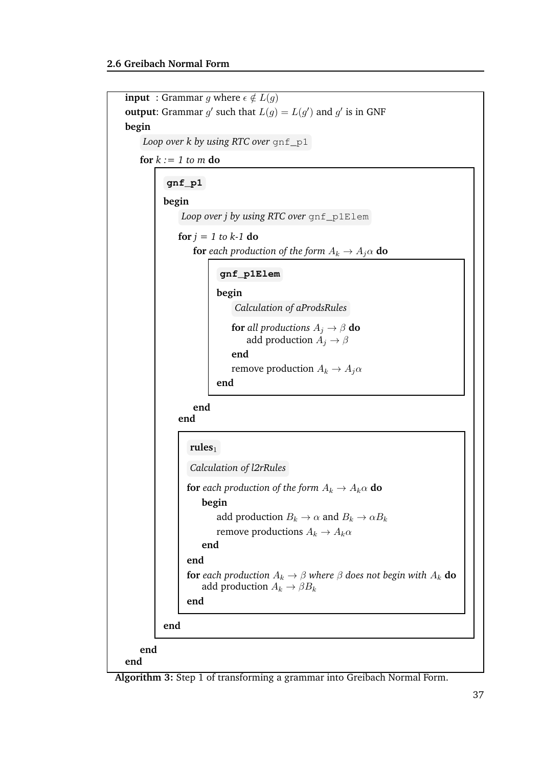**input** : Grammar $g$ where $\epsilon \notin L(g)$
**output**: Grammar $g'$ such that $L(g) = L(g')$ and $g'$ is in GNF
**begin**

*Loop over k by using RTC over* `gnf_p1`

**for** *k := 1 to m* **do**

**gnf_p1**

**begin**

*Loop over j by using RTC over* `gnf_p1Elem`

**for** *j = 1 to k-1* **do**

**for** *each production of the form* $A_k \rightarrow A_j\alpha$ **do**

**gnf_p1Elem**

**begin**

*Calculation of aProdsRules*

**for** *all productions* $A_j \rightarrow \beta$ **do**
add production $A_j \rightarrow \beta$
**end**
remove production $A_k \rightarrow A_j\alpha$
**end**

**end**
**end**

**rules**$_1$

*Calculation of l2rRules*

**for** *each production of the form* $A_k \rightarrow A_k\alpha$ **do**
**begin**
add production $B_k \rightarrow \alpha$ and $B_k \rightarrow \alpha B_k$
remove productions $A_k \rightarrow A_k\alpha$
**end**
**end**
**for** *each production* $A_k \rightarrow \beta$ *where* $\beta$ *does not begin with* $A_k$ **do**
add production $A_k \rightarrow \beta B_k$
**end**

**end**

**end**
**end**

**Algorithm 3:** Step 1 of transforming a grammar into Greibach Normal Form.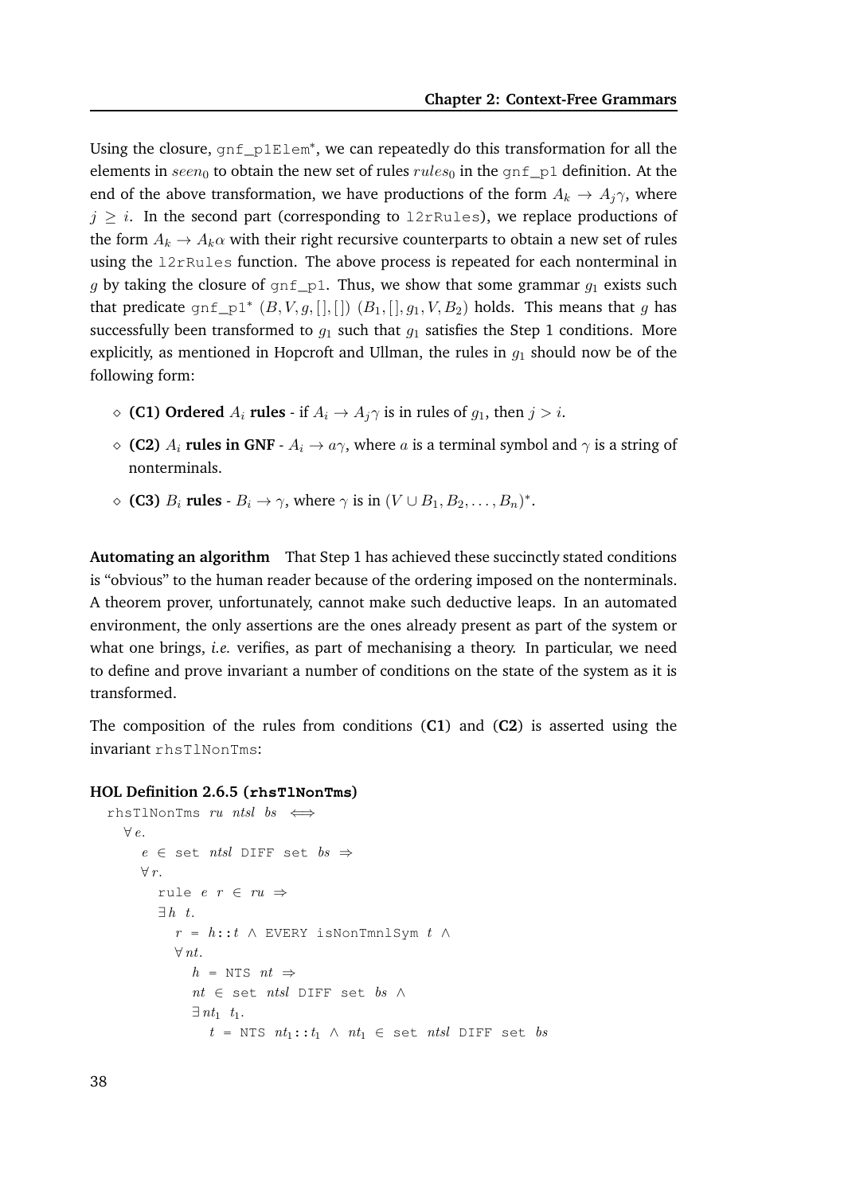Using the closure, `gnf_p1Elem`$^*$, we can repeatedly do this transformation for all the elements in $seen_0$ to obtain the new set of rules $rules_0$ in the `gnf_p1` definition. At the end of the above transformation, we have productions of the form $A_k \rightarrow A_j\gamma$, where $j \geq i$. In the second part (corresponding to `l2rRules`), we replace productions of the form $A_k \rightarrow A_k\alpha$ with their right recursive counterparts to obtain a new set of rules using the `l2rRules` function. The above process is repeated for each nonterminal in $g$ by taking the closure of `gnf_p1`. Thus, we show that some grammar $g_1$ exists such that predicate `gnf_p1`$^*$ $(B, V, g, [], [])$ $(B_1, [], g_1, V, B_2)$ holds. This means that $g$ has successfully been transformed to $g_1$ such that $g_1$ satisfies the Step 1 conditions. More explicitly, as mentioned in Hopcroft and Ullman, the rules in $g_1$ should now be of the following form:

- ◇ **(C1) Ordered $A_i$ rules** - if $A_i \rightarrow A_j\gamma$ is in rules of $g_1$, then $j > i$.
- ◇ **(C2) $A_i$ rules in GNF** - $A_i \rightarrow a\gamma$, where $a$ is a terminal symbol and $\gamma$ is a string of nonterminals.
- ◇ **(C3) $B_i$ rules** - $B_i \rightarrow \gamma$, where $\gamma$ is in $(V \cup B_1, B_2, \ldots, B_n)^*$.

**Automating an algorithm** That Step 1 has achieved these succinctly stated conditions is "obvious" to the human reader because of the ordering imposed on the nonterminals. A theorem prover, unfortunately, cannot make such deductive leaps. In an automated environment, the only assertions are the ones already present as part of the system or what one brings, *i.e.* verifies, as part of mechanising a theory. In particular, we need to define and prove invariant a number of conditions on the state of the system as it is transformed.

The composition of the rules from conditions (**C1**) and (**C2**) is asserted using the invariant `rhsTlNonTms`:

**HOL Definition 2.6.5 (`rhsTlNonTms`)**

```
rhsTlNonTms ru ntsl bs  ⟺
  ∀ e.
    e ∈ set ntsl DIFF set bs ⇒
    ∀ r.
      rule e r ∈ ru ⇒
      ∃ h  t.
        r = h::t ∧ EVERY isNonTmnlSym t ∧
        ∀ nt.
          h = NTS nt ⇒
          nt ∈ set ntsl DIFF set bs ∧
          ∃ nt₁  t₁.
            t = NTS nt₁::t₁ ∧ nt₁ ∈ set ntsl DIFF set bs
```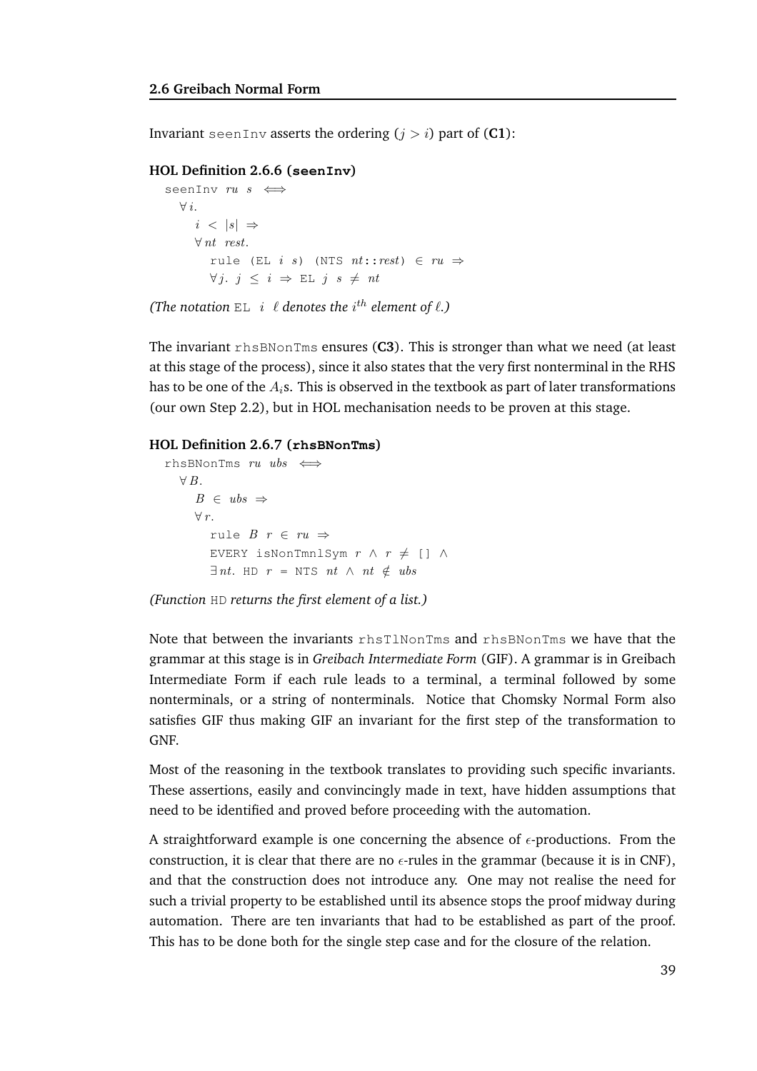Invariant `seenInv` asserts the ordering ($j > i$) part of (**C1**):

**HOL Definition 2.6.6 (`seenInv`)**

```
seenInv ru s  ⟺
  ∀ i.
    i < |s| ⇒
    ∀ nt rest.
      rule (EL i s) (NTS nt::rest) ∈ ru ⇒
      ∀ j. j ≤ i ⇒ EL j s ≠ nt
```

*(The notation* `EL i ℓ` *denotes the* $i^{th}$ *element of* $\ell$*.)*

The invariant `rhsBNonTms` ensures (**C3**). This is stronger than what we need (at least at this stage of the process), since it also states that the very first nonterminal in the RHS has to be one of the $A_i$s. This is observed in the textbook as part of later transformations (our own Step 2.2), but in HOL mechanisation needs to be proven at this stage.

**HOL Definition 2.6.7 (`rhsBNonTms`)**

```
rhsBNonTms ru ubs  ⟺
  ∀ B.
    B ∈ ubs ⇒
    ∀ r.
      rule B r ∈ ru ⇒
      EVERY isNonTmnlSym r ∧ r ≠ [] ∧
      ∃ nt. HD r = NTS nt ∧ nt ∉ ubs
```

*(Function* `HD` *returns the first element of a list.)*

Note that between the invariants `rhsTlNonTms` and `rhsBNonTms` we have that the grammar at this stage is in *Greibach Intermediate Form* (GIF). A grammar is in Greibach Intermediate Form if each rule leads to a terminal, a terminal followed by some nonterminals, or a string of nonterminals. Notice that Chomsky Normal Form also satisfies GIF thus making GIF an invariant for the first step of the transformation to GNF.

Most of the reasoning in the textbook translates to providing such specific invariants. These assertions, easily and convincingly made in text, have hidden assumptions that need to be identified and proved before proceeding with the automation.

A straightforward example is one concerning the absence of $\epsilon$-productions. From the construction, it is clear that there are no $\epsilon$-rules in the grammar (because it is in CNF), and that the construction does not introduce any. One may not realise the need for such a trivial property to be established until its absence stops the proof midway during automation. There are ten invariants that had to be established as part of the proof. This has to be done both for the single step case and for the closure of the relation.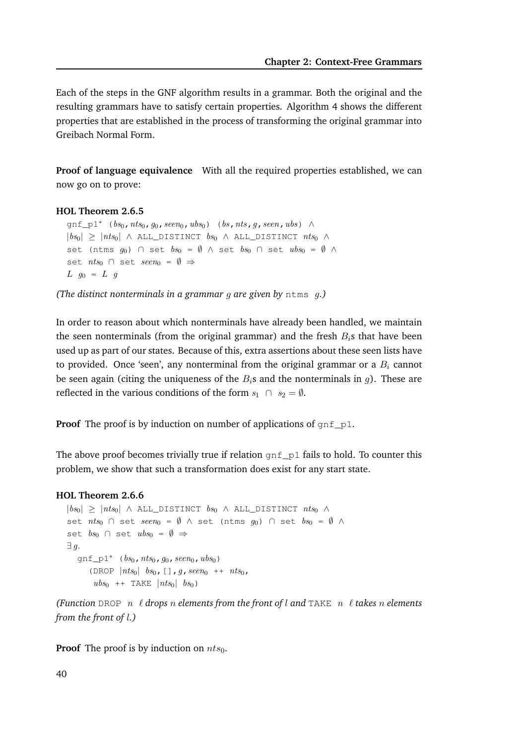Each of the steps in the GNF algorithm results in a grammar. Both the original and the resulting grammars have to satisfy certain properties. Algorithm 4 shows the different properties that are established in the process of transforming the original grammar into Greibach Normal Form.

**Proof of language equivalence** With all the required properties established, we can now go on to prove:

**HOL Theorem 2.6.5**

$$
\begin{array}{l}
\texttt{gnf\_p1}^{*}\ (bs_0, nts_0, g_0, seen_0, ubs_0)\ (bs, nts, g, seen, ubs)\ \wedge \\
|bs_0| \geq |nts_0| \wedge \texttt{ALL\_DISTINCT}\ bs_0 \wedge \texttt{ALL\_DISTINCT}\ nts_0 \wedge \\
\texttt{set (ntms}\ g_0\texttt{)} \cap \texttt{set}\ bs_0 = \emptyset \wedge \texttt{set}\ bs_0 \cap \texttt{set}\ ubs_0 = \emptyset \wedge \\
\texttt{set}\ nts_0 \cap \texttt{set}\ seen_0 = \emptyset \Rightarrow \\
L\ g_0 = L\ g
\end{array}
$$

*(The distinct nonterminals in a grammar $g$ are given by* `ntms` $g$*.)*

In order to reason about which nonterminals have already been handled, we maintain the seen nonterminals (from the original grammar) and the fresh $B_i$s that have been used up as part of our states. Because of this, extra assertions about these seen lists have to provided. Once 'seen', any nonterminal from the original grammar or a $B_i$ cannot be seen again (citing the uniqueness of the $B_i$s and the nonterminals in $g$). These are reflected in the various conditions of the form $s_1 \cap s_2 = \emptyset$.

**Proof** The proof is by induction on number of applications of `gnf_p1`.

The above proof becomes trivially true if relation `gnf_p1` fails to hold. To counter this problem, we show that such a transformation does exist for any start state.

**HOL Theorem 2.6.6**

$$
\begin{array}{l}
|bs_0| \geq |nts_0| \wedge \texttt{ALL\_DISTINCT}\ bs_0 \wedge \texttt{ALL\_DISTINCT}\ nts_0 \wedge \\
\texttt{set}\ nts_0 \cap \texttt{set}\ seen_0 = \emptyset \wedge \texttt{set (ntms}\ g_0\texttt{)} \cap \texttt{set}\ bs_0 = \emptyset \wedge \\
\texttt{set}\ bs_0 \cap \texttt{set}\ ubs_0 = \emptyset \Rightarrow \\
\exists g. \\
\quad \texttt{gnf\_p1}^{*}\ (bs_0, nts_0, g_0, seen_0, ubs_0) \\
\quad\quad (\texttt{DROP}\ |nts_0|\ bs_0, [\,], g, seen_0\ \texttt{++}\ nts_0, \\
\quad\quad\ ubs_0\ \texttt{++}\ \texttt{TAKE}\ |nts_0|\ bs_0)
\end{array}
$$

*(Function* `DROP` $n\ \ell$ *drops $n$ elements from the front of $l$ and* `TAKE` $n\ \ell$ *takes $n$ elements from the front of $l$.)*

**Proof** The proof is by induction on $nts_0$.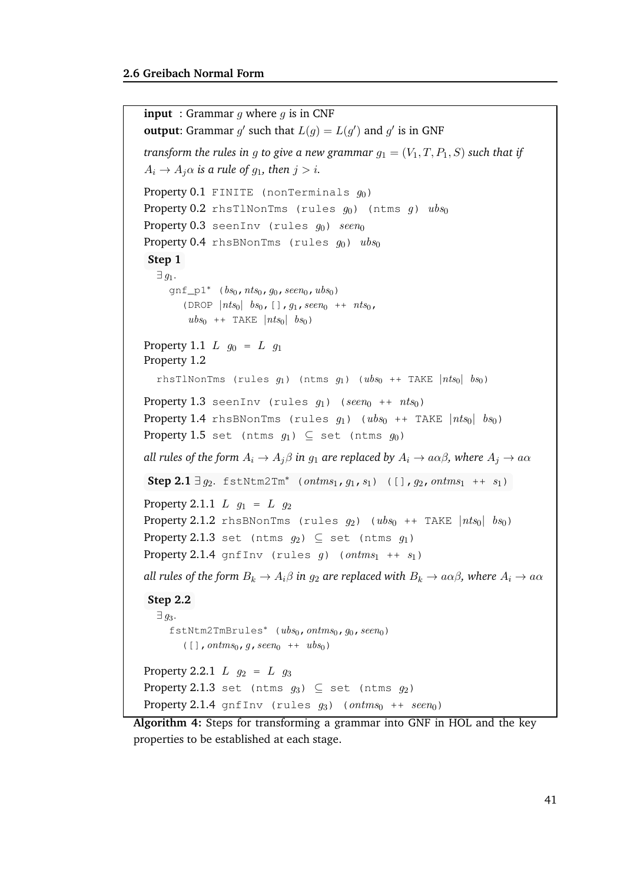**input** : Grammar $g$ where $g$ is in CNF

**output**: Grammar $g'$ such that $L(g) = L(g')$ and $g'$ is in GNF

*transform the rules in $g$ to give a new grammar $g_1 = (V_1, T, P_1, S)$ such that if $A_i \to A_j\alpha$ is a rule of $g_1$, then $j > i$.*

Property 0.1 `FINITE (nonTerminals` $g_0$`)`

Property 0.2 `rhsTlNonTms (rules` $g_0$`) (ntms` $g$`)` $ubs_0$

Property 0.3 `seenInv (rules` $g_0$`)` $seen_0$

Property 0.4 `rhsBNonTms (rules` $g_0$`)` $ubs_0$

**Step 1**

$\exists\, g_1.$
`gnf_p1*` $(bs_0, nts_0, g_0, seen_0, ubs_0)$
`(DROP` $|nts_0|$ $bs_0$`, [],` $g_1$`,` $seen_0$ `++` $nts_0$`,`
$ubs_0$ `++ TAKE` $|nts_0|$ $bs_0$`)`

Property 1.1 $L\ \ g_0\ =\ L\ \ g_1$

Property 1.2

`rhsTlNonTms (rules` $g_1$`) (ntms` $g_1$`) (`$ubs_0$ `++ TAKE` $|nts_0|$ $bs_0$`)`

Property 1.3 `seenInv (rules` $g_1$`) (`$seen_0$ `++` $nts_0$`)`

Property 1.4 `rhsBNonTms (rules` $g_1$`) (`$ubs_0$ `++ TAKE` $|nts_0|$ $bs_0$`)`

Property 1.5 `set (ntms` $g_1$`)` $\subseteq$ `set (ntms` $g_0$`)`

*all rules of the form $A_i \to A_j\beta$ in $g_1$ are replaced by $A_i \to a\alpha\beta$, where $A_j \to a\alpha$*

**Step 2.1** $\exists\, g_2.$ `fstNtm2Tm*` $(ontms_1, g_1, s_1)$ `([],` $g_2$`,` $ontms_1$ `++` $s_1$`)`

Property 2.1.1 $L\ \ g_1\ =\ L\ \ g_2$

Property 2.1.2 `rhsBNonTms (rules` $g_2$`) (`$ubs_0$ `++ TAKE` $|nts_0|$ $bs_0$`)`

Property 2.1.3 `set (ntms` $g_2$`)` $\subseteq$ `set (ntms` $g_1$`)`

Property 2.1.4 `gnfInv (rules` $g$`) (`$ontms_1$ `++` $s_1$`)`

*all rules of the form $B_k \to A_i\beta$ in $g_2$ are replaced with $B_k \to a\alpha\beta$, where $A_i \to a\alpha$*

**Step 2.2**

$\exists\, g_3.$
`fstNtm2TmBrules*` $(ubs_0, ontms_0, g_0, seen_0)$
`([],` $ontms_0, g, seen_0$ `++` $ubs_0$`)`

Property 2.2.1 $L\ \ g_2\ =\ L\ \ g_3$

Property 2.1.3 `set (ntms` $g_3$`)` $\subseteq$ `set (ntms` $g_2$`)`

Property 2.1.4 `gnfInv (rules` $g_3$`) (`$ontms_0$ `++` $seen_0$`)`

**Algorithm 4:** Steps for transforming a grammar into GNF in HOL and the key properties to be established at each stage.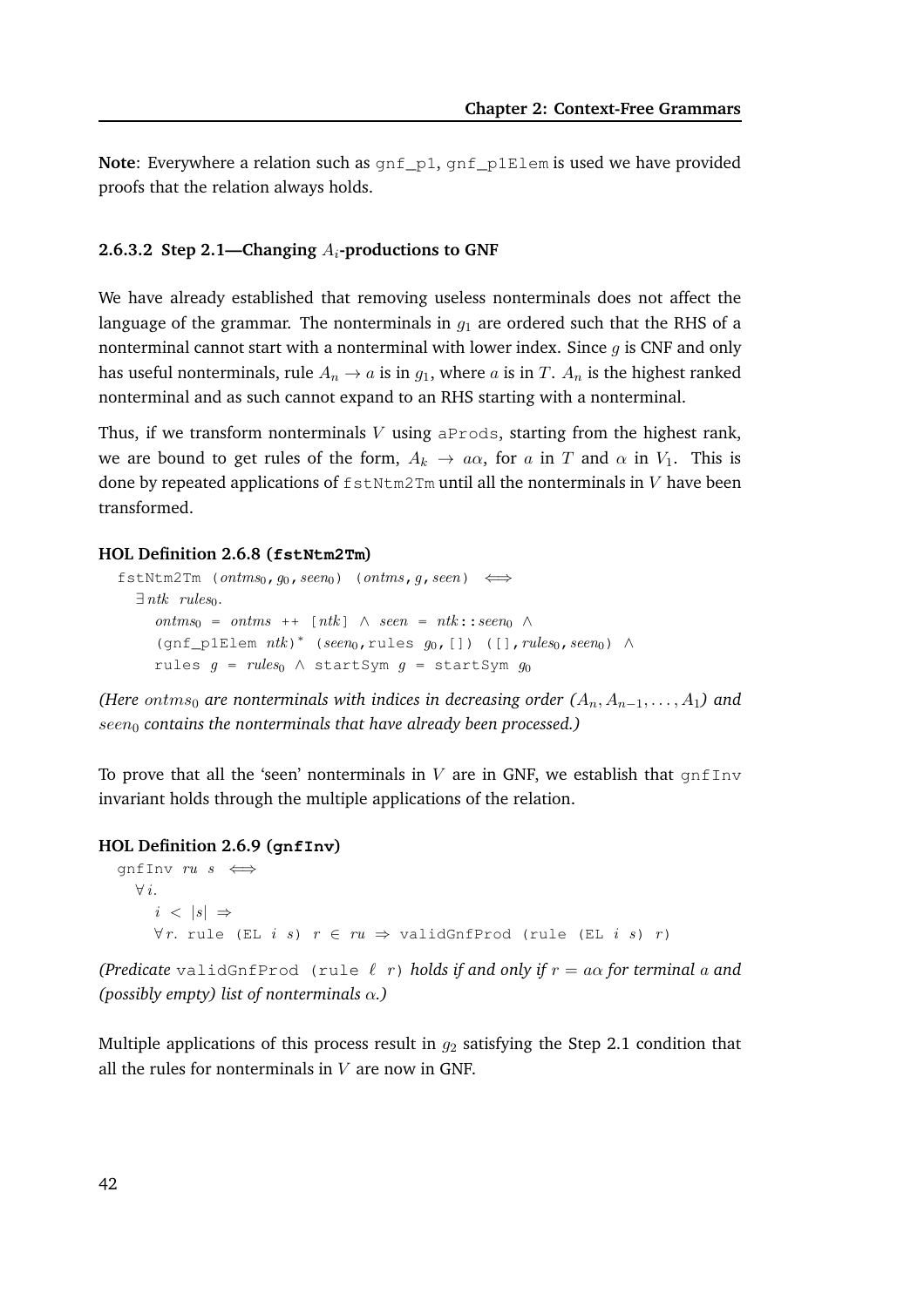**Note**: Everywhere a relation such as gnf_p1, gnf_p1Elem is used we have provided proofs that the relation always holds.

### 2.6.3.2 Step 2.1—Changing $A_i$-productions to GNF

We have already established that removing useless nonterminals does not affect the language of the grammar. The nonterminals in $g_1$ are ordered such that the RHS of a nonterminal cannot start with a nonterminal with lower index. Since $g$ is CNF and only has useful nonterminals, rule $A_n \to a$ is in $g_1$, where $a$ is in $T$. $A_n$ is the highest ranked nonterminal and as such cannot expand to an RHS starting with a nonterminal.

Thus, if we transform nonterminals $V$ using aProds, starting from the highest rank, we are bound to get rules of the form, $A_k \to a\alpha$, for $a$ in $T$ and $\alpha$ in $V_1$. This is done by repeated applications of fstNtm2Tm until all the nonterminals in $V$ have been transformed.

**HOL Definition 2.6.8 (fstNtm2Tm)**

```
fstNtm2Tm (ontms₀, g₀, seen₀) (ontms, g, seen) ⟺
  ∃ ntk rules₀.
    ontms₀ = ontms ++ [ntk] ∧ seen = ntk::seen₀ ∧
    (gnf_p1Elem ntk)* (seen₀, rules g₀, []) ([], rules₀, seen₀) ∧
    rules g = rules₀ ∧ startSym g = startSym g₀
```

*(Here $ontms_0$ are nonterminals with indices in decreasing order ($A_n, A_{n-1}, \ldots, A_1$) and $seen_0$ contains the nonterminals that have already been processed.)*

To prove that all the 'seen' nonterminals in $V$ are in GNF, we establish that gnfInv invariant holds through the multiple applications of the relation.

**HOL Definition 2.6.9 (gnfInv)**

```
gnfInv ru s ⟺
  ∀ i.
    i < |s| ⇒
    ∀ r. rule (EL i s) r ∈ ru ⇒ validGnfProd (rule (EL i s) r)
```

*(Predicate* validGnfProd (rule $\ell$ $r$) *holds if and only if $r = a\alpha$ for terminal $a$ and (possibly empty) list of nonterminals $\alpha$.)*

Multiple applications of this process result in $g_2$ satisfying the Step 2.1 condition that all the rules for nonterminals in $V$ are now in GNF.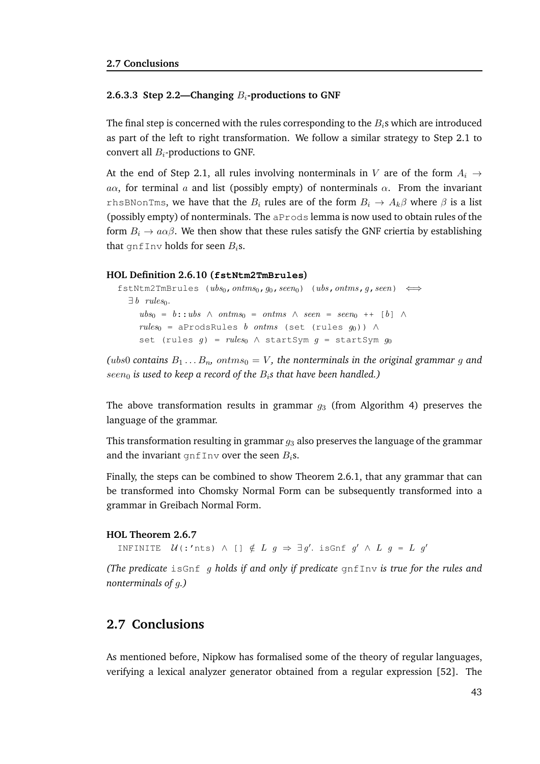#### 2.6.3.3 Step 2.2—Changing $B_i$-productions to GNF

The final step is concerned with the rules corresponding to the $B_i$s which are introduced as part of the left to right transformation. We follow a similar strategy to Step 2.1 to convert all $B_i$-productions to GNF.

At the end of Step 2.1, all rules involving nonterminals in $V$ are of the form $A_i \rightarrow a\alpha$, for terminal $a$ and list (possibly empty) of nonterminals $\alpha$. From the invariant `rhsBNonTms`, we have that the $B_i$ rules are of the form $B_i \rightarrow A_k\beta$ where $\beta$ is a list (possibly empty) of nonterminals. The `aProds` lemma is now used to obtain rules of the form $B_i \rightarrow a\alpha\beta$. We then show that these rules satisfy the GNF criertia by establishing that `gnfInv` holds for seen $B_i$s.

**HOL Definition 2.6.10 (`fstNtm2TmBrules`)**

```
fstNtm2TmBrules (ubs₀, ontms₀, g₀, seen₀) (ubs, ontms, g, seen)  ⟺
  ∃ b  rules₀.
    ubs₀ = b::ubs ∧ ontms₀ = ontms ∧ seen = seen₀ ++ [b] ∧
    rules₀ = aProdsRules b ontms (set (rules g₀)) ∧
    set (rules g) = rules₀ ∧ startSym g = startSym g₀
```

*($ubs0$ contains $B_1 \ldots B_n$, $ontms_0 = V$, the nonterminals in the original grammar $g$ and $seen_0$ is used to keep a record of the $B_i$s that have been handled.)*

The above transformation results in grammar $g_3$ (from Algorithm 4) preserves the language of the grammar.

This transformation resulting in grammar $g_3$ also preserves the language of the grammar and the invariant `gnfInv` over the seen $B_i$s.

Finally, the steps can be combined to show Theorem 2.6.1, that any grammar that can be transformed into Chomsky Normal Form can be subsequently transformed into a grammar in Greibach Normal Form.

**HOL Theorem 2.6.7**

```
INFINITE  𝒰(:'nts) ∧ [] ∉ L g ⇒ ∃g'. isGnf g' ∧ L g = L g'
```

*(The predicate `isGnf g` holds if and only if predicate `gnfInv` is true for the rules and nonterminals of $g$.)*

## 2.7 Conclusions

As mentioned before, Nipkow has formalised some of the theory of regular languages, verifying a lexical analyzer generator obtained from a regular expression [52]. The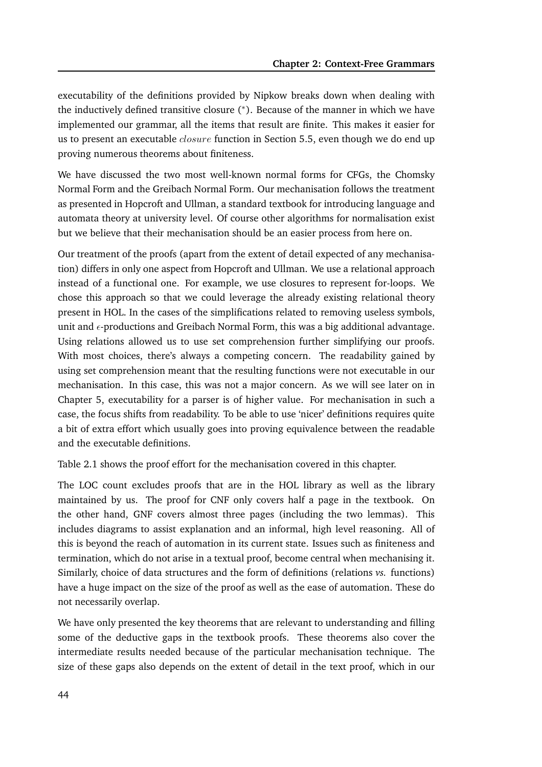executability of the definitions provided by Nipkow breaks down when dealing with the inductively defined transitive closure ($^*$). Because of the manner in which we have implemented our grammar, all the items that result are finite. This makes it easier for us to present an executable $closure$ function in Section 5.5, even though we do end up proving numerous theorems about finiteness.

We have discussed the two most well-known normal forms for CFGs, the Chomsky Normal Form and the Greibach Normal Form. Our mechanisation follows the treatment as presented in Hopcroft and Ullman, a standard textbook for introducing language and automata theory at university level. Of course other algorithms for normalisation exist but we believe that their mechanisation should be an easier process from here on.

Our treatment of the proofs (apart from the extent of detail expected of any mechanisation) differs in only one aspect from Hopcroft and Ullman. We use a relational approach instead of a functional one. For example, we use closures to represent for-loops. We chose this approach so that we could leverage the already existing relational theory present in HOL. In the cases of the simplifications related to removing useless symbols, unit and $\epsilon$-productions and Greibach Normal Form, this was a big additional advantage. Using relations allowed us to use set comprehension further simplifying our proofs. With most choices, there's always a competing concern. The readability gained by using set comprehension meant that the resulting functions were not executable in our mechanisation. In this case, this was not a major concern. As we will see later on in Chapter 5, executability for a parser is of higher value. For mechanisation in such a case, the focus shifts from readability. To be able to use 'nicer' definitions requires quite a bit of extra effort which usually goes into proving equivalence between the readable and the executable definitions.

Table 2.1 shows the proof effort for the mechanisation covered in this chapter.

The LOC count excludes proofs that are in the HOL library as well as the library maintained by us. The proof for CNF only covers half a page in the textbook. On the other hand, GNF covers almost three pages (including the two lemmas). This includes diagrams to assist explanation and an informal, high level reasoning. All of this is beyond the reach of automation in its current state. Issues such as finiteness and termination, which do not arise in a textual proof, become central when mechanising it. Similarly, choice of data structures and the form of definitions (relations *vs.* functions) have a huge impact on the size of the proof as well as the ease of automation. These do not necessarily overlap.

We have only presented the key theorems that are relevant to understanding and filling some of the deductive gaps in the textbook proofs. These theorems also cover the intermediate results needed because of the particular mechanisation technique. The size of these gaps also depends on the extent of detail in the text proof, which in our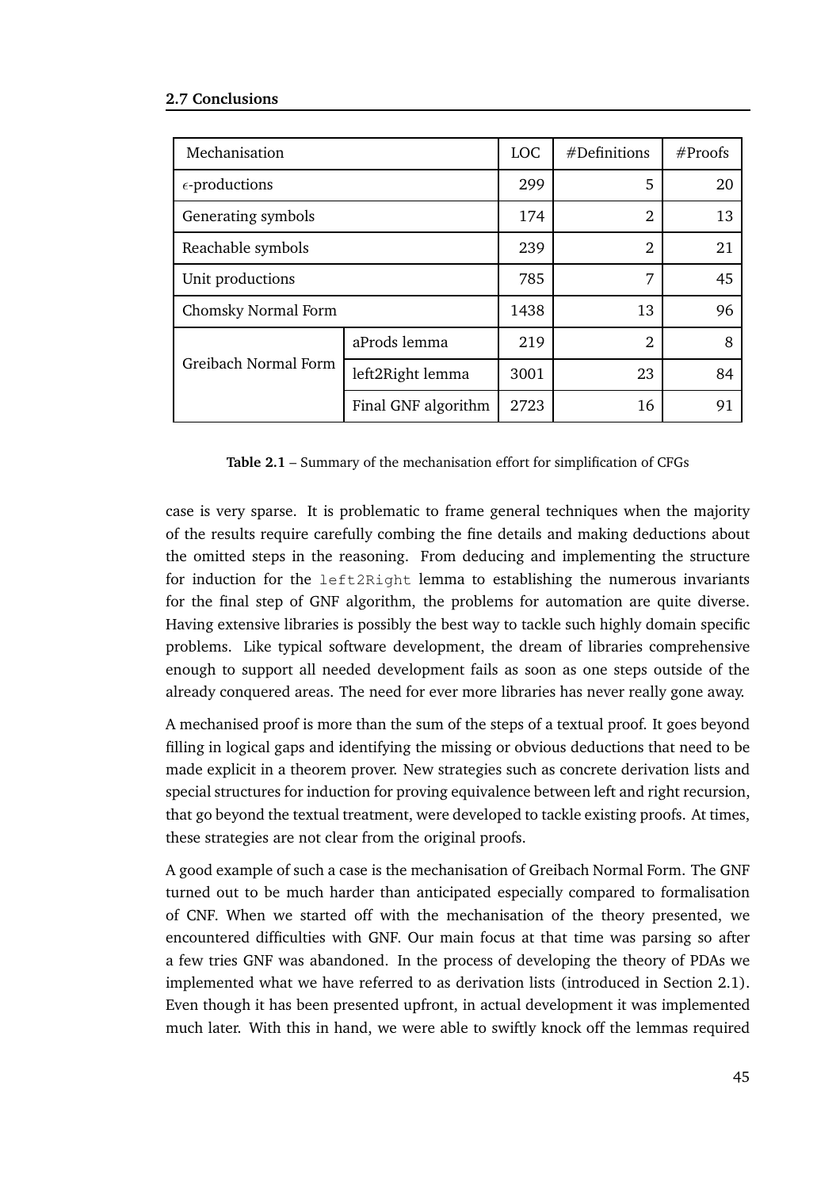| Mechanisation | | LOC | #Definitions | #Proofs |
|---|---|---|---|---|
| $\epsilon$-productions | | 299 | 5 | 20 |
| Generating symbols | | 174 | 2 | 13 |
| Reachable symbols | | 239 | 2 | 21 |
| Unit productions | | 785 | 7 | 45 |
| Chomsky Normal Form | | 1438 | 13 | 96 |
| Greibach Normal Form | aProds lemma | 219 | 2 | 8 |
| | left2Right lemma | 3001 | 23 | 84 |
| | Final GNF algorithm | 2723 | 16 | 91 |

**Table 2.1** – Summary of the mechanisation effort for simplification of CFGs

case is very sparse. It is problematic to frame general techniques when the majority of the results require carefully combing the fine details and making deductions about the omitted steps in the reasoning. From deducing and implementing the structure for induction for the `left2Right` lemma to establishing the numerous invariants for the final step of GNF algorithm, the problems for automation are quite diverse. Having extensive libraries is possibly the best way to tackle such highly domain specific problems. Like typical software development, the dream of libraries comprehensive enough to support all needed development fails as soon as one steps outside of the already conquered areas. The need for ever more libraries has never really gone away.

A mechanised proof is more than the sum of the steps of a textual proof. It goes beyond filling in logical gaps and identifying the missing or obvious deductions that need to be made explicit in a theorem prover. New strategies such as concrete derivation lists and special structures for induction for proving equivalence between left and right recursion, that go beyond the textual treatment, were developed to tackle existing proofs. At times, these strategies are not clear from the original proofs.

A good example of such a case is the mechanisation of Greibach Normal Form. The GNF turned out to be much harder than anticipated especially compared to formalisation of CNF. When we started off with the mechanisation of the theory presented, we encountered difficulties with GNF. Our main focus at that time was parsing so after a few tries GNF was abandoned. In the process of developing the theory of PDAs we implemented what we have referred to as derivation lists (introduced in Section 2.1). Even though it has been presented upfront, in actual development it was implemented much later. With this in hand, we were able to swiftly knock off the lemmas required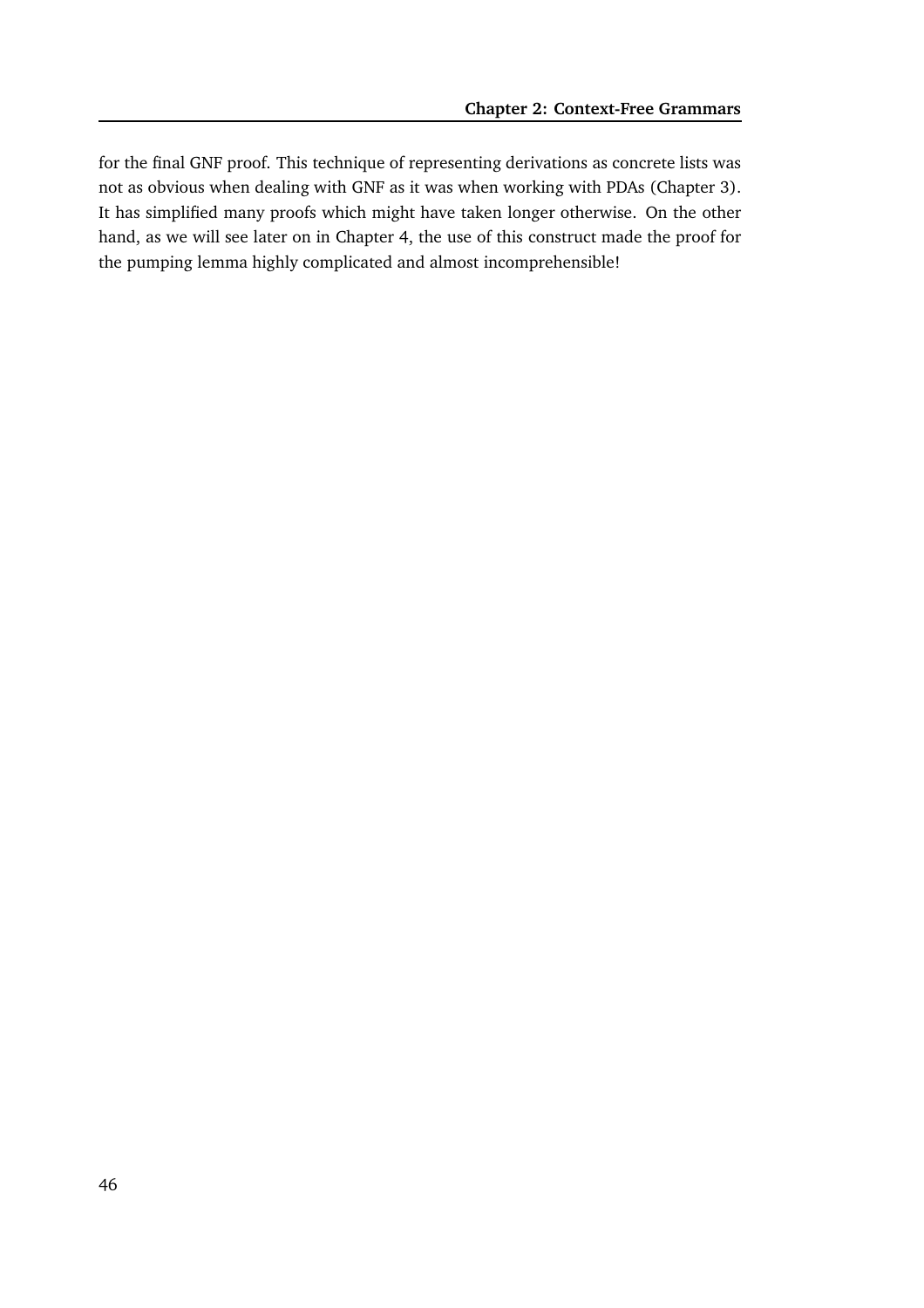for the final GNF proof. This technique of representing derivations as concrete lists was not as obvious when dealing with GNF as it was when working with PDAs (Chapter 3). It has simplified many proofs which might have taken longer otherwise. On the other hand, as we will see later on in Chapter 4, the use of this construct made the proof for the pumping lemma highly complicated and almost incomprehensible!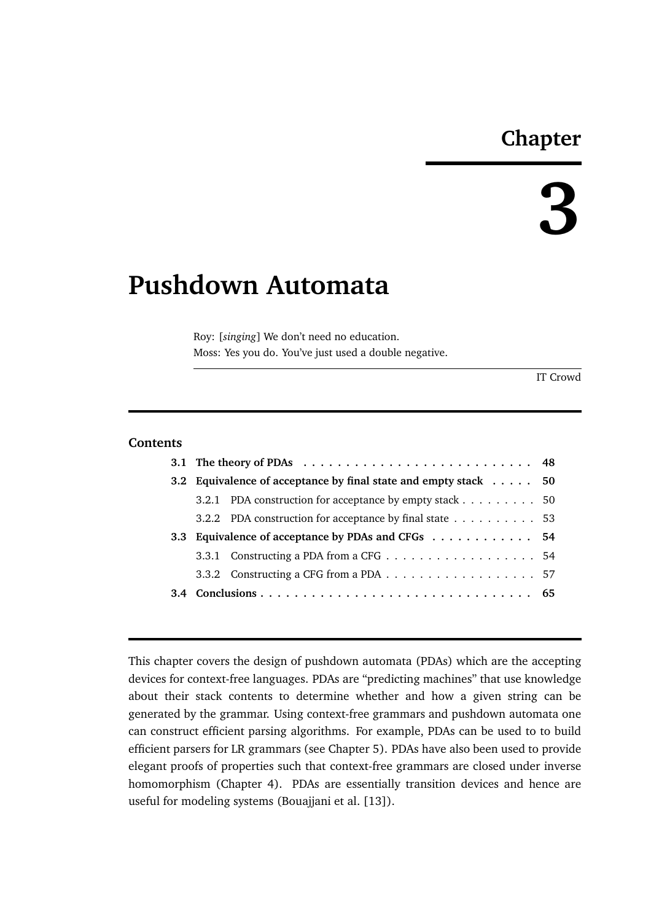# Chapter 3

# Pushdown Automata

> Roy: [*singing*] We don't need no education.
> Moss: Yes you do. You've just used a double negative.
>
> IT Crowd

**Contents**

| | | |
|---|---|---|
| **3.1** | **The theory of PDAs** | **48** |
| **3.2** | **Equivalence of acceptance by final state and empty stack** | **50** |
| 3.2.1 | PDA construction for acceptance by empty stack | 50 |
| 3.2.2 | PDA construction for acceptance by final state | 53 |
| **3.3** | **Equivalence of acceptance by PDAs and CFGs** | **54** |
| 3.3.1 | Constructing a PDA from a CFG | 54 |
| 3.3.2 | Constructing a CFG from a PDA | 57 |
| **3.4** | **Conclusions** | **65** |

This chapter covers the design of pushdown automata (PDAs) which are the accepting devices for context-free languages. PDAs are "predicting machines" that use knowledge about their stack contents to determine whether and how a given string can be generated by the grammar. Using context-free grammars and pushdown automata one can construct efficient parsing algorithms. For example, PDAs can be used to to build efficient parsers for LR grammars (see Chapter 5). PDAs have also been used to provide elegant proofs of properties such that context-free grammars are closed under inverse homomorphism (Chapter 4). PDAs are essentially transition devices and hence are useful for modeling systems (Bouajjani et al. [13]).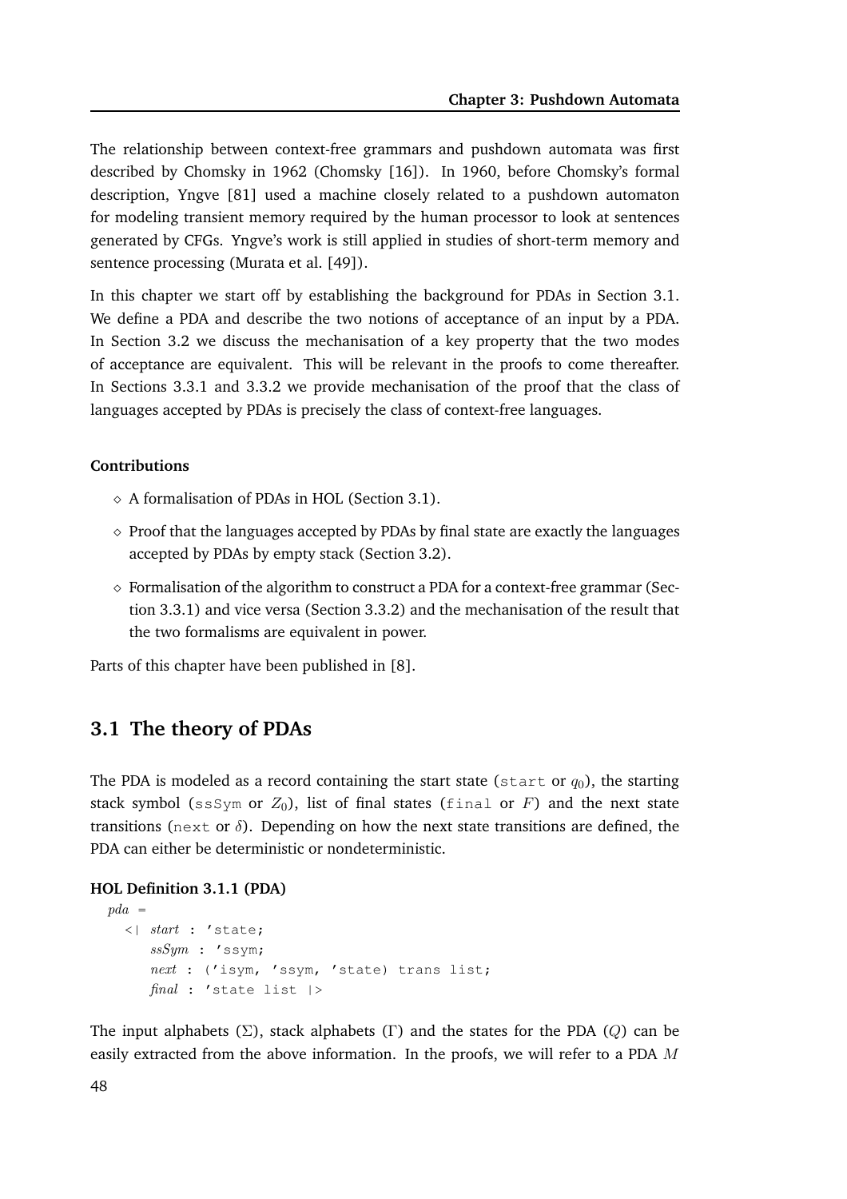The relationship between context-free grammars and pushdown automata was first described by Chomsky in 1962 (Chomsky [16]). In 1960, before Chomsky's formal description, Yngve [81] used a machine closely related to a pushdown automaton for modeling transient memory required by the human processor to look at sentences generated by CFGs. Yngve's work is still applied in studies of short-term memory and sentence processing (Murata et al. [49]).

In this chapter we start off by establishing the background for PDAs in Section 3.1. We define a PDA and describe the two notions of acceptance of an input by a PDA. In Section 3.2 we discuss the mechanisation of a key property that the two modes of acceptance are equivalent. This will be relevant in the proofs to come thereafter. In Sections 3.3.1 and 3.3.2 we provide mechanisation of the proof that the class of languages accepted by PDAs is precisely the class of context-free languages.

**Contributions**

- ◇ A formalisation of PDAs in HOL (Section 3.1).
- ◇ Proof that the languages accepted by PDAs by final state are exactly the languages accepted by PDAs by empty stack (Section 3.2).
- ◇ Formalisation of the algorithm to construct a PDA for a context-free grammar (Section 3.3.1) and vice versa (Section 3.3.2) and the mechanisation of the result that the two formalisms are equivalent in power.

Parts of this chapter have been published in [8].

## 3.1 The theory of PDAs

The PDA is modeled as a record containing the start state (`start` or $q_0$), the starting stack symbol (`ssSym` or $Z_0$), list of final states (`final` or $F$) and the next state transitions (`next` or $\delta$). Depending on how the next state transitions are defined, the PDA can either be deterministic or nondeterministic.

**HOL Definition 3.1.1 (PDA)**

```
pda =
  <| start : 'state;
     ssSym : 'ssym;
     next : ('isym, 'ssym, 'state) trans list;
     final : 'state list |>
```

The input alphabets ($\Sigma$), stack alphabets ($\Gamma$) and the states for the PDA ($Q$) can be easily extracted from the above information. In the proofs, we will refer to a PDA $M$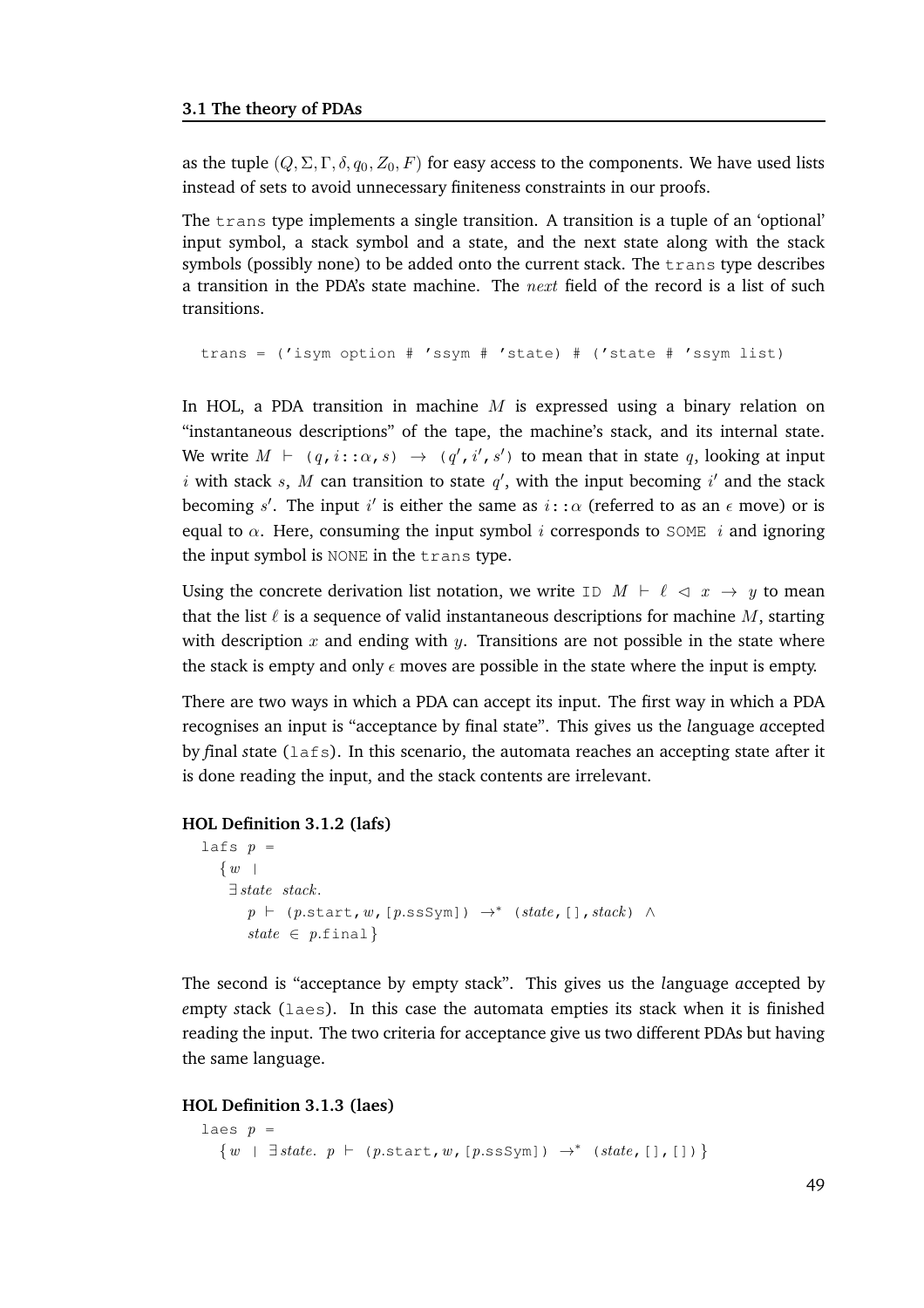as the tuple $(Q, \Sigma, \Gamma, \delta, q_0, Z_0, F)$ for easy access to the components. We have used lists instead of sets to avoid unnecessary finiteness constraints in our proofs.

The `trans` type implements a single transition. A transition is a tuple of an 'optional' input symbol, a stack symbol and a state, and the next state along with the stack symbols (possibly none) to be added onto the current stack. The `trans` type describes a transition in the PDA's state machine. The *next* field of the record is a list of such transitions.

```
trans = ('isym option # 'ssym # 'state) # ('state # 'ssym list)
```

In HOL, a PDA transition in machine $M$ is expressed using a binary relation on "instantaneous descriptions" of the tape, the machine's stack, and its internal state. We write $M \vdash (q, i::\alpha, s) \rightarrow (q', i', s')$ to mean that in state $q$, looking at input $i$ with stack $s$, $M$ can transition to state $q'$, with the input becoming $i'$ and the stack becoming $s'$. The input $i'$ is either the same as $i::\alpha$ (referred to as an $\epsilon$ move) or is equal to $\alpha$. Here, consuming the input symbol $i$ corresponds to `SOME` $i$ and ignoring the input symbol is `NONE` in the `trans` type.

Using the concrete derivation list notation, we write $\texttt{ID}\ M \vdash \ell \lhd x \rightarrow y$ to mean that the list $\ell$ is a sequence of valid instantaneous descriptions for machine $M$, starting with description $x$ and ending with $y$. Transitions are not possible in the state where the stack is empty and only $\epsilon$ moves are possible in the state where the input is empty.

There are two ways in which a PDA can accept its input. The first way in which a PDA recognises an input is "acceptance by final state". This gives us the *l*anguage *a*ccepted by *f*inal *s*tate (`lafs`). In this scenario, the automata reaches an accepting state after it is done reading the input, and the stack contents are irrelevant.

**HOL Definition 3.1.2 (lafs)**

$$
\begin{aligned}
&\texttt{lafs}\ p = \\
&\quad \{ w \mid \\
&\quad\ \ \exists\, state\ \ stack. \\
&\quad\quad p \vdash (p.\texttt{start}, w, [p.\texttt{ssSym}]) \rightarrow^{*} (state, [], stack) \ \wedge \\
&\quad\quad state \in p.\texttt{final} \}
\end{aligned}
$$

The second is "acceptance by empty stack". This gives us the *l*anguage *a*ccepted by *e*mpty *s*tack (`laes`). In this case the automata empties its stack when it is finished reading the input. The two criteria for acceptance give us two different PDAs but having the same language.

**HOL Definition 3.1.3 (laes)**

$$
\begin{aligned}
&\texttt{laes}\ p = \\
&\quad \{ w \mid \exists\, state.\ p \vdash (p.\texttt{start}, w, [p.\texttt{ssSym}]) \rightarrow^{*} (state, [], []) \}
\end{aligned}
$$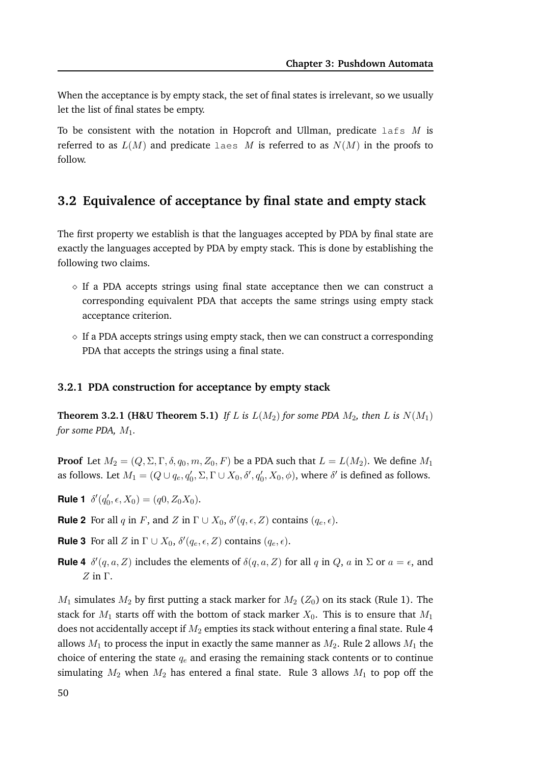When the acceptance is by empty stack, the set of final states is irrelevant, so we usually let the list of final states be empty.

To be consistent with the notation in Hopcroft and Ullman, predicate `lafs` $M$ is referred to as $L(M)$ and predicate `laes` $M$ is referred to as $N(M)$ in the proofs to follow.

## 3.2 Equivalence of acceptance by final state and empty stack

The first property we establish is that the languages accepted by PDA by final state are exactly the languages accepted by PDA by empty stack. This is done by establishing the following two claims.

- If a PDA accepts strings using final state acceptance then we can construct a corresponding equivalent PDA that accepts the same strings using empty stack acceptance criterion.
- If a PDA accepts strings using empty stack, then we can construct a corresponding PDA that accepts the strings using a final state.

### 3.2.1 PDA construction for acceptance by empty stack

**Theorem 3.2.1 (H&U Theorem 5.1)** *If $L$ is $L(M_2)$ for some PDA $M_2$, then $L$ is $N(M_1)$ for some PDA, $M_1$.*

**Proof** Let $M_2 = (Q, \Sigma, \Gamma, \delta, q_0, m, Z_0, F)$ be a PDA such that $L = L(M_2)$. We define $M_1$ as follows. Let $M_1 = (Q \cup q_e, q_0', \Sigma, \Gamma \cup X_0, \delta', q_0', X_0, \phi)$, where $\delta'$ is defined as follows.

**Rule 1** $\delta'(q_0', \epsilon, X_0) = (q0, Z_0X_0)$.

**Rule 2** For all $q$ in $F$, and $Z$ in $\Gamma \cup X_0$, $\delta'(q, \epsilon, Z)$ contains $(q_e, \epsilon)$.

**Rule 3** For all $Z$ in $\Gamma \cup X_0$, $\delta'(q_e, \epsilon, Z)$ contains $(q_e, \epsilon)$.

**Rule 4** $\delta'(q, a, Z)$ includes the elements of $\delta(q, a, Z)$ for all $q$ in $Q$, $a$ in $\Sigma$ or $a = \epsilon$, and $Z$ in $\Gamma$.

$M_1$ simulates $M_2$ by first putting a stack marker for $M_2$ ($Z_0$) on its stack (Rule 1). The stack for $M_1$ starts off with the bottom of stack marker $X_0$. This is to ensure that $M_1$ does not accidentally accept if $M_2$ empties its stack without entering a final state. Rule 4 allows $M_1$ to process the input in exactly the same manner as $M_2$. Rule 2 allows $M_1$ the choice of entering the state $q_e$ and erasing the remaining stack contents or to continue simulating $M_2$ when $M_2$ has entered a final state. Rule 3 allows $M_1$ to pop off the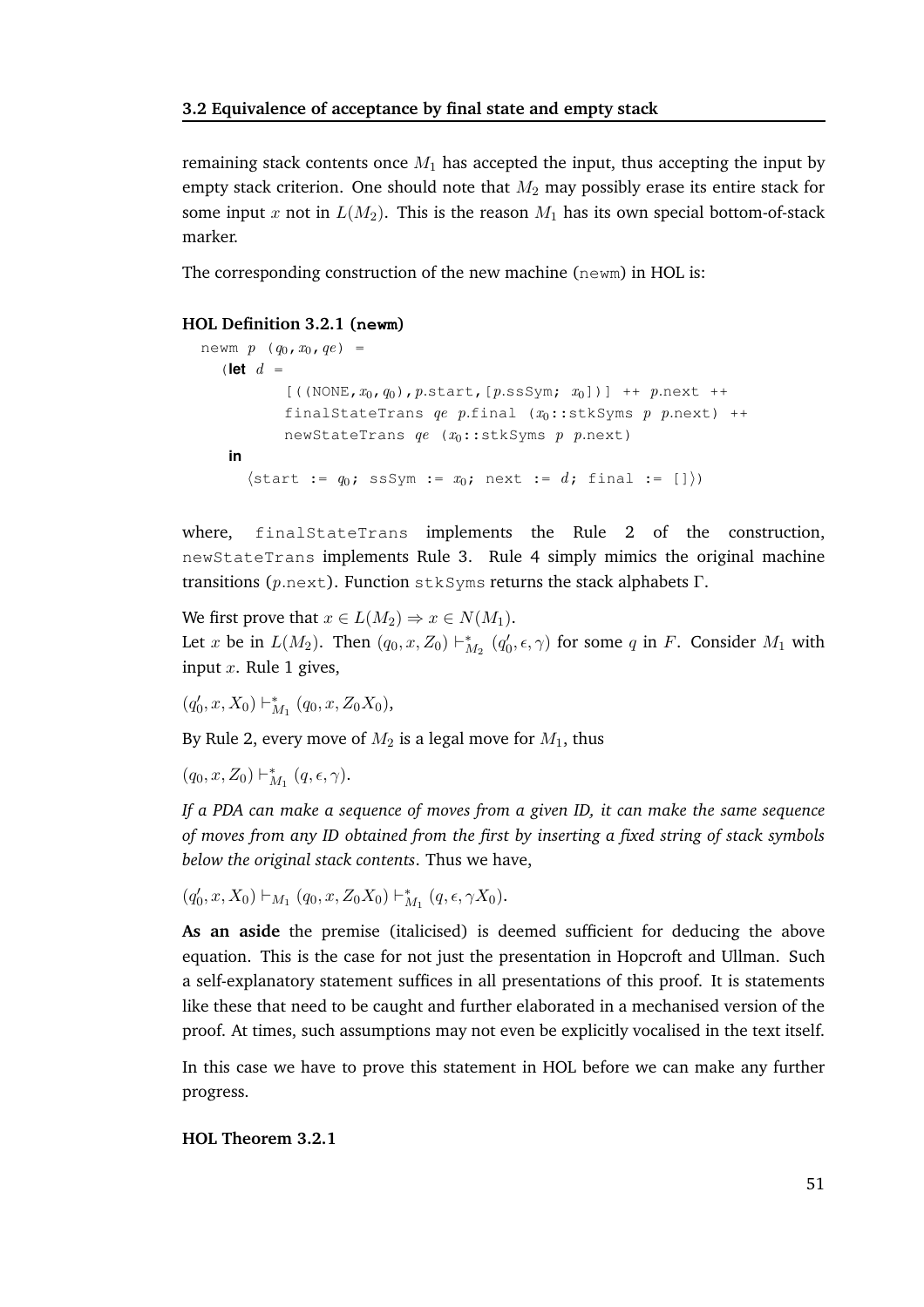remaining stack contents once $M_1$ has accepted the input, thus accepting the input by empty stack criterion. One should note that $M_2$ may possibly erase its entire stack for some input $x$ not in $L(M_2)$. This is the reason $M_1$ has its own special bottom-of-stack marker.

The corresponding construction of the new machine (newm) in HOL is:

**HOL Definition 3.2.1 (newm)**

```
newm p (q0, x0, qe) =
  (let d =
         [((NONE, x0, q0), p.start, [p.ssSym; x0])] ++ p.next ++
         finalStateTrans qe p.final (x0::stkSyms p p.next) ++
         newStateTrans qe (x0::stkSyms p p.next)
   in
     ⟨start := q0; ssSym := x0; next := d; final := []⟩)
```

where, finalStateTrans implements the Rule 2 of the construction, newStateTrans implements Rule 3. Rule 4 simply mimics the original machine transitions ($p$.next). Function stkSyms returns the stack alphabets $\Gamma$.

We first prove that $x \in L(M_2) \Rightarrow x \in N(M_1)$.
Let $x$ be in $L(M_2)$. Then $(q_0, x, Z_0) \vdash^*_{M_2} (q'_0, \epsilon, \gamma)$ for some $q$ in $F$. Consider $M_1$ with input $x$. Rule 1 gives,

$(q'_0, x, X_0) \vdash^*_{M_1} (q_0, x, Z_0X_0)$,

By Rule 2, every move of $M_2$ is a legal move for $M_1$, thus

$(q_0, x, Z_0) \vdash^*_{M_1} (q, \epsilon, \gamma)$.

*If a PDA can make a sequence of moves from a given ID, it can make the same sequence of moves from any ID obtained from the first by inserting a fixed string of stack symbols below the original stack contents*. Thus we have,

$(q'_0, x, X_0) \vdash_{M_1} (q_0, x, Z_0X_0) \vdash^*_{M_1} (q, \epsilon, \gamma X_0)$.

**As an aside** the premise (italicised) is deemed sufficient for deducing the above equation. This is the case for not just the presentation in Hopcroft and Ullman. Such a self-explanatory statement suffices in all presentations of this proof. It is statements like these that need to be caught and further elaborated in a mechanised version of the proof. At times, such assumptions may not even be explicitly vocalised in the text itself.

In this case we have to prove this statement in HOL before we can make any further progress.

**HOL Theorem 3.2.1**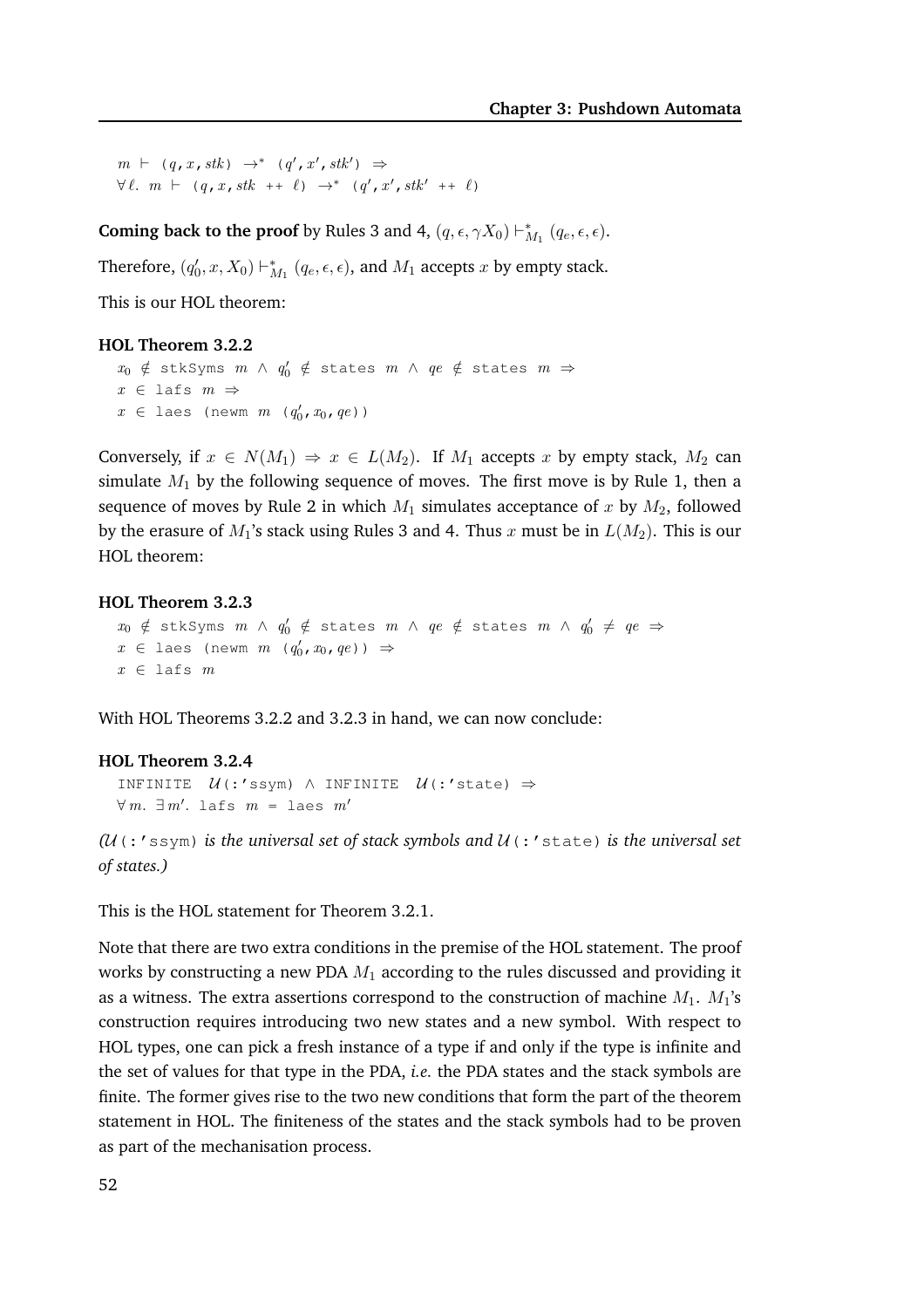```
m ⊢ (q, x, stk) →* (q', x', stk') ⇒
∀ℓ. m ⊢ (q, x, stk ++ ℓ) →* (q', x', stk' ++ ℓ)
```

**Coming back to the proof** by Rules 3 and 4, $(q, \epsilon, \gamma X_0) \vdash^*_{M_1} (q_e, \epsilon, \epsilon)$.

Therefore, $(q'_0, x, X_0) \vdash^*_{M_1} (q_e, \epsilon, \epsilon)$, and $M_1$ accepts $x$ by empty stack.

This is our HOL theorem:

**HOL Theorem 3.2.2**

```
x₀ ∉ stkSyms m ∧ q₀' ∉ states m ∧ qe ∉ states m ⇒
x ∈ lafs m ⇒
x ∈ laes (newm m (q₀', x₀, qe))
```

Conversely, if $x \in N(M_1) \Rightarrow x \in L(M_2)$. If $M_1$ accepts $x$ by empty stack, $M_2$ can simulate $M_1$ by the following sequence of moves. The first move is by Rule 1, then a sequence of moves by Rule 2 in which $M_1$ simulates acceptance of $x$ by $M_2$, followed by the erasure of $M_1$'s stack using Rules 3 and 4. Thus $x$ must be in $L(M_2)$. This is our HOL theorem:

**HOL Theorem 3.2.3**

```
x₀ ∉ stkSyms m ∧ q₀' ∉ states m ∧ qe ∉ states m ∧ q₀' ≠ qe ⇒
x ∈ laes (newm m (q₀', x₀, qe)) ⇒
x ∈ lafs m
```

With HOL Theorems 3.2.2 and 3.2.3 in hand, we can now conclude:

**HOL Theorem 3.2.4**

```
INFINITE 𝒰(:'ssym) ∧ INFINITE 𝒰(:'state) ⇒
∀m. ∃m'. lafs m = laes m'
```

*($\mathcal{U}$(:'ssym) is the universal set of stack symbols and $\mathcal{U}$(:'state) is the universal set of states.)*

This is the HOL statement for Theorem 3.2.1.

Note that there are two extra conditions in the premise of the HOL statement. The proof works by constructing a new PDA $M_1$ according to the rules discussed and providing it as a witness. The extra assertions correspond to the construction of machine $M_1$. $M_1$'s construction requires introducing two new states and a new symbol. With respect to HOL types, one can pick a fresh instance of a type if and only if the type is infinite and the set of values for that type in the PDA, *i.e.* the PDA states and the stack symbols are finite. The former gives rise to the two new conditions that form the part of the theorem statement in HOL. The finiteness of the states and the stack symbols had to be proven as part of the mechanisation process.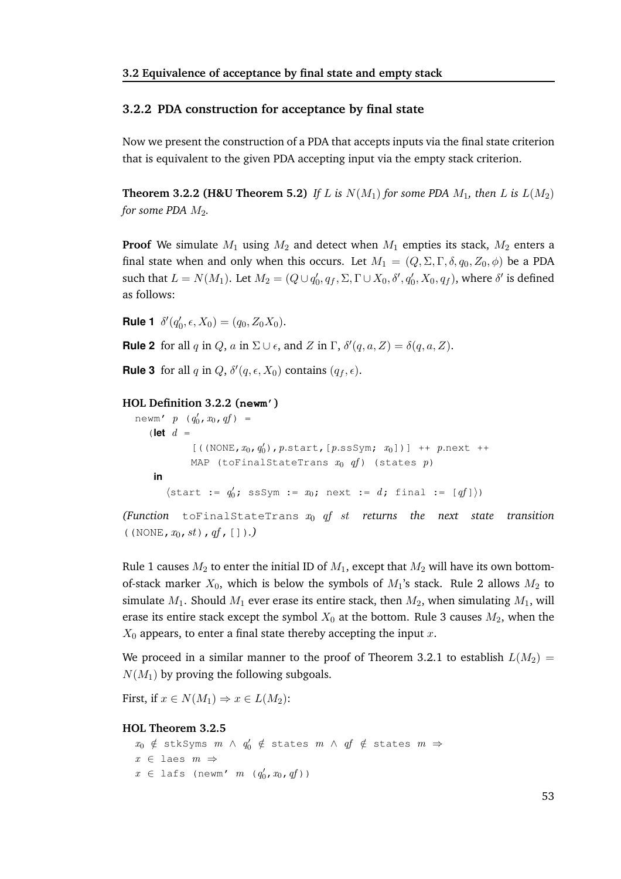### 3.2.2 PDA construction for acceptance by final state

Now we present the construction of a PDA that accepts inputs via the final state criterion that is equivalent to the given PDA accepting input via the empty stack criterion.

**Theorem 3.2.2 (H&U Theorem 5.2)** *If $L$ is $N(M_1)$ for some PDA $M_1$, then $L$ is $L(M_2)$ for some PDA $M_2$.*

**Proof** We simulate $M_1$ using $M_2$ and detect when $M_1$ empties its stack, $M_2$ enters a final state when and only when this occurs. Let $M_1 = (Q, \Sigma, \Gamma, \delta, q_0, Z_0, \phi)$ be a PDA such that $L = N(M_1)$. Let $M_2 = (Q \cup q'_0, q_f, \Sigma, \Gamma \cup X_0, \delta', q'_0, X_0, q_f)$, where $\delta'$ is defined as follows:

**Rule 1** $\delta'(q'_0, \epsilon, X_0) = (q_0, Z_0 X_0)$.

**Rule 2** for all $q$ in $Q$, $a$ in $\Sigma \cup \epsilon$, and $Z$ in $\Gamma$, $\delta'(q, a, Z) = \delta(q, a, Z)$.

**Rule 3** for all $q$ in $Q$, $\delta'(q, \epsilon, X_0)$ contains $(q_f, \epsilon)$.

**HOL Definition 3.2.2 (newm')**

```
newm' p (q0', x0, qf) =
  (let d =
         [((NONE, x0, q0'), p.start, [p.ssSym; x0])] ++ p.next ++
         MAP (toFinalStateTrans x0 qf) (states p)
   in
     ⟨start := q0'; ssSym := x0; next := d; final := [qf]⟩)
```

*(Function* `toFinalStateTrans` $x_0$ $qf$ $st$ *returns the next state transition* ((NONE, $x_0$, $st$), $qf$, [])*.)*

Rule 1 causes $M_2$ to enter the initial ID of $M_1$, except that $M_2$ will have its own bottom-of-stack marker $X_0$, which is below the symbols of $M_1$'s stack. Rule 2 allows $M_2$ to simulate $M_1$. Should $M_1$ ever erase its entire stack, then $M_2$, when simulating $M_1$, will erase its entire stack except the symbol $X_0$ at the bottom. Rule 3 causes $M_2$, when the $X_0$ appears, to enter a final state thereby accepting the input $x$.

We proceed in a similar manner to the proof of Theorem 3.2.1 to establish $L(M_2) = N(M_1)$ by proving the following subgoals.

First, if $x \in N(M_1) \Rightarrow x \in L(M_2)$:

**HOL Theorem 3.2.5**

```
x0 ∉ stkSyms m ∧ q0' ∉ states m ∧ qf ∉ states m ⇒
x ∈ laes m ⇒
x ∈ lafs (newm' m (q0', x0, qf))
```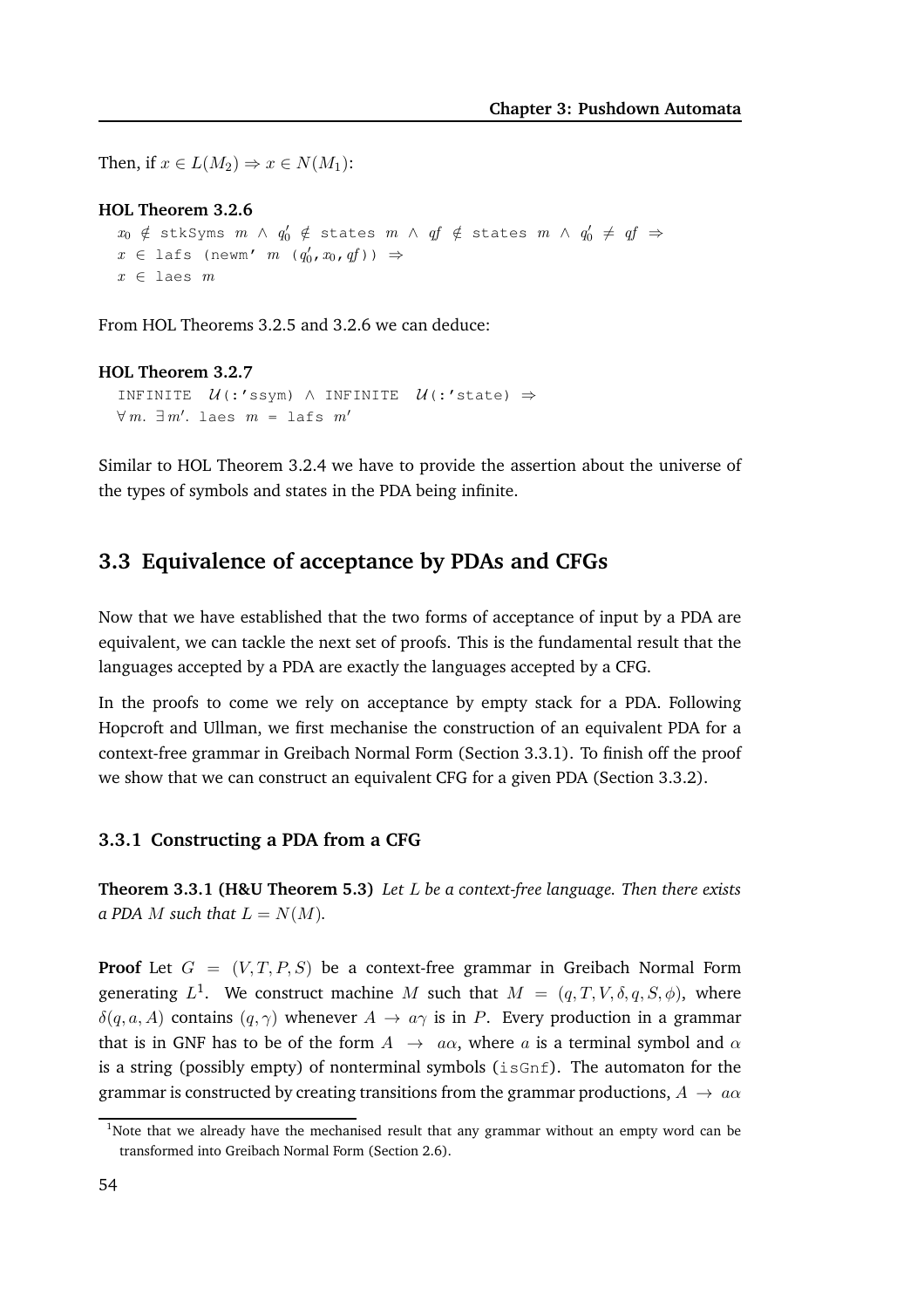Then, if $x \in L(M_2) \Rightarrow x \in N(M_1)$:

**HOL Theorem 3.2.6**

```
x₀ ∉ stkSyms m ∧ q₀' ∉ states m ∧ qf ∉ states m ∧ q₀' ≠ qf ⇒
x ∈ lafs (newm' m (q₀', x₀, qf)) ⇒
x ∈ laes m
```

From HOL Theorems 3.2.5 and 3.2.6 we can deduce:

**HOL Theorem 3.2.7**

```
INFINITE 𝒰(:'ssym) ∧ INFINITE 𝒰(:'state) ⇒
∀ m. ∃ m'. laes m = lafs m'
```

Similar to HOL Theorem 3.2.4 we have to provide the assertion about the universe of the types of symbols and states in the PDA being infinite.

## 3.3 Equivalence of acceptance by PDAs and CFGs

Now that we have established that the two forms of acceptance of input by a PDA are equivalent, we can tackle the next set of proofs. This is the fundamental result that the languages accepted by a PDA are exactly the languages accepted by a CFG.

In the proofs to come we rely on acceptance by empty stack for a PDA. Following Hopcroft and Ullman, we first mechanise the construction of an equivalent PDA for a context-free grammar in Greibach Normal Form (Section 3.3.1). To finish off the proof we show that we can construct an equivalent CFG for a given PDA (Section 3.3.2).

### 3.3.1 Constructing a PDA from a CFG

**Theorem 3.3.1 (H&U Theorem 5.3)** *Let $L$ be a context-free language. Then there exists a PDA $M$ such that $L = N(M)$.*

**Proof** Let $G = (V, T, P, S)$ be a context-free grammar in Greibach Normal Form generating $L$[1]. We construct machine $M$ such that $M = (q, T, V, \delta, q, S, \phi)$, where $\delta(q, a, A)$ contains $(q, \gamma)$ whenever $A \rightarrow a\gamma$ is in $P$. Every production in a grammar that is in GNF has to be of the form $A \rightarrow a\alpha$, where $a$ is a terminal symbol and $\alpha$ is a string (possibly empty) of nonterminal symbols (`isGnf`). The automaton for the grammar is constructed by creating transitions from the grammar productions, $A \rightarrow a\alpha$

[1] Note that we already have the mechanised result that any grammar without an empty word can be transformed into Greibach Normal Form (Section 2.6).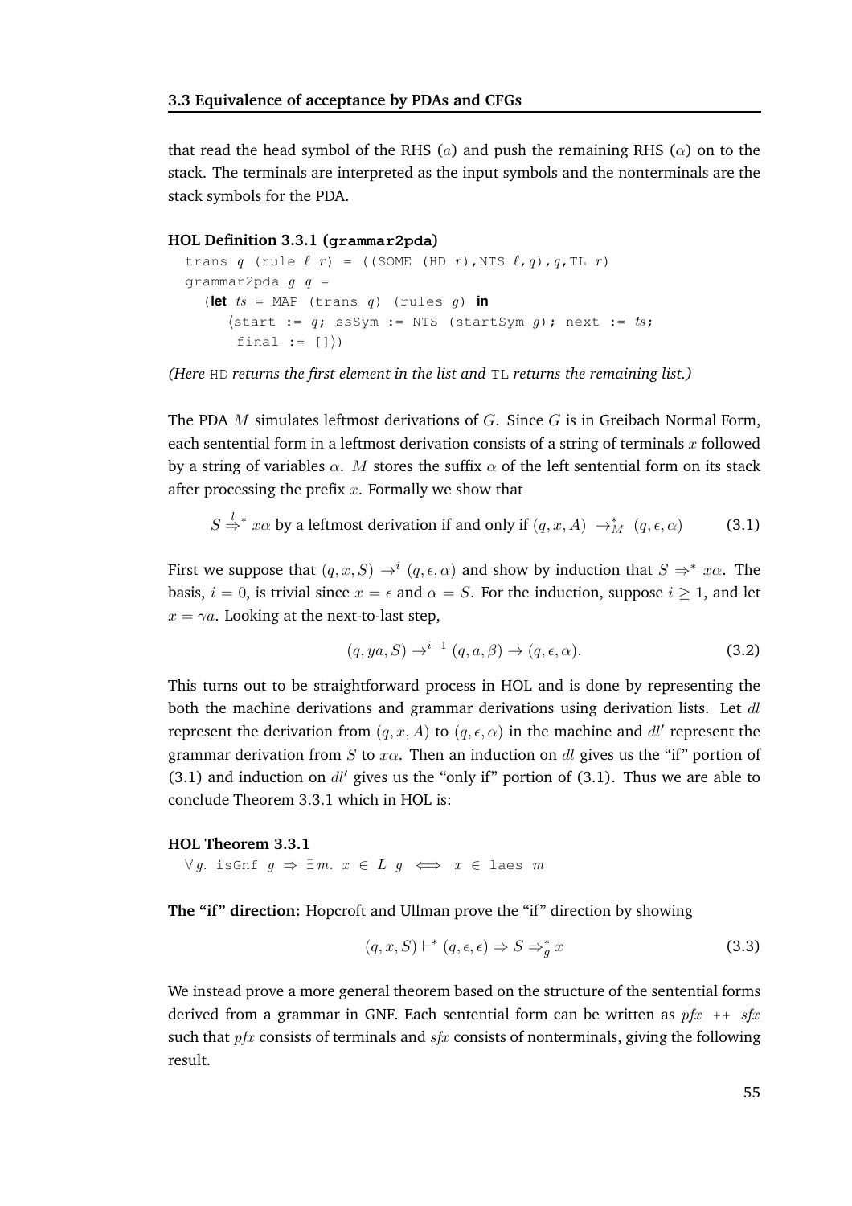that read the head symbol of the RHS ($a$) and push the remaining RHS ($\alpha$) on to the stack. The terminals are interpreted as the input symbols and the nonterminals are the stack symbols for the PDA.

**HOL Definition 3.3.1 (`grammar2pda`)**

```
trans q (rule ℓ r) = ((SOME (HD r),NTS ℓ,q),q,TL r)
grammar2pda g q =
  (let ts = MAP (trans q) (rules g) in
     ⟨start := q; ssSym := NTS (startSym g); next := ts;
      final := []⟩)
```

*(Here* `HD` *returns the first element in the list and* `TL` *returns the remaining list.)*

The PDA $M$ simulates leftmost derivations of $G$. Since $G$ is in Greibach Normal Form, each sentential form in a leftmost derivation consists of a string of terminals $x$ followed by a string of variables $\alpha$. $M$ stores the suffix $\alpha$ of the left sentential form on its stack after processing the prefix $x$. Formally we show that

$$S \overset{l}{\Rightarrow}^* x\alpha \text{ by a leftmost derivation if and only if } (q, x, A) \ \rightarrow_M^* \ (q, \epsilon, \alpha) \tag{3.1}$$

First we suppose that $(q, x, S) \rightarrow^i (q, \epsilon, \alpha)$ and show by induction that $S \Rightarrow^* x\alpha$. The basis, $i = 0$, is trivial since $x = \epsilon$ and $\alpha = S$. For the induction, suppose $i \geq 1$, and let $x = \gamma a$. Looking at the next-to-last step,

$$(q, ya, S) \rightarrow^{i-1} (q, a, \beta) \rightarrow (q, \epsilon, \alpha). \tag{3.2}$$

This turns out to be straightforward process in HOL and is done by representing the both the machine derivations and grammar derivations using derivation lists. Let $dl$ represent the derivation from $(q, x, A)$ to $(q, \epsilon, \alpha)$ in the machine and $dl'$ represent the grammar derivation from $S$ to $x\alpha$. Then an induction on $dl$ gives us the "if" portion of (3.1) and induction on $dl'$ gives us the "only if" portion of (3.1). Thus we are able to conclude Theorem 3.3.1 which in HOL is:

**HOL Theorem 3.3.1**

$\forall g.$ `isGnf` $g \Rightarrow \exists m.\ x \in L\ g \iff x \in$ `laes` $m$

**The "if" direction:** Hopcroft and Ullman prove the "if" direction by showing

$$(q, x, S) \vdash^* (q, \epsilon, \epsilon) \Rightarrow S \Rightarrow_g^* x \tag{3.3}$$

We instead prove a more general theorem based on the structure of the sentential forms derived from a grammar in GNF. Each sentential form can be written as $pfx$ ++ $sfx$ such that $pfx$ consists of terminals and $sfx$ consists of nonterminals, giving the following result.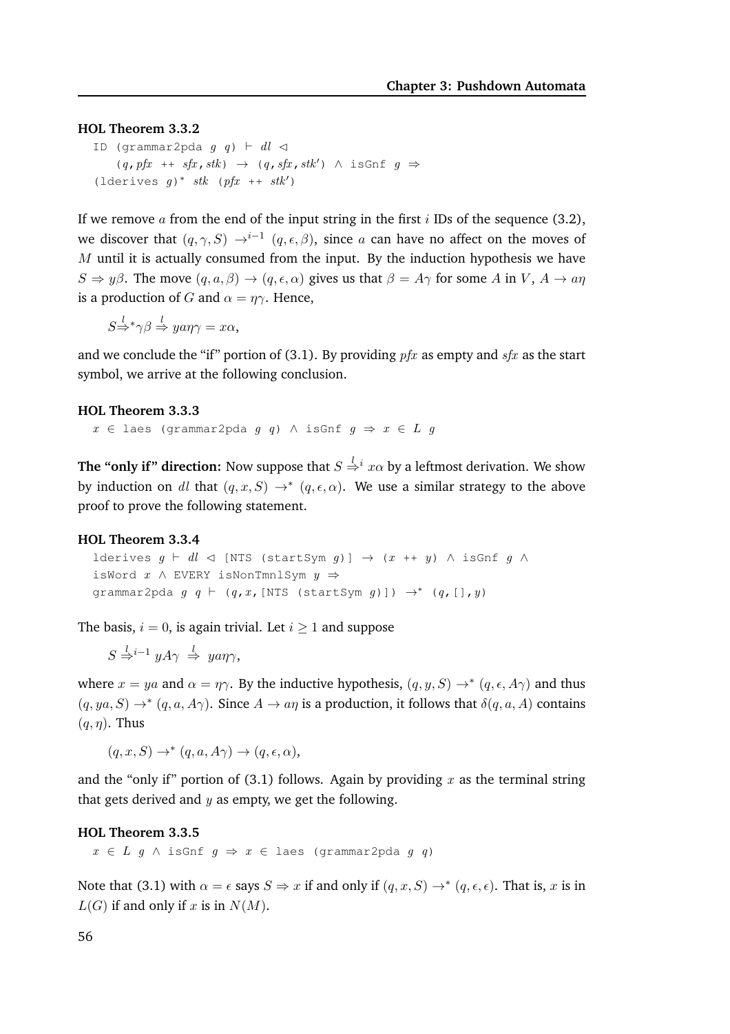**HOL Theorem 3.3.2**

```
ID (grammar2pda g q) ⊢ dl ◁
    (q, pfx ++ sfx, stk) → (q, sfx, stk′) ∧ isGnf g ⇒
(lderives g)* stk (pfx ++ stk′)
```

If we remove $a$ from the end of the input string in the first $i$ IDs of the sequence (3.2), we discover that $(q, \gamma, S) \rightarrow^{i-1} (q, \epsilon, \beta)$, since $a$ can have no affect on the moves of $M$ until it is actually consumed from the input. By the induction hypothesis we have $S \Rightarrow y\beta$. The move $(q, a, \beta) \rightarrow (q, \epsilon, \alpha)$ gives us that $\beta = A\gamma$ for some $A$ in $V$, $A \rightarrow a\eta$ is a production of $G$ and $\alpha = \eta\gamma$. Hence,

$$S \overset{l}{\Rightarrow}^* \gamma\beta \overset{l}{\Rightarrow} ya\eta\gamma = x\alpha,$$

and we conclude the "if" portion of (3.1). By providing $pfx$ as empty and $sfx$ as the start symbol, we arrive at the following conclusion.

**HOL Theorem 3.3.3**

```
x ∈ laes (grammar2pda g q) ∧ isGnf g ⇒ x ∈ L g
```

**The "only if" direction:** Now suppose that $S \overset{l}{\Rightarrow}^i x\alpha$ by a leftmost derivation. We show by induction on $dl$ that $(q, x, S) \rightarrow^* (q, \epsilon, \alpha)$. We use a similar strategy to the above proof to prove the following statement.

**HOL Theorem 3.3.4**

```
lderives g ⊢ dl ◁ [NTS (startSym g)] → (x ++ y) ∧ isGnf g ∧
isWord x ∧ EVERY isNonTmnlSym y ⇒
grammar2pda g q ⊢ (q,x,[NTS (startSym g)]) →* (q,[],y)
```

The basis, $i = 0$, is again trivial. Let $i \geq 1$ and suppose

$$S \overset{l}{\Rightarrow}^{i-1} yA\gamma \overset{l}{\Rightarrow} ya\eta\gamma,$$

where $x = ya$ and $\alpha = \eta\gamma$. By the inductive hypothesis, $(q, y, S) \rightarrow^* (q, \epsilon, A\gamma)$ and thus $(q, ya, S) \rightarrow^* (q, a, A\gamma)$. Since $A \rightarrow a\eta$ is a production, it follows that $\delta(q, a, A)$ contains $(q, \eta)$. Thus

$$(q, x, S) \rightarrow^* (q, a, A\gamma) \rightarrow (q, \epsilon, \alpha),$$

and the "only if" portion of (3.1) follows. Again by providing $x$ as the terminal string that gets derived and $y$ as empty, we get the following.

**HOL Theorem 3.3.5**

```
x ∈ L g ∧ isGnf g ⇒ x ∈ laes (grammar2pda g q)
```

Note that (3.1) with $\alpha = \epsilon$ says $S \Rightarrow x$ if and only if $(q, x, S) \rightarrow^* (q, \epsilon, \epsilon)$. That is, $x$ is in $L(G)$ if and only if $x$ is in $N(M)$.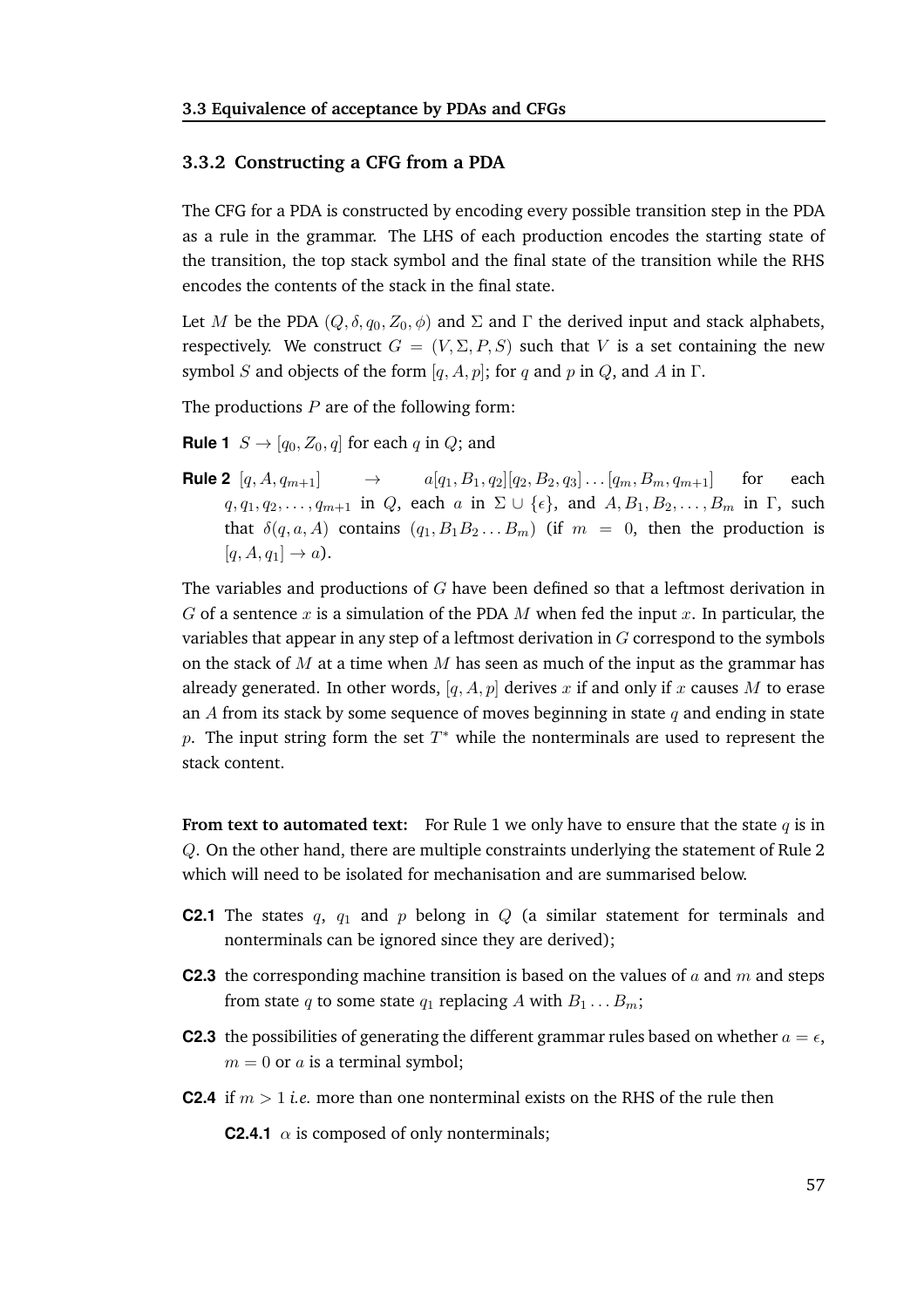### 3.3.2 Constructing a CFG from a PDA

The CFG for a PDA is constructed by encoding every possible transition step in the PDA as a rule in the grammar. The LHS of each production encodes the starting state of the transition, the top stack symbol and the final state of the transition while the RHS encodes the contents of the stack in the final state.

Let $M$ be the PDA $(Q, \delta, q_0, Z_0, \phi)$ and $\Sigma$ and $\Gamma$ the derived input and stack alphabets, respectively. We construct $G = (V, \Sigma, P, S)$ such that $V$ is a set containing the new symbol $S$ and objects of the form $[q, A, p]$; for $q$ and $p$ in $Q$, and $A$ in $\Gamma$.

The productions $P$ are of the following form:

**Rule 1** $S \rightarrow [q_0, Z_0, q]$ for each $q$ in $Q$; and

**Rule 2** $[q, A, q_{m+1}] \rightarrow a[q_1, B_1, q_2][q_2, B_2, q_3] \ldots [q_m, B_m, q_{m+1}]$ for each $q, q_1, q_2, \ldots, q_{m+1}$ in $Q$, each $a$ in $\Sigma \cup \{\epsilon\}$, and $A, B_1, B_2, \ldots, B_m$ in $\Gamma$, such that $\delta(q, a, A)$ contains $(q_1, B_1 B_2 \ldots B_m)$ (if $m = 0$, then the production is $[q, A, q_1] \rightarrow a$).

The variables and productions of $G$ have been defined so that a leftmost derivation in $G$ of a sentence $x$ is a simulation of the PDA $M$ when fed the input $x$. In particular, the variables that appear in any step of a leftmost derivation in $G$ correspond to the symbols on the stack of $M$ at a time when $M$ has seen as much of the input as the grammar has already generated. In other words, $[q, A, p]$ derives $x$ if and only if $x$ causes $M$ to erase an $A$ from its stack by some sequence of moves beginning in state $q$ and ending in state $p$. The input string form the set $T^*$ while the nonterminals are used to represent the stack content.

**From text to automated text:** For Rule 1 we only have to ensure that the state $q$ is in $Q$. On the other hand, there are multiple constraints underlying the statement of Rule 2 which will need to be isolated for mechanisation and are summarised below.

**C2.1** The states $q$, $q_1$ and $p$ belong in $Q$ (a similar statement for terminals and nonterminals can be ignored since they are derived);

**C2.3** the corresponding machine transition is based on the values of $a$ and $m$ and steps from state $q$ to some state $q_1$ replacing $A$ with $B_1 \ldots B_m$;

**C2.3** the possibilities of generating the different grammar rules based on whether $a = \epsilon$, $m = 0$ or $a$ is a terminal symbol;

**C2.4** if $m > 1$ *i.e.* more than one nonterminal exists on the RHS of the rule then

**C2.4.1** $\alpha$ is composed of only nonterminals;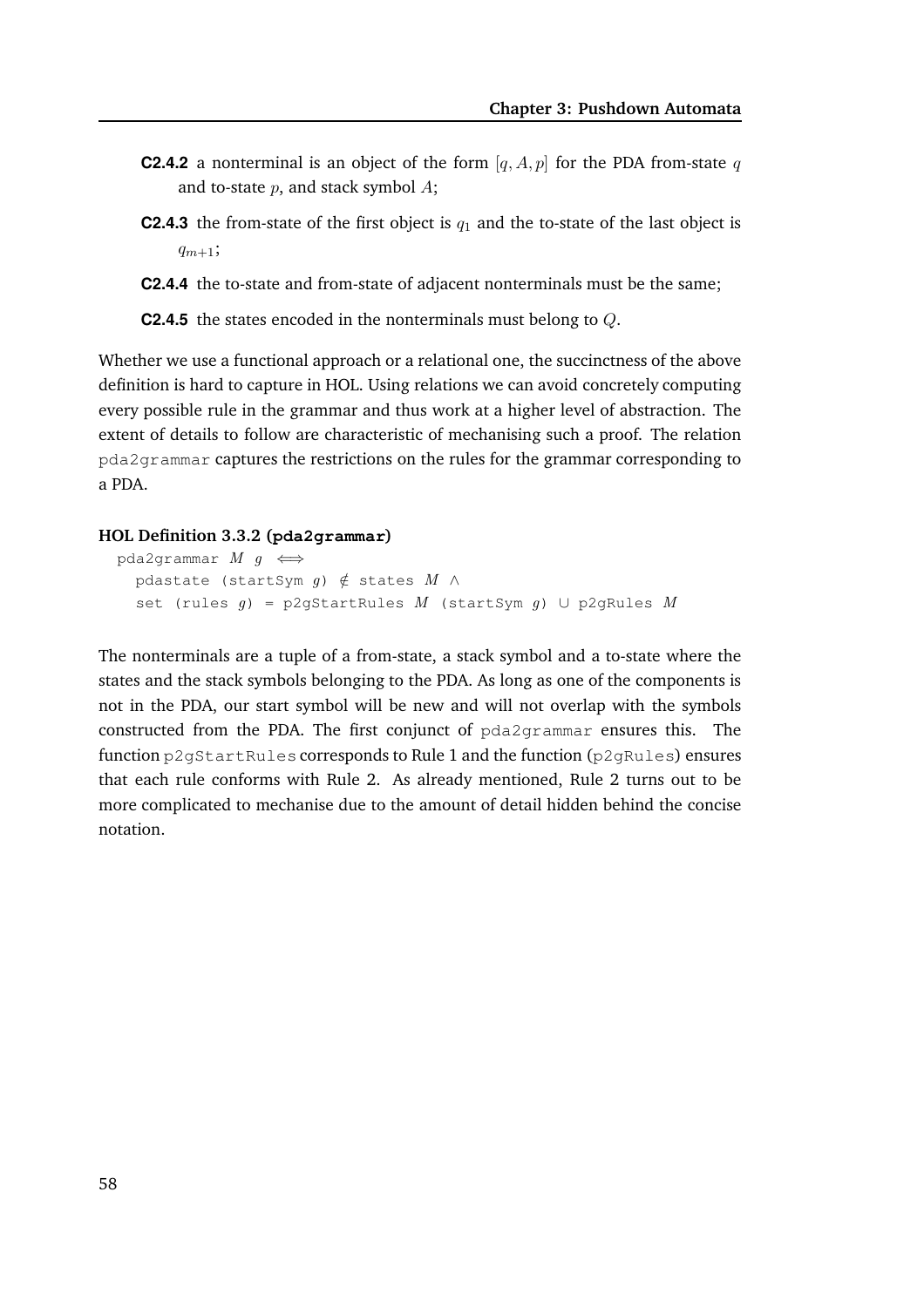**C2.4.2** a nonterminal is an object of the form $[q, A, p]$ for the PDA from-state $q$ and to-state $p$, and stack symbol $A$;

**C2.4.3** the from-state of the first object is $q_1$ and the to-state of the last object is $q_{m+1}$;

**C2.4.4** the to-state and from-state of adjacent nonterminals must be the same;

**C2.4.5** the states encoded in the nonterminals must belong to $Q$.

Whether we use a functional approach or a relational one, the succinctness of the above definition is hard to capture in HOL. Using relations we can avoid concretely computing every possible rule in the grammar and thus work at a higher level of abstraction. The extent of details to follow are characteristic of mechanising such a proof. The relation `pda2grammar` captures the restrictions on the rules for the grammar corresponding to a PDA.

**HOL Definition 3.3.2 (`pda2grammar`)**

```
pda2grammar M g ⟺
  pdastate (startSym g) ∉ states M ∧
  set (rules g) = p2gStartRules M (startSym g) ∪ p2gRules M
```

The nonterminals are a tuple of a from-state, a stack symbol and a to-state where the states and the stack symbols belonging to the PDA. As long as one of the components is not in the PDA, our start symbol will be new and will not overlap with the symbols constructed from the PDA. The first conjunct of `pda2grammar` ensures this. The function `p2gStartRules` corresponds to Rule 1 and the function (`p2gRules`) ensures that each rule conforms with Rule 2. As already mentioned, Rule 2 turns out to be more complicated to mechanise due to the amount of detail hidden behind the concise notation.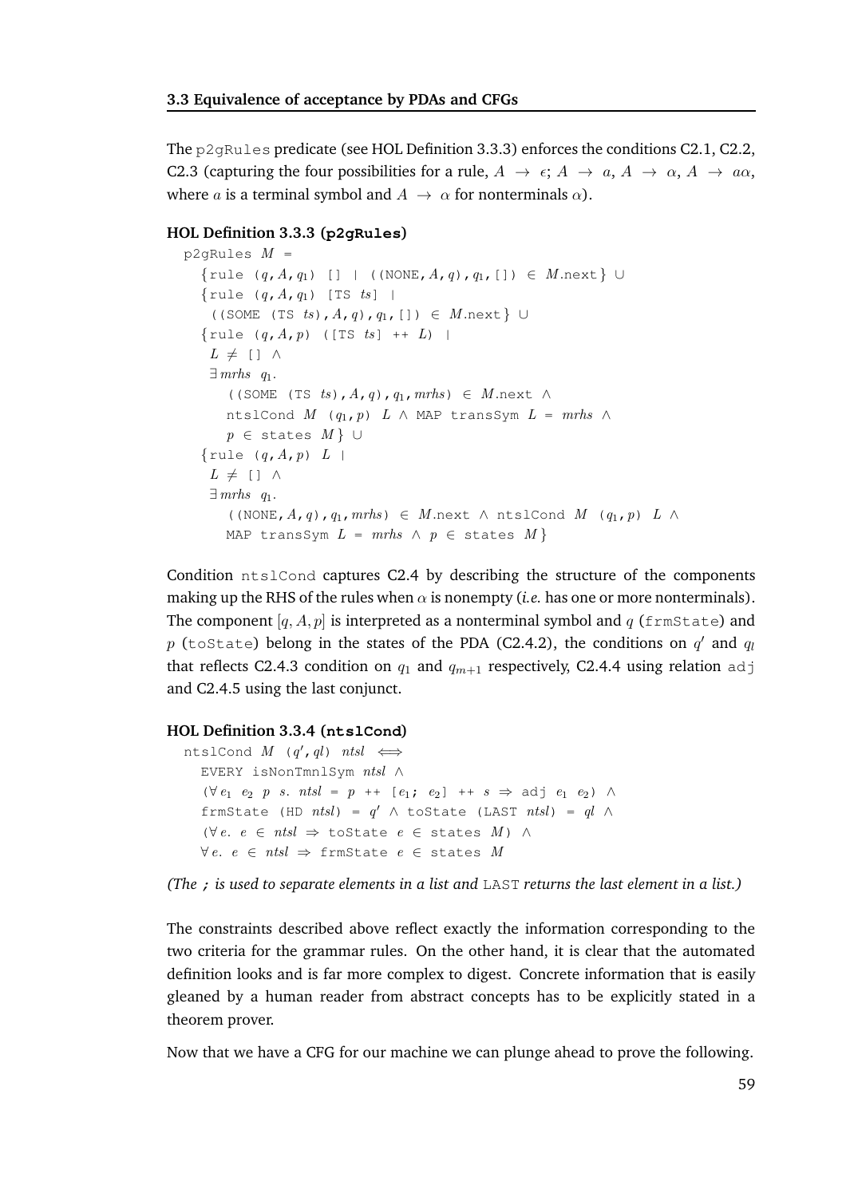The `p2gRules` predicate (see HOL Definition 3.3.3) enforces the conditions C2.1, C2.2, C2.3 (capturing the four possibilities for a rule, $A \rightarrow \epsilon$; $A \rightarrow a$, $A \rightarrow \alpha$, $A \rightarrow a\alpha$, where $a$ is a terminal symbol and $A \rightarrow \alpha$ for nonterminals $\alpha$).

**HOL Definition 3.3.3 (p2gRules)**

```
p2gRules M =
  {rule (q,A,q₁) [] | ((NONE,A,q),q₁,[]) ∈ M.next} ∪
  {rule (q,A,q₁) [TS ts] |
    ((SOME (TS ts),A,q),q₁,[]) ∈ M.next} ∪
  {rule (q,A,p) ([TS ts] ++ L) |
   L ≠ [] ∧
   ∃ mrhs q₁.
     ((SOME (TS ts),A,q),q₁,mrhs) ∈ M.next ∧
     ntslCond M (q₁,p) L ∧ MAP transSym L = mrhs ∧
     p ∈ states M} ∪
  {rule (q,A,p) L |
   L ≠ [] ∧
   ∃ mrhs q₁.
     ((NONE,A,q),q₁,mrhs) ∈ M.next ∧ ntslCond M (q₁,p) L ∧
     MAP transSym L = mrhs ∧ p ∈ states M}
```

Condition `ntslCond` captures C2.4 by describing the structure of the components making up the RHS of the rules when $\alpha$ is nonempty (*i.e.* has one or more nonterminals). The component $[q, A, p]$ is interpreted as a nonterminal symbol and $q$ (`frmState`) and $p$ (`toState`) belong in the states of the PDA (C2.4.2), the conditions on $q'$ and $q_l$ that reflects C2.4.3 condition on $q_1$ and $q_{m+1}$ respectively, C2.4.4 using relation `adj` and C2.4.5 using the last conjunct.

**HOL Definition 3.3.4 (ntslCond)**

```
ntslCond M (q',ql) ntsl ⟺
  EVERY isNonTmnlSym ntsl ∧
  (∀ e₁ e₂ p s. ntsl = p ++ [e₁; e₂] ++ s ⇒ adj e₁ e₂) ∧
  frmState (HD ntsl) = q' ∧ toState (LAST ntsl) = ql ∧
  (∀ e. e ∈ ntsl ⇒ toState e ∈ states M) ∧
  ∀ e. e ∈ ntsl ⇒ frmState e ∈ states M
```

*(The* `;` *is used to separate elements in a list and* `LAST` *returns the last element in a list.)*

The constraints described above reflect exactly the information corresponding to the two criteria for the grammar rules. On the other hand, it is clear that the automated definition looks and is far more complex to digest. Concrete information that is easily gleaned by a human reader from abstract concepts has to be explicitly stated in a theorem prover.

Now that we have a CFG for our machine we can plunge ahead to prove the following.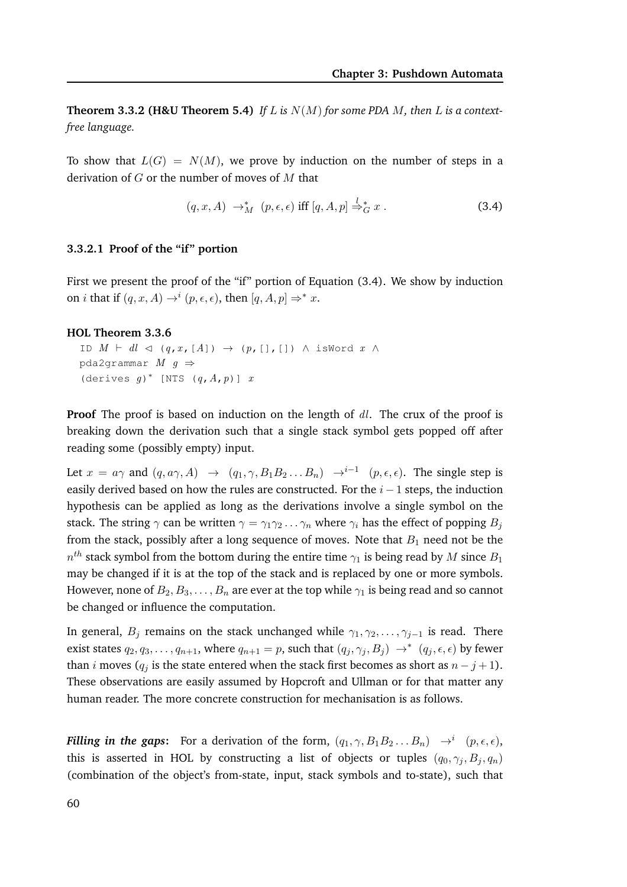**Theorem 3.3.2 (H&U Theorem 5.4)** *If $L$ is $N(M)$ for some PDA $M$, then $L$ is a context-free language.*

To show that $L(G) = N(M)$, we prove by induction on the number of steps in a derivation of $G$ or the number of moves of $M$ that

$$(q, x, A) \ \rightarrow^*_M \ (p, \epsilon, \epsilon) \text{ iff } [q, A, p] \stackrel{l}{\Rightarrow}^*_G x \ . \tag{3.4}$$

### 3.3.2.1 Proof of the "if" portion

First we present the proof of the "if" portion of Equation (3.4). We show by induction on $i$ that if $(q, x, A) \rightarrow^i (p, \epsilon, \epsilon)$, then $[q, A, p] \Rightarrow^* x$.

**HOL Theorem 3.3.6**

```
ID M ⊢ dl ◁ (q,x,[A]) → (p,[],[]) ∧ isWord x ∧
pda2grammar M g ⇒
(derives g)* [NTS (q,A,p)] x
```

**Proof** The proof is based on induction on the length of $dl$. The crux of the proof is breaking down the derivation such that a single stack symbol gets popped off after reading some (possibly empty) input.

Let $x = a\gamma$ and $(q, a\gamma, A) \ \rightarrow \ (q_1, \gamma, B_1B_2 \ldots B_n) \ \rightarrow^{i-1} \ (p, \epsilon, \epsilon)$. The single step is easily derived based on how the rules are constructed. For the $i-1$ steps, the induction hypothesis can be applied as long as the derivations involve a single symbol on the stack. The string $\gamma$ can be written $\gamma = \gamma_1\gamma_2 \ldots \gamma_n$ where $\gamma_i$ has the effect of popping $B_j$ from the stack, possibly after a long sequence of moves. Note that $B_1$ need not be the $n^{th}$ stack symbol from the bottom during the entire time $\gamma_1$ is being read by $M$ since $B_1$ may be changed if it is at the top of the stack and is replaced by one or more symbols. However, none of $B_2, B_3, \ldots, B_n$ are ever at the top while $\gamma_1$ is being read and so cannot be changed or influence the computation.

In general, $B_j$ remains on the stack unchanged while $\gamma_1, \gamma_2, \ldots, \gamma_{j-1}$ is read. There exist states $q_2, q_3, \ldots, q_{n+1}$, where $q_{n+1} = p$, such that $(q_j, \gamma_j, B_j) \ \rightarrow^* \ (q_j, \epsilon, \epsilon)$ by fewer than $i$ moves ($q_j$ is the state entered when the stack first becomes as short as $n - j + 1$). These observations are easily assumed by Hopcroft and Ullman or for that matter any human reader. The more concrete construction for mechanisation is as follows.

***Filling in the gaps***: For a derivation of the form, $(q_1, \gamma, B_1B_2 \ldots B_n) \ \rightarrow^i \ (p, \epsilon, \epsilon)$, this is asserted in HOL by constructing a list of objects or tuples $(q_0, \gamma_j, B_j, q_n)$ (combination of the object's from-state, input, stack symbols and to-state), such that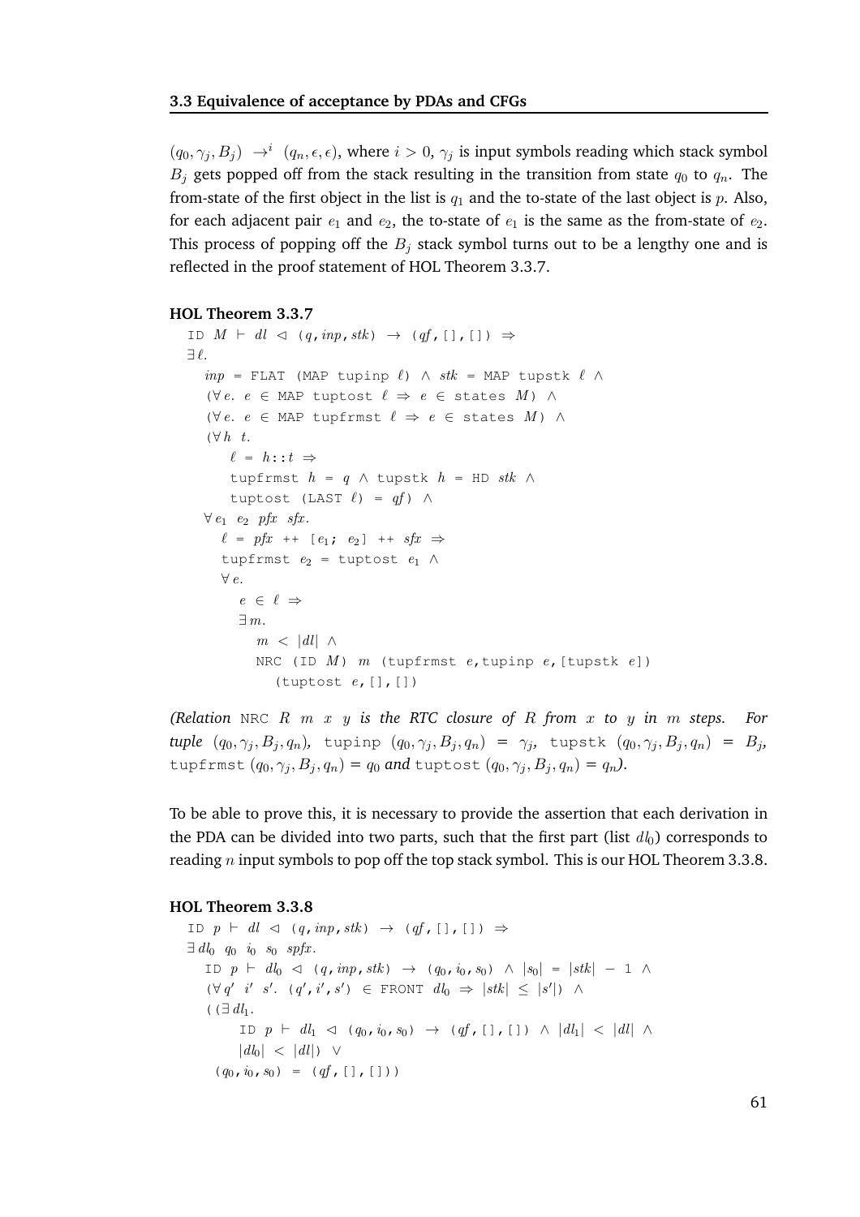$(q_0, \gamma_j, B_j) \rightarrow^i (q_n, \epsilon, \epsilon)$, where $i > 0$, $\gamma_j$ is input symbols reading which stack symbol $B_j$ gets popped off from the stack resulting in the transition from state $q_0$ to $q_n$. The from-state of the first object in the list is $q_1$ and the to-state of the last object is $p$. Also, for each adjacent pair $e_1$ and $e_2$, the to-state of $e_1$ is the same as the from-state of $e_2$. This process of popping off the $B_j$ stack symbol turns out to be a lengthy one and is reflected in the proof statement of HOL Theorem 3.3.7.

**HOL Theorem 3.3.7**

```
ID M ⊢ dl ◁ (q,inp,stk) → (qf,[],[]) ⇒
∃ℓ.
  inp = FLAT (MAP tupinp ℓ) ∧ stk = MAP tupstk ℓ ∧
  (∀e. e ∈ MAP tuptost ℓ ⇒ e ∈ states M) ∧
  (∀e. e ∈ MAP tupfrmst ℓ ⇒ e ∈ states M) ∧
  (∀h t.
     ℓ = h::t ⇒
     tupfrmst h = q ∧ tupstk h = HD stk ∧
     tuptost (LAST ℓ) = qf) ∧
  ∀e1 e2 pfx sfx.
    ℓ = pfx ++ [e1; e2] ++ sfx ⇒
    tupfrmst e2 = tuptost e1 ∧
    ∀e.
      e ∈ ℓ ⇒
      ∃m.
        m < |dl| ∧
        NRC (ID M) m (tupfrmst e,tupinp e,[tupstk e])
          (tuptost e,[],[])
```

*(Relation* `NRC` $R\ m\ x\ y$ *is the RTC closure of* $R$ *from* $x$ *to* $y$ *in* $m$ *steps. For tuple* $(q_0, \gamma_j, B_j, q_n)$*,* `tupinp` $(q_0, \gamma_j, B_j, q_n) = \gamma_j$*,* `tupstk` $(q_0, \gamma_j, B_j, q_n) = B_j$*,* `tupfrmst` $(q_0, \gamma_j, B_j, q_n) = q_0$ *and* `tuptost` $(q_0, \gamma_j, B_j, q_n) = q_n$*).*

To be able to prove this, it is necessary to provide the assertion that each derivation in the PDA can be divided into two parts, such that the first part (list $dl_0$) corresponds to reading $n$ input symbols to pop off the top stack symbol. This is our HOL Theorem 3.3.8.

**HOL Theorem 3.3.8**

```
ID p ⊢ dl ◁ (q,inp,stk) → (qf,[],[]) ⇒
∃dl0 q0 i0 s0 spfx.
  ID p ⊢ dl0 ◁ (q,inp,stk) → (q0,i0,s0) ∧ |s0| = |stk| − 1 ∧
  (∀q' i' s'. (q',i',s') ∈ FRONT dl0 ⇒ |stk| ≤ |s'|) ∧
  ((∃dl1.
      ID p ⊢ dl1 ◁ (q0,i0,s0) → (qf,[],[]) ∧ |dl1| < |dl| ∧
      |dl0| < |dl|) ∨
   (q0,i0,s0) = (qf,[],[]))
```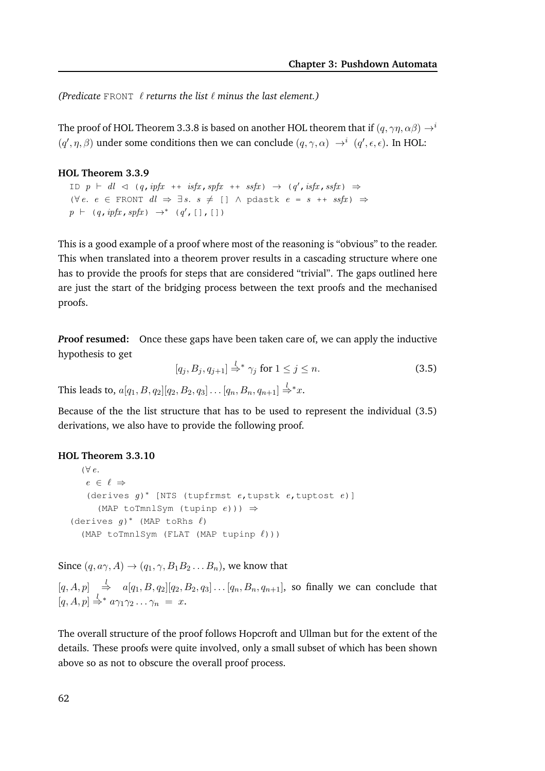*(Predicate* FRONT $\ell$ *returns the list* $\ell$ *minus the last element.)*

The proof of HOL Theorem 3.3.8 is based on another HOL theorem that if $(q, \gamma\eta, \alpha\beta) \rightarrow^i (q', \eta, \beta)$ under some conditions then we can conclude $(q, \gamma, \alpha) \rightarrow^i (q', \epsilon, \epsilon)$. In HOL:

**HOL Theorem 3.3.9**

```
ID p ⊢ dl ◁ (q, ipfx ++ isfx, spfx ++ ssfx) → (q', isfx, ssfx) ⇒
(∀ e. e ∈ FRONT dl ⇒ ∃ s. s ≠ [] ∧ pdastk e = s ++ ssfx) ⇒
p ⊢ (q, ipfx, spfx) →* (q', [], [])
```

This is a good example of a proof where most of the reasoning is "obvious" to the reader. This when translated into a theorem prover results in a cascading structure where one has to provide the proofs for steps that are considered "trivial". The gaps outlined here are just the start of the bridging process between the text proofs and the mechanised proofs.

***P*roof resumed:** Once these gaps have been taken care of, we can apply the inductive hypothesis to get

$$[q_j, B_j, q_{j+1}] \overset{l}{\Rightarrow}^* \gamma_j \text{ for } 1 \leq j \leq n. \tag{3.5}$$

This leads to, $a[q_1, B, q_2][q_2, B_2, q_3] \ldots [q_n, B_n, q_{n+1}] \overset{l}{\Rightarrow}^* x$.

Because of the the list structure that has to be used to represent the individual (3.5) derivations, we also have to provide the following proof.

**HOL Theorem 3.3.10**

```
    (∀ e.
     e ∈ ℓ ⇒
     (derives g)* [NTS (tupfrmst e,tupstk e,tuptost e)]
       (MAP toTmnlSym (tupinp e))) ⇒
  (derives g)* (MAP toRhs ℓ)
    (MAP toTmnlSym (FLAT (MAP tupinp ℓ)))
```

Since $(q, a\gamma, A) \rightarrow (q_1, \gamma, B_1 B_2 \ldots B_n)$, we know that

$[q, A, p] \overset{l}{\Rightarrow} a[q_1, B, q_2][q_2, B_2, q_3] \ldots [q_n, B_n, q_{n+1}]$, so finally we can conclude that $[q, A, p] \overset{l}{\Rightarrow}^* a\gamma_1\gamma_2 \ldots \gamma_n = x$.

The overall structure of the proof follows Hopcroft and Ullman but for the extent of the details. These proofs were quite involved, only a small subset of which has been shown above so as not to obscure the overall proof process.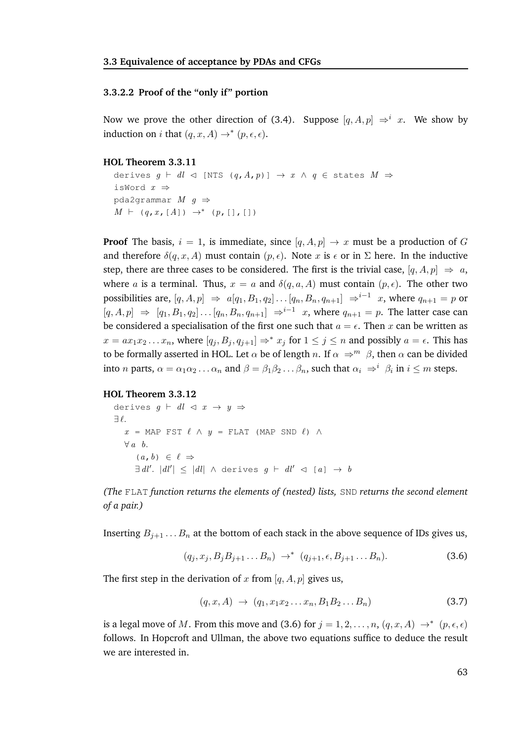#### 3.3.2.2 Proof of the "only if" portion

Now we prove the other direction of (3.4). Suppose $[q, A, p] \Rightarrow^i x$. We show by induction on $i$ that $(q, x, A) \rightarrow^* (p, \epsilon, \epsilon)$.

**HOL Theorem 3.3.11**

```
derives g ⊢ dl ◁ [NTS (q,A,p)] → x ∧ q ∈ states M ⇒
isWord x ⇒
pda2grammar M g ⇒
M ⊢ (q,x,[A]) →* (p,[],[])
```

**Proof** The basis, $i = 1$, is immediate, since $[q, A, p] \rightarrow x$ must be a production of $G$ and therefore $\delta(q, x, A)$ must contain $(p, \epsilon)$. Note $x$ is $\epsilon$ or in $\Sigma$ here. In the inductive step, there are three cases to be considered. The first is the trivial case, $[q, A, p] \Rightarrow a$, where $a$ is a terminal. Thus, $x = a$ and $\delta(q, a, A)$ must contain $(p, \epsilon)$. The other two possibilities are, $[q, A, p] \Rightarrow a[q_1, B_1, q_2] \ldots [q_n, B_n, q_{n+1}] \Rightarrow^{i-1} x$, where $q_{n+1} = p$ or $[q, A, p] \Rightarrow [q_1, B_1, q_2] \ldots [q_n, B_n, q_{n+1}] \Rightarrow^{i-1} x$, where $q_{n+1} = p$. The latter case can be considered a specialisation of the first one such that $a = \epsilon$. Then $x$ can be written as $x = ax_1x_2 \ldots x_n$, where $[q_j, B_j, q_{j+1}] \Rightarrow^* x_j$ for $1 \leq j \leq n$ and possibly $a = \epsilon$. This has to be formally asserted in HOL. Let $\alpha$ be of length $n$. If $\alpha \Rightarrow^m \beta$, then $\alpha$ can be divided into $n$ parts, $\alpha = \alpha_1\alpha_2 \ldots \alpha_n$ and $\beta = \beta_1\beta_2 \ldots \beta_n$, such that $\alpha_i \Rightarrow^i \beta_i$ in $i \leq m$ steps.

**HOL Theorem 3.3.12**

```
derives g ⊢ dl ◁ x → y ⇒
∃ℓ.
  x = MAP FST ℓ ∧ y = FLAT (MAP SND ℓ) ∧
  ∀a b.
    (a,b) ∈ ℓ ⇒
    ∃dl'. |dl'| ≤ |dl| ∧ derives g ⊢ dl' ◁ [a] → b
```

*(The* `FLAT` *function returns the elements of (nested) lists,* `SND` *returns the second element of a pair.)*

Inserting $B_{j+1} \ldots B_n$ at the bottom of each stack in the above sequence of IDs gives us,

$$(q_j, x_j, B_jB_{j+1} \ldots B_n) \rightarrow^* (q_{j+1}, \epsilon, B_{j+1} \ldots B_n). \tag{3.6}$$

The first step in the derivation of $x$ from $[q, A, p]$ gives us,

$$(q, x, A) \rightarrow (q_1, x_1x_2 \ldots x_n, B_1B_2 \ldots B_n) \tag{3.7}$$

is a legal move of $M$. From this move and (3.6) for $j = 1, 2, \ldots, n$, $(q, x, A) \rightarrow^* (p, \epsilon, \epsilon)$ follows. In Hopcroft and Ullman, the above two equations suffice to deduce the result we are interested in.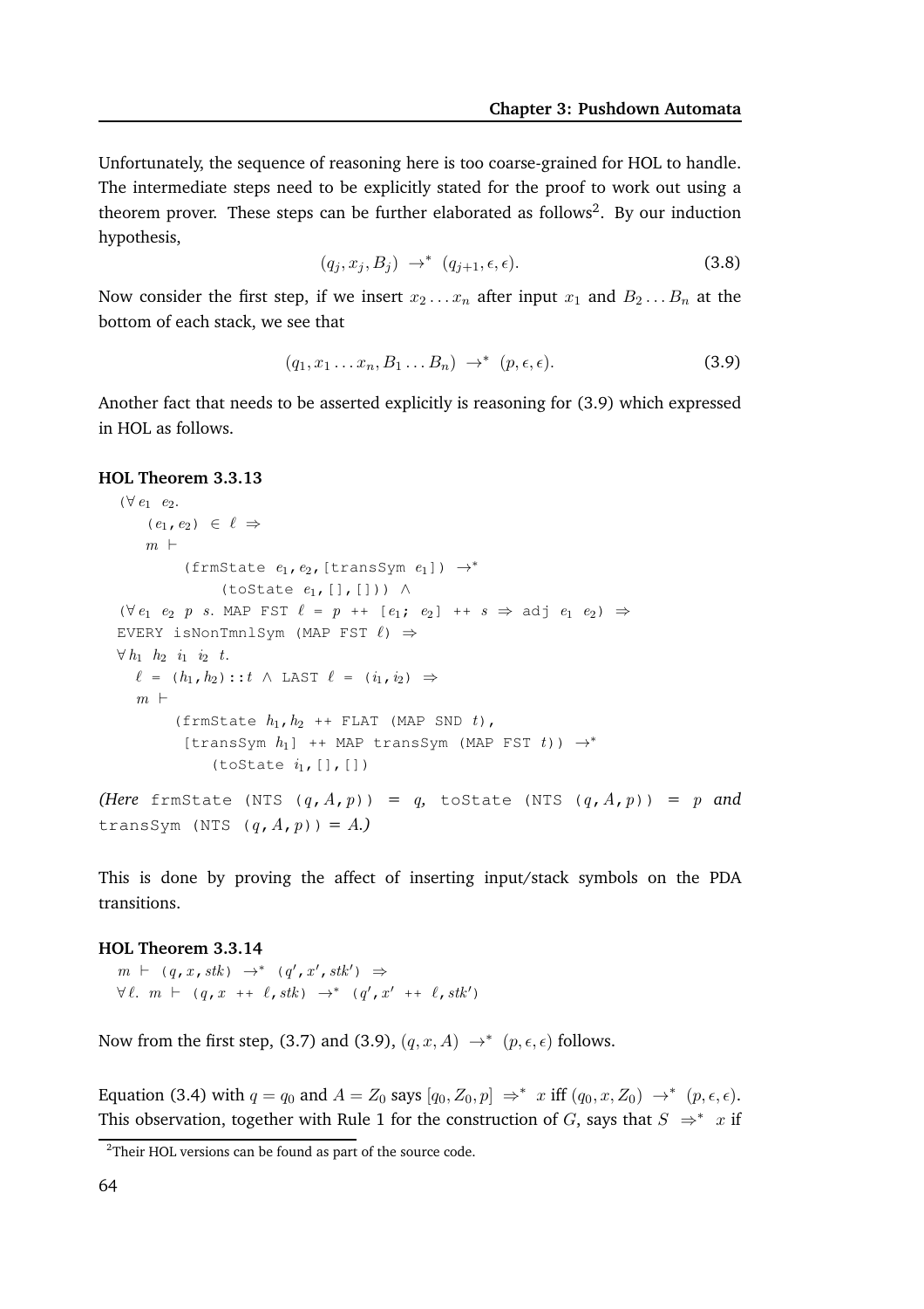Unfortunately, the sequence of reasoning here is too coarse-grained for HOL to handle. The intermediate steps need to be explicitly stated for the proof to work out using a theorem prover. These steps can be further elaborated as follows[2]. By our induction hypothesis,

$$(q_j, x_j, B_j) \;\to^*\; (q_{j+1}, \epsilon, \epsilon). \tag{3.8}$$

Now consider the first step, if we insert $x_2 \ldots x_n$ after input $x_1$ and $B_2 \ldots B_n$ at the bottom of each stack, we see that

$$(q_1, x_1 \ldots x_n, B_1 \ldots B_n) \;\to^*\; (p, \epsilon, \epsilon). \tag{3.9}$$

Another fact that needs to be asserted explicitly is reasoning for (3.9) which expressed in HOL as follows.

**HOL Theorem 3.3.13**

```
(∀ e1 e2.
   (e1,e2) ∈ ℓ ⇒
   m ⊢
      (frmState e1,e2,[transSym e1]) →*
         (toState e1,[],[])) ∧
(∀ e1 e2 p s. MAP FST ℓ = p ++ [e1; e2] ++ s ⇒ adj e1 e2) ⇒
EVERY isNonTmnlSym (MAP FST ℓ) ⇒
∀ h1 h2 i1 i2 t.
  ℓ = (h1,h2)::t ∧ LAST ℓ = (i1,i2) ⇒
  m ⊢
     (frmState h1,h2 ++ FLAT (MAP SND t),
      [transSym h1] ++ MAP transSym (MAP FST t)) →*
        (toState i1,[],[])
```

*(Here* `frmState (NTS (q,A,p))` = $q$*,* `toState (NTS (q,A,p))` = $p$ *and* `transSym (NTS (q,A,p))` = $A$*.)*

This is done by proving the affect of inserting input/stack symbols on the PDA transitions.

**HOL Theorem 3.3.14**

```
m ⊢ (q,x,stk) →* (q',x',stk') ⇒
∀ℓ. m ⊢ (q,x ++ ℓ,stk) →* (q',x' ++ ℓ,stk')
```

Now from the first step, (3.7) and (3.9), $(q, x, A) \;\to^*\; (p, \epsilon, \epsilon)$ follows.

Equation (3.4) with $q = q_0$ and $A = Z_0$ says $[q_0, Z_0, p] \;\Rightarrow^*\; x$ iff $(q_0, x, Z_0) \;\to^*\; (p, \epsilon, \epsilon)$. This observation, together with Rule 1 for the construction of $G$, says that $S \;\Rightarrow^*\; x$ if

[2] Their HOL versions can be found as part of the source code.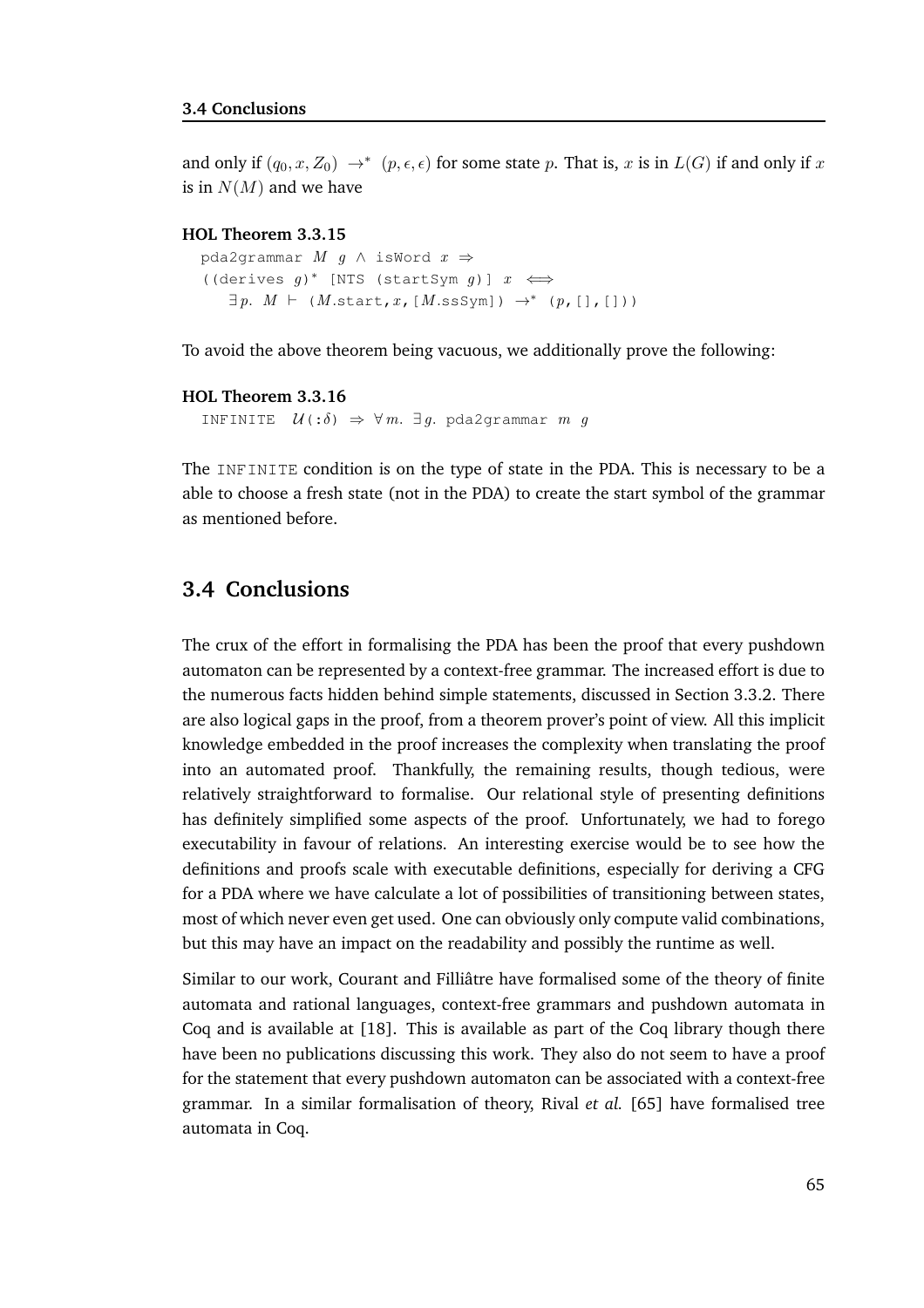and only if $(q_0, x, Z_0) \rightarrow^* (p, \epsilon, \epsilon)$ for some state $p$. That is, $x$ is in $L(G)$ if and only if $x$ is in $N(M)$ and we have

**HOL Theorem 3.3.15**

```
pda2grammar M g ∧ isWord x ⇒
((derives g)* [NTS (startSym g)] x ⟺
   ∃p. M ⊢ (M.start,x,[M.ssSym]) →* (p,[],[]))
```

To avoid the above theorem being vacuous, we additionally prove the following:

**HOL Theorem 3.3.16**

```
INFINITE 𝒰(:δ) ⇒ ∀m. ∃g. pda2grammar m g
```

The INFINITE condition is on the type of state in the PDA. This is necessary to be a able to choose a fresh state (not in the PDA) to create the start symbol of the grammar as mentioned before.

## 3.4 Conclusions

The crux of the effort in formalising the PDA has been the proof that every pushdown automaton can be represented by a context-free grammar. The increased effort is due to the numerous facts hidden behind simple statements, discussed in Section 3.3.2. There are also logical gaps in the proof, from a theorem prover's point of view. All this implicit knowledge embedded in the proof increases the complexity when translating the proof into an automated proof. Thankfully, the remaining results, though tedious, were relatively straightforward to formalise. Our relational style of presenting definitions has definitely simplified some aspects of the proof. Unfortunately, we had to forego executability in favour of relations. An interesting exercise would be to see how the definitions and proofs scale with executable definitions, especially for deriving a CFG for a PDA where we have calculate a lot of possibilities of transitioning between states, most of which never even get used. One can obviously only compute valid combinations, but this may have an impact on the readability and possibly the runtime as well.

Similar to our work, Courant and Filliâtre have formalised some of the theory of finite automata and rational languages, context-free grammars and pushdown automata in Coq and is available at [18]. This is available as part of the Coq library though there have been no publications discussing this work. They also do not seem to have a proof for the statement that every pushdown automaton can be associated with a context-free grammar. In a similar formalisation of theory, Rival *et al.* [65] have formalised tree automata in Coq.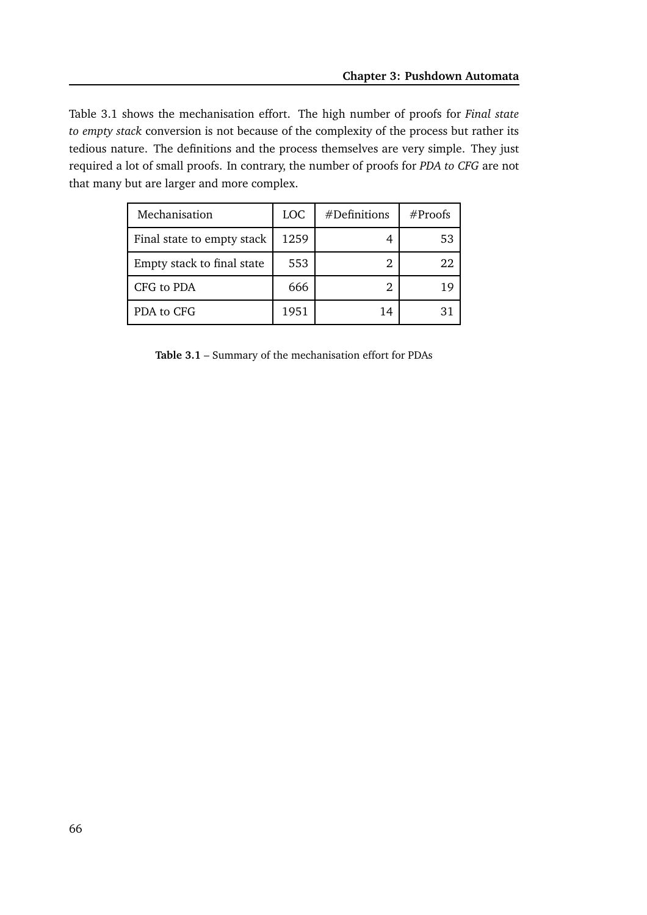Table 3.1 shows the mechanisation effort. The high number of proofs for *Final state to empty stack* conversion is not because of the complexity of the process but rather its tedious nature. The definitions and the process themselves are very simple. They just required a lot of small proofs. In contrary, the number of proofs for *PDA to CFG* are not that many but are larger and more complex.

| Mechanisation | LOC | #Definitions | #Proofs |
|---|---|---|---|
| Final state to empty stack | 1259 | 4 | 53 |
| Empty stack to final state | 553 | 2 | 22 |
| CFG to PDA | 666 | 2 | 19 |
| PDA to CFG | 1951 | 14 | 31 |

**Table 3.1** – Summary of the mechanisation effort for PDAs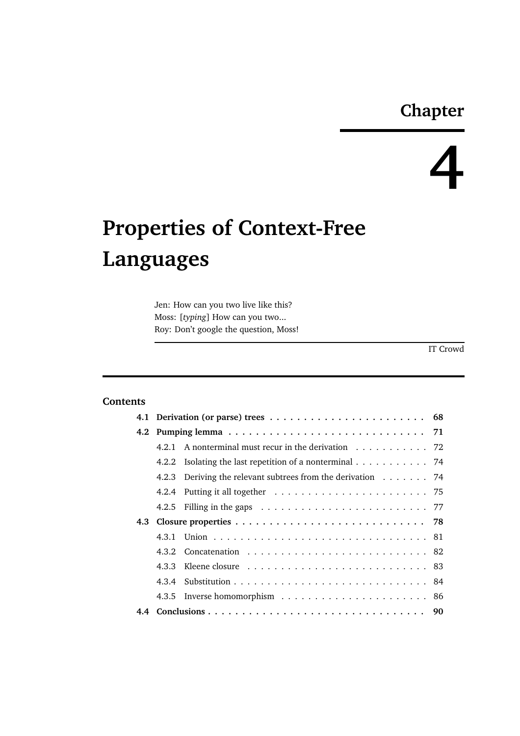# Chapter 4

# Properties of Context-Free Languages

Jen: How can you two live like this?
Moss: [*typing*] How can you two...
Roy: Don't google the question, Moss!

IT Crowd

## Contents

- **4.1 Derivation (or parse) trees** . . . . . **68**
- **4.2 Pumping lemma** . . . . . **71**
  - 4.2.1 A nonterminal must recur in the derivation . . . . . 72
  - 4.2.2 Isolating the last repetition of a nonterminal . . . . . 74
  - 4.2.3 Deriving the relevant subtrees from the derivation . . . . . 74
  - 4.2.4 Putting it all together . . . . . 75
  - 4.2.5 Filling in the gaps . . . . . 77
- **4.3 Closure properties** . . . . . **78**
  - 4.3.1 Union . . . . . 81
  - 4.3.2 Concatenation . . . . . 82
  - 4.3.3 Kleene closure . . . . . 83
  - 4.3.4 Substitution . . . . . 84
  - 4.3.5 Inverse homomorphism . . . . . 86
- **4.4 Conclusions** . . . . . **90**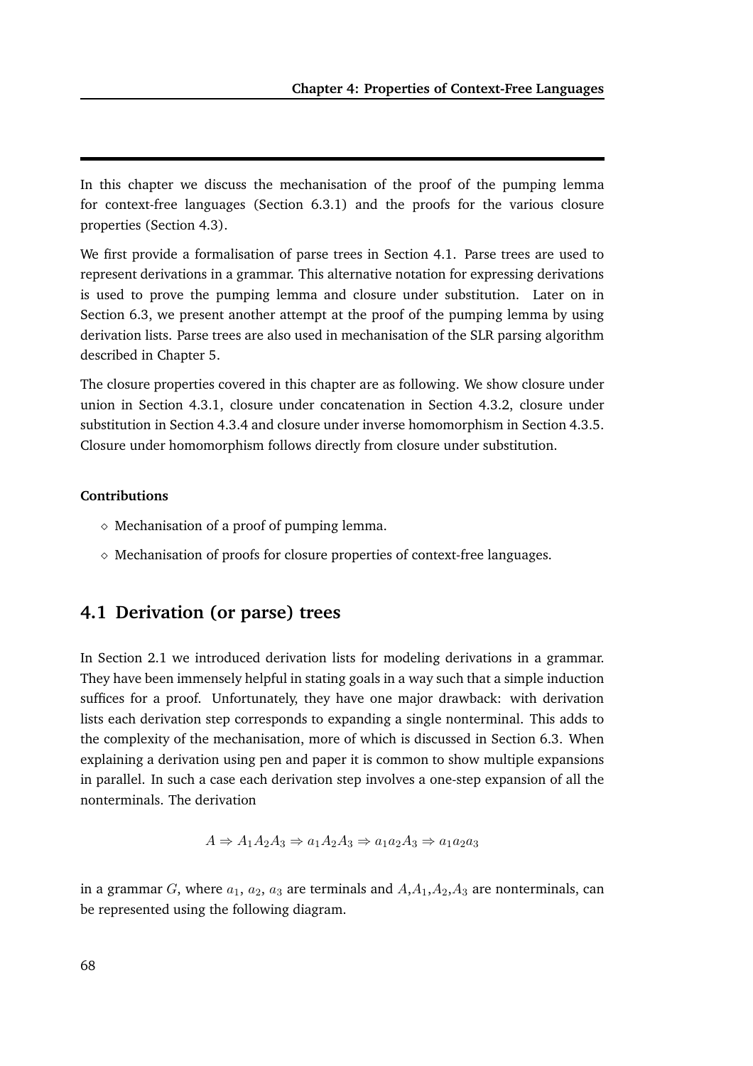In this chapter we discuss the mechanisation of the proof of the pumping lemma for context-free languages (Section 6.3.1) and the proofs for the various closure properties (Section 4.3).

We first provide a formalisation of parse trees in Section 4.1. Parse trees are used to represent derivations in a grammar. This alternative notation for expressing derivations is used to prove the pumping lemma and closure under substitution. Later on in Section 6.3, we present another attempt at the proof of the pumping lemma by using derivation lists. Parse trees are also used in mechanisation of the SLR parsing algorithm described in Chapter 5.

The closure properties covered in this chapter are as following. We show closure under union in Section 4.3.1, closure under concatenation in Section 4.3.2, closure under substitution in Section 4.3.4 and closure under inverse homomorphism in Section 4.3.5. Closure under homomorphism follows directly from closure under substitution.

**Contributions**

- ⋄ Mechanisation of a proof of pumping lemma.
- ⋄ Mechanisation of proofs for closure properties of context-free languages.

## 4.1 Derivation (or parse) trees

In Section 2.1 we introduced derivation lists for modeling derivations in a grammar. They have been immensely helpful in stating goals in a way such that a simple induction suffices for a proof. Unfortunately, they have one major drawback: with derivation lists each derivation step corresponds to expanding a single nonterminal. This adds to the complexity of the mechanisation, more of which is discussed in Section 6.3. When explaining a derivation using pen and paper it is common to show multiple expansions in parallel. In such a case each derivation step involves a one-step expansion of all the nonterminals. The derivation

$$A \Rightarrow A_1A_2A_3 \Rightarrow a_1A_2A_3 \Rightarrow a_1a_2A_3 \Rightarrow a_1a_2a_3$$

in a grammar $G$, where $a_1$, $a_2$, $a_3$ are terminals and $A$,$A_1$,$A_2$,$A_3$ are nonterminals, can be represented using the following diagram.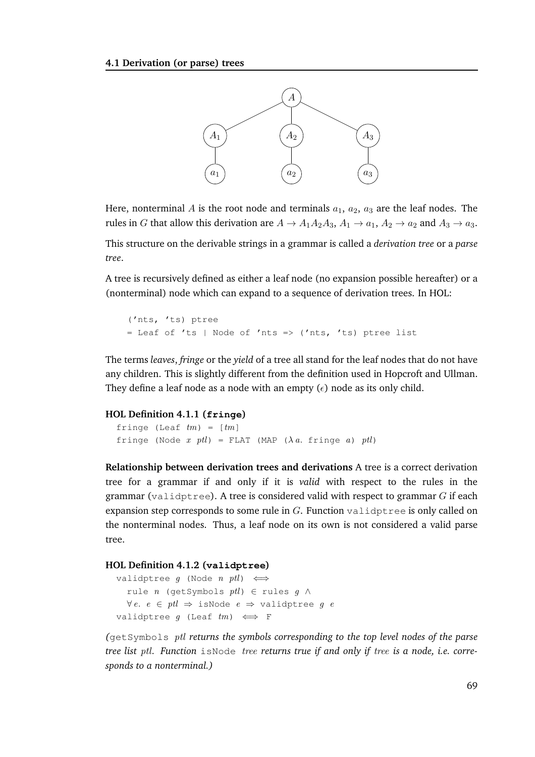Here, nonterminal $A$ is the root node and terminals $a_1$, $a_2$, $a_3$ are the leaf nodes. The rules in $G$ that allow this derivation are $A \to A_1A_2A_3$, $A_1 \to a_1$, $A_2 \to a_2$ and $A_3 \to a_3$.

This structure on the derivable strings in a grammar is called a *derivation tree* or a *parse tree*.

A tree is recursively defined as either a leaf node (no expansion possible hereafter) or a (nonterminal) node which can expand to a sequence of derivation trees. In HOL:

```
('nts, 'ts) ptree
= Leaf of 'ts | Node of 'nts => ('nts, 'ts) ptree list
```

The terms *leaves*, *fringe* or the *yield* of a tree all stand for the leaf nodes that do not have any children. This is slightly different from the definition used in Hopcroft and Ullman. They define a leaf node as a node with an empty ($\epsilon$) node as its only child.

**HOL Definition 4.1.1 (fringe)**

```
fringe (Leaf tm) = [tm]
fringe (Node x ptl) = FLAT (MAP (λa. fringe a) ptl)
```

**Relationship between derivation trees and derivations** A tree is a correct derivation tree for a grammar if and only if it is *valid* with respect to the rules in the grammar (validptree). A tree is considered valid with respect to grammar $G$ if each expansion step corresponds to some rule in $G$. Function validptree is only called on the nonterminal nodes. Thus, a leaf node on its own is not considered a valid parse tree.

**HOL Definition 4.1.2 (validptree)**

```
validptree g (Node n ptl) ⇔
  rule n (getSymbols ptl) ∈ rules g ∧
  ∀e. e ∈ ptl ⇒ isNode e ⇒ validptree g e
validptree g (Leaf tm) ⇔ F
```

*(getSymbols ptl returns the symbols corresponding to the top level nodes of the parse tree list ptl. Function isNode tree returns true if and only if tree is a node, i.e. corresponds to a nonterminal.)*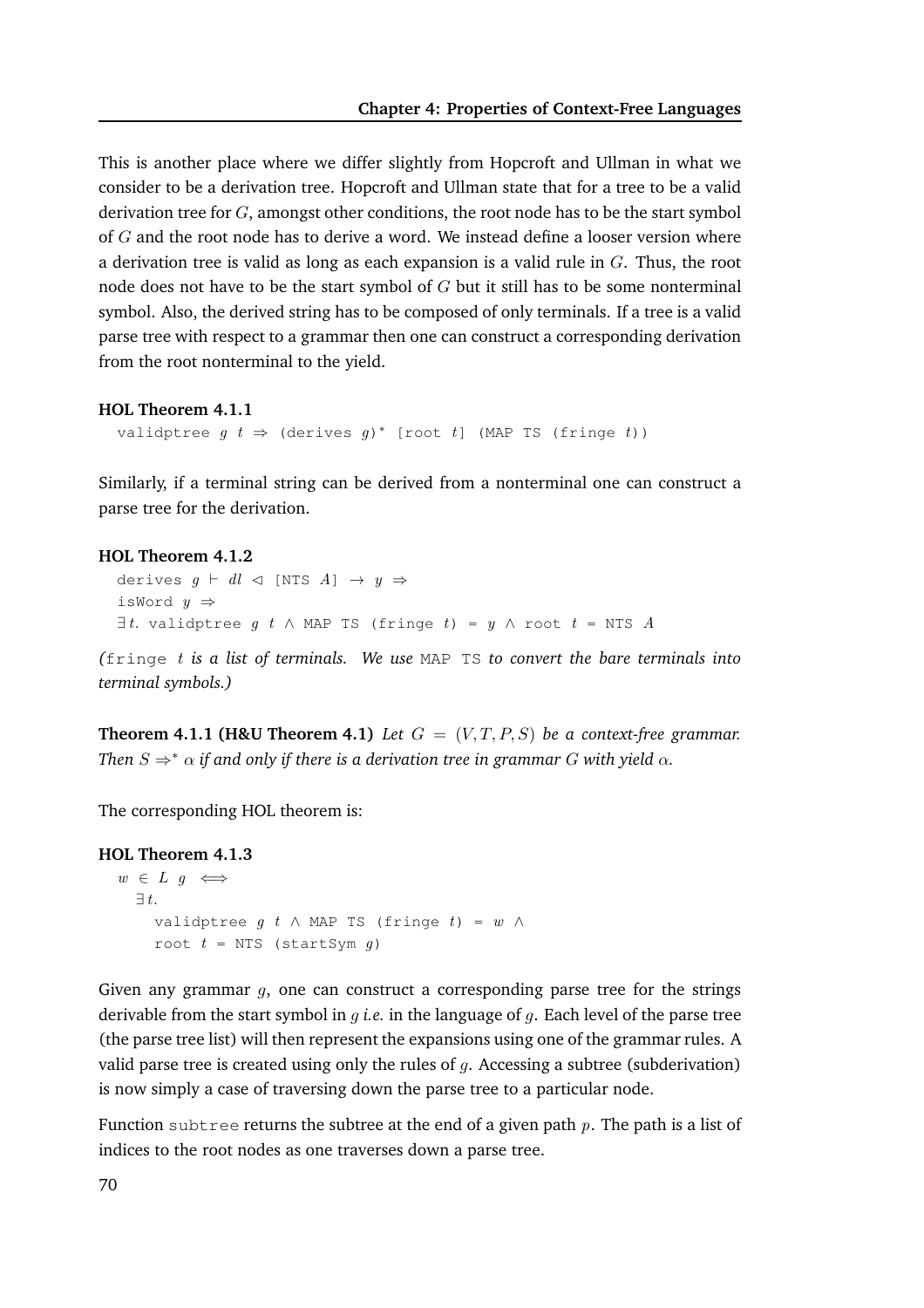This is another place where we differ slightly from Hopcroft and Ullman in what we consider to be a derivation tree. Hopcroft and Ullman state that for a tree to be a valid derivation tree for $G$, amongst other conditions, the root node has to be the start symbol of $G$ and the root node has to derive a word. We instead define a looser version where a derivation tree is valid as long as each expansion is a valid rule in $G$. Thus, the root node does not have to be the start symbol of $G$ but it still has to be some nonterminal symbol. Also, the derived string has to be composed of only terminals. If a tree is a valid parse tree with respect to a grammar then one can construct a corresponding derivation from the root nonterminal to the yield.

**HOL Theorem 4.1.1**

```
validptree g t ⇒ (derives g)* [root t] (MAP TS (fringe t))
```

Similarly, if a terminal string can be derived from a nonterminal one can construct a parse tree for the derivation.

**HOL Theorem 4.1.2**

```
derives g ⊢ dl ◁ [NTS A] → y ⇒
isWord y ⇒
∃t. validptree g t ∧ MAP TS (fringe t) = y ∧ root t = NTS A
```

*(*`fringe t` *is a list of terminals. We use* `MAP TS` *to convert the bare terminals into terminal symbols.)*

**Theorem 4.1.1 (H&U Theorem 4.1)** *Let $G = (V, T, P, S)$ be a context-free grammar. Then $S \Rightarrow^* \alpha$ if and only if there is a derivation tree in grammar $G$ with yield $\alpha$.*

The corresponding HOL theorem is:

**HOL Theorem 4.1.3**

```
w ∈ L g ⟺
  ∃t.
    validptree g t ∧ MAP TS (fringe t) = w ∧
    root t = NTS (startSym g)
```

Given any grammar $g$, one can construct a corresponding parse tree for the strings derivable from the start symbol in $g$ *i.e.* in the language of $g$. Each level of the parse tree (the parse tree list) will then represent the expansions using one of the grammar rules. A valid parse tree is created using only the rules of $g$. Accessing a subtree (subderivation) is now simply a case of traversing down the parse tree to a particular node.

Function `subtree` returns the subtree at the end of a given path $p$. The path is a list of indices to the root nodes as one traverses down a parse tree.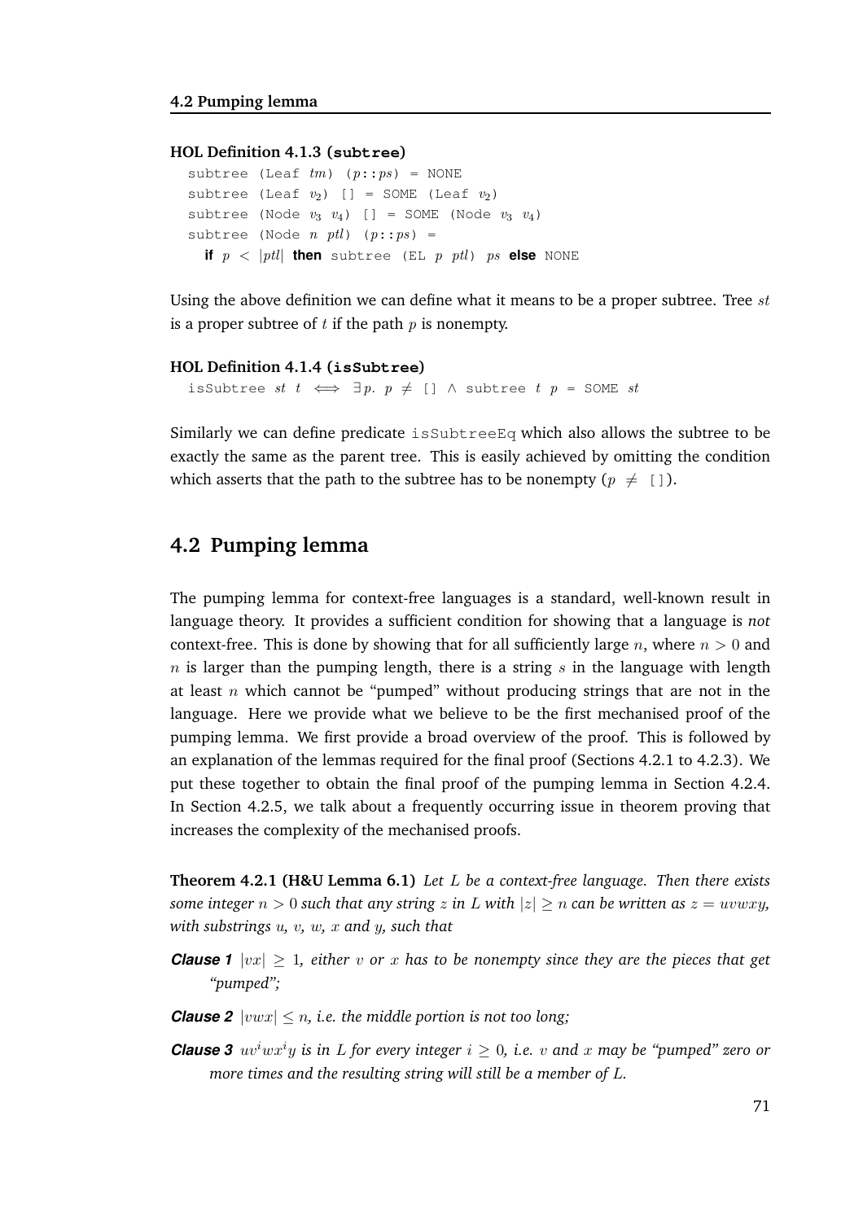**HOL Definition 4.1.3 (subtree)**

```
subtree (Leaf tm) (p::ps) = NONE
subtree (Leaf v2) [] = SOME (Leaf v2)
subtree (Node v3 v4) [] = SOME (Node v3 v4)
subtree (Node n ptl) (p::ps) =
  if p < |ptl| then subtree (EL p ptl) ps else NONE
```

Using the above definition we can define what it means to be a proper subtree. Tree $st$ is a proper subtree of $t$ if the path $p$ is nonempty.

**HOL Definition 4.1.4 (isSubtree)**

```
isSubtree st t ⟺ ∃p. p ≠ [] ∧ subtree t p = SOME st
```

Similarly we can define predicate isSubtreeEq which also allows the subtree to be exactly the same as the parent tree. This is easily achieved by omitting the condition which asserts that the path to the subtree has to be nonempty ($p \neq$ []).

## 4.2 Pumping lemma

The pumping lemma for context-free languages is a standard, well-known result in language theory. It provides a sufficient condition for showing that a language is *not* context-free. This is done by showing that for all sufficiently large $n$, where $n > 0$ and $n$ is larger than the pumping length, there is a string $s$ in the language with length at least $n$ which cannot be "pumped" without producing strings that are not in the language. Here we provide what we believe to be the first mechanised proof of the pumping lemma. We first provide a broad overview of the proof. This is followed by an explanation of the lemmas required for the final proof (Sections 4.2.1 to 4.2.3). We put these together to obtain the final proof of the pumping lemma in Section 4.2.4. In Section 4.2.5, we talk about a frequently occurring issue in theorem proving that increases the complexity of the mechanised proofs.

**Theorem 4.2.1 (H&U Lemma 6.1)** *Let $L$ be a context-free language. Then there exists some integer $n > 0$ such that any string $z$ in $L$ with $|z| \geq n$ can be written as $z = uvwxy$, with substrings $u$, $v$, $w$, $x$ and $y$, such that*

***Clause 1*** *$|vx| \geq 1$, either $v$ or $x$ has to be nonempty since they are the pieces that get "pumped";*

***Clause 2*** *$|vwx| \leq n$, i.e. the middle portion is not too long;*

***Clause 3*** *$uv^iwx^iy$ is in $L$ for every integer $i \geq 0$, i.e. $v$ and $x$ may be "pumped" zero or more times and the resulting string will still be a member of $L$.*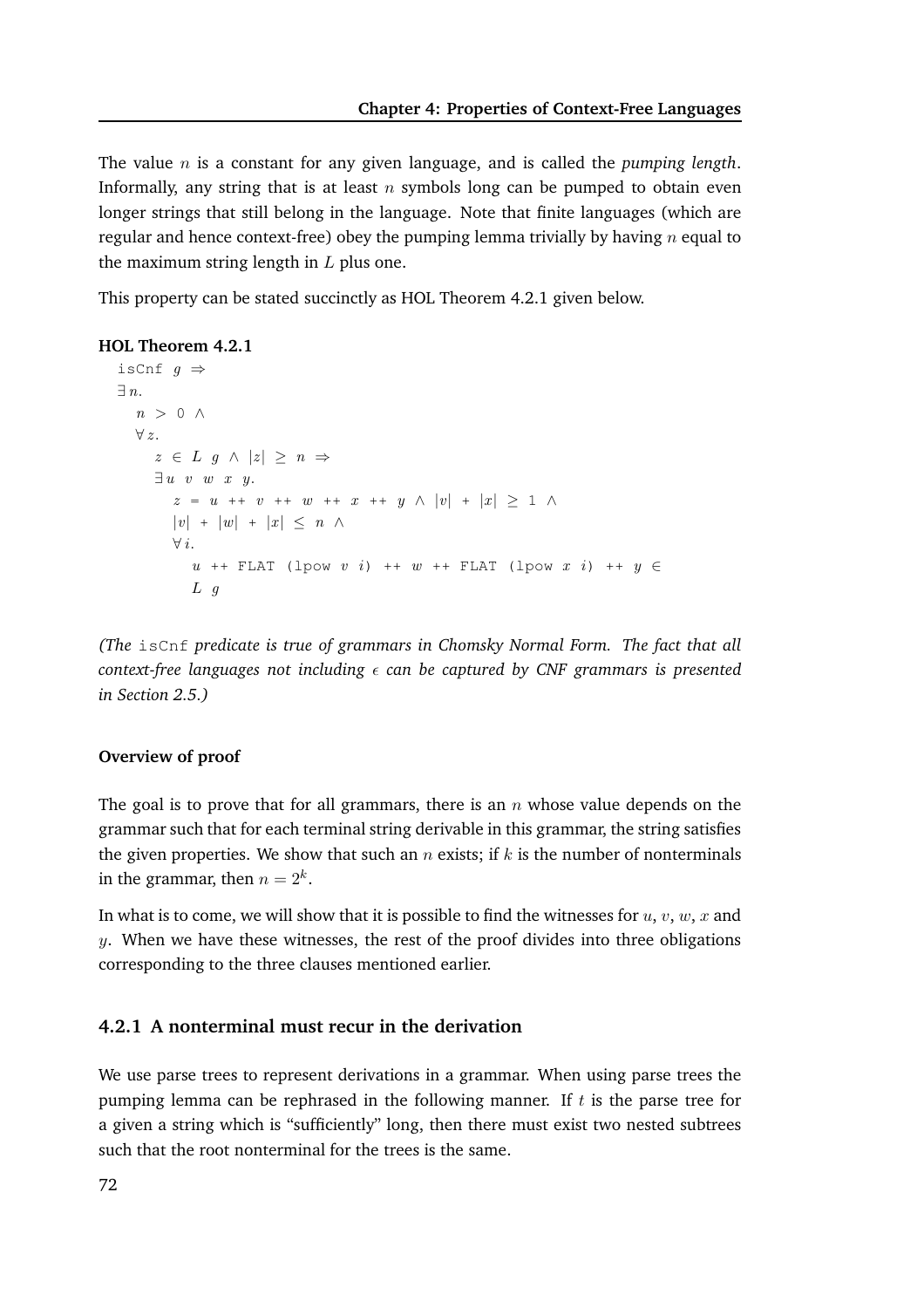The value $n$ is a constant for any given language, and is called the *pumping length*. Informally, any string that is at least $n$ symbols long can be pumped to obtain even longer strings that still belong in the language. Note that finite languages (which are regular and hence context-free) obey the pumping lemma trivially by having $n$ equal to the maximum string length in $L$ plus one.

This property can be stated succinctly as HOL Theorem 4.2.1 given below.

**HOL Theorem 4.2.1**

```
isCnf g ⇒
∃n.
  n > 0 ∧
  ∀z.
    z ∈ L g ∧ |z| ≥ n ⇒
    ∃u v w x y.
      z = u ++ v ++ w ++ x ++ y ∧ |v| + |x| ≥ 1 ∧
      |v| + |w| + |x| ≤ n ∧
      ∀i.
        u ++ FLAT (lpow v i) ++ w ++ FLAT (lpow x i) ++ y ∈
        L g
```

*(The* `isCnf` *predicate is true of grammars in Chomsky Normal Form. The fact that all context-free languages not including $\epsilon$ can be captured by CNF grammars is presented in Section 2.5.)*

#### Overview of proof

The goal is to prove that for all grammars, there is an $n$ whose value depends on the grammar such that for each terminal string derivable in this grammar, the string satisfies the given properties. We show that such an $n$ exists; if $k$ is the number of nonterminals in the grammar, then $n = 2^k$.

In what is to come, we will show that it is possible to find the witnesses for $u$, $v$, $w$, $x$ and $y$. When we have these witnesses, the rest of the proof divides into three obligations corresponding to the three clauses mentioned earlier.

### 4.2.1 A nonterminal must recur in the derivation

We use parse trees to represent derivations in a grammar. When using parse trees the pumping lemma can be rephrased in the following manner. If $t$ is the parse tree for a given a string which is "sufficiently" long, then there must exist two nested subtrees such that the root nonterminal for the trees is the same.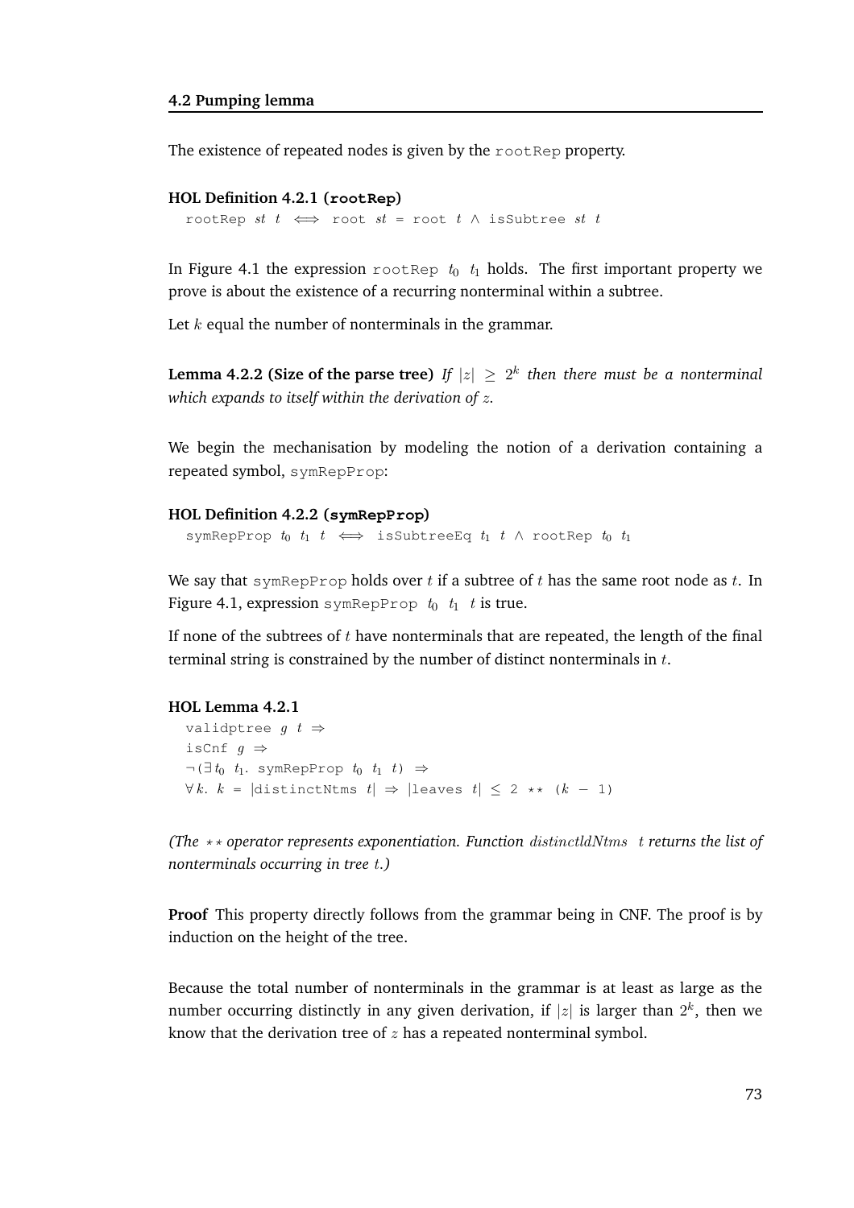The existence of repeated nodes is given by the `rootRep` property.

**HOL Definition 4.2.1 (`rootRep`)**

```
rootRep st t  ⟺  root st = root t ∧ isSubtree st t
```

In Figure 4.1 the expression `rootRep` $t_0$ $t_1$ holds. The first important property we prove is about the existence of a recurring nonterminal within a subtree.

Let $k$ equal the number of nonterminals in the grammar.

**Lemma 4.2.2 (Size of the parse tree)** *If $|z| \geq 2^k$ then there must be a nonterminal which expands to itself within the derivation of $z$.*

We begin the mechanisation by modeling the notion of a derivation containing a repeated symbol, `symRepProp`:

**HOL Definition 4.2.2 (`symRepProp`)**

```
symRepProp t0 t1 t  ⟺  isSubtreeEq t1 t ∧ rootRep t0 t1
```

We say that `symRepProp` holds over $t$ if a subtree of $t$ has the same root node as $t$. In Figure 4.1, expression `symRepProp` $t_0$ $t_1$ $t$ is true.

If none of the subtrees of $t$ have nonterminals that are repeated, the length of the final terminal string is constrained by the number of distinct nonterminals in $t$.

**HOL Lemma 4.2.1**

```
validptree g t ⇒
isCnf g ⇒
¬(∃ t0 t1. symRepProp t0 t1 t) ⇒
∀ k. k = |distinctNtms t| ⇒ |leaves t| ≤ 2 ** (k − 1)
```

*(The `**` operator represents exponentiation. Function $distinctldNtms\ \ t$ returns the list of nonterminals occurring in tree $t$.)*

**Proof** This property directly follows from the grammar being in CNF. The proof is by induction on the height of the tree.

Because the total number of nonterminals in the grammar is at least as large as the number occurring distinctly in any given derivation, if $|z|$ is larger than $2^k$, then we know that the derivation tree of $z$ has a repeated nonterminal symbol.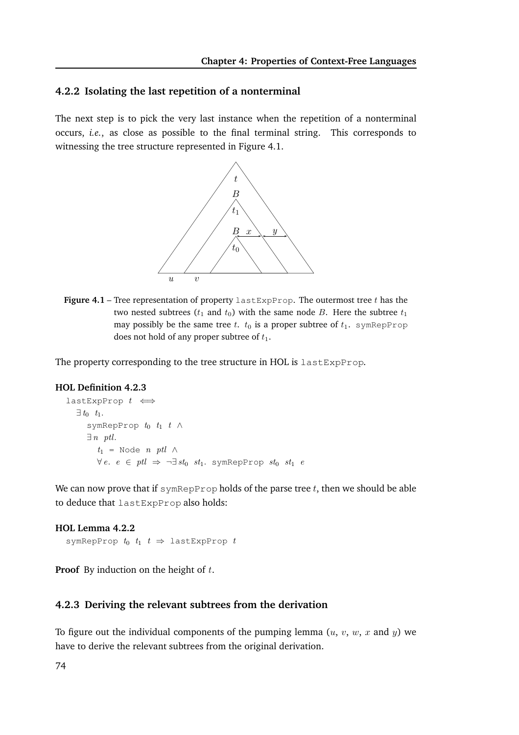### 4.2.2 Isolating the last repetition of a nonterminal

The next step is to pick the very last instance when the repetition of a nonterminal occurs, *i.e.*, as close as possible to the final terminal string. This corresponds to witnessing the tree structure represented in Figure 4.1.

**Figure 4.1** – Tree representation of property `lastExpProp`. The outermost tree $t$ has the two nested subtrees ($t_1$ and $t_0$) with the same node $B$. Here the subtree $t_1$ may possibly be the same tree $t$. $t_0$ is a proper subtree of $t_1$. `symRepProp` does not hold of any proper subtree of $t_1$.

The property corresponding to the tree structure in HOL is `lastExpProp`.

**HOL Definition 4.2.3**

```
lastExpProp t ⟺
  ∃ t0 t1.
    symRepProp t0 t1 t ∧
    ∃ n ptl.
      t1 = Node n ptl ∧
      ∀ e. e ∈ ptl ⇒ ¬∃ st0 st1. symRepProp st0 st1 e
```

We can now prove that if `symRepProp` holds of the parse tree $t$, then we should be able to deduce that `lastExpProp` also holds:

**HOL Lemma 4.2.2**

```
symRepProp t0 t1 t ⇒ lastExpProp t
```

**Proof** By induction on the height of $t$.

### 4.2.3 Deriving the relevant subtrees from the derivation

To figure out the individual components of the pumping lemma ($u$, $v$, $w$, $x$ and $y$) we have to derive the relevant subtrees from the original derivation.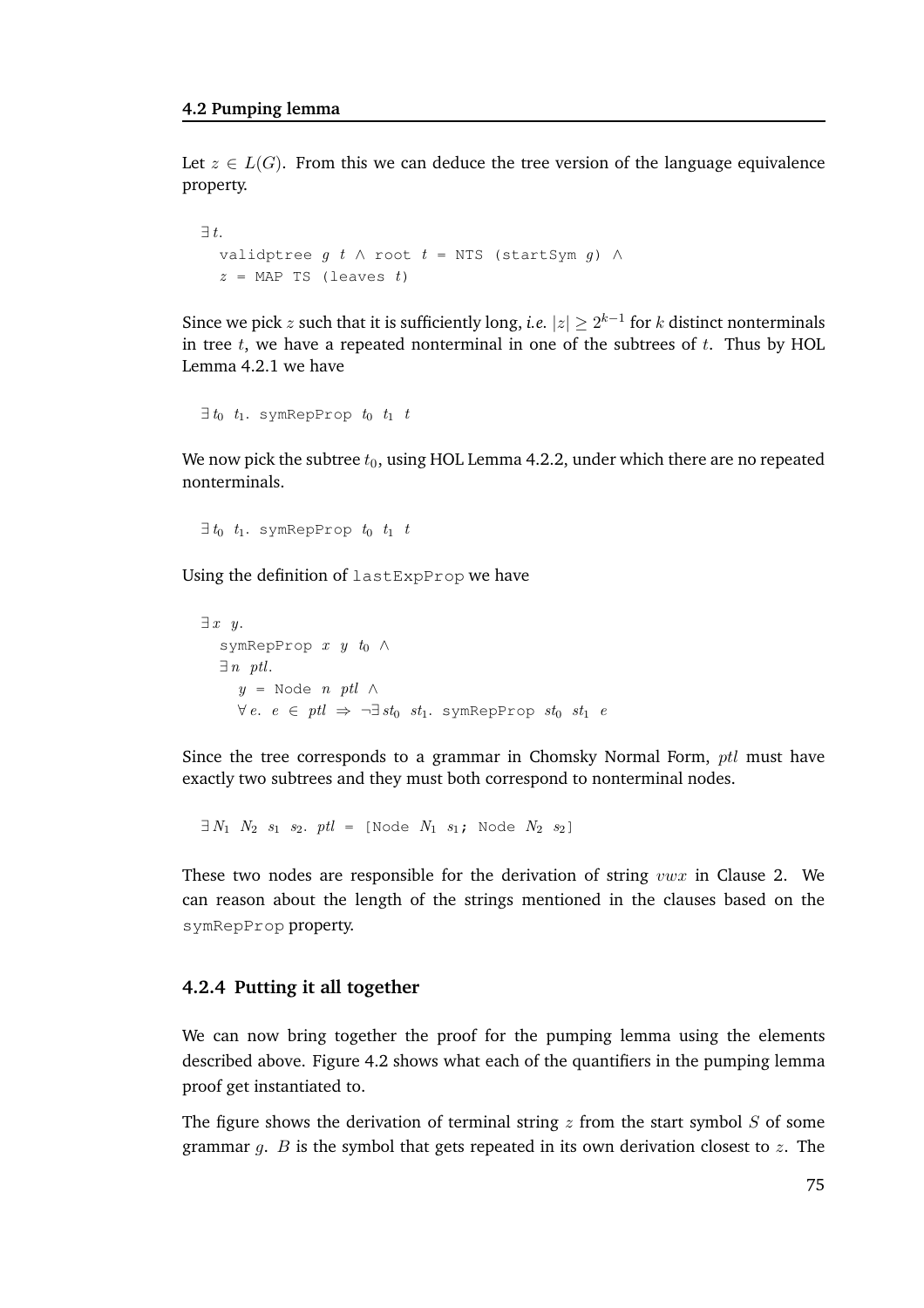Let $z \in L(G)$. From this we can deduce the tree version of the language equivalence property.

```
∃ t.
  validptree g t ∧ root t = NTS (startSym g) ∧
  z = MAP TS (leaves t)
```

Since we pick $z$ such that it is sufficiently long, *i.e.* $|z| \geq 2^{k-1}$ for $k$ distinct nonterminals in tree $t$, we have a repeated nonterminal in one of the subtrees of $t$. Thus by HOL Lemma 4.2.1 we have

```
∃ t0 t1. symRepProp t0 t1 t
```

We now pick the subtree $t_0$, using HOL Lemma 4.2.2, under which there are no repeated nonterminals.

```
∃ t0 t1. symRepProp t0 t1 t
```

Using the definition of `lastExpProp` we have

```
∃ x y.
  symRepProp x y t0 ∧
  ∃ n ptl.
    y = Node n ptl ∧
    ∀ e. e ∈ ptl ⇒ ¬∃ st0 st1. symRepProp st0 st1 e
```

Since the tree corresponds to a grammar in Chomsky Normal Form, $ptl$ must have exactly two subtrees and they must both correspond to nonterminal nodes.

```
∃ N1 N2 s1 s2. ptl = [Node N1 s1; Node N2 s2]
```

These two nodes are responsible for the derivation of string $vwx$ in Clause 2. We can reason about the length of the strings mentioned in the clauses based on the `symRepProp` property.

### 4.2.4 Putting it all together

We can now bring together the proof for the pumping lemma using the elements described above. Figure 4.2 shows what each of the quantifiers in the pumping lemma proof get instantiated to.

The figure shows the derivation of terminal string $z$ from the start symbol $S$ of some grammar $g$. $B$ is the symbol that gets repeated in its own derivation closest to $z$. The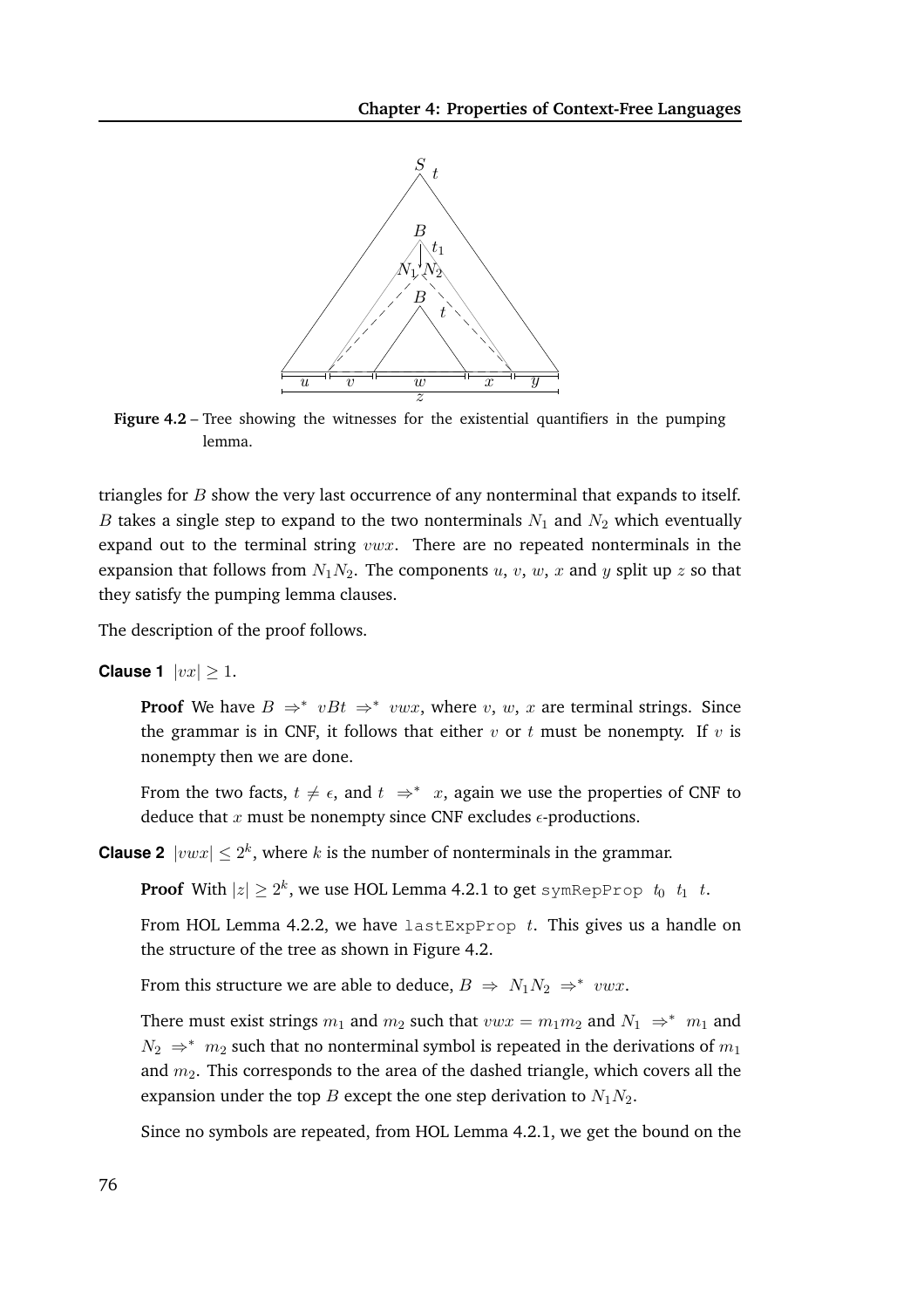**Figure 4.2** – Tree showing the witnesses for the existential quantifiers in the pumping lemma.

triangles for $B$ show the very last occurrence of any nonterminal that expands to itself. $B$ takes a single step to expand to the two nonterminals $N_1$ and $N_2$ which eventually expand out to the terminal string $vwx$. There are no repeated nonterminals in the expansion that follows from $N_1N_2$. The components $u$, $v$, $w$, $x$ and $y$ split up $z$ so that they satisfy the pumping lemma clauses.

The description of the proof follows.

**Clause 1** $|vx| \geq 1$.

> **Proof** We have $B \Rightarrow^* vBt \Rightarrow^* vwx$, where $v$, $w$, $x$ are terminal strings. Since the grammar is in CNF, it follows that either $v$ or $t$ must be nonempty. If $v$ is nonempty then we are done.
>
> From the two facts, $t \neq \epsilon$, and $t \Rightarrow^* x$, again we use the properties of CNF to deduce that $x$ must be nonempty since CNF excludes $\epsilon$-productions.

**Clause 2** $|vwx| \leq 2^k$, where $k$ is the number of nonterminals in the grammar.

> **Proof** With $|z| \geq 2^k$, we use HOL Lemma 4.2.1 to get `symRepProp` $t_0$ $t_1$ $t$.
>
> From HOL Lemma 4.2.2, we have `lastExpProp` $t$. This gives us a handle on the structure of the tree as shown in Figure 4.2.
>
> From this structure we are able to deduce, $B \Rightarrow N_1N_2 \Rightarrow^* vwx$.
>
> There must exist strings $m_1$ and $m_2$ such that $vwx = m_1m_2$ and $N_1 \Rightarrow^* m_1$ and $N_2 \Rightarrow^* m_2$ such that no nonterminal symbol is repeated in the derivations of $m_1$ and $m_2$. This corresponds to the area of the dashed triangle, which covers all the expansion under the top $B$ except the one step derivation to $N_1N_2$.
>
> Since no symbols are repeated, from HOL Lemma 4.2.1, we get the bound on the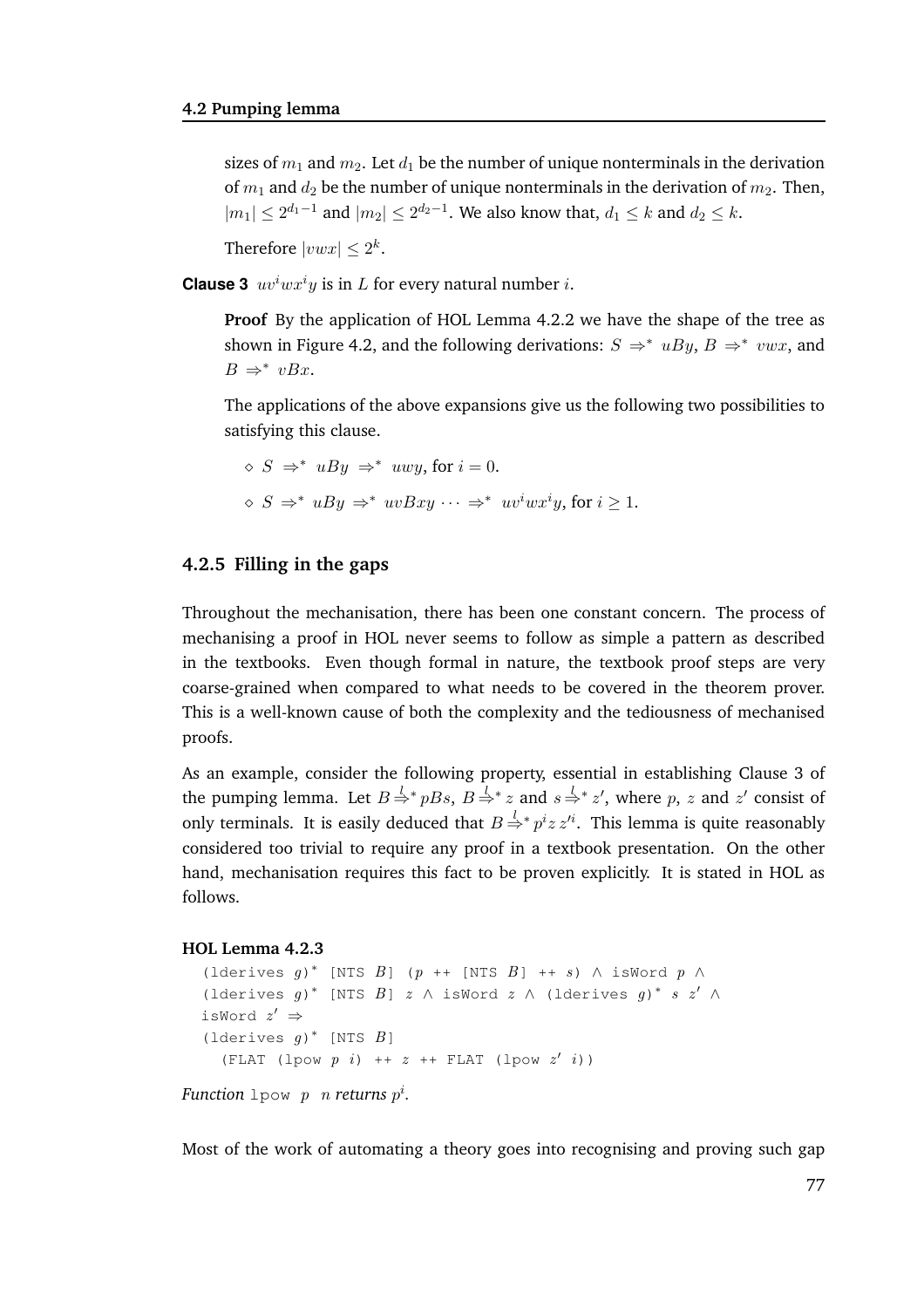sizes of $m_1$ and $m_2$. Let $d_1$ be the number of unique nonterminals in the derivation of $m_1$ and $d_2$ be the number of unique nonterminals in the derivation of $m_2$. Then, $|m_1| \leq 2^{d_1-1}$ and $|m_2| \leq 2^{d_2-1}$. We also know that, $d_1 \leq k$ and $d_2 \leq k$.

Therefore $|vwx| \leq 2^k$.

**Clause 3** $uv^iwx^iy$ is in $L$ for every natural number $i$.

**Proof** By the application of HOL Lemma 4.2.2 we have the shape of the tree as shown in Figure 4.2, and the following derivations: $S \Rightarrow^* uBy$, $B \Rightarrow^* vwx$, and $B \Rightarrow^* vBx$.

The applications of the above expansions give us the following two possibilities to satisfying this clause.

- $S \Rightarrow^* uBy \Rightarrow^* uwy$, for $i = 0$.
- $S \Rightarrow^* uBy \Rightarrow^* uvBxy \cdots \Rightarrow^* uv^iwx^iy$, for $i \geq 1$.

### 4.2.5 Filling in the gaps

Throughout the mechanisation, there has been one constant concern. The process of mechanising a proof in HOL never seems to follow as simple a pattern as described in the textbooks. Even though formal in nature, the textbook proof steps are very coarse-grained when compared to what needs to be covered in the theorem prover. This is a well-known cause of both the complexity and the tediousness of mechanised proofs.

As an example, consider the following property, essential in establishing Clause 3 of the pumping lemma. Let $B \overset{l}{\Rightarrow}^* pBs$, $B \overset{l}{\Rightarrow}^* z$ and $s \overset{l}{\Rightarrow}^* z'$, where $p$, $z$ and $z'$ consist of only terminals. It is easily deduced that $B \overset{l}{\Rightarrow}^* p^i z z'^i$. This lemma is quite reasonably considered too trivial to require any proof in a textbook presentation. On the other hand, mechanisation requires this fact to be proven explicitly. It is stated in HOL as follows.

**HOL Lemma 4.2.3**

```
(lderives g)* [NTS B] (p ++ [NTS B] ++ s) ∧ isWord p ∧
(lderives g)* [NTS B] z ∧ isWord z ∧ (lderives g)* s z' ∧
isWord z' ⇒
(lderives g)* [NTS B]
  (FLAT (lpow p i) ++ z ++ FLAT (lpow z' i))
```

*Function* `lpow p n` ***returns*** $p^i$.

Most of the work of automating a theory goes into recognising and proving such gap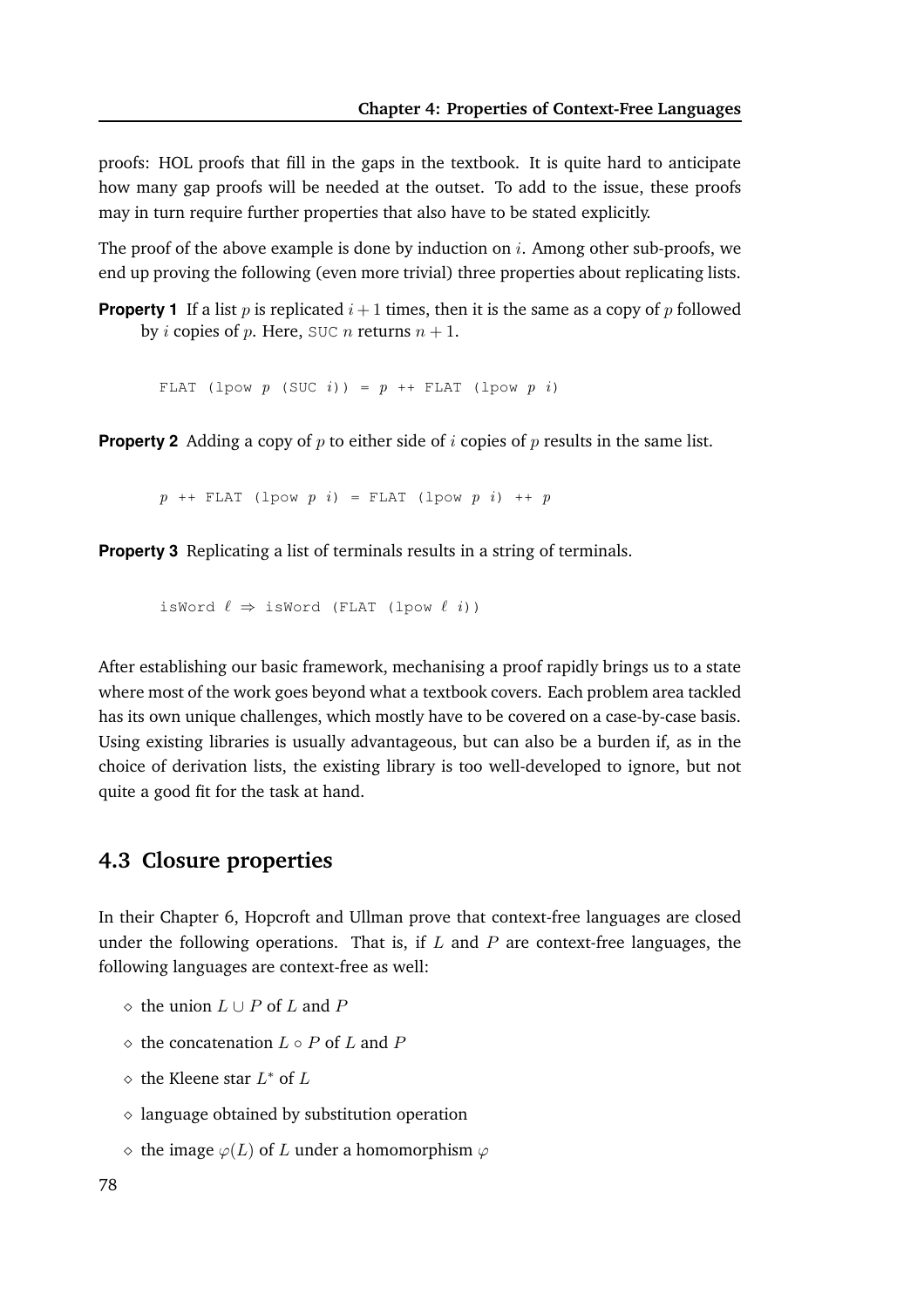proofs: HOL proofs that fill in the gaps in the textbook. It is quite hard to anticipate how many gap proofs will be needed at the outset. To add to the issue, these proofs may in turn require further properties that also have to be stated explicitly.

The proof of the above example is done by induction on $i$. Among other sub-proofs, we end up proving the following (even more trivial) three properties about replicating lists.

**Property 1** If a list $p$ is replicated $i + 1$ times, then it is the same as a copy of $p$ followed by $i$ copies of $p$. Here, SUC $n$ returns $n + 1$.

```
FLAT (lpow p (SUC i)) = p ++ FLAT (lpow p i)
```

**Property 2** Adding a copy of $p$ to either side of $i$ copies of $p$ results in the same list.

```
p ++ FLAT (lpow p i) = FLAT (lpow p i) ++ p
```

**Property 3** Replicating a list of terminals results in a string of terminals.

```
isWord ℓ ⇒ isWord (FLAT (lpow ℓ i))
```

After establishing our basic framework, mechanising a proof rapidly brings us to a state where most of the work goes beyond what a textbook covers. Each problem area tackled has its own unique challenges, which mostly have to be covered on a case-by-case basis. Using existing libraries is usually advantageous, but can also be a burden if, as in the choice of derivation lists, the existing library is too well-developed to ignore, but not quite a good fit for the task at hand.

## 4.3 Closure properties

In their Chapter 6, Hopcroft and Ullman prove that context-free languages are closed under the following operations. That is, if $L$ and $P$ are context-free languages, the following languages are context-free as well:

- the union $L \cup P$ of $L$ and $P$
- the concatenation $L \circ P$ of $L$ and $P$
- the Kleene star $L^*$ of $L$
- language obtained by substitution operation
- the image $\varphi(L)$ of $L$ under a homomorphism $\varphi$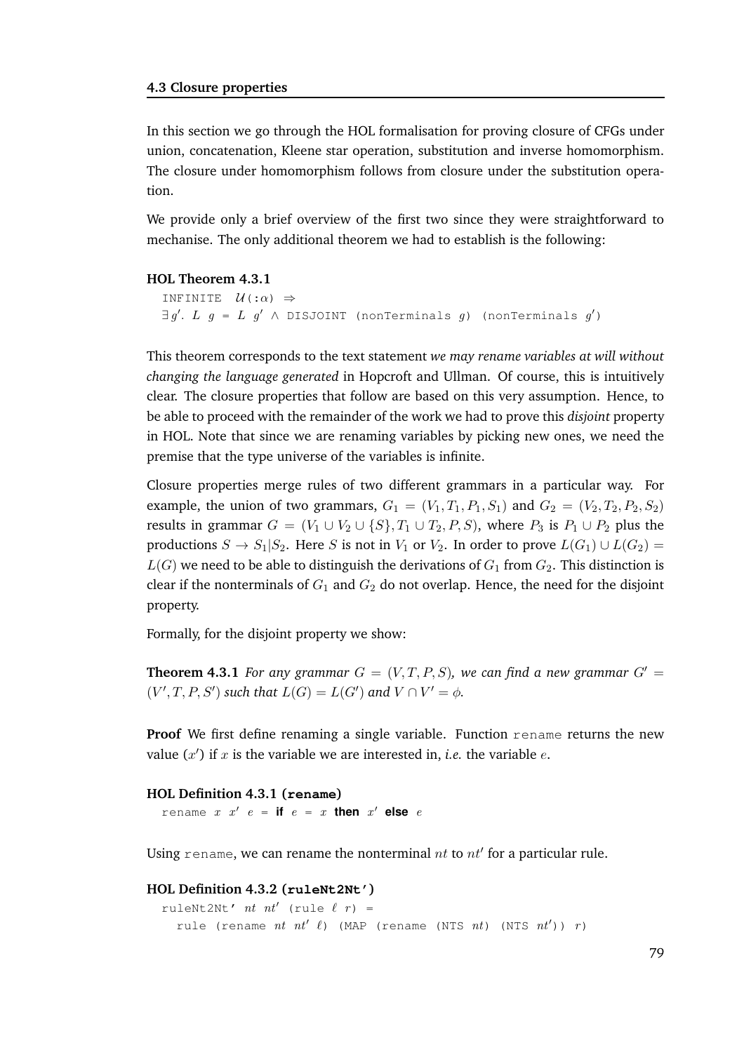### 4.3 Closure properties

In this section we go through the HOL formalisation for proving closure of CFGs under union, concatenation, Kleene star operation, substitution and inverse homomorphism. The closure under homomorphism follows from closure under the substitution operation.

We provide only a brief overview of the first two since they were straightforward to mechanise. The only additional theorem we had to establish is the following:

**HOL Theorem 4.3.1**

```
INFINITE 𝒰(:α) ⇒
∃g'. L g = L g' ∧ DISJOINT (nonTerminals g) (nonTerminals g')
```

This theorem corresponds to the text statement *we may rename variables at will without changing the language generated* in Hopcroft and Ullman. Of course, this is intuitively clear. The closure properties that follow are based on this very assumption. Hence, to be able to proceed with the remainder of the work we had to prove this *disjoint* property in HOL. Note that since we are renaming variables by picking new ones, we need the premise that the type universe of the variables is infinite.

Closure properties merge rules of two different grammars in a particular way. For example, the union of two grammars, $G_1 = (V_1, T_1, P_1, S_1)$ and $G_2 = (V_2, T_2, P_2, S_2)$ results in grammar $G = (V_1 \cup V_2 \cup \{S\}, T_1 \cup T_2, P, S)$, where $P_3$ is $P_1 \cup P_2$ plus the productions $S \rightarrow S_1 | S_2$. Here $S$ is not in $V_1$ or $V_2$. In order to prove $L(G_1) \cup L(G_2) = L(G)$ we need to be able to distinguish the derivations of $G_1$ from $G_2$. This distinction is clear if the nonterminals of $G_1$ and $G_2$ do not overlap. Hence, the need for the disjoint property.

Formally, for the disjoint property we show:

**Theorem 4.3.1** *For any grammar $G = (V, T, P, S)$, we can find a new grammar $G' = (V', T, P, S')$ such that $L(G) = L(G')$ and $V \cap V' = \phi$.*

**Proof** We first define renaming a single variable. Function `rename` returns the new value ($x'$) if $x$ is the variable we are interested in, *i.e.* the variable $e$.

**HOL Definition 4.3.1 (rename)**

```
rename x x' e = if e = x then x' else e
```

Using `rename`, we can rename the nonterminal $nt$ to $nt'$ for a particular rule.

**HOL Definition 4.3.2 (ruleNt2Nt')**

```
ruleNt2Nt' nt nt' (rule ℓ r) =
  rule (rename nt nt' ℓ) (MAP (rename (NTS nt) (NTS nt')) r)
```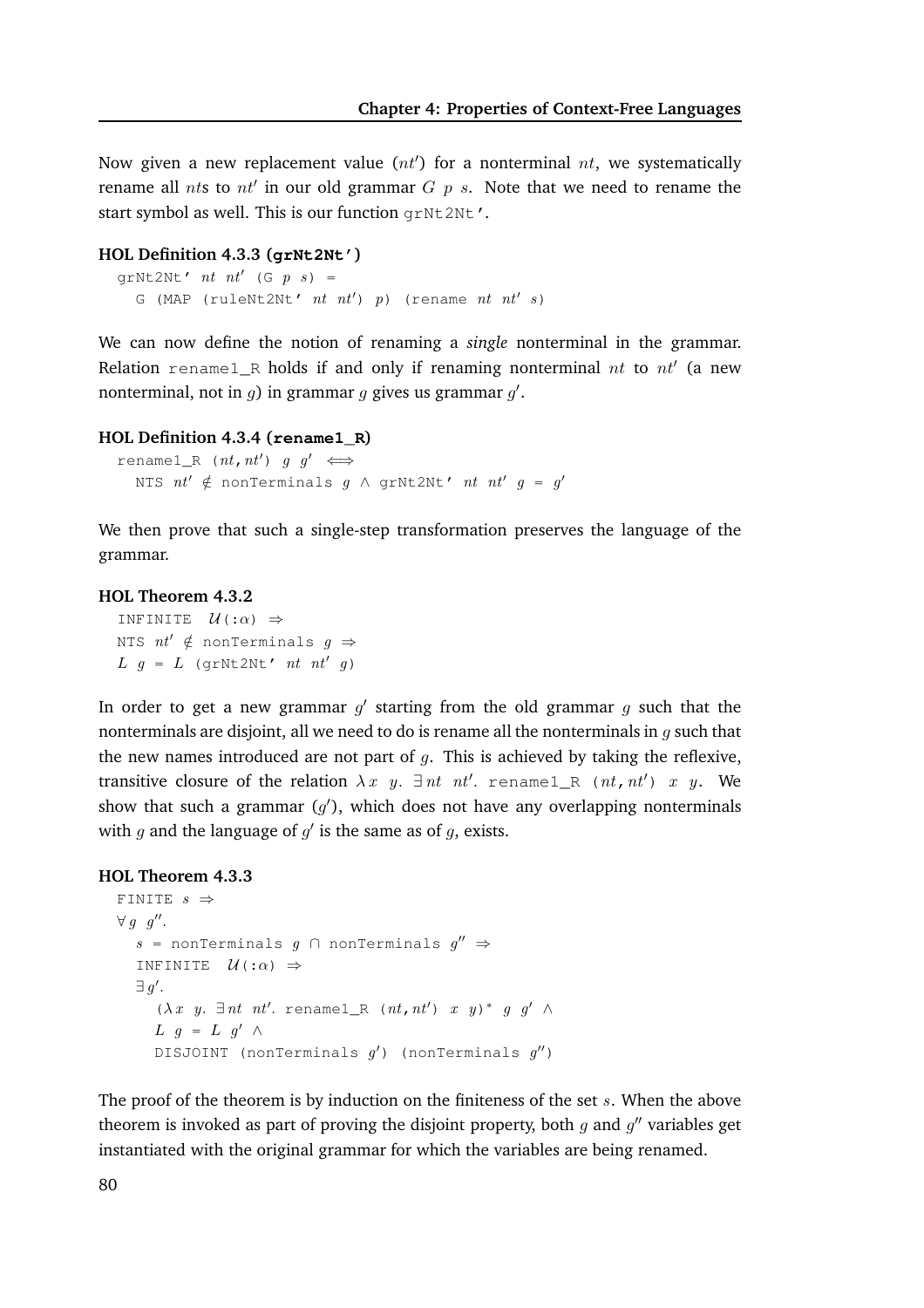Now given a new replacement value ($nt'$) for a nonterminal $nt$, we systematically rename all $nt$s to $nt'$ in our old grammar $G\ p\ s$. Note that we need to rename the start symbol as well. This is our function `grNt2Nt'`.

**HOL Definition 4.3.3 (`grNt2Nt'`)**

```
grNt2Nt' nt nt' (G p s) =
  G (MAP (ruleNt2Nt' nt nt') p) (rename nt nt' s)
```

We can now define the notion of renaming a *single* nonterminal in the grammar. Relation `rename1_R` holds if and only if renaming nonterminal $nt$ to $nt'$ (a new nonterminal, not in $g$) in grammar $g$ gives us grammar $g'$.

**HOL Definition 4.3.4 (`rename1_R`)**

```
rename1_R (nt,nt') g g' ⟺
  NTS nt' ∉ nonTerminals g ∧ grNt2Nt' nt nt' g = g'
```

We then prove that such a single-step transformation preserves the language of the grammar.

**HOL Theorem 4.3.2**

```
INFINITE 𝒰(:α) ⇒
NTS nt' ∉ nonTerminals g ⇒
L g = L (grNt2Nt' nt nt' g)
```

In order to get a new grammar $g'$ starting from the old grammar $g$ such that the nonterminals are disjoint, all we need to do is rename all the nonterminals in $g$ such that the new names introduced are not part of $g$. This is achieved by taking the reflexive, transitive closure of the relation $\lambda x\ y.\ \exists nt\ nt'.$ `rename1_R` $(nt,nt')\ x\ y$. We show that such a grammar ($g'$), which does not have any overlapping nonterminals with $g$ and the language of $g'$ is the same as of $g$, exists.

**HOL Theorem 4.3.3**

```
FINITE s ⇒
∀g g''.
  s = nonTerminals g ∩ nonTerminals g'' ⇒
  INFINITE 𝒰(:α) ⇒
  ∃g'.
    (λx y. ∃nt nt'. rename1_R (nt,nt') x y)* g g' ∧
    L g = L g' ∧
    DISJOINT (nonTerminals g') (nonTerminals g'')
```

The proof of the theorem is by induction on the finiteness of the set $s$. When the above theorem is invoked as part of proving the disjoint property, both $g$ and $g''$ variables get instantiated with the original grammar for which the variables are being renamed.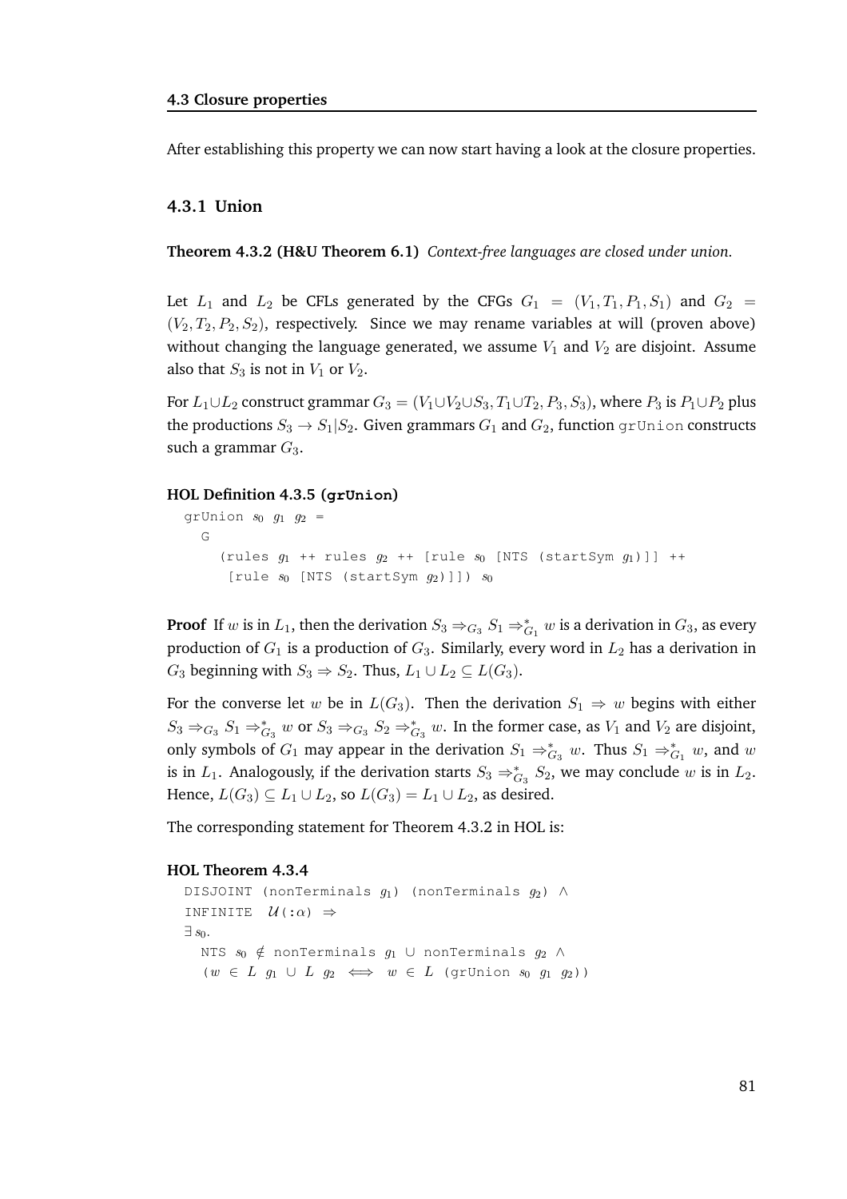After establishing this property we can now start having a look at the closure properties.

### 4.3.1 Union

**Theorem 4.3.2 (H&U Theorem 6.1)** *Context-free languages are closed under union.*

Let $L_1$ and $L_2$ be CFLs generated by the CFGs $G_1 = (V_1, T_1, P_1, S_1)$ and $G_2 = (V_2, T_2, P_2, S_2)$, respectively. Since we may rename variables at will (proven above) without changing the language generated, we assume $V_1$ and $V_2$ are disjoint. Assume also that $S_3$ is not in $V_1$ or $V_2$.

For $L_1 \cup L_2$ construct grammar $G_3 = (V_1 \cup V_2 \cup S_3, T_1 \cup T_2, P_3, S_3)$, where $P_3$ is $P_1 \cup P_2$ plus the productions $S_3 \rightarrow S_1 | S_2$. Given grammars $G_1$ and $G_2$, function `grUnion` constructs such a grammar $G_3$.

**HOL Definition 4.3.5 (`grUnion`)**

```
grUnion s0 g1 g2 =
  G
    (rules g1 ++ rules g2 ++ [rule s0 [NTS (startSym g1)]] ++
     [rule s0 [NTS (startSym g2)]]) s0
```

**Proof** If $w$ is in $L_1$, then the derivation $S_3 \Rightarrow_{G_3} S_1 \Rightarrow^*_{G_1} w$ is a derivation in $G_3$, as every production of $G_1$ is a production of $G_3$. Similarly, every word in $L_2$ has a derivation in $G_3$ beginning with $S_3 \Rightarrow S_2$. Thus, $L_1 \cup L_2 \subseteq L(G_3)$.

For the converse let $w$ be in $L(G_3)$. Then the derivation $S_1 \Rightarrow w$ begins with either $S_3 \Rightarrow_{G_3} S_1 \Rightarrow^*_{G_3} w$ or $S_3 \Rightarrow_{G_3} S_2 \Rightarrow^*_{G_3} w$. In the former case, as $V_1$ and $V_2$ are disjoint, only symbols of $G_1$ may appear in the derivation $S_1 \Rightarrow^*_{G_3} w$. Thus $S_1 \Rightarrow^*_{G_1} w$, and $w$ is in $L_1$. Analogously, if the derivation starts $S_3 \Rightarrow^*_{G_3} S_2$, we may conclude $w$ is in $L_2$. Hence, $L(G_3) \subseteq L_1 \cup L_2$, so $L(G_3) = L_1 \cup L_2$, as desired.

The corresponding statement for Theorem 4.3.2 in HOL is:

**HOL Theorem 4.3.4**

```
DISJOINT (nonTerminals g1) (nonTerminals g2) ∧
INFINITE 𝒰(:α) ⇒
∃ s0.
  NTS s0 ∉ nonTerminals g1 ∪ nonTerminals g2 ∧
  (w ∈ L g1 ∪ L g2 ⟺ w ∈ L (grUnion s0 g1 g2))
```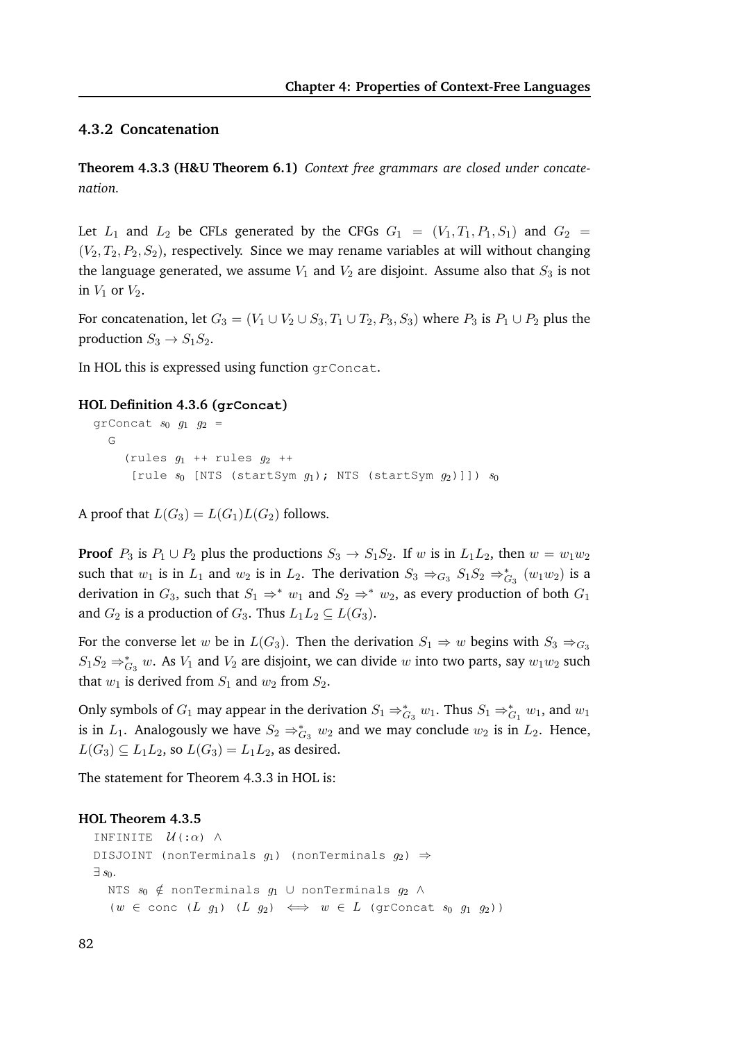### 4.3.2 Concatenation

**Theorem 4.3.3 (H&U Theorem 6.1)** *Context free grammars are closed under concatenation.*

Let $L_1$ and $L_2$ be CFLs generated by the CFGs $G_1 = (V_1, T_1, P_1, S_1)$ and $G_2 = (V_2, T_2, P_2, S_2)$, respectively. Since we may rename variables at will without changing the language generated, we assume $V_1$ and $V_2$ are disjoint. Assume also that $S_3$ is not in $V_1$ or $V_2$.

For concatenation, let $G_3 = (V_1 \cup V_2 \cup S_3, T_1 \cup T_2, P_3, S_3)$ where $P_3$ is $P_1 \cup P_2$ plus the production $S_3 \to S_1 S_2$.

In HOL this is expressed using function `grConcat`.

**HOL Definition 4.3.6 (`grConcat`)**

```
grConcat s0 g1 g2 =
  G
    (rules g1 ++ rules g2 ++
     [rule s0 [NTS (startSym g1); NTS (startSym g2)]]) s0
```

A proof that $L(G_3) = L(G_1)L(G_2)$ follows.

**Proof** $P_3$ is $P_1 \cup P_2$ plus the productions $S_3 \to S_1 S_2$. If $w$ is in $L_1 L_2$, then $w = w_1 w_2$ such that $w_1$ is in $L_1$ and $w_2$ is in $L_2$. The derivation $S_3 \Rightarrow_{G_3} S_1 S_2 \Rightarrow^*_{G_3} (w_1 w_2)$ is a derivation in $G_3$, such that $S_1 \Rightarrow^* w_1$ and $S_2 \Rightarrow^* w_2$, as every production of both $G_1$ and $G_2$ is a production of $G_3$. Thus $L_1 L_2 \subseteq L(G_3)$.

For the converse let $w$ be in $L(G_3)$. Then the derivation $S_1 \Rightarrow w$ begins with $S_3 \Rightarrow_{G_3} S_1 S_2 \Rightarrow^*_{G_3} w$. As $V_1$ and $V_2$ are disjoint, we can divide $w$ into two parts, say $w_1 w_2$ such that $w_1$ is derived from $S_1$ and $w_2$ from $S_2$.

Only symbols of $G_1$ may appear in the derivation $S_1 \Rightarrow^*_{G_3} w_1$. Thus $S_1 \Rightarrow^*_{G_1} w_1$, and $w_1$ is in $L_1$. Analogously we have $S_2 \Rightarrow^*_{G_3} w_2$ and we may conclude $w_2$ is in $L_2$. Hence, $L(G_3) \subseteq L_1 L_2$, so $L(G_3) = L_1 L_2$, as desired.

The statement for Theorem 4.3.3 in HOL is:

**HOL Theorem 4.3.5**

```
INFINITE 𝒰(:α) ∧
DISJOINT (nonTerminals g1) (nonTerminals g2) ⇒
∃ s0.
  NTS s0 ∉ nonTerminals g1 ∪ nonTerminals g2 ∧
  (w ∈ conc (L g1) (L g2) ⟺ w ∈ L (grConcat s0 g1 g2))
```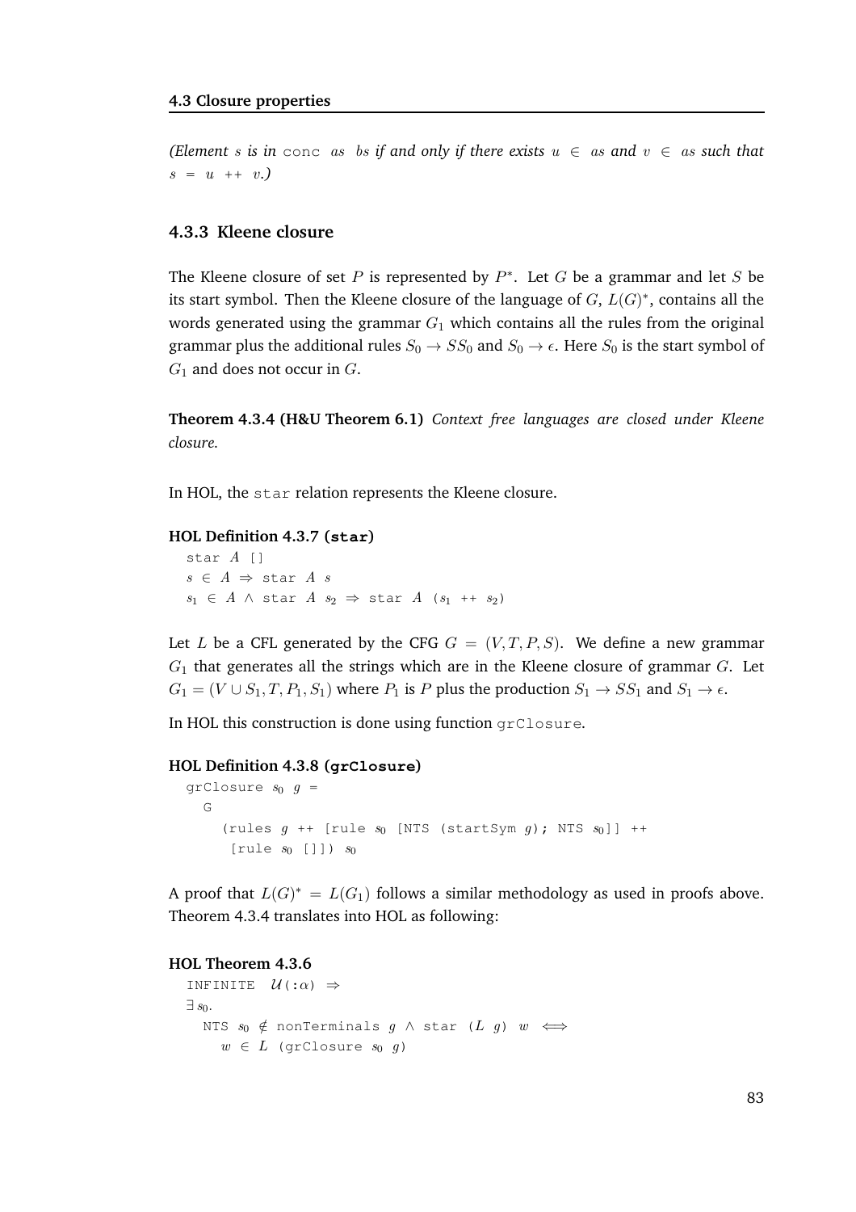*(Element s is in* `conc as bs` *if and only if there exists* $u \in as$ *and* $v \in as$ *such that* $s = u$ ++ $v$.*)*

### 4.3.3 Kleene closure

The Kleene closure of set $P$ is represented by $P^*$. Let $G$ be a grammar and let $S$ be its start symbol. Then the Kleene closure of the language of $G$, $L(G)^*$, contains all the words generated using the grammar $G_1$ which contains all the rules from the original grammar plus the additional rules $S_0 \rightarrow SS_0$ and $S_0 \rightarrow \epsilon$. Here $S_0$ is the start symbol of $G_1$ and does not occur in $G$.

**Theorem 4.3.4 (H&U Theorem 6.1)** *Context free languages are closed under Kleene closure.*

In HOL, the `star` relation represents the Kleene closure.

**HOL Definition 4.3.7 (`star`)**

```
star A []
s ∈ A ⇒ star A s
s₁ ∈ A ∧ star A s₂ ⇒ star A (s₁ ++ s₂)
```

Let $L$ be a CFL generated by the CFG $G = (V, T, P, S)$. We define a new grammar $G_1$ that generates all the strings which are in the Kleene closure of grammar $G$. Let $G_1 = (V \cup S_1, T, P_1, S_1)$ where $P_1$ is $P$ plus the production $S_1 \rightarrow SS_1$ and $S_1 \rightarrow \epsilon$.

In HOL this construction is done using function `grClosure`.

**HOL Definition 4.3.8 (`grClosure`)**

```
grClosure s₀ g =
  G
    (rules g ++ [rule s₀ [NTS (startSym g); NTS s₀]] ++
     [rule s₀ []]) s₀
```

A proof that $L(G)^* = L(G_1)$ follows a similar methodology as used in proofs above. Theorem 4.3.4 translates into HOL as following:

**HOL Theorem 4.3.6**

```
INFINITE 𝒰(:α) ⇒
∃ s₀.
  NTS s₀ ∉ nonTerminals g ∧ star (L g) w ⟺
    w ∈ L (grClosure s₀ g)
```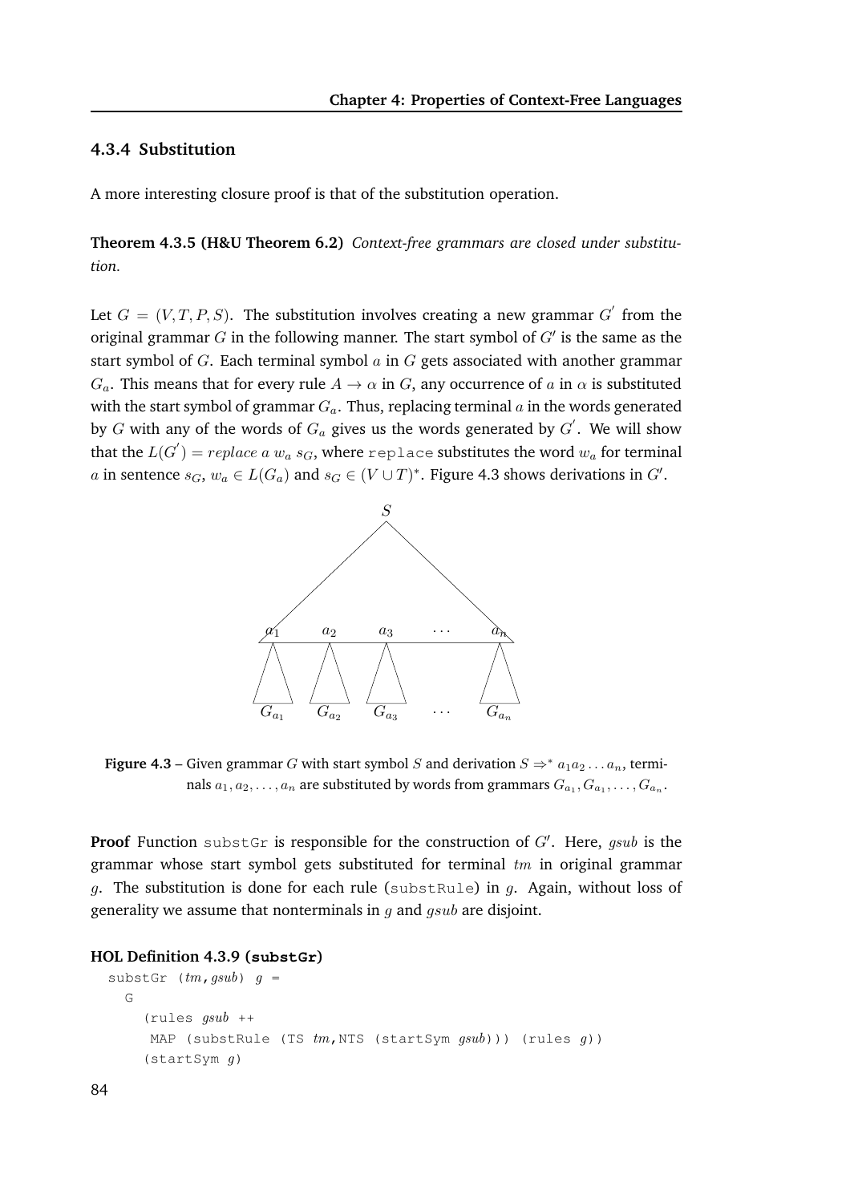### 4.3.4 Substitution

A more interesting closure proof is that of the substitution operation.

**Theorem 4.3.5 (H&U Theorem 6.2)** *Context-free grammars are closed under substitution.*

Let $G = (V, T, P, S)$. The substitution involves creating a new grammar $G^{'}$ from the original grammar $G$ in the following manner. The start symbol of $G'$ is the same as the start symbol of $G$. Each terminal symbol $a$ in $G$ gets associated with another grammar $G_a$. This means that for every rule $A \to \alpha$ in $G$, any occurrence of $a$ in $\alpha$ is substituted with the start symbol of grammar $G_a$. Thus, replacing terminal $a$ in the words generated by $G$ with any of the words of $G_a$ gives us the words generated by $G^{'}$. We will show that the $L(G^{'}) = replace\ a\ w_a\ s_G$, where `replace` substitutes the word $w_a$ for terminal $a$ in sentence $s_G$, $w_a \in L(G_a)$ and $s_G \in (V \cup T)^*$. Figure 4.3 shows derivations in $G'$.

**Figure 4.3** – Given grammar $G$ with start symbol $S$ and derivation $S \Rightarrow^* a_1 a_2 \ldots a_n$, terminals $a_1, a_2, \ldots, a_n$ are substituted by words from grammars $G_{a_1}, G_{a_1}, \ldots, G_{a_n}$.

**Proof** Function `substGr` is responsible for the construction of $G'$. Here, $gsub$ is the grammar whose start symbol gets substituted for terminal $tm$ in original grammar $g$. The substitution is done for each rule (`substRule`) in $g$. Again, without loss of generality we assume that nonterminals in $g$ and $gsub$ are disjoint.

**HOL Definition 4.3.9 (substGr)**

```
substGr (tm,gsub) g =
  G
    (rules gsub ++
     MAP (substRule (TS tm,NTS (startSym gsub))) (rules g))
    (startSym g)
```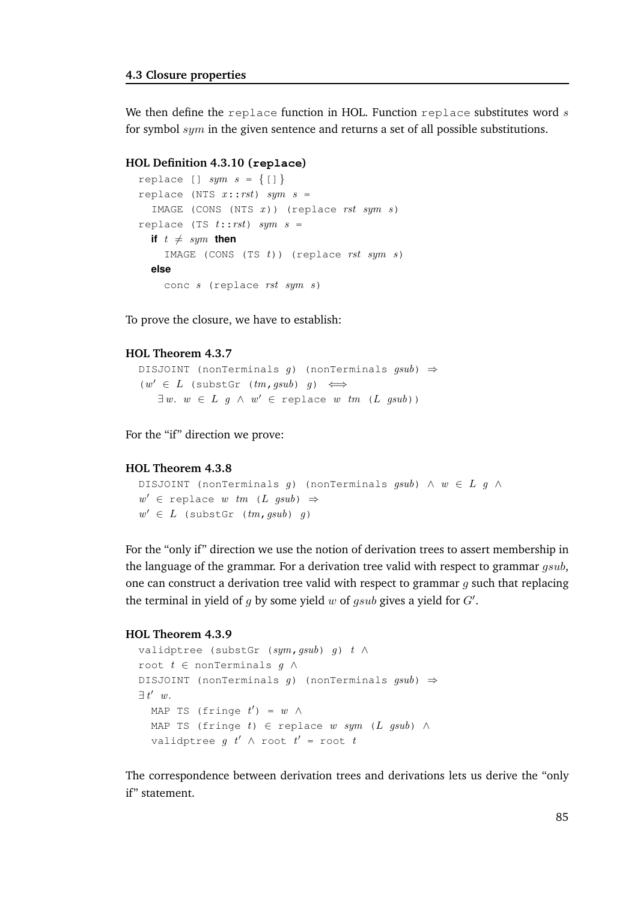We then define the `replace` function in HOL. Function `replace` substitutes word $s$ for symbol $sym$ in the given sentence and returns a set of all possible substitutions.

**HOL Definition 4.3.10 (`replace`)**

```
replace [] sym s = {[]}
replace (NTS x::rst) sym s =
  IMAGE (CONS (NTS x)) (replace rst sym s)
replace (TS t::rst) sym s =
  if t ≠ sym then
    IMAGE (CONS (TS t)) (replace rst sym s)
  else
    conc s (replace rst sym s)
```

To prove the closure, we have to establish:

**HOL Theorem 4.3.7**

```
DISJOINT (nonTerminals g) (nonTerminals gsub) ⇒
(w' ∈ L (substGr (tm,gsub) g) ⟺
   ∃w. w ∈ L g ∧ w' ∈ replace w tm (L gsub))
```

For the "if" direction we prove:

**HOL Theorem 4.3.8**

```
DISJOINT (nonTerminals g) (nonTerminals gsub) ∧ w ∈ L g ∧
w' ∈ replace w tm (L gsub) ⇒
w' ∈ L (substGr (tm,gsub) g)
```

For the "only if" direction we use the notion of derivation trees to assert membership in the language of the grammar. For a derivation tree valid with respect to grammar $gsub$, one can construct a derivation tree valid with respect to grammar $g$ such that replacing the terminal in yield of $g$ by some yield $w$ of $gsub$ gives a yield for $G'$.

**HOL Theorem 4.3.9**

```
validptree (substGr (sym,gsub) g) t ∧
root t ∈ nonTerminals g ∧
DISJOINT (nonTerminals g) (nonTerminals gsub) ⇒
∃t' w.
  MAP TS (fringe t') = w ∧
  MAP TS (fringe t) ∈ replace w sym (L gsub) ∧
  validptree g t' ∧ root t' = root t
```

The correspondence between derivation trees and derivations lets us derive the "only if" statement.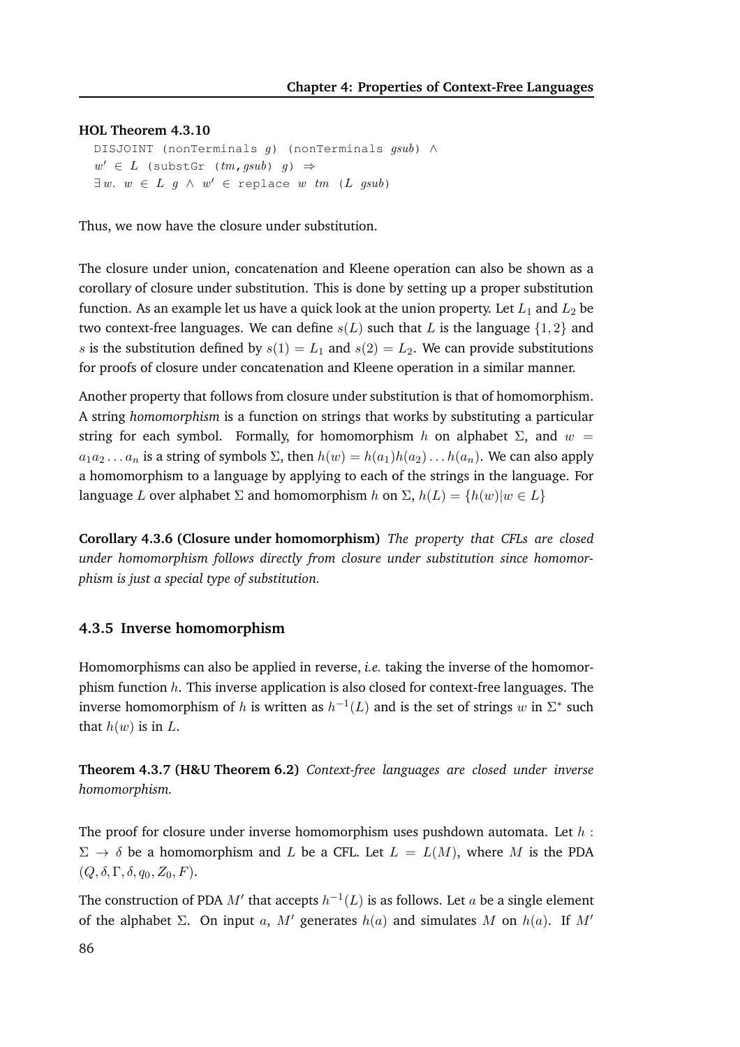**HOL Theorem 4.3.10**

```
DISJOINT (nonTerminals g) (nonTerminals gsub) ∧
w' ∈ L (substGr (tm,gsub) g) ⇒
∃w. w ∈ L g ∧ w' ∈ replace w tm (L gsub)
```

Thus, we now have the closure under substitution.

The closure under union, concatenation and Kleene operation can also be shown as a corollary of closure under substitution. This is done by setting up a proper substitution function. As an example let us have a quick look at the union property. Let $L_1$ and $L_2$ be two context-free languages. We can define $s(L)$ such that $L$ is the language $\{1, 2\}$ and $s$ is the substitution defined by $s(1) = L_1$ and $s(2) = L_2$. We can provide substitutions for proofs of closure under concatenation and Kleene operation in a similar manner.

Another property that follows from closure under substitution is that of homomorphism. A string *homomorphism* is a function on strings that works by substituting a particular string for each symbol. Formally, for homomorphism $h$ on alphabet $\Sigma$, and $w = a_1 a_2 \ldots a_n$ is a string of symbols $\Sigma$, then $h(w) = h(a_1)h(a_2)\ldots h(a_n)$. We can also apply a homomorphism to a language by applying to each of the strings in the language. For language $L$ over alphabet $\Sigma$ and homomorphism $h$ on $\Sigma$, $h(L) = \{h(w) | w \in L\}$

**Corollary 4.3.6 (Closure under homomorphism)** *The property that CFLs are closed under homomorphism follows directly from closure under substitution since homomorphism is just a special type of substitution.*

### 4.3.5 Inverse homomorphism

Homomorphisms can also be applied in reverse, *i.e.* taking the inverse of the homomorphism function $h$. This inverse application is also closed for context-free languages. The inverse homomorphism of $h$ is written as $h^{-1}(L)$ and is the set of strings $w$ in $\Sigma^*$ such that $h(w)$ is in $L$.

**Theorem 4.3.7 (H&U Theorem 6.2)** *Context-free languages are closed under inverse homomorphism.*

The proof for closure under inverse homomorphism uses pushdown automata. Let $h : \Sigma \rightarrow \delta$ be a homomorphism and $L$ be a CFL. Let $L = L(M)$, where $M$ is the PDA $(Q, \delta, \Gamma, \delta, q_0, Z_0, F)$.

The construction of PDA $M'$ that accepts $h^{-1}(L)$ is as follows. Let $a$ be a single element of the alphabet $\Sigma$. On input $a$, $M'$ generates $h(a)$ and simulates $M$ on $h(a)$. If $M'$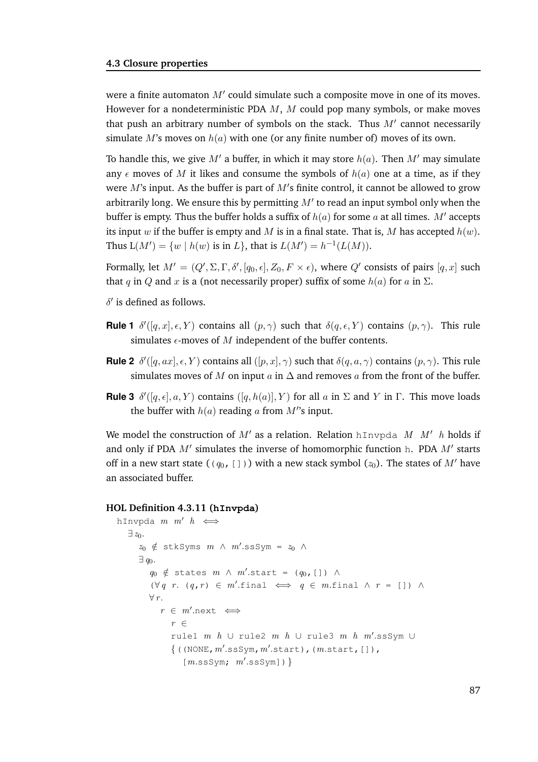were a finite automaton $M'$ could simulate such a composite move in one of its moves. However for a nondeterministic PDA $M$, $M$ could pop many symbols, or make moves that push an arbitrary number of symbols on the stack. Thus $M'$ cannot necessarily simulate $M$'s moves on $h(a)$ with one (or any finite number of) moves of its own.

To handle this, we give $M'$ a buffer, in which it may store $h(a)$. Then $M'$ may simulate any $\epsilon$ moves of $M$ it likes and consume the symbols of $h(a)$ one at a time, as if they were $M$'s input. As the buffer is part of $M'$'s finite control, it cannot be allowed to grow arbitrarily long. We ensure this by permitting $M'$ to read an input symbol only when the buffer is empty. Thus the buffer holds a suffix of $h(a)$ for some $a$ at all times. $M'$ accepts its input $w$ if the buffer is empty and $M$ is in a final state. That is, $M$ has accepted $h(w)$. Thus $\mathrm{L}(M') = \{w \mid h(w) \text{ is in } L\}$, that is $L(M') = h^{-1}(L(M))$.

Formally, let $M' = (Q', \Sigma, \Gamma, \delta', [q_0, \epsilon], Z_0, F \times \epsilon)$, where $Q'$ consists of pairs $[q, x]$ such that $q$ in $Q$ and $x$ is a (not necessarily proper) suffix of some $h(a)$ for $a$ in $\Sigma$.

$\delta'$ is defined as follows.

**Rule 1** $\delta'([q, x], \epsilon, Y)$ contains all $(p, \gamma)$ such that $\delta(q, \epsilon, Y)$ contains $(p, \gamma)$. This rule simulates $\epsilon$-moves of $M$ independent of the buffer contents.

**Rule 2** $\delta'([q, ax], \epsilon, Y)$ contains all $([p, x], \gamma)$ such that $\delta(q, a, \gamma)$ contains $(p, \gamma)$. This rule simulates moves of $M$ on input $a$ in $\Delta$ and removes $a$ from the front of the buffer.

**Rule 3** $\delta'([q, \epsilon], a, Y)$ contains $([q, h(a)], Y)$ for all $a$ in $\Sigma$ and $Y$ in $\Gamma$. This move loads the buffer with $h(a)$ reading $a$ from $M'$'s input.

We model the construction of $M'$ as a relation. Relation `hInvpda` $M$ $M'$ $h$ holds if and only if PDA $M'$ simulates the inverse of homomorphic function `h`. PDA $M'$ starts off in a new start state ( $(q_0, [\,])$ ) with a new stack symbol ($z_0$). The states of $M'$ have an associated buffer.

**HOL Definition 4.3.11 (hInvpda)**

```
hInvpda m m' h ⟺
  ∃ z₀.
    z₀ ∉ stkSyms m ∧ m'.ssSym = z₀ ∧
    ∃ q₀.
      q₀ ∉ states m ∧ m'.start = (q₀,[]) ∧
      (∀ q r. (q,r) ∈ m'.final ⟺ q ∈ m.final ∧ r = []) ∧
      ∀ r.
        r ∈ m'.next ⟺
          r ∈
          rule1 m h ∪ rule2 m h ∪ rule3 m h m'.ssSym ∪
          {((NONE,m'.ssSym,m'.start),(m.start,[]),
            [m.ssSym; m'.ssSym])}
```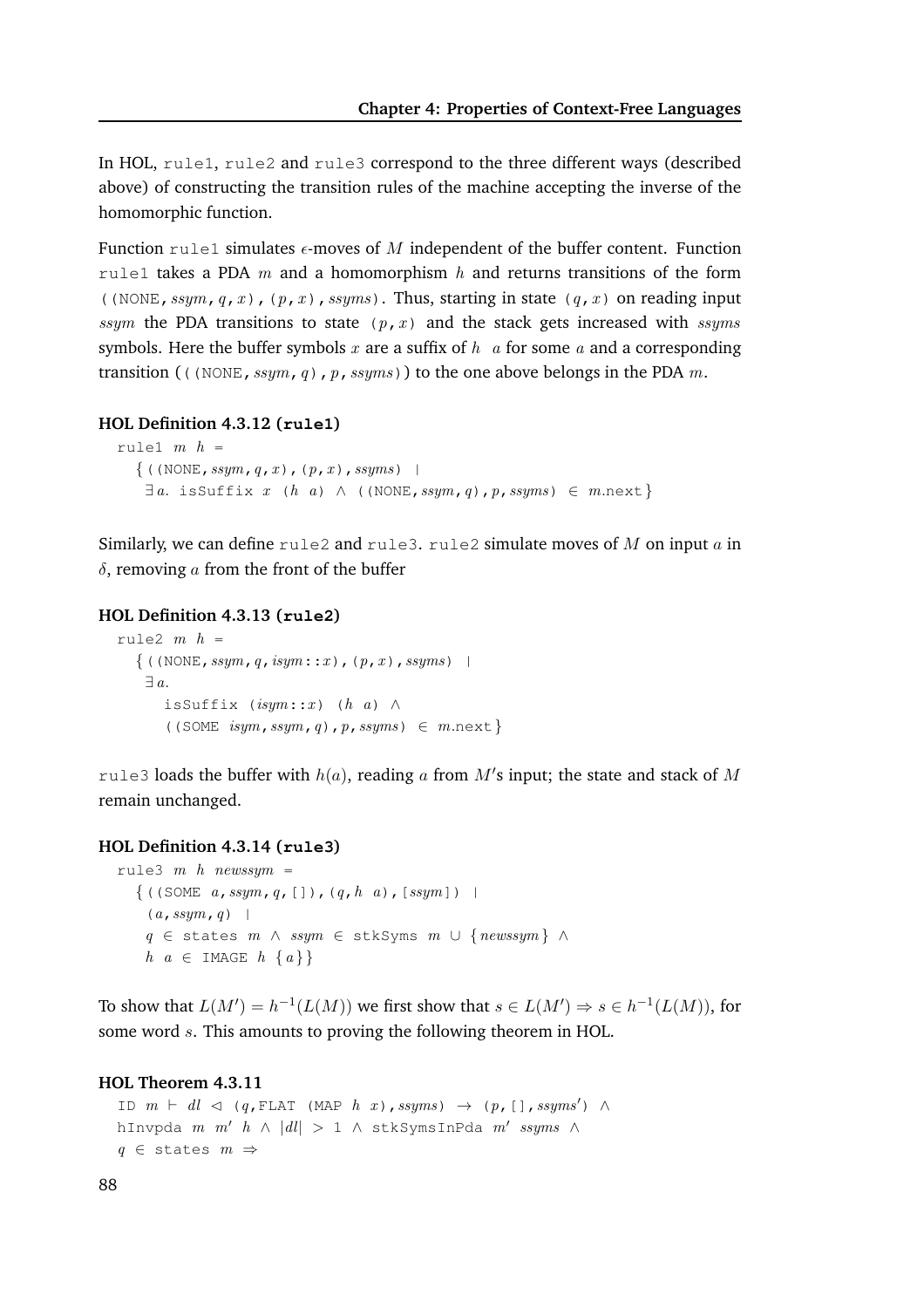In HOL, `rule1`, `rule2` and `rule3` correspond to the three different ways (described above) of constructing the transition rules of the machine accepting the inverse of the homomorphic function.

Function `rule1` simulates $\epsilon$-moves of $M$ independent of the buffer content. Function `rule1` takes a PDA $m$ and a homomorphism $h$ and returns transitions of the form `((NONE,`$ssym, q, x$`),(`$p, x$`),`$ssyms$`)`. Thus, starting in state `(`$q, x$`)` on reading input $ssym$ the PDA transitions to state `(`$p, x$`)` and the stack gets increased with $ssyms$ symbols. Here the buffer symbols $x$ are a suffix of $h\ \ a$ for some $a$ and a corresponding transition (`((NONE,`$ssym, q$`),`$p, ssyms$`)`) to the one above belongs in the PDA $m$.

**HOL Definition 4.3.12 (rule1)**

```
rule1 m h =
  { ((NONE,ssym,q,x),(p,x),ssyms) |
    ∃a. isSuffix x (h a) ∧ ((NONE,ssym,q),p,ssyms) ∈ m.next}
```

Similarly, we can define `rule2` and `rule3`. `rule2` simulate moves of $M$ on input $a$ in $\delta$, removing $a$ from the front of the buffer

**HOL Definition 4.3.13 (rule2)**

```
rule2 m h =
  { ((NONE,ssym,q,isym::x),(p,x),ssyms) |
   ∃a.
     isSuffix (isym::x) (h a) ∧
     ((SOME isym,ssym,q),p,ssyms) ∈ m.next}
```

`rule3` loads the buffer with $h(a)$, reading $a$ from $M'$s input; the state and stack of $M$ remain unchanged.

**HOL Definition 4.3.14 (rule3)**

```
rule3 m h newssym =
  { ((SOME a,ssym,q,[]),(q,h a),[ssym]) |
    (a,ssym,q) |
    q ∈ states m ∧ ssym ∈ stkSyms m ∪ {newssym} ∧
    h a ∈ IMAGE h {a}}
```

To show that $L(M') = h^{-1}(L(M))$ we first show that $s \in L(M') \Rightarrow s \in h^{-1}(L(M))$, for some word $s$. This amounts to proving the following theorem in HOL.

**HOL Theorem 4.3.11**

```
ID m ⊢ dl ◁ (q,FLAT (MAP h x),ssyms) → (p,[],ssyms') ∧
hInvpda m m' h ∧ |dl| > 1 ∧ stkSymsInPda m' ssyms ∧
q ∈ states m ⇒
```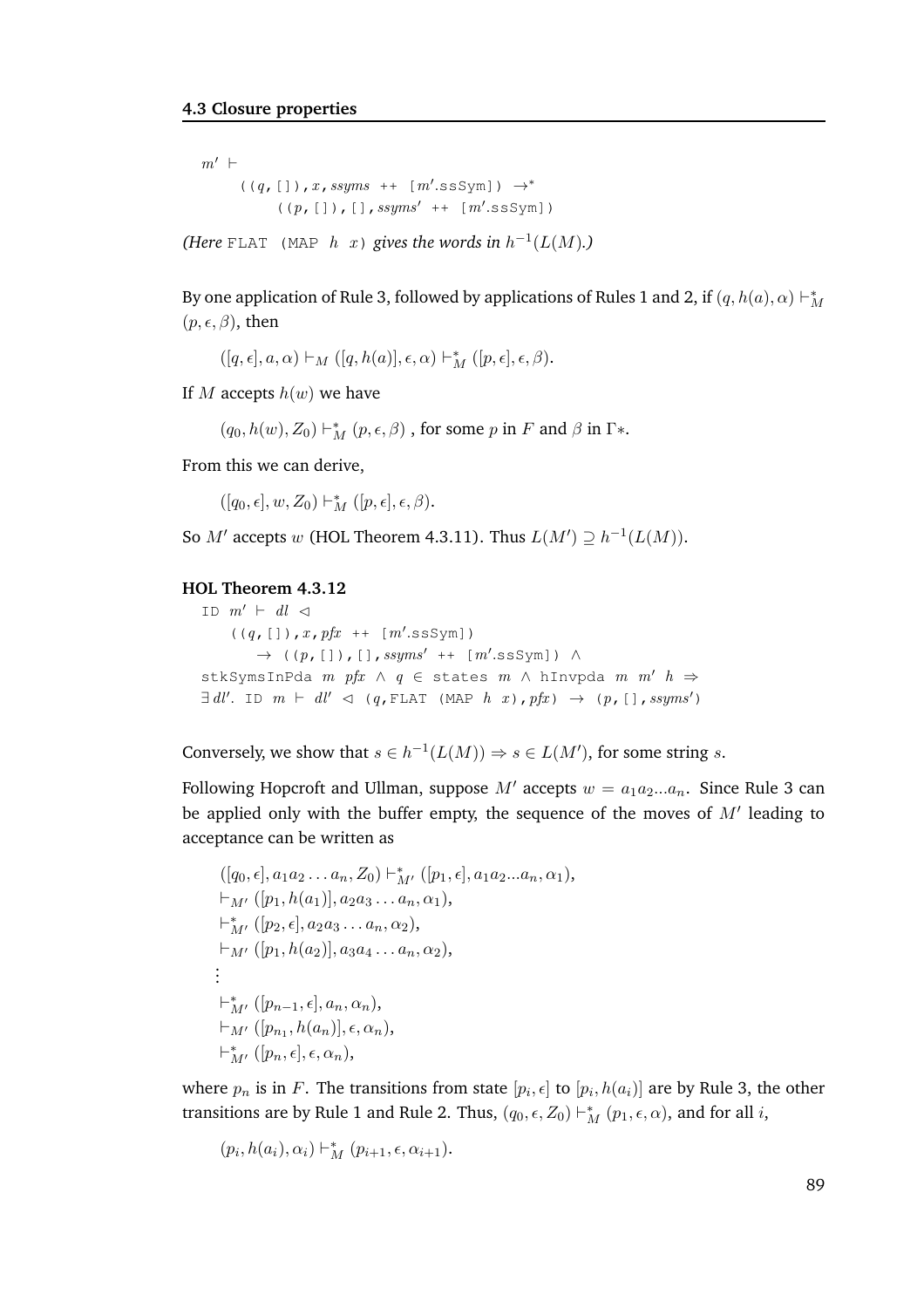```
m′ ⊢
    ((q,[]),x,ssyms ++ [m′.ssSym]) →*
        ((p,[]),[],ssyms′ ++ [m′.ssSym])
```

*(Here* `FLAT (MAP h x)` *gives the words in* $h^{-1}(L(M))$*.)*

By one application of Rule 3, followed by applications of Rules 1 and 2, if $(q, h(a), \alpha) \vdash_M^* (p, \epsilon, \beta)$, then

$$([q, \epsilon], a, \alpha) \vdash_M ([q, h(a)], \epsilon, \alpha) \vdash_M^* ([p, \epsilon], \epsilon, \beta).$$

If $M$ accepts $h(w)$ we have

$$(q_0, h(w), Z_0) \vdash_M^* (p, \epsilon, \beta) \text{ , for some } p \text{ in } F \text{ and } \beta \text{ in } \Gamma*.$$

From this we can derive,

$$([q_0, \epsilon], w, Z_0) \vdash_M^* ([p, \epsilon], \epsilon, \beta).$$

So $M'$ accepts $w$ (HOL Theorem 4.3.11). Thus $L(M') \supseteq h^{-1}(L(M))$.

**HOL Theorem 4.3.12**

```
ID m′ ⊢ dl ◁
    ((q,[]),x,pfx ++ [m′.ssSym])
      → ((p,[]),[],ssyms′ ++ [m′.ssSym]) ∧
stkSymsInPda m pfx ∧ q ∈ states m ∧ hInvpda m m′ h ⇒
∃ dl′. ID m ⊢ dl′ ◁ (q,FLAT (MAP h x),pfx) → (p,[],ssyms′)
```

Conversely, we show that $s \in h^{-1}(L(M)) \Rightarrow s \in L(M')$, for some string $s$.

Following Hopcroft and Ullman, suppose $M'$ accepts $w = a_1 a_2 ... a_n$. Since Rule 3 can be applied only with the buffer empty, the sequence of the moves of $M'$ leading to acceptance can be written as

$$\begin{aligned}
&([q_0, \epsilon], a_1 a_2 \dots a_n, Z_0) \vdash_{M'}^* ([p_1, \epsilon], a_1 a_2 ... a_n, \alpha_1),\\
&\vdash_{M'} ([p_1, h(a_1)], a_2 a_3 \dots a_n, \alpha_1),\\
&\vdash_{M'}^* ([p_2, \epsilon], a_2 a_3 \dots a_n, \alpha_2),\\
&\vdash_{M'} ([p_1, h(a_2)], a_3 a_4 \dots a_n, \alpha_2),\\
&\vdots\\
&\vdash_{M'}^* ([p_{n-1}, \epsilon], a_n, \alpha_n),\\
&\vdash_{M'} ([p_{n_1}, h(a_n)], \epsilon, \alpha_n),\\
&\vdash_{M'}^* ([p_n, \epsilon], \epsilon, \alpha_n),
\end{aligned}$$

where $p_n$ is in $F$. The transitions from state $[p_i, \epsilon]$ to $[p_i, h(a_i)]$ are by Rule 3, the other transitions are by Rule 1 and Rule 2. Thus, $(q_0, \epsilon, Z_0) \vdash_M^* (p_1, \epsilon, \alpha)$, and for all $i$,

$$(p_i, h(a_i), \alpha_i) \vdash_M^* (p_{i+1}, \epsilon, \alpha_{i+1}).$$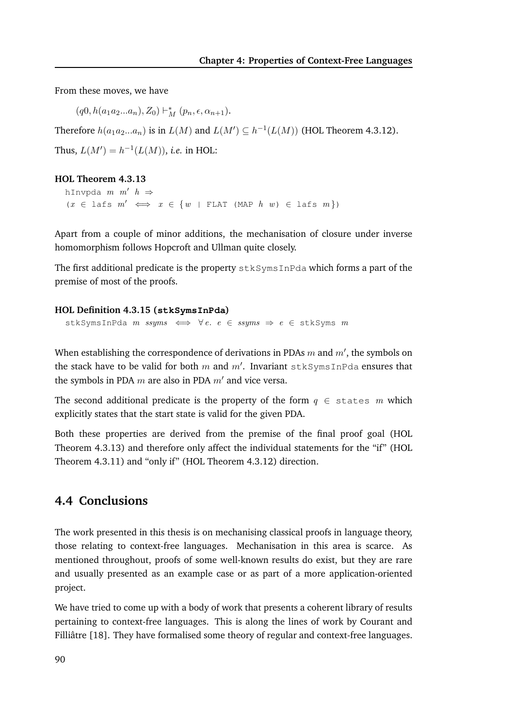From these moves, we have

$$(q0, h(a_1 a_2 ... a_n), Z_0) \vdash_M^* (p_n, \epsilon, \alpha_{n+1}).$$

Therefore $h(a_1 a_2 ... a_n)$ is in $L(M)$ and $L(M') \subseteq h^{-1}(L(M))$ (HOL Theorem 4.3.12).

Thus, $L(M') = h^{-1}(L(M))$, *i.e.* in HOL:

**HOL Theorem 4.3.13**

```
hInvpda m m' h ⇒
(x ∈ lafs m' ⟺ x ∈ {w | FLAT (MAP h w) ∈ lafs m})
```

Apart from a couple of minor additions, the mechanisation of closure under inverse homomorphism follows Hopcroft and Ullman quite closely.

The first additional predicate is the property `stkSymsInPda` which forms a part of the premise of most of the proofs.

**HOL Definition 4.3.15 (`stkSymsInPda`)**

```
stkSymsInPda m ssyms ⟺ ∀e. e ∈ ssyms ⇒ e ∈ stkSyms m
```

When establishing the correspondence of derivations in PDAs $m$ and $m'$, the symbols on the stack have to be valid for both $m$ and $m'$. Invariant `stkSymsInPda` ensures that the symbols in PDA $m$ are also in PDA $m'$ and vice versa.

The second additional predicate is the property of the form $q$ `∈ states` $m$ which explicitly states that the start state is valid for the given PDA.

Both these properties are derived from the premise of the final proof goal (HOL Theorem 4.3.13) and therefore only affect the individual statements for the "if" (HOL Theorem 4.3.11) and "only if" (HOL Theorem 4.3.12) direction.

## 4.4 Conclusions

The work presented in this thesis is on mechanising classical proofs in language theory, those relating to context-free languages. Mechanisation in this area is scarce. As mentioned throughout, proofs of some well-known results do exist, but they are rare and usually presented as an example case or as part of a more application-oriented project.

We have tried to come up with a body of work that presents a coherent library of results pertaining to context-free languages. This is along the lines of work by Courant and Filliâtre [18]. They have formalised some theory of regular and context-free languages.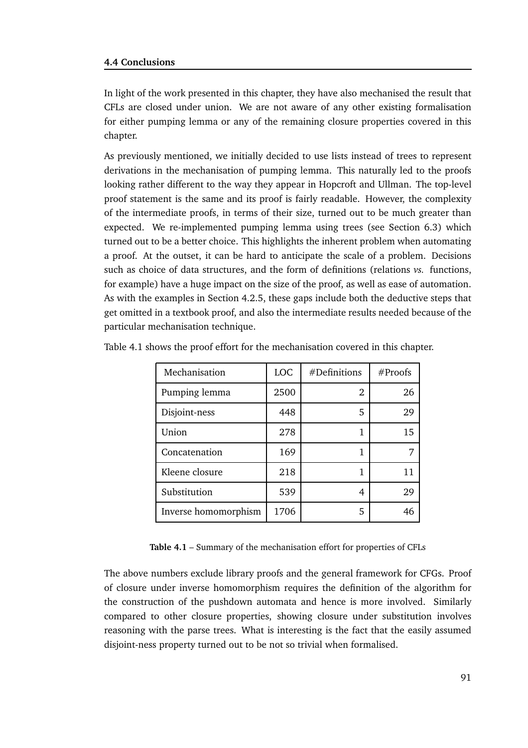In light of the work presented in this chapter, they have also mechanised the result that CFLs are closed under union. We are not aware of any other existing formalisation for either pumping lemma or any of the remaining closure properties covered in this chapter.

As previously mentioned, we initially decided to use lists instead of trees to represent derivations in the mechanisation of pumping lemma. This naturally led to the proofs looking rather different to the way they appear in Hopcroft and Ullman. The top-level proof statement is the same and its proof is fairly readable. However, the complexity of the intermediate proofs, in terms of their size, turned out to be much greater than expected. We re-implemented pumping lemma using trees (see Section 6.3) which turned out to be a better choice. This highlights the inherent problem when automating a proof. At the outset, it can be hard to anticipate the scale of a problem. Decisions such as choice of data structures, and the form of definitions (relations *vs.* functions, for example) have a huge impact on the size of the proof, as well as ease of automation. As with the examples in Section 4.2.5, these gaps include both the deductive steps that get omitted in a textbook proof, and also the intermediate results needed because of the particular mechanisation technique.

Table 4.1 shows the proof effort for the mechanisation covered in this chapter.

| Mechanisation | LOC | #Definitions | #Proofs |
|---|---|---|---|
| Pumping lemma | 2500 | 2 | 26 |
| Disjoint-ness | 448 | 5 | 29 |
| Union | 278 | 1 | 15 |
| Concatenation | 169 | 1 | 7 |
| Kleene closure | 218 | 1 | 11 |
| Substitution | 539 | 4 | 29 |
| Inverse homomorphism | 1706 | 5 | 46 |

**Table 4.1** – Summary of the mechanisation effort for properties of CFLs

The above numbers exclude library proofs and the general framework for CFGs. Proof of closure under inverse homomorphism requires the definition of the algorithm for the construction of the pushdown automata and hence is more involved. Similarly compared to other closure properties, showing closure under substitution involves reasoning with the parse trees. What is interesting is the fact that the easily assumed disjoint-ness property turned out to be not so trivial when formalised.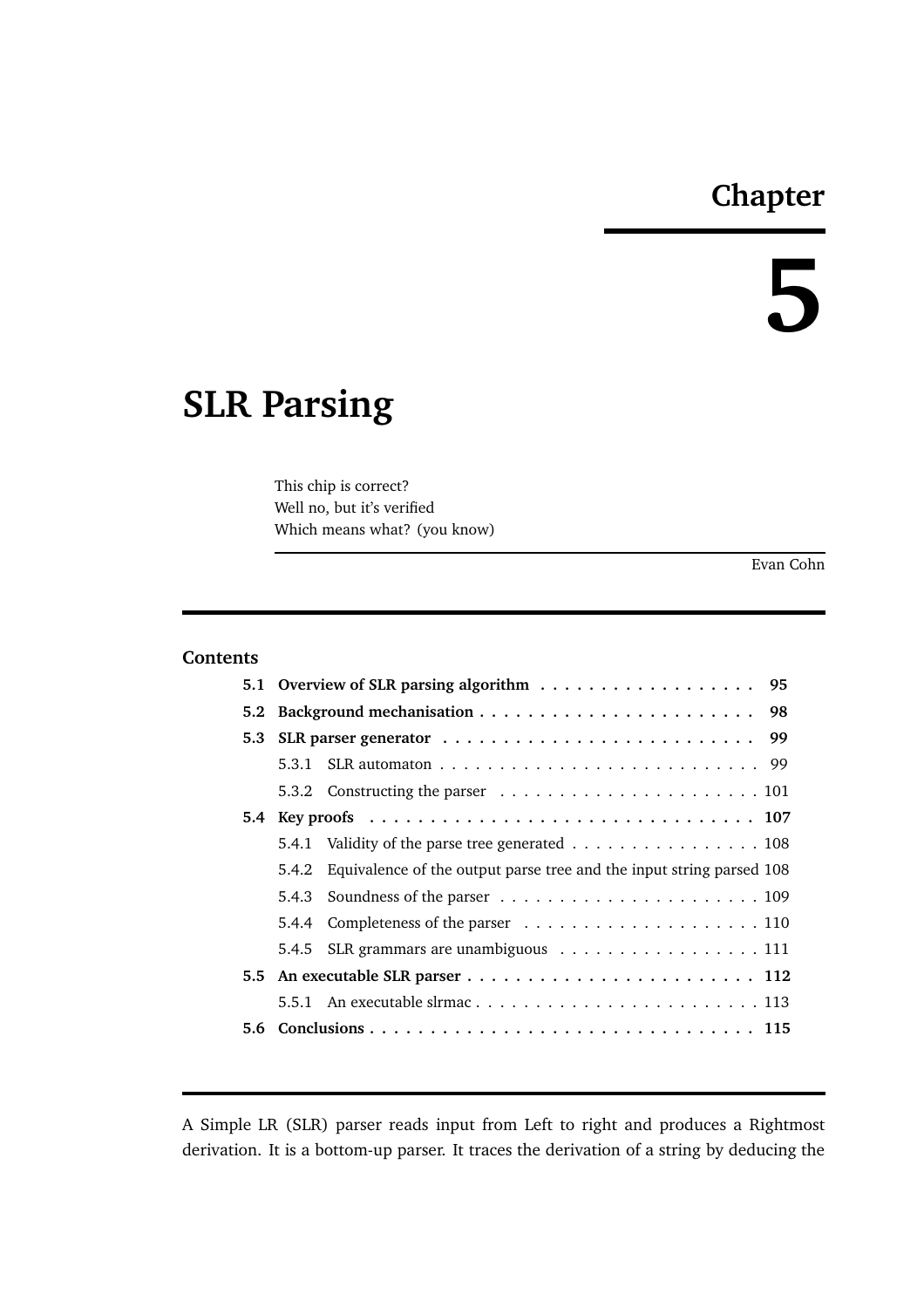# Chapter 5

# SLR Parsing

This chip is correct?
Well no, but it's verified
Which means what? (you know)

Evan Cohn

## Contents

| | | |
|---|---|---|
| **5.1** | **Overview of SLR parsing algorithm** | **95** |
| **5.2** | **Background mechanisation** | **98** |
| **5.3** | **SLR parser generator** | **99** |
| | 5.3.1 SLR automaton | 99 |
| | 5.3.2 Constructing the parser | 101 |
| **5.4** | **Key proofs** | **107** |
| | 5.4.1 Validity of the parse tree generated | 108 |
| | 5.4.2 Equivalence of the output parse tree and the input string parsed | 108 |
| | 5.4.3 Soundness of the parser | 109 |
| | 5.4.4 Completeness of the parser | 110 |
| | 5.4.5 SLR grammars are unambiguous | 111 |
| **5.5** | **An executable SLR parser** | **112** |
| | 5.5.1 An executable slrmac | 113 |
| **5.6** | **Conclusions** | **115** |

A Simple LR (SLR) parser reads input from Left to right and produces a Rightmost derivation. It is a bottom-up parser. It traces the derivation of a string by deducing the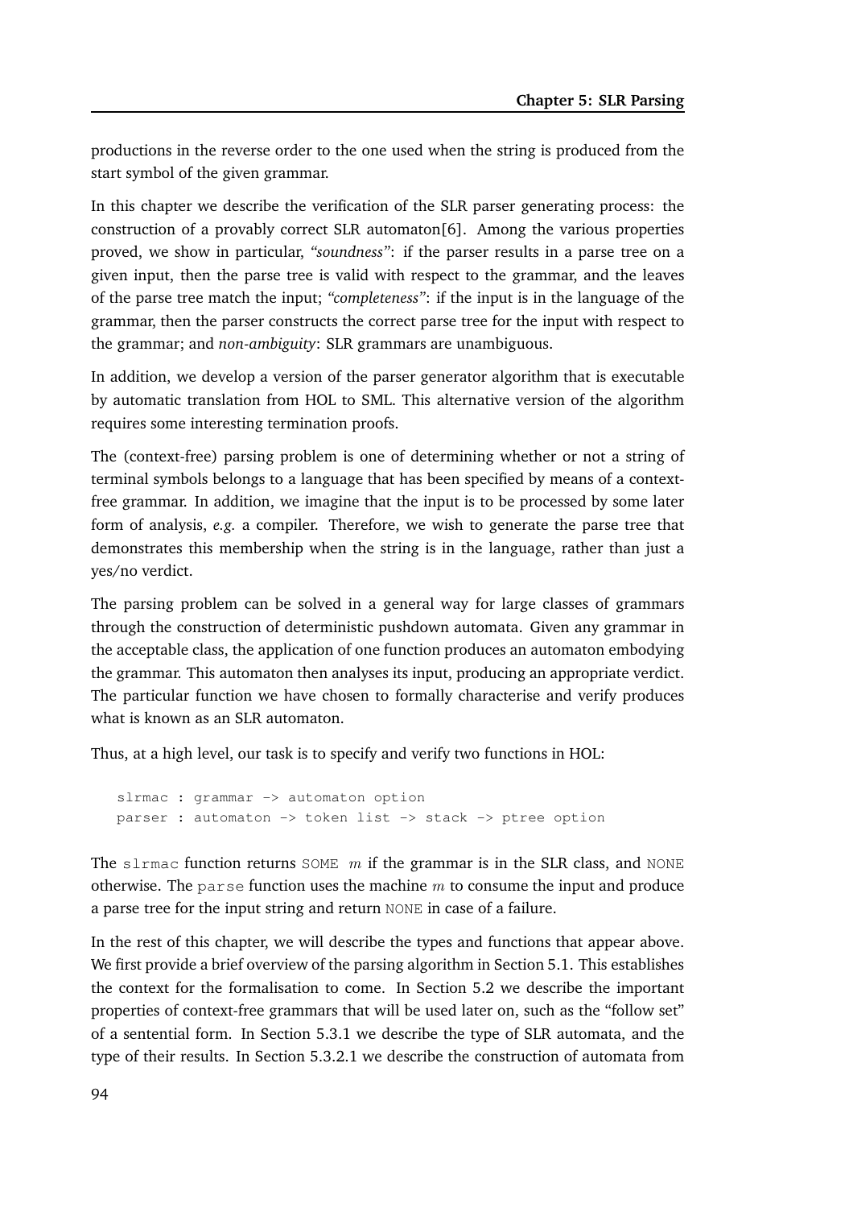productions in the reverse order to the one used when the string is produced from the start symbol of the given grammar.

In this chapter we describe the verification of the SLR parser generating process: the construction of a provably correct SLR automaton[6]. Among the various properties proved, we show in particular, *"soundness"*: if the parser results in a parse tree on a given input, then the parse tree is valid with respect to the grammar, and the leaves of the parse tree match the input; *"completeness"*: if the input is in the language of the grammar, then the parser constructs the correct parse tree for the input with respect to the grammar; and *non-ambiguity*: SLR grammars are unambiguous.

In addition, we develop a version of the parser generator algorithm that is executable by automatic translation from HOL to SML. This alternative version of the algorithm requires some interesting termination proofs.

The (context-free) parsing problem is one of determining whether or not a string of terminal symbols belongs to a language that has been specified by means of a context-free grammar. In addition, we imagine that the input is to be processed by some later form of analysis, *e.g.* a compiler. Therefore, we wish to generate the parse tree that demonstrates this membership when the string is in the language, rather than just a yes/no verdict.

The parsing problem can be solved in a general way for large classes of grammars through the construction of deterministic pushdown automata. Given any grammar in the acceptable class, the application of one function produces an automaton embodying the grammar. This automaton then analyses its input, producing an appropriate verdict. The particular function we have chosen to formally characterise and verify produces what is known as an SLR automaton.

Thus, at a high level, our task is to specify and verify two functions in HOL:

```
slrmac : grammar -> automaton option
parser : automaton -> token list -> stack -> ptree option
```

The `slrmac` function returns `SOME` $m$ if the grammar is in the SLR class, and `NONE` otherwise. The `parse` function uses the machine $m$ to consume the input and produce a parse tree for the input string and return `NONE` in case of a failure.

In the rest of this chapter, we will describe the types and functions that appear above. We first provide a brief overview of the parsing algorithm in Section 5.1. This establishes the context for the formalisation to come. In Section 5.2 we describe the important properties of context-free grammars that will be used later on, such as the "follow set" of a sentential form. In Section 5.3.1 we describe the type of SLR automata, and the type of their results. In Section 5.3.2.1 we describe the construction of automata from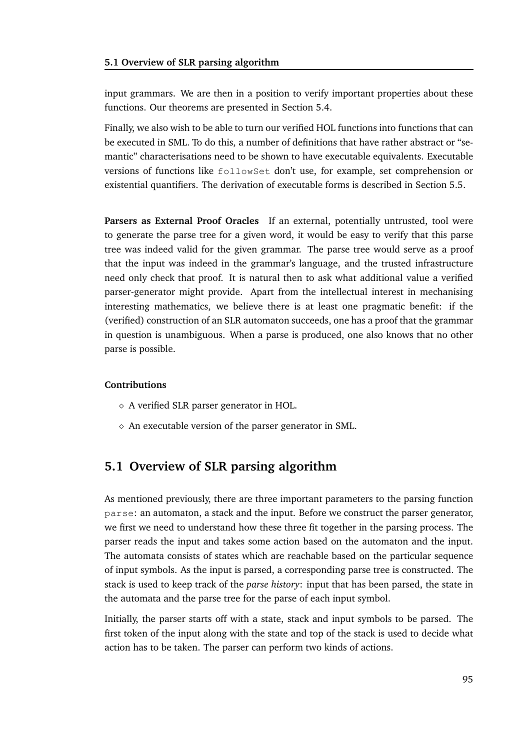input grammars. We are then in a position to verify important properties about these functions. Our theorems are presented in Section 5.4.

Finally, we also wish to be able to turn our verified HOL functions into functions that can be executed in SML. To do this, a number of definitions that have rather abstract or "semantic" characterisations need to be shown to have executable equivalents. Executable versions of functions like `followSet` don't use, for example, set comprehension or existential quantifiers. The derivation of executable forms is described in Section 5.5.

**Parsers as External Proof Oracles** If an external, potentially untrusted, tool were to generate the parse tree for a given word, it would be easy to verify that this parse tree was indeed valid for the given grammar. The parse tree would serve as a proof that the input was indeed in the grammar's language, and the trusted infrastructure need only check that proof. It is natural then to ask what additional value a verified parser-generator might provide. Apart from the intellectual interest in mechanising interesting mathematics, we believe there is at least one pragmatic benefit: if the (verified) construction of an SLR automaton succeeds, one has a proof that the grammar in question is unambiguous. When a parse is produced, one also knows that no other parse is possible.

**Contributions**

- A verified SLR parser generator in HOL.
- An executable version of the parser generator in SML.

## 5.1 Overview of SLR parsing algorithm

As mentioned previously, there are three important parameters to the parsing function `parse`: an automaton, a stack and the input. Before we construct the parser generator, we first we need to understand how these three fit together in the parsing process. The parser reads the input and takes some action based on the automaton and the input. The automata consists of states which are reachable based on the particular sequence of input symbols. As the input is parsed, a corresponding parse tree is constructed. The stack is used to keep track of the *parse history*: input that has been parsed, the state in the automata and the parse tree for the parse of each input symbol.

Initially, the parser starts off with a state, stack and input symbols to be parsed. The first token of the input along with the state and top of the stack is used to decide what action has to be taken. The parser can perform two kinds of actions.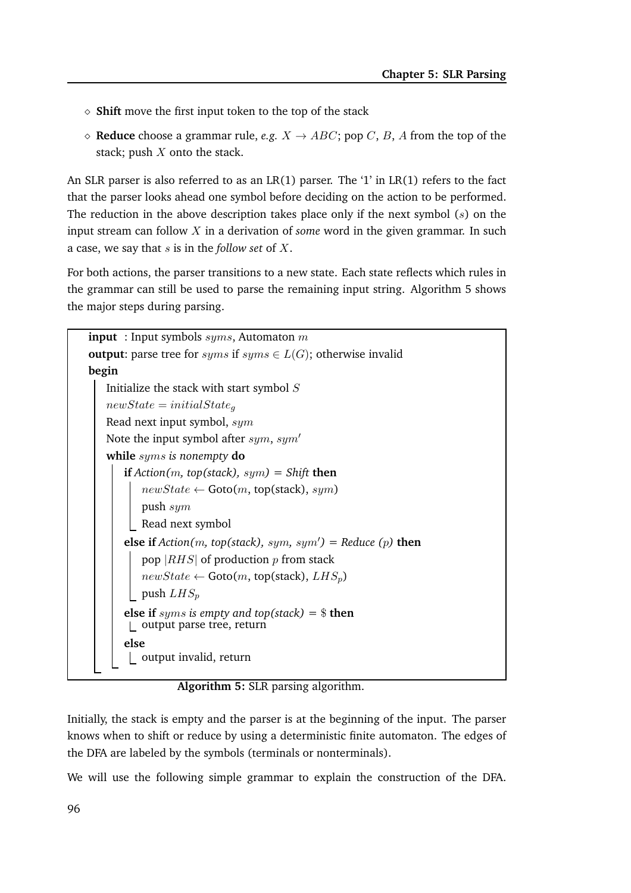- ◇ **Shift** move the first input token to the top of the stack
- ◇ **Reduce** choose a grammar rule, *e.g.* $X \rightarrow ABC$; pop $C$, $B$, $A$ from the top of the stack; push $X$ onto the stack.

An SLR parser is also referred to as an LR(1) parser. The '1' in LR(1) refers to the fact that the parser looks ahead one symbol before deciding on the action to be performed. The reduction in the above description takes place only if the next symbol ($s$) on the input stream can follow $X$ in a derivation of *some* word in the given grammar. In such a case, we say that $s$ is in the *follow set* of $X$.

For both actions, the parser transitions to a new state. Each state reflects which rules in the grammar can still be used to parse the remaining input string. Algorithm 5 shows the major steps during parsing.

```
input  : Input symbols syms, Automaton m
output: parse tree for syms if syms ∈ L(G); otherwise invalid
begin
    Initialize the stack with start symbol S
    newState = initialState_g
    Read next input symbol, sym
    Note the input symbol after sym, sym'
    while syms is nonempty do
        if Action(m, top(stack), sym) = Shift then
            newState ← Goto(m, top(stack), sym)
            push sym
            Read next symbol
        else if Action(m, top(stack), sym, sym') = Reduce (p) then
            pop |RHS| of production p from stack
            newState ← Goto(m, top(stack), LHS_p)
            push LHS_p
        else if syms is empty and top(stack) = $ then
            output parse tree, return
        else
            output invalid, return
```

**Algorithm 5:** SLR parsing algorithm.

Initially, the stack is empty and the parser is at the beginning of the input. The parser knows when to shift or reduce by using a deterministic finite automaton. The edges of the DFA are labeled by the symbols (terminals or nonterminals).

We will use the following simple grammar to explain the construction of the DFA.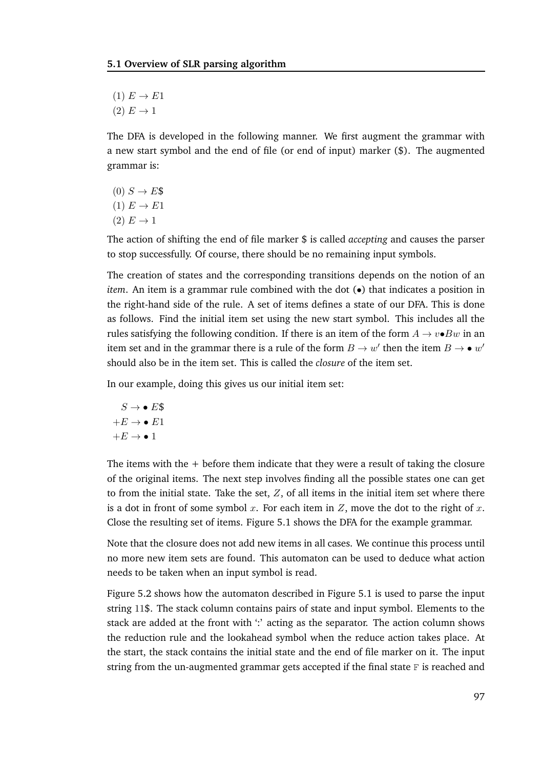(1) $E \rightarrow E1$
(2) $E \rightarrow 1$

The DFA is developed in the following manner. We first augment the grammar with a new start symbol and the end of file (or end of input) marker ($). The augmented grammar is:

(0) $S \rightarrow E\$$
(1) $E \rightarrow E1$
(2) $E \rightarrow 1$

The action of shifting the end of file marker $ is called *accepting* and causes the parser to stop successfully. Of course, there should be no remaining input symbols.

The creation of states and the corresponding transitions depends on the notion of an *item*. An item is a grammar rule combined with the dot (•) that indicates a position in the right-hand side of the rule. A set of items defines a state of our DFA. This is done as follows. Find the initial item set using the new start symbol. This includes all the rules satisfying the following condition. If there is an item of the form $A \rightarrow v \bullet Bw$ in an item set and in the grammar there is a rule of the form $B \rightarrow w'$ then the item $B \rightarrow \bullet\, w'$ should also be in the item set. This is called the *closure* of the item set.

In our example, doing this gives us our initial item set:

$$
\begin{aligned}
S &\rightarrow \bullet\, E\$ \\
+E &\rightarrow \bullet\, E1 \\
+E &\rightarrow \bullet\, 1
\end{aligned}
$$

The items with the + before them indicate that they were a result of taking the closure of the original items. The next step involves finding all the possible states one can get to from the initial state. Take the set, $Z$, of all items in the initial item set where there is a dot in front of some symbol $x$. For each item in $Z$, move the dot to the right of $x$. Close the resulting set of items. Figure 5.1 shows the DFA for the example grammar.

Note that the closure does not add new items in all cases. We continue this process until no more new item sets are found. This automaton can be used to deduce what action needs to be taken when an input symbol is read.

Figure 5.2 shows how the automaton described in Figure 5.1 is used to parse the input string 11$. The stack column contains pairs of state and input symbol. Elements to the stack are added at the front with ':' acting as the separator. The action column shows the reduction rule and the lookahead symbol when the reduce action takes place. At the start, the stack contains the initial state and the end of file marker on it. The input string from the un-augmented grammar gets accepted if the final state `F` is reached and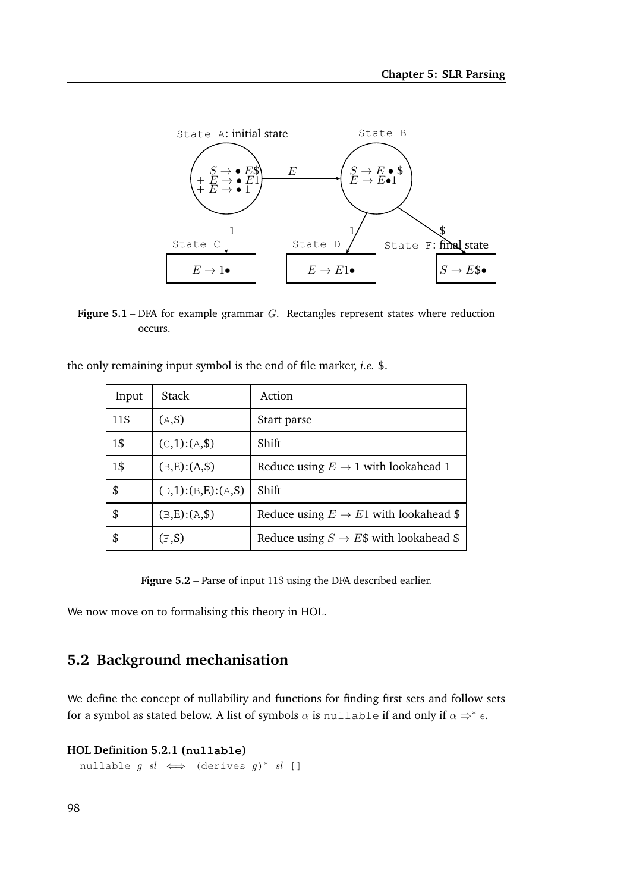Figure 5.1 – DFA for example grammar $G$. Rectangles represent states where reduction occurs.

the only remaining input symbol is the end of file marker, *i.e.* \$.

| Input | Stack | Action |
|---|---|---|
| 11\$ | (A,\$) | Start parse |
| 1\$ | (C,1):(A,\$) | Shift |
| 1\$ | (B,E):(A,\$) | Reduce using $E \rightarrow 1$ with lookahead 1 |
| \$ | (D,1):(B,E):(A,\$) | Shift |
| \$ | (B,E):(A,\$) | Reduce using $E \rightarrow E1$ with lookahead \$ |
| \$ | (F,S) | Reduce using $S \rightarrow E\$$ with lookahead \$ |

**Figure 5.2** – Parse of input 11\$ using the DFA described earlier.

We now move on to formalising this theory in HOL.

## 5.2 Background mechanisation

We define the concept of nullability and functions for finding first sets and follow sets for a symbol as stated below. A list of symbols $\alpha$ is `nullable` if and only if $\alpha \Rightarrow^* \epsilon$.

**HOL Definition 5.2.1 (nullable)**

```
nullable g sl ⟺ (derives g)* sl []
```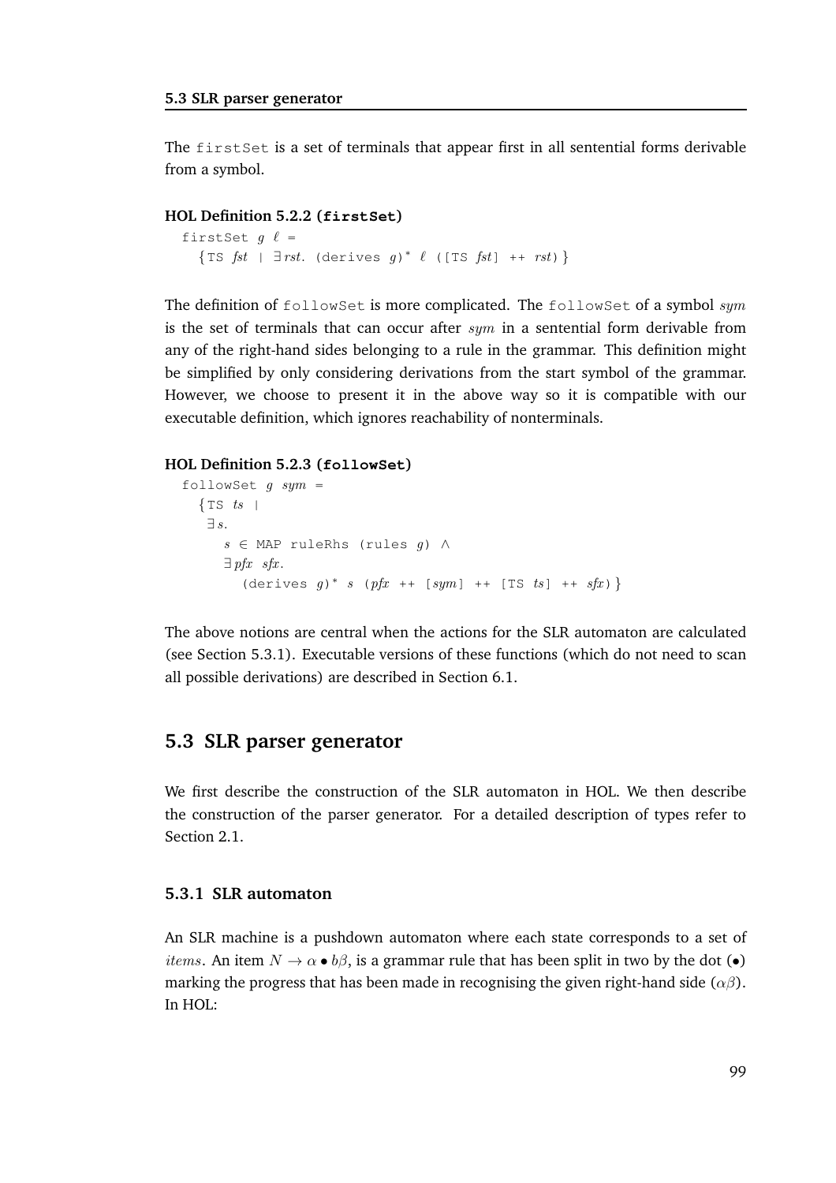The firstSet is a set of terminals that appear first in all sentential forms derivable from a symbol.

**HOL Definition 5.2.2 (firstSet)**

```
firstSet g ℓ =
  {TS fst | ∃rst. (derives g)* ℓ ([TS fst] ++ rst)}
```

The definition of followSet is more complicated. The followSet of a symbol *sym* is the set of terminals that can occur after *sym* in a sentential form derivable from any of the right-hand sides belonging to a rule in the grammar. This definition might be simplified by only considering derivations from the start symbol of the grammar. However, we choose to present it in the above way so it is compatible with our executable definition, which ignores reachability of nonterminals.

**HOL Definition 5.2.3 (followSet)**

```
followSet g sym =
  {TS ts |
   ∃s.
     s ∈ MAP ruleRhs (rules g) ∧
     ∃pfx sfx.
       (derives g)* s (pfx ++ [sym] ++ [TS ts] ++ sfx)}
```

The above notions are central when the actions for the SLR automaton are calculated (see Section 5.3.1). Executable versions of these functions (which do not need to scan all possible derivations) are described in Section 6.1.

## 5.3 SLR parser generator

We first describe the construction of the SLR automaton in HOL. We then describe the construction of the parser generator. For a detailed description of types refer to Section 2.1.

### 5.3.1 SLR automaton

An SLR machine is a pushdown automaton where each state corresponds to a set of *items*. An item $N \to \alpha \bullet b\beta$, is a grammar rule that has been split in two by the dot ($\bullet$) marking the progress that has been made in recognising the given right-hand side ($\alpha\beta$). In HOL: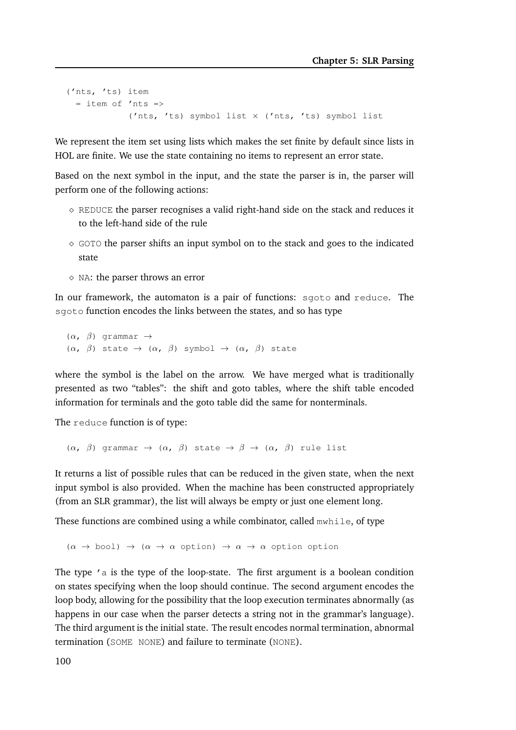```
('nts, 'ts) item
  = item of 'nts =>
            ('nts, 'ts) symbol list × ('nts, 'ts) symbol list
```

We represent the item set using lists which makes the set finite by default since lists in HOL are finite. We use the state containing no items to represent an error state.

Based on the next symbol in the input, and the state the parser is in, the parser will perform one of the following actions:

- REDUCE the parser recognises a valid right-hand side on the stack and reduces it to the left-hand side of the rule
- GOTO the parser shifts an input symbol on to the stack and goes to the indicated state
- NA: the parser throws an error

In our framework, the automaton is a pair of functions: sgoto and reduce. The sgoto function encodes the links between the states, and so has type

```
(α, β) grammar →
(α, β) state → (α, β) symbol → (α, β) state
```

where the symbol is the label on the arrow. We have merged what is traditionally presented as two "tables": the shift and goto tables, where the shift table encoded information for terminals and the goto table did the same for nonterminals.

The reduce function is of type:

```
(α, β) grammar → (α, β) state → β → (α, β) rule list
```

It returns a list of possible rules that can be reduced in the given state, when the next input symbol is also provided. When the machine has been constructed appropriately (from an SLR grammar), the list will always be empty or just one element long.

These functions are combined using a while combinator, called mwhile, of type

```
(α → bool) → (α → α option) → α → α option option
```

The type 'a is the type of the loop-state. The first argument is a boolean condition on states specifying when the loop should continue. The second argument encodes the loop body, allowing for the possibility that the loop execution terminates abnormally (as happens in our case when the parser detects a string not in the grammar's language). The third argument is the initial state. The result encodes normal termination, abnormal termination (SOME NONE) and failure to terminate (NONE).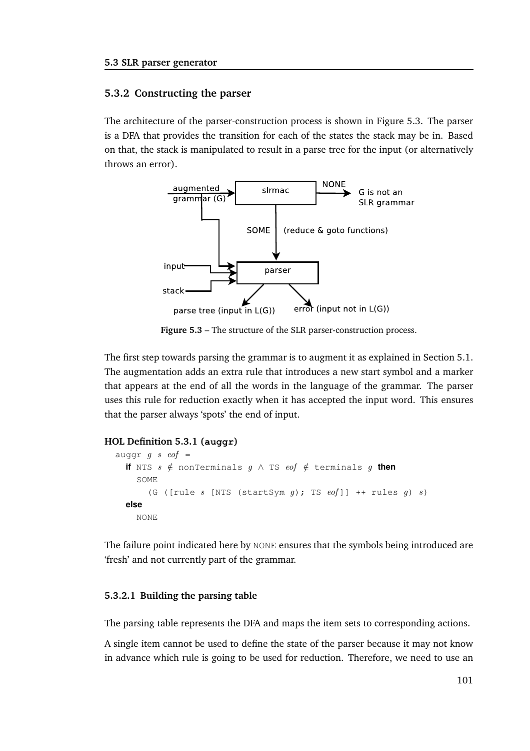### 5.3.2 Constructing the parser

The architecture of the parser-construction process is shown in Figure 5.3. The parser is a DFA that provides the transition for each of the states the stack may be in. Based on that, the stack is manipulated to result in a parse tree for the input (or alternatively throws an error).

augmented grammar (G) → slrmac → NONE → G is not an SLR grammar

SOME (reduce & goto functions) → parser ← input, stack

parser → parse tree (input in L(G)) / error (input not in L(G))

**Figure 5.3** – The structure of the SLR parser-construction process.

The first step towards parsing the grammar is to augment it as explained in Section 5.1. The augmentation adds an extra rule that introduces a new start symbol and a marker that appears at the end of all the words in the language of the grammar. The parser uses this rule for reduction exactly when it has accepted the input word. This ensures that the parser always 'spots' the end of input.

**HOL Definition 5.3.1 (auggr)**

```
auggr g s eof =
  if NTS s ∉ nonTerminals g ∧ TS eof ∉ terminals g then
    SOME
      (G ([rule s [NTS (startSym g); TS eof]] ++ rules g) s)
  else
    NONE
```

The failure point indicated here by NONE ensures that the symbols being introduced are 'fresh' and not currently part of the grammar.

#### 5.3.2.1 Building the parsing table

The parsing table represents the DFA and maps the item sets to corresponding actions.

A single item cannot be used to define the state of the parser because it may not know in advance which rule is going to be used for reduction. Therefore, we need to use an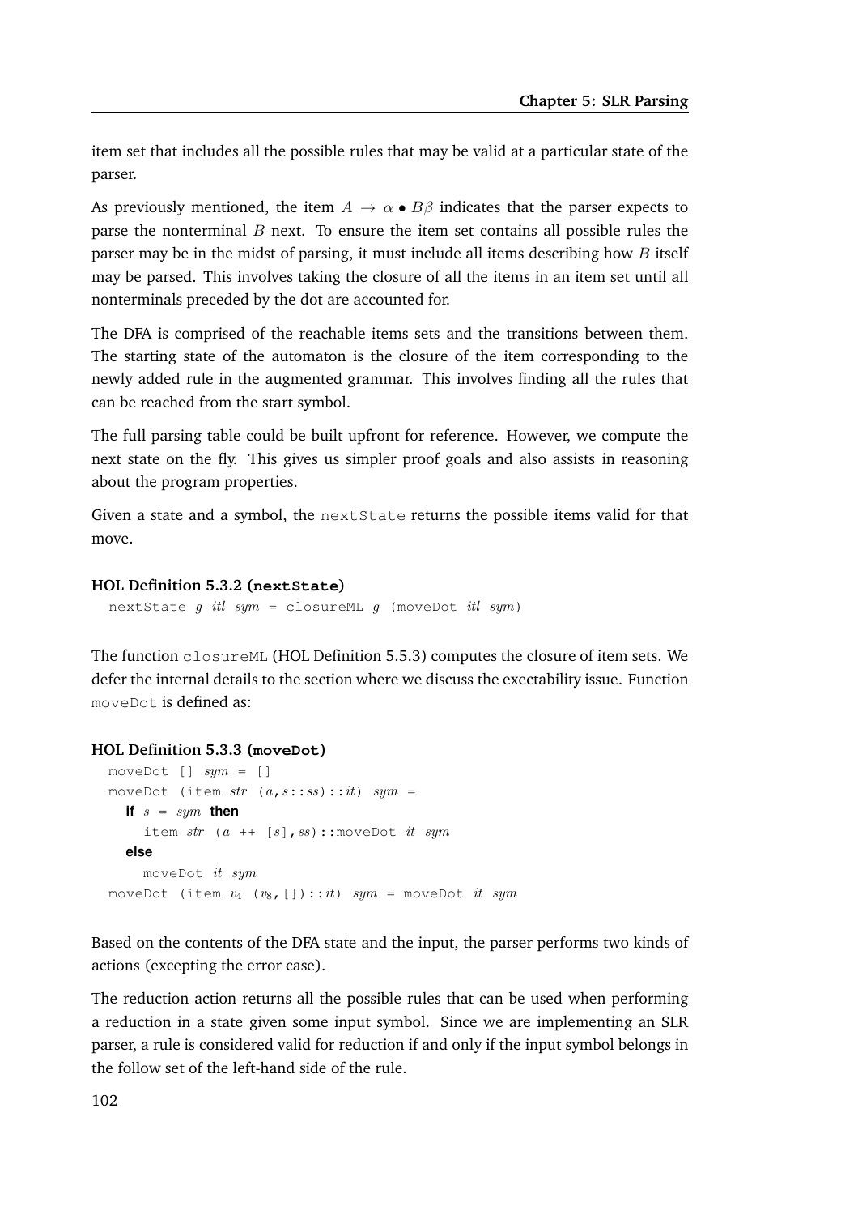item set that includes all the possible rules that may be valid at a particular state of the parser.

As previously mentioned, the item $A \rightarrow \alpha \bullet B\beta$ indicates that the parser expects to parse the nonterminal $B$ next. To ensure the item set contains all possible rules the parser may be in the midst of parsing, it must include all items describing how $B$ itself may be parsed. This involves taking the closure of all the items in an item set until all nonterminals preceded by the dot are accounted for.

The DFA is comprised of the reachable items sets and the transitions between them. The starting state of the automaton is the closure of the item corresponding to the newly added rule in the augmented grammar. This involves finding all the rules that can be reached from the start symbol.

The full parsing table could be built upfront for reference. However, we compute the next state on the fly. This gives us simpler proof goals and also assists in reasoning about the program properties.

Given a state and a symbol, the `nextState` returns the possible items valid for that move.

**HOL Definition 5.3.2 (`nextState`)**

```
nextState g itl sym = closureML g (moveDot itl sym)
```

The function `closureML` (HOL Definition 5.5.3) computes the closure of item sets. We defer the internal details to the section where we discuss the exectability issue. Function `moveDot` is defined as:

**HOL Definition 5.3.3 (`moveDot`)**

```
moveDot [] sym = []
moveDot (item str (a,s::ss)::it) sym =
  if s = sym then
    item str (a ++ [s],ss)::moveDot it sym
  else
    moveDot it sym
moveDot (item v4 (v8,[])::it) sym = moveDot it sym
```

Based on the contents of the DFA state and the input, the parser performs two kinds of actions (excepting the error case).

The reduction action returns all the possible rules that can be used when performing a reduction in a state given some input symbol. Since we are implementing an SLR parser, a rule is considered valid for reduction if and only if the input symbol belongs in the follow set of the left-hand side of the rule.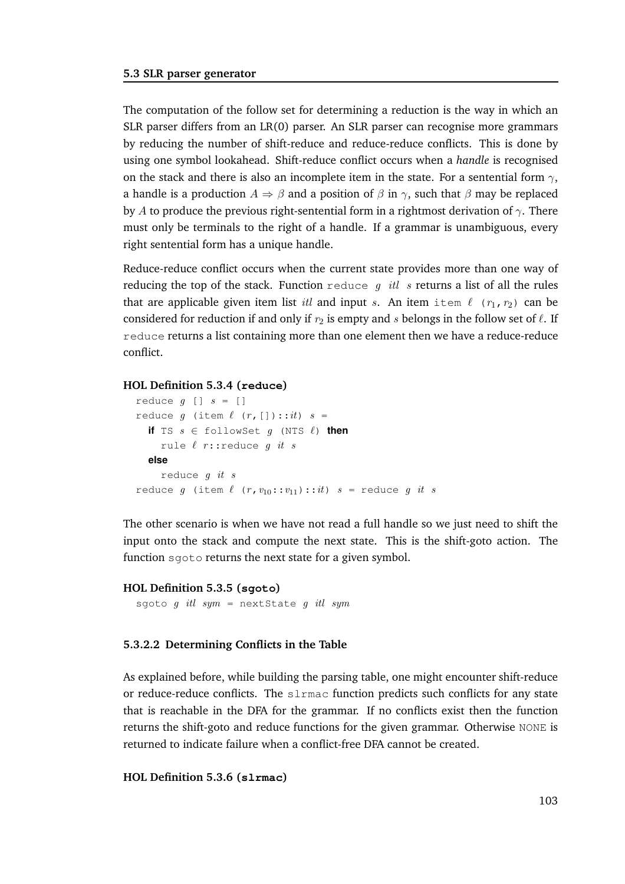The computation of the follow set for determining a reduction is the way in which an SLR parser differs from an LR(0) parser. An SLR parser can recognise more grammars by reducing the number of shift-reduce and reduce-reduce conflicts. This is done by using one symbol lookahead. Shift-reduce conflict occurs when a *handle* is recognised on the stack and there is also an incomplete item in the state. For a sentential form $\gamma$, a handle is a production $A \Rightarrow \beta$ and a position of $\beta$ in $\gamma$, such that $\beta$ may be replaced by $A$ to produce the previous right-sentential form in a rightmost derivation of $\gamma$. There must only be terminals to the right of a handle. If a grammar is unambiguous, every right sentential form has a unique handle.

Reduce-reduce conflict occurs when the current state provides more than one way of reducing the top of the stack. Function `reduce` $g$ $itl$ $s$ returns a list of all the rules that are applicable given item list $itl$ and input $s$. An item `item` $\ell$ `(`$r_1$`,`$r_2$`)` can be considered for reduction if and only if $r_2$ is empty and $s$ belongs in the follow set of $\ell$. If `reduce` returns a list containing more than one element then we have a reduce-reduce conflict.

**HOL Definition 5.3.4 (`reduce`)**

```
reduce g [] s = []
reduce g (item ℓ (r,[])::it) s =
  if TS s ∈ followSet g (NTS ℓ) then
    rule ℓ r::reduce g it s
  else
    reduce g it s
reduce g (item ℓ (r,v10::v11)::it) s = reduce g it s
```

The other scenario is when we have not read a full handle so we just need to shift the input onto the stack and compute the next state. This is the shift-goto action. The function `sgoto` returns the next state for a given symbol.

**HOL Definition 5.3.5 (`sgoto`)**

```
sgoto g itl sym = nextState g itl sym
```

#### 5.3.2.2 Determining Conflicts in the Table

As explained before, while building the parsing table, one might encounter shift-reduce or reduce-reduce conflicts. The `slrmac` function predicts such conflicts for any state that is reachable in the DFA for the grammar. If no conflicts exist then the function returns the shift-goto and reduce functions for the given grammar. Otherwise `NONE` is returned to indicate failure when a conflict-free DFA cannot be created.

**HOL Definition 5.3.6 (`slrmac`)**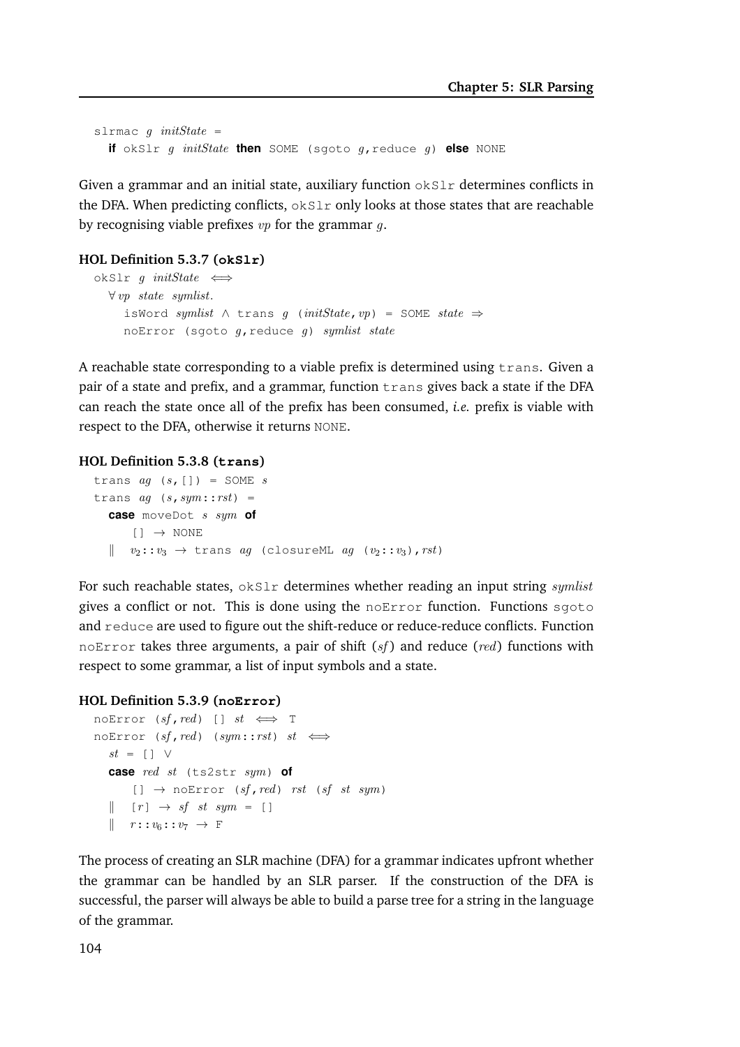```
slrmac g initState =
  if okSlr g initState then SOME (sgoto g,reduce g) else NONE
```

Given a grammar and an initial state, auxiliary function `okSlr` determines conflicts in the DFA. When predicting conflicts, `okSlr` only looks at those states that are reachable by recognising viable prefixes *vp* for the grammar *g*.

**HOL Definition 5.3.7 (okSlr)**

```
okSlr g initState ⟺
  ∀ vp state symlist.
    isWord symlist ∧ trans g (initState,vp) = SOME state ⇒
    noError (sgoto g,reduce g) symlist state
```

A reachable state corresponding to a viable prefix is determined using `trans`. Given a pair of a state and prefix, and a grammar, function `trans` gives back a state if the DFA can reach the state once all of the prefix has been consumed, *i.e.* prefix is viable with respect to the DFA, otherwise it returns `NONE`.

**HOL Definition 5.3.8 (trans)**

```
trans ag (s,[]) = SOME s
trans ag (s,sym::rst) =
  case moveDot s sym of
     [] → NONE
  ‖ v2::v3 → trans ag (closureML ag (v2::v3),rst)
```

For such reachable states, `okSlr` determines whether reading an input string *symlist* gives a conflict or not. This is done using the `noError` function. Functions `sgoto` and `reduce` are used to figure out the shift-reduce or reduce-reduce conflicts. Function `noError` takes three arguments, a pair of shift (*sf*) and reduce (*red*) functions with respect to some grammar, a list of input symbols and a state.

**HOL Definition 5.3.9 (noError)**

```
noError (sf,red) [] st ⟺ T
noError (sf,red) (sym::rst) st ⟺
  st = [] ∨
  case red st (ts2str sym) of
     [] → noError (sf,red) rst (sf st sym)
  ‖ [r] → sf st sym = []
  ‖ r::v6::v7 → F
```

The process of creating an SLR machine (DFA) for a grammar indicates upfront whether the grammar can be handled by an SLR parser. If the construction of the DFA is successful, the parser will always be able to build a parse tree for a string in the language of the grammar.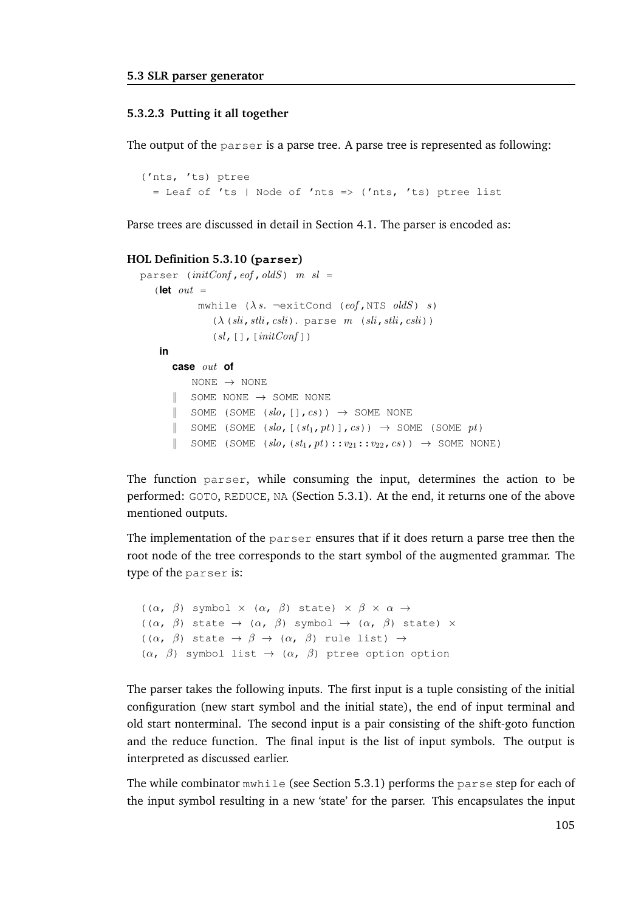#### 5.3.2.3 Putting it all together

The output of the `parser` is a parse tree. A parse tree is represented as following:

```
('nts, 'ts) ptree
  = Leaf of 'ts | Node of 'nts => ('nts, 'ts) ptree list
```

Parse trees are discussed in detail in Section 4.1. The parser is encoded as:

**HOL Definition 5.3.10 (`parser`)**

```
parser (initConf, eof, oldS) m sl =
  (let out =
        mwhile (λ s. ¬exitCond (eof, NTS oldS) s)
          (λ (sli, stli, csli). parse m (sli, stli, csli))
          (sl, [], [initConf])
   in
     case out of
        NONE → NONE
     ‖  SOME NONE → SOME NONE
     ‖  SOME (SOME (slo, [], cs)) → SOME NONE
     ‖  SOME (SOME (slo, [(st1, pt)], cs)) → SOME (SOME pt)
     ‖  SOME (SOME (slo, (st1, pt)::v21::v22, cs)) → SOME NONE)
```

The function `parser`, while consuming the input, determines the action to be performed: GOTO, REDUCE, NA (Section 5.3.1). At the end, it returns one of the above mentioned outputs.

The implementation of the `parser` ensures that if it does return a parse tree then the root node of the tree corresponds to the start symbol of the augmented grammar. The type of the `parser` is:

```
((α, β) symbol × (α, β) state) × β × α →
((α, β) state → (α, β) symbol → (α, β) state) ×
((α, β) state → β → (α, β) rule list) →
(α, β) symbol list → (α, β) ptree option option
```

The parser takes the following inputs. The first input is a tuple consisting of the initial configuration (new start symbol and the initial state), the end of input terminal and old start nonterminal. The second input is a pair consisting of the shift-goto function and the reduce function. The final input is the list of input symbols. The output is interpreted as discussed earlier.

The while combinator `mwhile` (see Section 5.3.1) performs the `parse` step for each of the input symbol resulting in a new 'state' for the parser. This encapsulates the input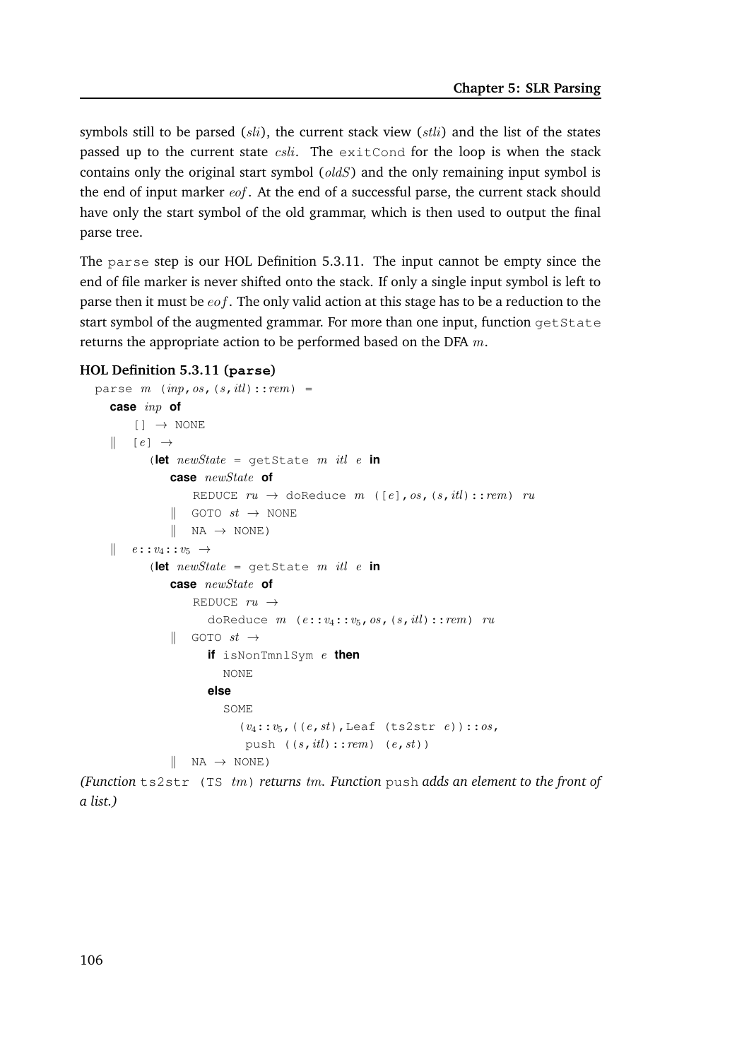symbols still to be parsed (*sli*), the current stack view (*stli*) and the list of the states passed up to the current state *csli*. The `exitCond` for the loop is when the stack contains only the original start symbol (*oldS*) and the only remaining input symbol is the end of input marker *eof*. At the end of a successful parse, the current stack should have only the start symbol of the old grammar, which is then used to output the final parse tree.

The `parse` step is our HOL Definition 5.3.11. The input cannot be empty since the end of file marker is never shifted onto the stack. If only a single input symbol is left to parse then it must be *eof*. The only valid action at this stage has to be a reduction to the start symbol of the augmented grammar. For more than one input, function `getState` returns the appropriate action to be performed based on the DFA $m$.

**HOL Definition 5.3.11 (`parse`)**

```
parse m (inp, os, (s, itl)::rem) =
   case inp of
      [] → NONE
   ‖  [e] →
        (let newState = getState m itl e in
           case newState of
              REDUCE ru → doReduce m ([e], os, (s, itl)::rem) ru
           ‖  GOTO st → NONE
           ‖  NA → NONE)
   ‖  e::v4::v5 →
        (let newState = getState m itl e in
           case newState of
              REDUCE ru →
                doReduce m (e::v4::v5, os, (s, itl)::rem) ru
           ‖  GOTO st →
                if isNonTmnlSym e then
                  NONE
                else
                  SOME
                    (v4::v5, ((e, st), Leaf (ts2str e))::os,
                     push ((s, itl)::rem) (e, st))
           ‖  NA → NONE)
```

*(Function* `ts2str (TS tm)` *returns tm. Function* `push` *adds an element to the front of a list.)*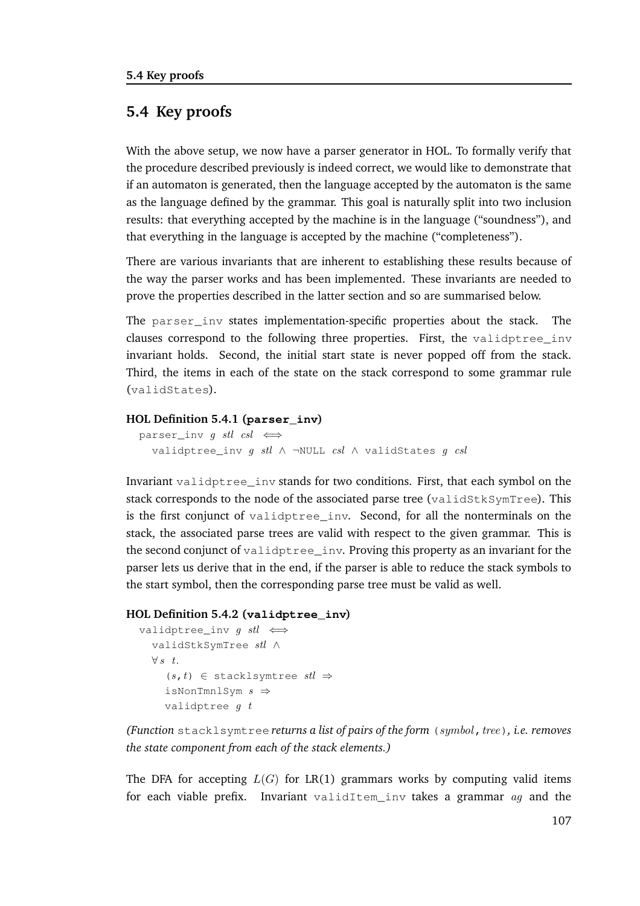## 5.4 Key proofs

With the above setup, we now have a parser generator in HOL. To formally verify that the procedure described previously is indeed correct, we would like to demonstrate that if an automaton is generated, then the language accepted by the automaton is the same as the language defined by the grammar. This goal is naturally split into two inclusion results: that everything accepted by the machine is in the language ("soundness"), and that everything in the language is accepted by the machine ("completeness").

There are various invariants that are inherent to establishing these results because of the way the parser works and has been implemented. These invariants are needed to prove the properties described in the latter section and so are summarised below.

The `parser_inv` states implementation-specific properties about the stack. The clauses correspond to the following three properties. First, the `validptree_inv` invariant holds. Second, the initial start state is never popped off from the stack. Third, the items in each of the state on the stack correspond to some grammar rule (`validStates`).

**HOL Definition 5.4.1 (`parser_inv`)**

```
parser_inv g stl csl  ⟺
  validptree_inv g stl ∧ ¬NULL csl ∧ validStates g csl
```

Invariant `validptree_inv` stands for two conditions. First, that each symbol on the stack corresponds to the node of the associated parse tree (`validStkSymTree`). This is the first conjunct of `validptree_inv`. Second, for all the nonterminals on the stack, the associated parse trees are valid with respect to the given grammar. This is the second conjunct of `validptree_inv`. Proving this property as an invariant for the parser lets us derive that in the end, if the parser is able to reduce the stack symbols to the start symbol, then the corresponding parse tree must be valid as well.

**HOL Definition 5.4.2 (`validptree_inv`)**

```
validptree_inv g stl  ⟺
  validStkSymTree stl ∧
  ∀ s t.
    (s,t) ∈ stacklsymtree stl ⇒
    isNonTmnlSym s ⇒
    validptree g t
```

*(Function* `stacklsymtree` *returns a list of pairs of the form* (*symbol*, *tree*)*, i.e. removes the state component from each of the stack elements.)*

The DFA for accepting $L(G)$ for LR(1) grammars works by computing valid items for each viable prefix. Invariant `validItem_inv` takes a grammar $ag$ and the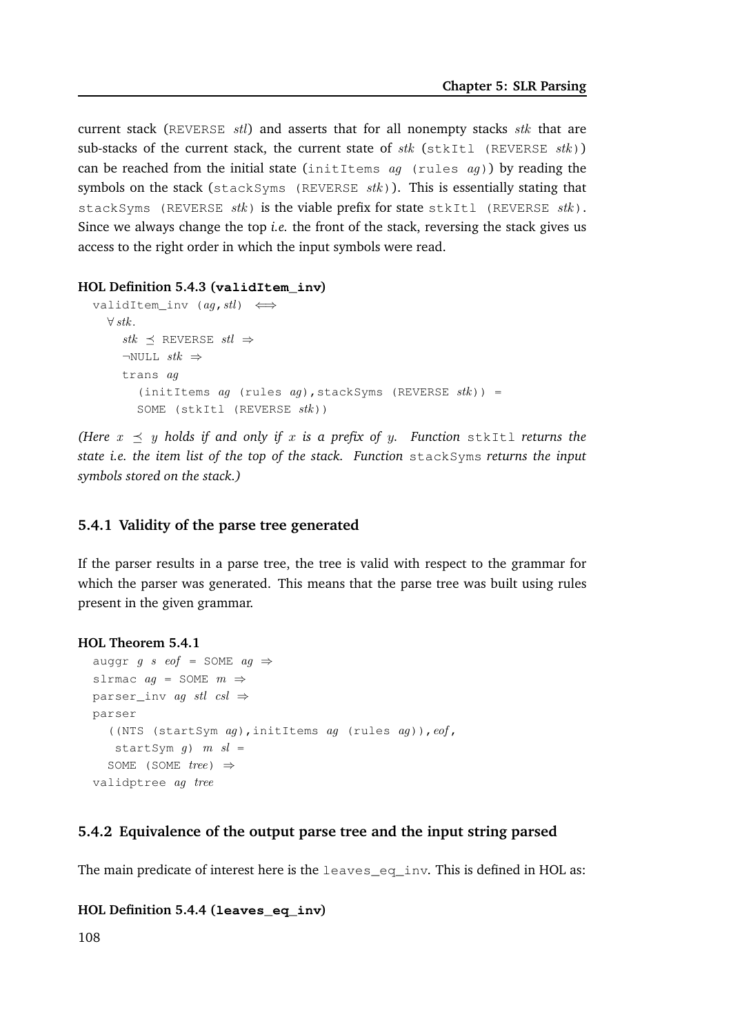current stack (REVERSE *stl*) and asserts that for all nonempty stacks *stk* that are sub-stacks of the current stack, the current state of *stk* (stkItl (REVERSE *stk*)) can be reached from the initial state (initItems *ag* (rules *ag*)) by reading the symbols on the stack (stackSyms (REVERSE *stk*)). This is essentially stating that stackSyms (REVERSE *stk*) is the viable prefix for state stkItl (REVERSE *stk*). Since we always change the top *i.e.* the front of the stack, reversing the stack gives us access to the right order in which the input symbols were read.

**HOL Definition 5.4.3 (validItem_inv)**

```
validItem_inv (ag,stl) ⟺
  ∀ stk.
    stk ≼ REVERSE stl ⇒
    ¬NULL stk ⇒
    trans ag
      (initItems ag (rules ag),stackSyms (REVERSE stk)) =
      SOME (stkItl (REVERSE stk))
```

*(Here $x \preceq y$ holds if and only if $x$ is a prefix of $y$. Function* stkItl *returns the state i.e. the item list of the top of the stack. Function* stackSyms *returns the input symbols stored on the stack.)*

### 5.4.1 Validity of the parse tree generated

If the parser results in a parse tree, the tree is valid with respect to the grammar for which the parser was generated. This means that the parse tree was built using rules present in the given grammar.

**HOL Theorem 5.4.1**

```
auggr g s eof = SOME ag ⇒
slrmac ag = SOME m ⇒
parser_inv ag stl csl ⇒
parser
  ((NTS (startSym ag),initItems ag (rules ag)),eof,
   startSym g) m sl =
  SOME (SOME tree) ⇒
validptree ag tree
```

### 5.4.2 Equivalence of the output parse tree and the input string parsed

The main predicate of interest here is the leaves_eq_inv. This is defined in HOL as:

**HOL Definition 5.4.4 (leaves_eq_inv)**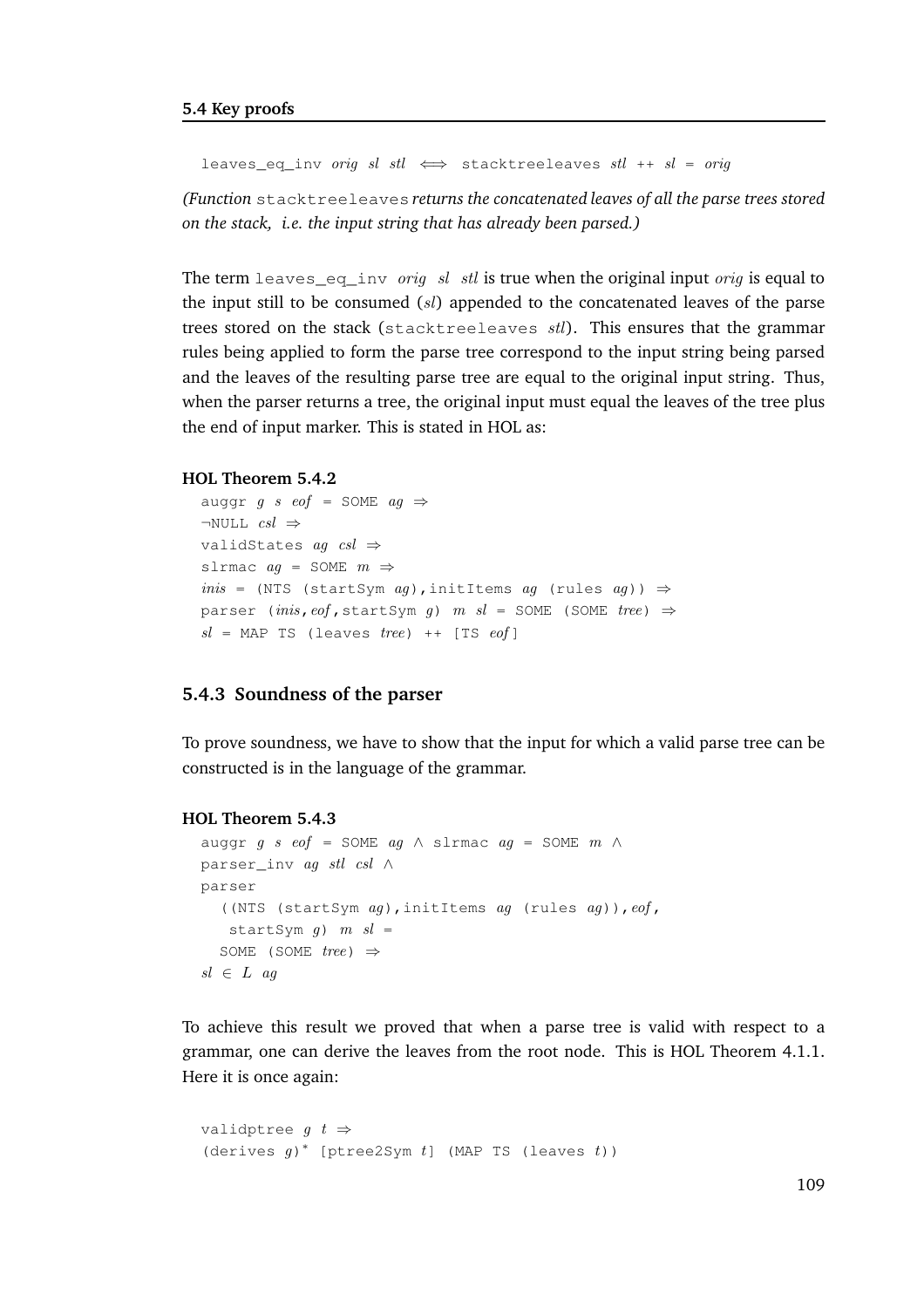```
leaves_eq_inv orig sl stl ⟺ stacktreeleaves stl ++ sl = orig
```

*(Function* `stacktreeleaves` *returns the concatenated leaves of all the parse trees stored on the stack, i.e. the input string that has already been parsed.)*

The term `leaves_eq_inv` *orig sl stl* is true when the original input *orig* is equal to the input still to be consumed (*sl*) appended to the concatenated leaves of the parse trees stored on the stack (`stacktreeleaves` *stl*). This ensures that the grammar rules being applied to form the parse tree correspond to the input string being parsed and the leaves of the resulting parse tree are equal to the original input string. Thus, when the parser returns a tree, the original input must equal the leaves of the tree plus the end of input marker. This is stated in HOL as:

**HOL Theorem 5.4.2**

```
auggr g s eof = SOME ag ⇒
¬NULL csl ⇒
validStates ag csl ⇒
slrmac ag = SOME m ⇒
inis = (NTS (startSym ag),initItems ag (rules ag)) ⇒
parser (inis,eof,startSym g) m sl = SOME (SOME tree) ⇒
sl = MAP TS (leaves tree) ++ [TS eof]
```

### 5.4.3 Soundness of the parser

To prove soundness, we have to show that the input for which a valid parse tree can be constructed is in the language of the grammar.

**HOL Theorem 5.4.3**

```
auggr g s eof = SOME ag ∧ slrmac ag = SOME m ∧
parser_inv ag stl csl ∧
parser
  ((NTS (startSym ag),initItems ag (rules ag)),eof,
   startSym g) m sl =
  SOME (SOME tree) ⇒
sl ∈ L ag
```

To achieve this result we proved that when a parse tree is valid with respect to a grammar, one can derive the leaves from the root node. This is HOL Theorem 4.1.1. Here it is once again:

```
validptree g t ⇒
(derives g)* [ptree2Sym t] (MAP TS (leaves t))
```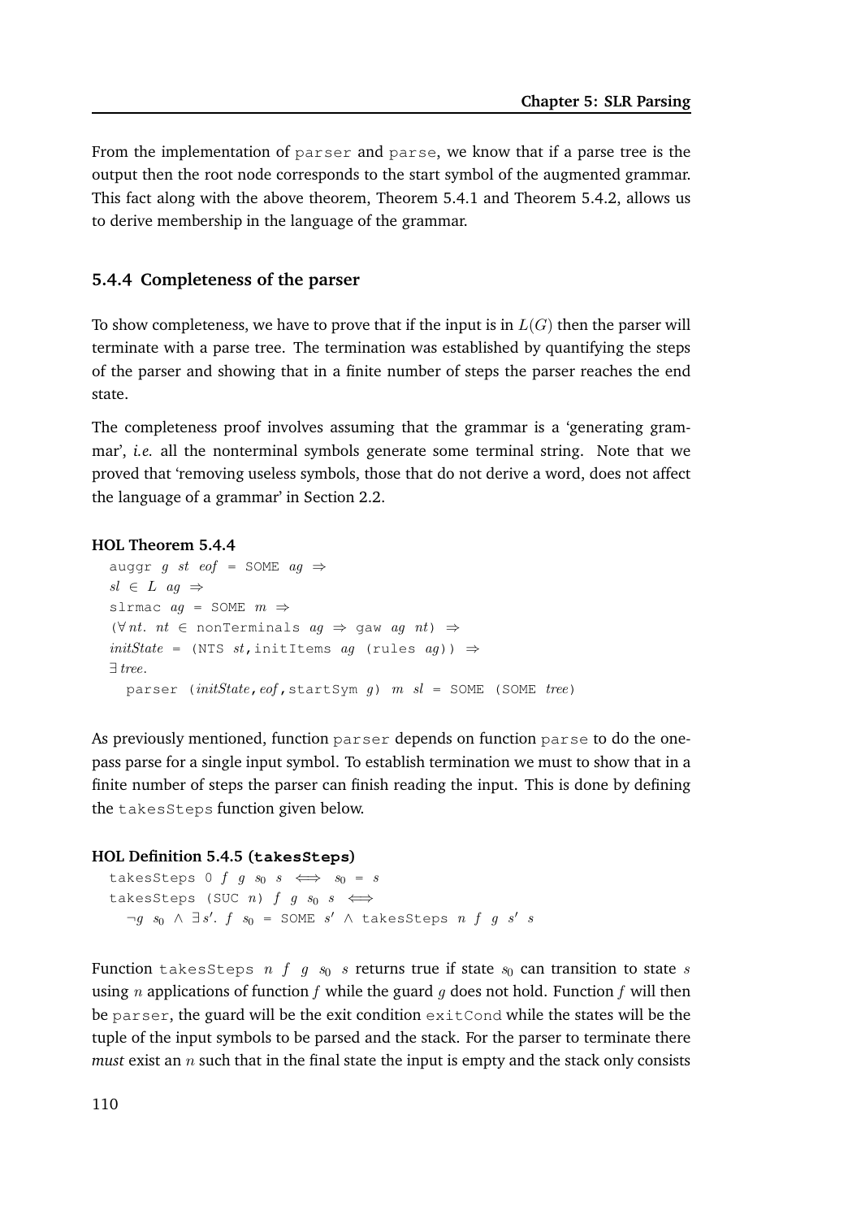From the implementation of parser and parse, we know that if a parse tree is the output then the root node corresponds to the start symbol of the augmented grammar. This fact along with the above theorem, Theorem 5.4.1 and Theorem 5.4.2, allows us to derive membership in the language of the grammar.

### 5.4.4 Completeness of the parser

To show completeness, we have to prove that if the input is in $L(G)$ then the parser will terminate with a parse tree. The termination was established by quantifying the steps of the parser and showing that in a finite number of steps the parser reaches the end state.

The completeness proof involves assuming that the grammar is a 'generating grammar', *i.e.* all the nonterminal symbols generate some terminal string. Note that we proved that 'removing useless symbols, those that do not derive a word, does not affect the language of a grammar' in Section 2.2.

**HOL Theorem 5.4.4**

```
auggr g st eof = SOME ag ⇒
sl ∈ L ag ⇒
slrmac ag = SOME m ⇒
(∀nt. nt ∈ nonTerminals ag ⇒ gaw ag nt) ⇒
initState = (NTS st, initItems ag (rules ag)) ⇒
∃tree.
  parser (initState, eof, startSym g) m sl = SOME (SOME tree)
```

As previously mentioned, function parser depends on function parse to do the one-pass parse for a single input symbol. To establish termination we must to show that in a finite number of steps the parser can finish reading the input. This is done by defining the takesSteps function given below.

**HOL Definition 5.4.5 (takesSteps)**

```
takesSteps 0 f g s0 s ⟺ s0 = s
takesSteps (SUC n) f g s0 s ⟺
  ¬g s0 ∧ ∃s'. f s0 = SOME s' ∧ takesSteps n f g s' s
```

Function takesSteps $n$ $f$ $g$ $s_0$ $s$ returns true if state $s_0$ can transition to state $s$ using $n$ applications of function $f$ while the guard $g$ does not hold. Function $f$ will then be parser, the guard will be the exit condition exitCond while the states will be the tuple of the input symbols to be parsed and the stack. For the parser to terminate there *must* exist an $n$ such that in the final state the input is empty and the stack only consists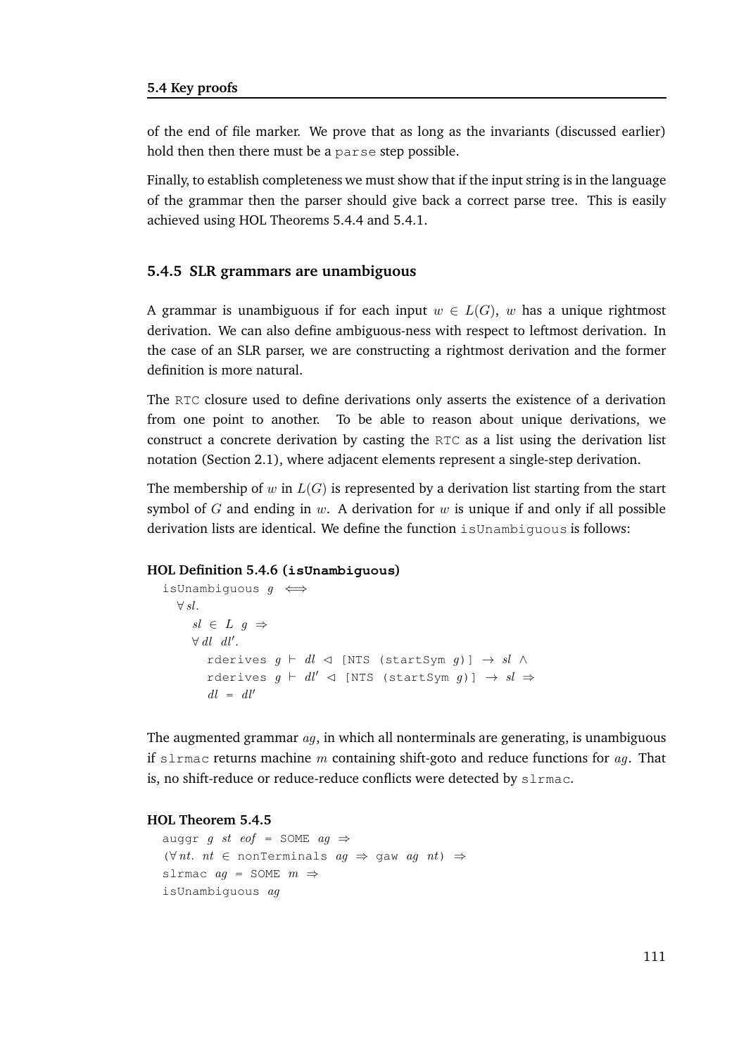of the end of file marker. We prove that as long as the invariants (discussed earlier) hold then then there must be a `parse` step possible.

Finally, to establish completeness we must show that if the input string is in the language of the grammar then the parser should give back a correct parse tree. This is easily achieved using HOL Theorems 5.4.4 and 5.4.1.

### 5.4.5 SLR grammars are unambiguous

A grammar is unambiguous if for each input $w \in L(G)$, $w$ has a unique rightmost derivation. We can also define ambiguous-ness with respect to leftmost derivation. In the case of an SLR parser, we are constructing a rightmost derivation and the former definition is more natural.

The `RTC` closure used to define derivations only asserts the existence of a derivation from one point to another. To be able to reason about unique derivations, we construct a concrete derivation by casting the `RTC` as a list using the derivation list notation (Section 2.1), where adjacent elements represent a single-step derivation.

The membership of $w$ in $L(G)$ is represented by a derivation list starting from the start symbol of $G$ and ending in $w$. A derivation for $w$ is unique if and only if all possible derivation lists are identical. We define the function `isUnambiguous` is follows:

**HOL Definition 5.4.6 (`isUnambiguous`)**

```
isUnambiguous g ⟺
  ∀ sl.
    sl ∈ L g ⇒
    ∀ dl dl'.
      rderives g ⊢ dl ◁ [NTS (startSym g)] → sl ∧
      rderives g ⊢ dl' ◁ [NTS (startSym g)] → sl ⇒
      dl = dl'
```

The augmented grammar $ag$, in which all nonterminals are generating, is unambiguous if `slrmac` returns machine $m$ containing shift-goto and reduce functions for $ag$. That is, no shift-reduce or reduce-reduce conflicts were detected by `slrmac`.

**HOL Theorem 5.4.5**

```
auggr g st eof = SOME ag ⇒
(∀ nt. nt ∈ nonTerminals ag ⇒ gaw ag nt) ⇒
slrmac ag = SOME m ⇒
isUnambiguous ag
```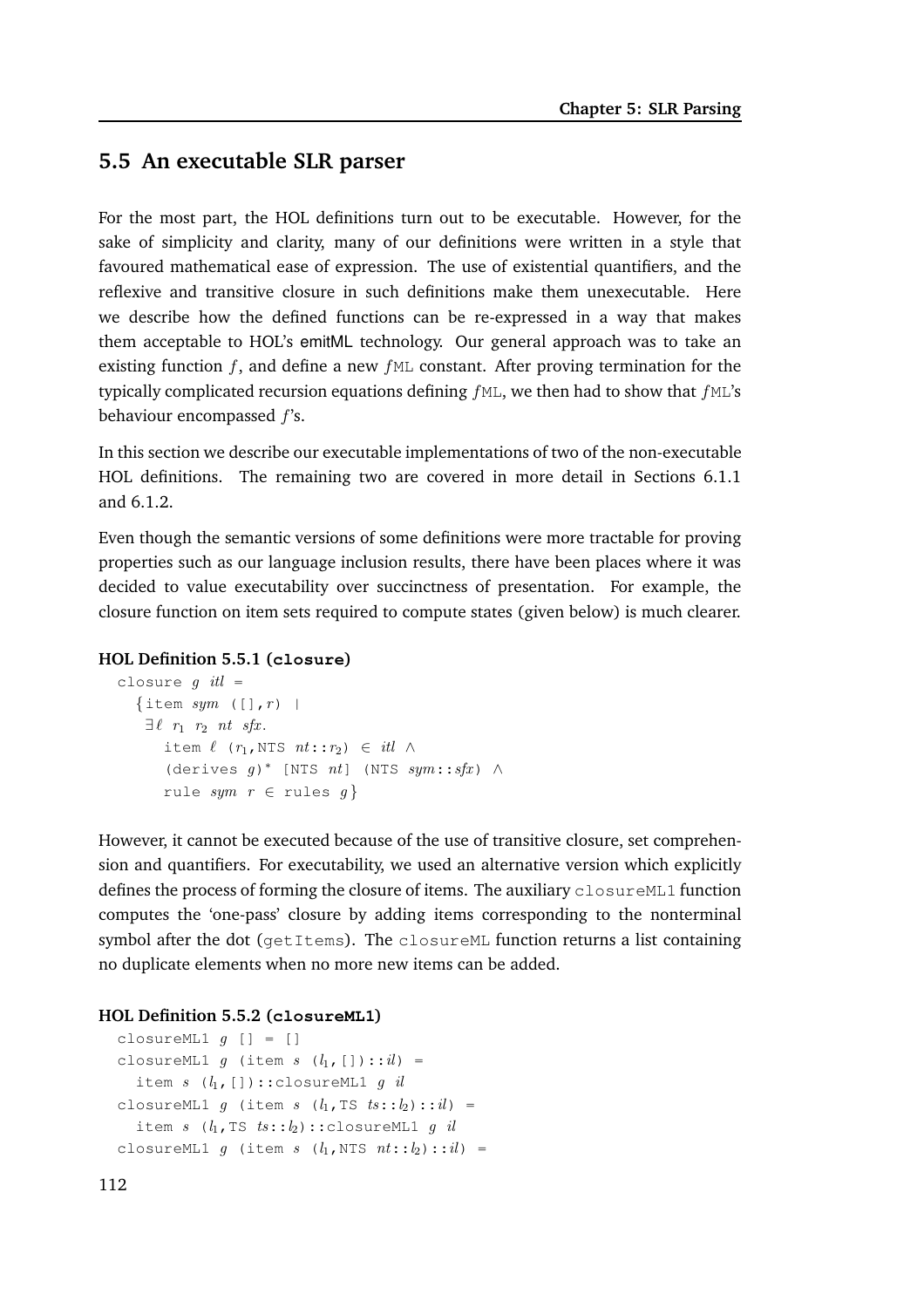## 5.5 An executable SLR parser

For the most part, the HOL definitions turn out to be executable. However, for the sake of simplicity and clarity, many of our definitions were written in a style that favoured mathematical ease of expression. The use of existential quantifiers, and the reflexive and transitive closure in such definitions make them unexecutable. Here we describe how the defined functions can be re-expressed in a way that makes them acceptable to HOL's emitML technology. Our general approach was to take an existing function $f$, and define a new $f$ML constant. After proving termination for the typically complicated recursion equations defining $f$ML, we then had to show that $f$ML's behaviour encompassed $f$'s.

In this section we describe our executable implementations of two of the non-executable HOL definitions. The remaining two are covered in more detail in Sections 6.1.1 and 6.1.2.

Even though the semantic versions of some definitions were more tractable for proving properties such as our language inclusion results, there have been places where it was decided to value executability over succinctness of presentation. For example, the closure function on item sets required to compute states (given below) is much clearer.

**HOL Definition 5.5.1 (closure)**

```
closure g itl =
  {item sym ([],r) |
   ∃ℓ r₁ r₂ nt sfx.
     item ℓ (r₁,NTS nt::r₂) ∈ itl ∧
     (derives g)* [NTS nt] (NTS sym::sfx) ∧
     rule sym r ∈ rules g}
```

However, it cannot be executed because of the use of transitive closure, set comprehension and quantifiers. For executability, we used an alternative version which explicitly defines the process of forming the closure of items. The auxiliary `closureML1` function computes the 'one-pass' closure by adding items corresponding to the nonterminal symbol after the dot (`getItems`). The `closureML` function returns a list containing no duplicate elements when no more new items can be added.

**HOL Definition 5.5.2 (closureML1)**

```
closureML1 g [] = []
closureML1 g (item s (l₁,[])::il) =
  item s (l₁,[])::closureML1 g il
closureML1 g (item s (l₁,TS ts::l₂)::il) =
  item s (l₁,TS ts::l₂)::closureML1 g il
closureML1 g (item s (l₁,NTS nt::l₂)::il) =
```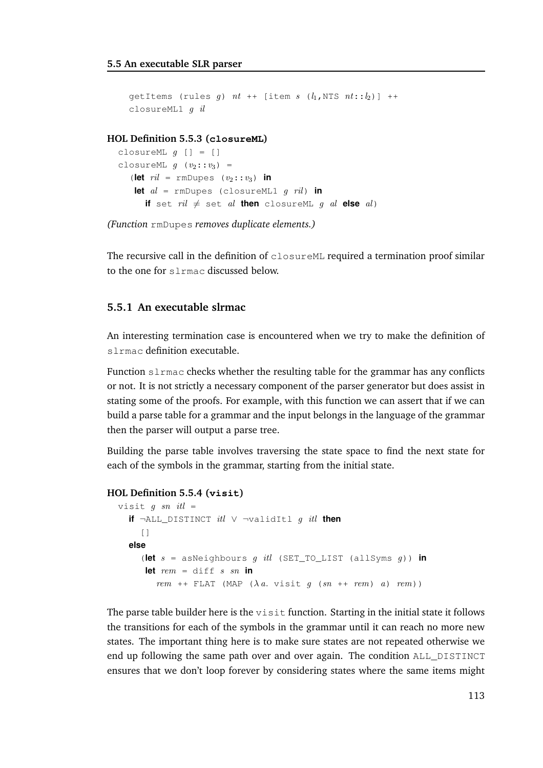```
getItems (rules g) nt ++ [item s (l1,NTS nt::l2)] ++
closureML1 g il
```

**HOL Definition 5.5.3 (closureML)**

```
closureML g [] = []
closureML g (v2::v3) =
  (let ril = rmDupes (v2::v3) in
   let al = rmDupes (closureML1 g ril) in
     if set ril ≠ set al then closureML g al else al)
```

*(Function* `rmDupes` *removes duplicate elements.)*

The recursive call in the definition of `closureML` required a termination proof similar to the one for `slrmac` discussed below.

### 5.5.1 An executable slrmac

An interesting termination case is encountered when we try to make the definition of `slrmac` definition executable.

Function `slrmac` checks whether the resulting table for the grammar has any conflicts or not. It is not strictly a necessary component of the parser generator but does assist in stating some of the proofs. For example, with this function we can assert that if we can build a parse table for a grammar and the input belongs in the language of the grammar then the parser will output a parse tree.

Building the parse table involves traversing the state space to find the next state for each of the symbols in the grammar, starting from the initial state.

**HOL Definition 5.5.4 (visit)**

```
visit g sn itl =
  if ¬ALL_DISTINCT itl ∨ ¬validItl g itl then
    []
  else
    (let s = asNeighbours g itl (SET_TO_LIST (allSyms g)) in
     let rem = diff s sn in
       rem ++ FLAT (MAP (λa. visit g (sn ++ rem) a) rem))
```

The parse table builder here is the `visit` function. Starting in the initial state it follows the transitions for each of the symbols in the grammar until it can reach no more new states. The important thing here is to make sure states are not repeated otherwise we end up following the same path over and over again. The condition `ALL_DISTINCT` ensures that we don't loop forever by considering states where the same items might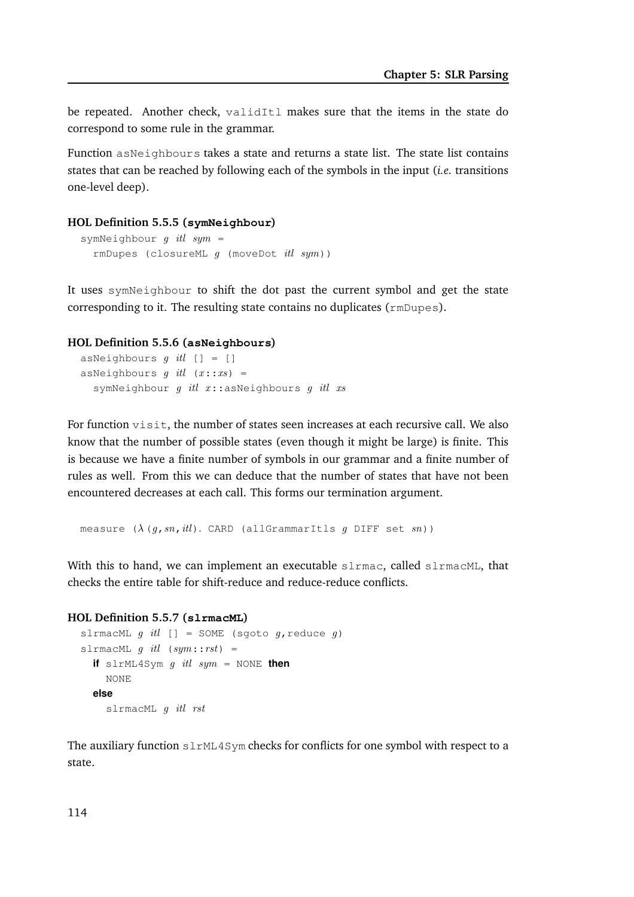be repeated. Another check, `validItl` makes sure that the items in the state do correspond to some rule in the grammar.

Function `asNeighbours` takes a state and returns a state list. The state list contains states that can be reached by following each of the symbols in the input (*i.e.* transitions one-level deep).

**HOL Definition 5.5.5 (`symNeighbour`)**

```
symNeighbour g itl sym =
  rmDupes (closureML g (moveDot itl sym))
```

It uses `symNeighbour` to shift the dot past the current symbol and get the state corresponding to it. The resulting state contains no duplicates (`rmDupes`).

**HOL Definition 5.5.6 (`asNeighbours`)**

```
asNeighbours g itl [] = []
asNeighbours g itl (x::xs) =
  symNeighbour g itl x::asNeighbours g itl xs
```

For function `visit`, the number of states seen increases at each recursive call. We also know that the number of possible states (even though it might be large) is finite. This is because we have a finite number of symbols in our grammar and a finite number of rules as well. From this we can deduce that the number of states that have not been encountered decreases at each call. This forms our termination argument.

```
measure (λ(g,sn,itl). CARD (allGrammarItls g DIFF set sn))
```

With this to hand, we can implement an executable `slrmac`, called `slrmacML`, that checks the entire table for shift-reduce and reduce-reduce conflicts.

**HOL Definition 5.5.7 (`slrmacML`)**

```
slrmacML g itl [] = SOME (sgoto g,reduce g)
slrmacML g itl (sym::rst) =
  if slrML4Sym g itl sym = NONE then
    NONE
  else
    slrmacML g itl rst
```

The auxiliary function `slrML4Sym` checks for conflicts for one symbol with respect to a state.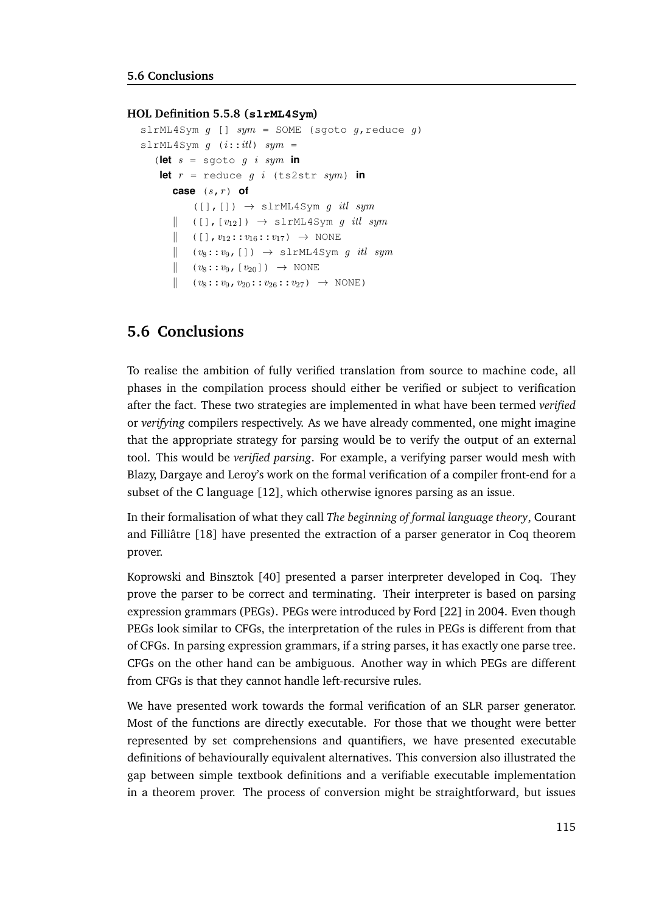**HOL Definition 5.5.8 (`slrML4Sym`)**

```
slrML4Sym g [] sym = SOME (sgoto g,reduce g)
slrML4Sym g (i::itl) sym =
  (let s = sgoto g i sym in
   let r = reduce g i (ts2str sym) in
     case (s,r) of
        ([],[]) → slrML4Sym g itl sym
     ‖  ([],[v12]) → slrML4Sym g itl sym
     ‖  ([],v12::v16::v17) → NONE
     ‖  (v8::v9,[]) → slrML4Sym g itl sym
     ‖  (v8::v9,[v20]) → NONE
     ‖  (v8::v9,v20::v26::v27) → NONE)
```

## 5.6 Conclusions

To realise the ambition of fully verified translation from source to machine code, all phases in the compilation process should either be verified or subject to verification after the fact. These two strategies are implemented in what have been termed *verified* or *verifying* compilers respectively. As we have already commented, one might imagine that the appropriate strategy for parsing would be to verify the output of an external tool. This would be *verified parsing*. For example, a verifying parser would mesh with Blazy, Dargaye and Leroy's work on the formal verification of a compiler front-end for a subset of the C language [12], which otherwise ignores parsing as an issue.

In their formalisation of what they call *The beginning of formal language theory*, Courant and Filliâtre [18] have presented the extraction of a parser generator in Coq theorem prover.

Koprowski and Binsztok [40] presented a parser interpreter developed in Coq. They prove the parser to be correct and terminating. Their interpreter is based on parsing expression grammars (PEGs). PEGs were introduced by Ford [22] in 2004. Even though PEGs look similar to CFGs, the interpretation of the rules in PEGs is different from that of CFGs. In parsing expression grammars, if a string parses, it has exactly one parse tree. CFGs on the other hand can be ambiguous. Another way in which PEGs are different from CFGs is that they cannot handle left-recursive rules.

We have presented work towards the formal verification of an SLR parser generator. Most of the functions are directly executable. For those that we thought were better represented by set comprehensions and quantifiers, we have presented executable definitions of behaviourally equivalent alternatives. This conversion also illustrated the gap between simple textbook definitions and a verifiable executable implementation in a theorem prover. The process of conversion might be straightforward, but issues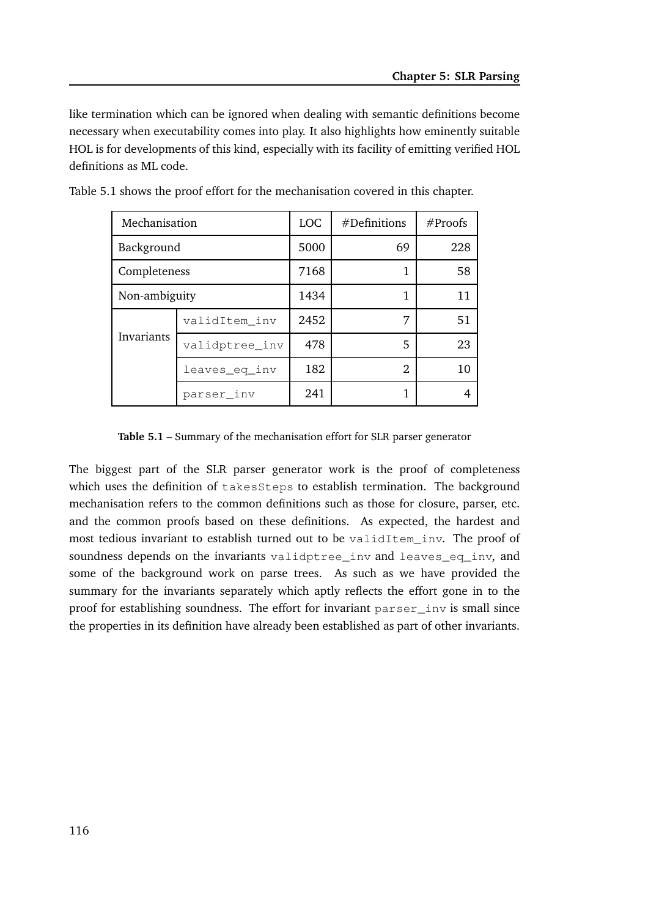like termination which can be ignored when dealing with semantic definitions become necessary when executability comes into play. It also highlights how eminently suitable HOL is for developments of this kind, especially with its facility of emitting verified HOL definitions as ML code.

Table 5.1 shows the proof effort for the mechanisation covered in this chapter.

| Mechanisation | | LOC | #Definitions | #Proofs |
|---|---|---|---|---|
| Background | | 5000 | 69 | 228 |
| Completeness | | 7168 | 1 | 58 |
| Non-ambiguity | | 1434 | 1 | 11 |
| Invariants | `validItem_inv` | 2452 | 7 | 51 |
| | `validptree_inv` | 478 | 5 | 23 |
| | `leaves_eq_inv` | 182 | 2 | 10 |
| | `parser_inv` | 241 | 1 | 4 |

**Table 5.1** – Summary of the mechanisation effort for SLR parser generator

The biggest part of the SLR parser generator work is the proof of completeness which uses the definition of `takesSteps` to establish termination. The background mechanisation refers to the common definitions such as those for closure, parser, etc. and the common proofs based on these definitions. As expected, the hardest and most tedious invariant to establish turned out to be `validItem_inv`. The proof of soundness depends on the invariants `validptree_inv` and `leaves_eq_inv`, and some of the background work on parse trees. As such as we have provided the summary for the invariants separately which aptly reflects the effort gone in to the proof for establishing soundness. The effort for invariant `parser_inv` is small since the properties in its definition have already been established as part of other invariants.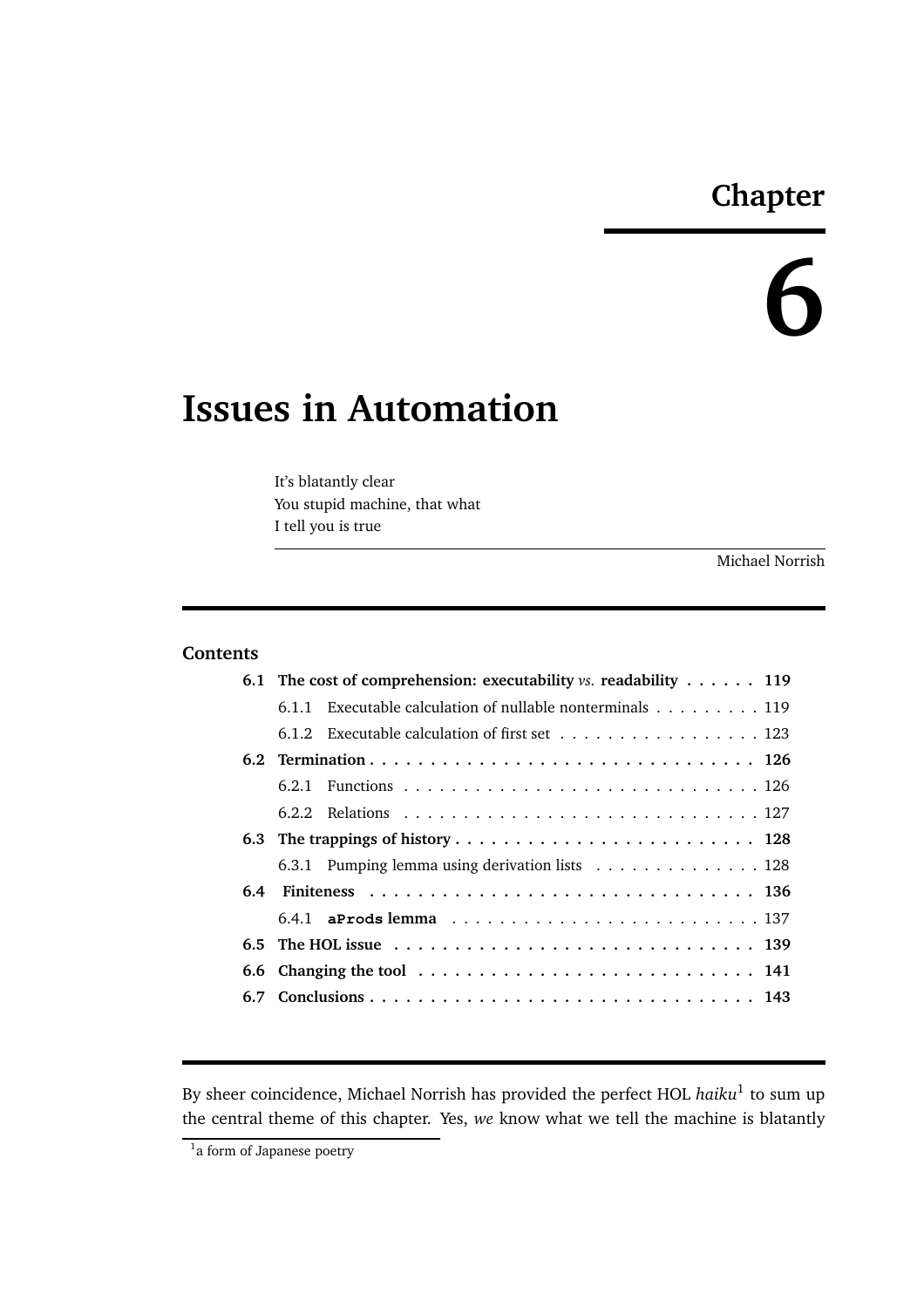# Chapter 6

# Issues in Automation

It's blatantly clear
You stupid machine, that what
I tell you is true

Michael Norrish

---

## Contents

- **6.1 The cost of comprehension: executability *vs.* readability . . . . . . 119**
  - 6.1.1 Executable calculation of nullable nonterminals . . . . . . . . . 119
  - 6.1.2 Executable calculation of first set . . . . . . . . . . . . . . . . . . 123
- **6.2 Termination . . . . . . . . . . . . . . . . . . . . . . . . . . . . . . . . 126**
  - 6.2.1 Functions . . . . . . . . . . . . . . . . . . . . . . . . . . . . . . . 126
  - 6.2.2 Relations . . . . . . . . . . . . . . . . . . . . . . . . . . . . . . . 127
- **6.3 The trappings of history . . . . . . . . . . . . . . . . . . . . . . . . . 128**
  - 6.3.1 Pumping lemma using derivation lists . . . . . . . . . . . . . . 128
- **6.4 Finiteness . . . . . . . . . . . . . . . . . . . . . . . . . . . . . . . . . 136**
  - 6.4.1 **`aProds` lemma** . . . . . . . . . . . . . . . . . . . . . . . . . . . 137
- **6.5 The HOL issue . . . . . . . . . . . . . . . . . . . . . . . . . . . . . . 139**
- **6.6 Changing the tool . . . . . . . . . . . . . . . . . . . . . . . . . . . . 141**
- **6.7 Conclusions . . . . . . . . . . . . . . . . . . . . . . . . . . . . . . . . 143**

---

By sheer coincidence, Michael Norrish has provided the perfect HOL *haiku*[1] to sum up the central theme of this chapter. Yes, *we* know what we tell the machine is blatantly

[1] a form of Japanese poetry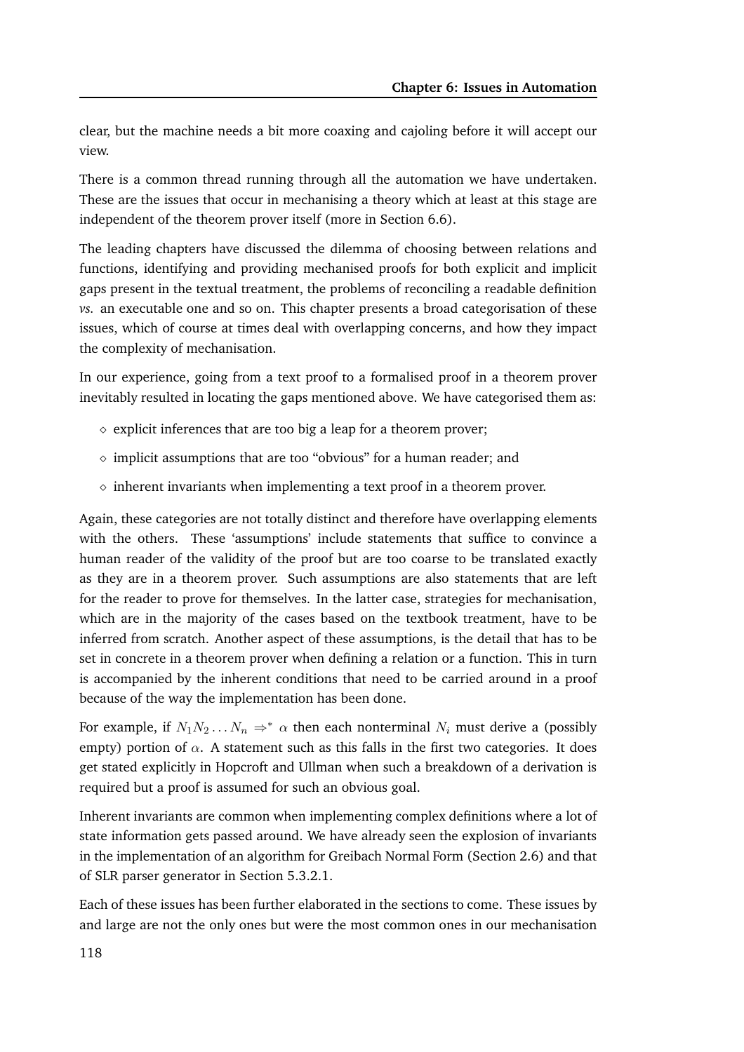clear, but the machine needs a bit more coaxing and cajoling before it will accept our view.

There is a common thread running through all the automation we have undertaken. These are the issues that occur in mechanising a theory which at least at this stage are independent of the theorem prover itself (more in Section 6.6).

The leading chapters have discussed the dilemma of choosing between relations and functions, identifying and providing mechanised proofs for both explicit and implicit gaps present in the textual treatment, the problems of reconciling a readable definition *vs.* an executable one and so on. This chapter presents a broad categorisation of these issues, which of course at times deal with overlapping concerns, and how they impact the complexity of mechanisation.

In our experience, going from a text proof to a formalised proof in a theorem prover inevitably resulted in locating the gaps mentioned above. We have categorised them as:

- explicit inferences that are too big a leap for a theorem prover;
- implicit assumptions that are too "obvious" for a human reader; and
- inherent invariants when implementing a text proof in a theorem prover.

Again, these categories are not totally distinct and therefore have overlapping elements with the others. These 'assumptions' include statements that suffice to convince a human reader of the validity of the proof but are too coarse to be translated exactly as they are in a theorem prover. Such assumptions are also statements that are left for the reader to prove for themselves. In the latter case, strategies for mechanisation, which are in the majority of the cases based on the textbook treatment, have to be inferred from scratch. Another aspect of these assumptions, is the detail that has to be set in concrete in a theorem prover when defining a relation or a function. This in turn is accompanied by the inherent conditions that need to be carried around in a proof because of the way the implementation has been done.

For example, if $N_1 N_2 \ldots N_n \Rightarrow^* \alpha$ then each nonterminal $N_i$ must derive a (possibly empty) portion of $\alpha$. A statement such as this falls in the first two categories. It does get stated explicitly in Hopcroft and Ullman when such a breakdown of a derivation is required but a proof is assumed for such an obvious goal.

Inherent invariants are common when implementing complex definitions where a lot of state information gets passed around. We have already seen the explosion of invariants in the implementation of an algorithm for Greibach Normal Form (Section 2.6) and that of SLR parser generator in Section 5.3.2.1.

Each of these issues has been further elaborated in the sections to come. These issues by and large are not the only ones but were the most common ones in our mechanisation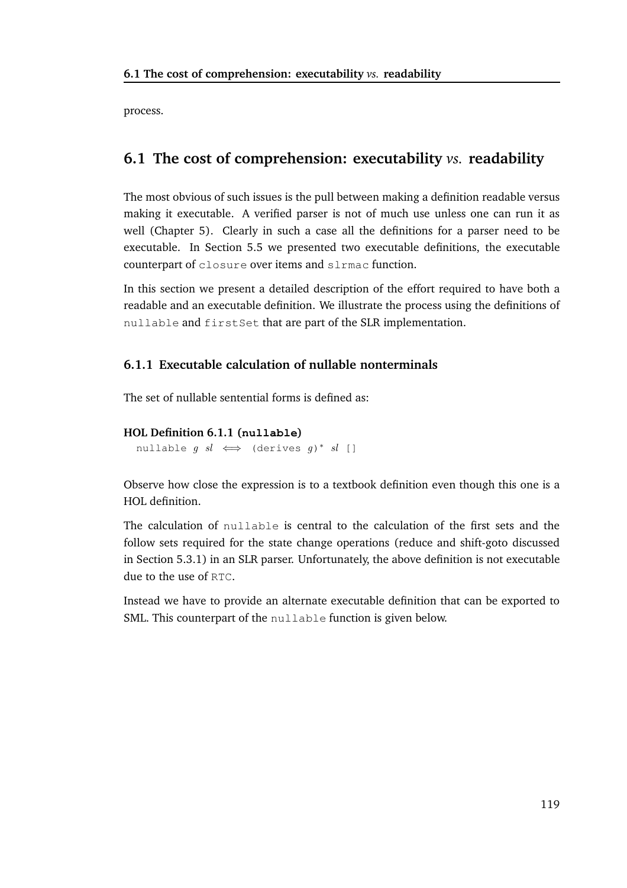process.

## 6.1 The cost of comprehension: executability *vs.* readability

The most obvious of such issues is the pull between making a definition readable versus making it executable. A verified parser is not of much use unless one can run it as well (Chapter 5). Clearly in such a case all the definitions for a parser need to be executable. In Section 5.5 we presented two executable definitions, the executable counterpart of `closure` over items and `slrmac` function.

In this section we present a detailed description of the effort required to have both a readable and an executable definition. We illustrate the process using the definitions of `nullable` and `firstSet` that are part of the SLR implementation.

### 6.1.1 Executable calculation of nullable nonterminals

The set of nullable sentential forms is defined as:

**HOL Definition 6.1.1 (`nullable`)**

```
nullable g sl ⟺ (derives g)* sl []
```

Observe how close the expression is to a textbook definition even though this one is a HOL definition.

The calculation of `nullable` is central to the calculation of the first sets and the follow sets required for the state change operations (reduce and shift-goto discussed in Section 5.3.1) in an SLR parser. Unfortunately, the above definition is not executable due to the use of `RTC`.

Instead we have to provide an alternate executable definition that can be exported to SML. This counterpart of the `nullable` function is given below.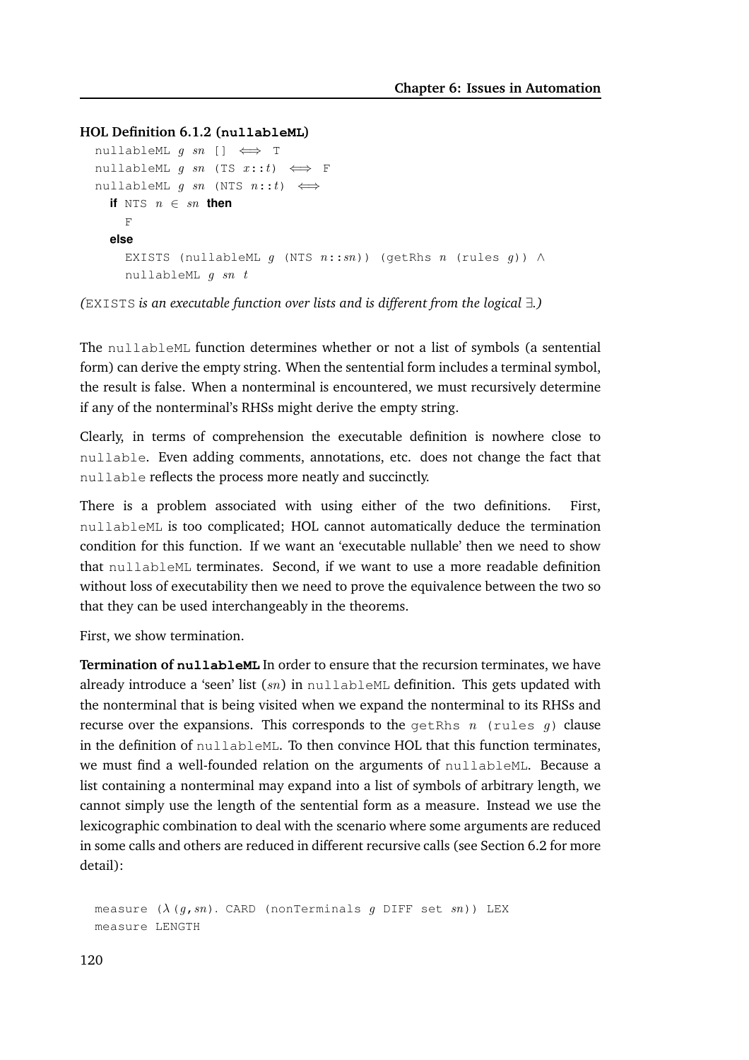**HOL Definition 6.1.2 (`nullableML`)**

```
nullableML g sn [] ⟺ T
nullableML g sn (TS x::t) ⟺ F
nullableML g sn (NTS n::t) ⟺
  if NTS n ∈ sn then
    F
  else
    EXISTS (nullableML g (NTS n::sn)) (getRhs n (rules g)) ∧
    nullableML g sn t
```

*(*`EXISTS` *is an executable function over lists and is different from the logical* $\exists$*.)*

The `nullableML` function determines whether or not a list of symbols (a sentential form) can derive the empty string. When the sentential form includes a terminal symbol, the result is false. When a nonterminal is encountered, we must recursively determine if any of the nonterminal's RHSs might derive the empty string.

Clearly, in terms of comprehension the executable definition is nowhere close to `nullable`. Even adding comments, annotations, etc. does not change the fact that `nullable` reflects the process more neatly and succinctly.

There is a problem associated with using either of the two definitions. First, `nullableML` is too complicated; HOL cannot automatically deduce the termination condition for this function. If we want an 'executable nullable' then we need to show that `nullableML` terminates. Second, if we want to use a more readable definition without loss of executability then we need to prove the equivalence between the two so that they can be used interchangeably in the theorems.

First, we show termination.

**Termination of `nullableML`** In order to ensure that the recursion terminates, we have already introduce a 'seen' list ($sn$) in `nullableML` definition. This gets updated with the nonterminal that is being visited when we expand the nonterminal to its RHSs and recurse over the expansions. This corresponds to the `getRhs` $n$ `(rules` $g$`)` clause in the definition of `nullableML`. To then convince HOL that this function terminates, we must find a well-founded relation on the arguments of `nullableML`. Because a list containing a nonterminal may expand into a list of symbols of arbitrary length, we cannot simply use the length of the sentential form as a measure. Instead we use the lexicographic combination to deal with the scenario where some arguments are reduced in some calls and others are reduced in different recursive calls (see Section 6.2 for more detail):

```
measure (λ(g,sn). CARD (nonTerminals g DIFF set sn)) LEX
measure LENGTH
```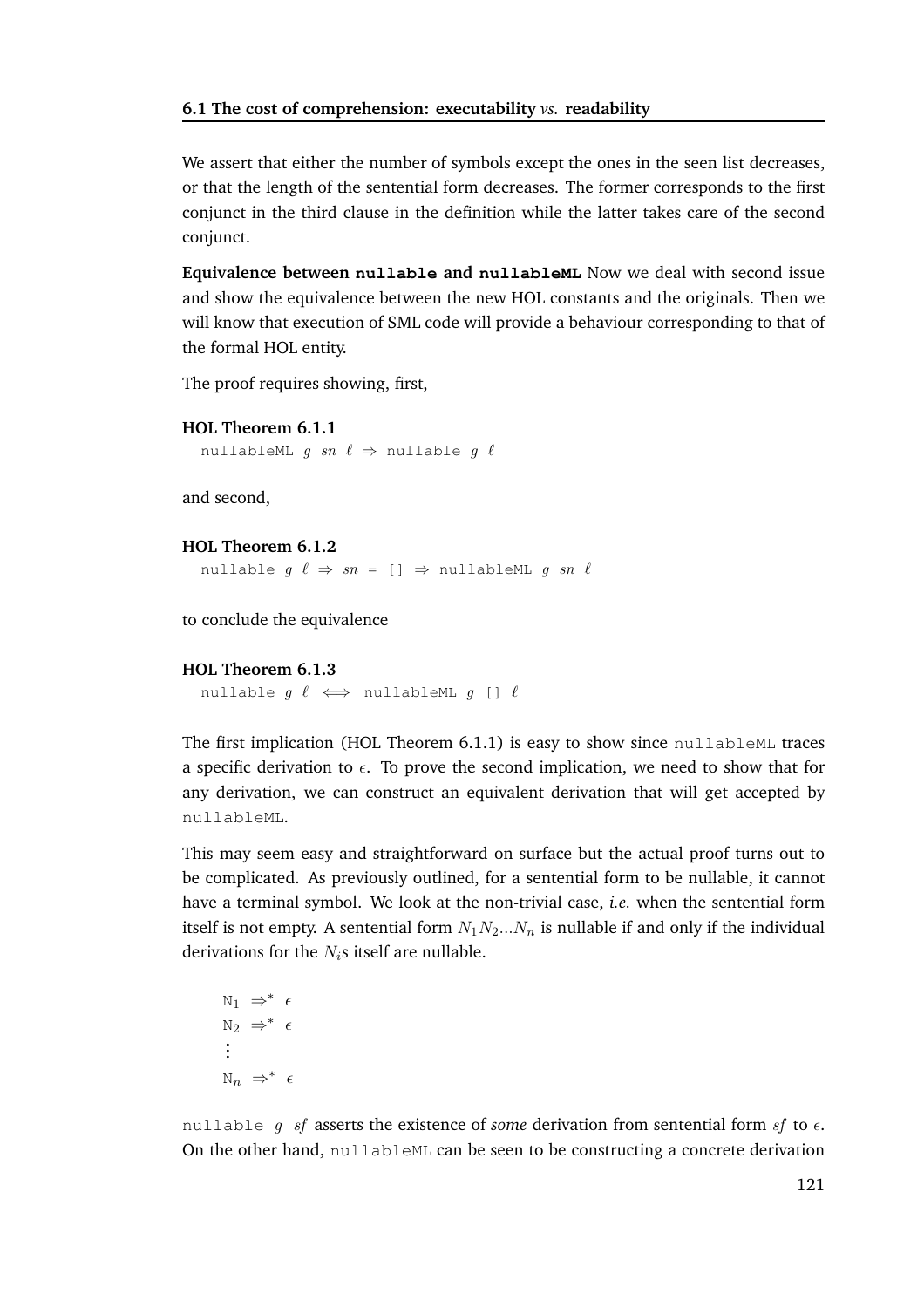We assert that either the number of symbols except the ones in the seen list decreases, or that the length of the sentential form decreases. The former corresponds to the first conjunct in the third clause in the definition while the latter takes care of the second conjunct.

**Equivalence between `nullable` and `nullableML`** Now we deal with second issue and show the equivalence between the new HOL constants and the originals. Then we will know that execution of SML code will provide a behaviour corresponding to that of the formal HOL entity.

The proof requires showing, first,

**HOL Theorem 6.1.1**

$\texttt{nullableML}\ g\ sn\ \ell \Rightarrow \texttt{nullable}\ g\ \ell$

and second,

**HOL Theorem 6.1.2**

$\texttt{nullable}\ g\ \ell \Rightarrow sn = [\,] \Rightarrow \texttt{nullableML}\ g\ sn\ \ell$

to conclude the equivalence

**HOL Theorem 6.1.3**

$\texttt{nullable}\ g\ \ell \iff \texttt{nullableML}\ g\ [\,]\ \ell$

The first implication (HOL Theorem 6.1.1) is easy to show since `nullableML` traces a specific derivation to $\epsilon$. To prove the second implication, we need to show that for any derivation, we can construct an equivalent derivation that will get accepted by `nullableML`.

This may seem easy and straightforward on surface but the actual proof turns out to be complicated. As previously outlined, for a sentential form to be nullable, it cannot have a terminal symbol. We look at the non-trivial case, *i.e.* when the sentential form itself is not empty. A sentential form $N_1N_2...N_n$ is nullable if and only if the individual derivations for the $N_i$s itself are nullable.

$$
\begin{array}{l}
\mathrm{N}_1 \Rightarrow^* \epsilon \\
\mathrm{N}_2 \Rightarrow^* \epsilon \\
\vdots \\
\mathrm{N}_n \Rightarrow^* \epsilon
\end{array}
$$

`nullable` $g\ sf$ asserts the existence of *some* derivation from sentential form $sf$ to $\epsilon$. On the other hand, `nullableML` can be seen to be constructing a concrete derivation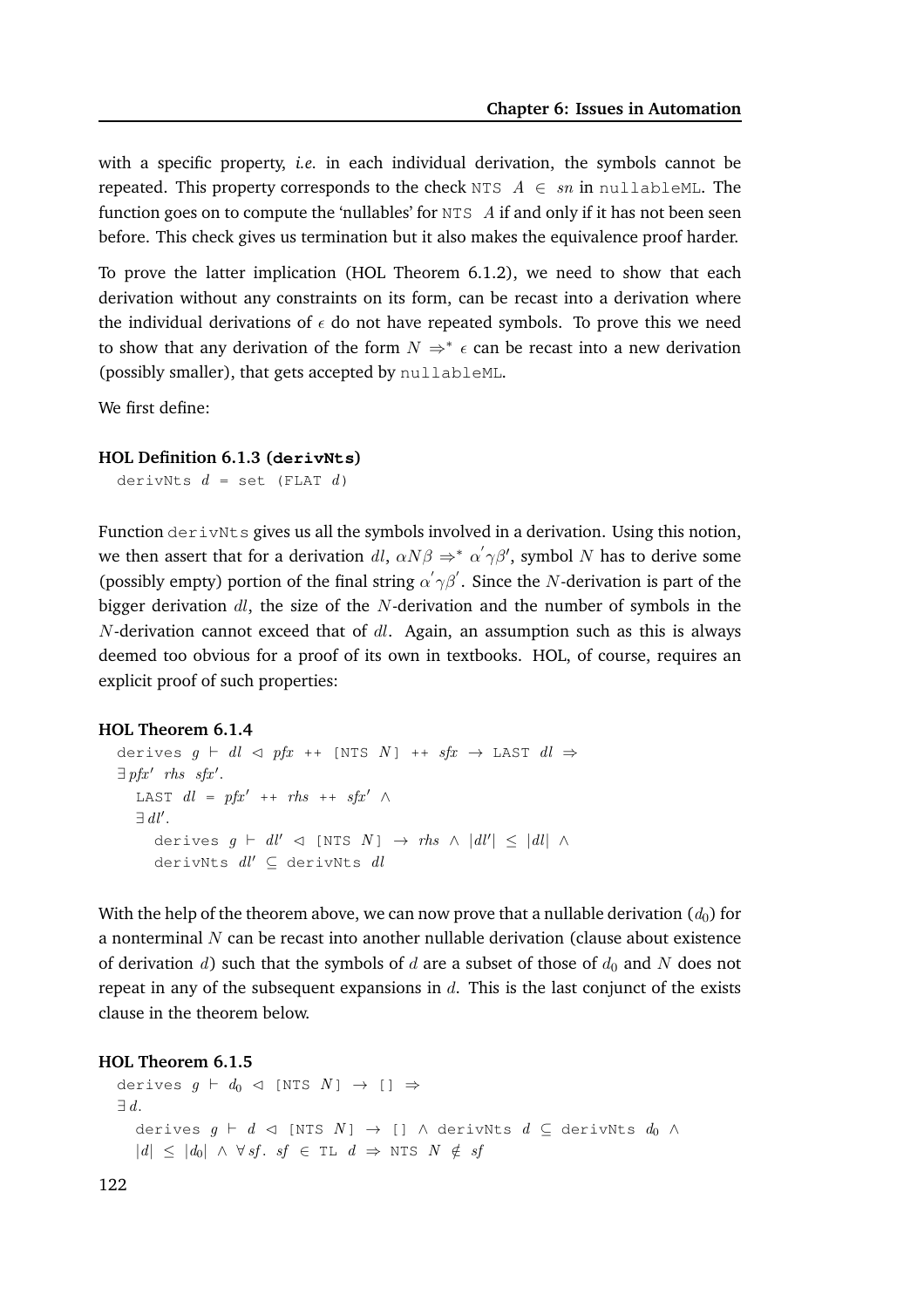with a specific property, *i.e.* in each individual derivation, the symbols cannot be repeated. This property corresponds to the check `NTS` $A \in sn$ in `nullableML`. The function goes on to compute the 'nullables' for `NTS` $A$ if and only if it has not been seen before. This check gives us termination but it also makes the equivalence proof harder.

To prove the latter implication (HOL Theorem 6.1.2), we need to show that each derivation without any constraints on its form, can be recast into a derivation where the individual derivations of $\epsilon$ do not have repeated symbols. To prove this we need to show that any derivation of the form $N \Rightarrow^* \epsilon$ can be recast into a new derivation (possibly smaller), that gets accepted by `nullableML`.

We first define:

**HOL Definition 6.1.3 (derivNts)**

```
derivNts d = set (FLAT d)
```

Function `derivNts` gives us all the symbols involved in a derivation. Using this notion, we then assert that for a derivation $dl$, $\alpha N \beta \Rightarrow^* \alpha' \gamma \beta'$, symbol $N$ has to derive some (possibly empty) portion of the final string $\alpha' \gamma \beta'$. Since the $N$-derivation is part of the bigger derivation $dl$, the size of the $N$-derivation and the number of symbols in the $N$-derivation cannot exceed that of $dl$. Again, an assumption such as this is always deemed too obvious for a proof of its own in textbooks. HOL, of course, requires an explicit proof of such properties:

**HOL Theorem 6.1.4**

```
derives g ⊢ dl ◁ pfx ++ [NTS N] ++ sfx → LAST dl ⇒
∃ pfx' rhs sfx'.
  LAST dl = pfx' ++ rhs ++ sfx' ∧
  ∃ dl'.
    derives g ⊢ dl' ◁ [NTS N] → rhs ∧ |dl'| ≤ |dl| ∧
    derivNts dl' ⊆ derivNts dl
```

With the help of the theorem above, we can now prove that a nullable derivation ($d_0$) for a nonterminal $N$ can be recast into another nullable derivation (clause about existence of derivation $d$) such that the symbols of $d$ are a subset of those of $d_0$ and $N$ does not repeat in any of the subsequent expansions in $d$. This is the last conjunct of the exists clause in the theorem below.

**HOL Theorem 6.1.5**

```
derives g ⊢ d0 ◁ [NTS N] → [] ⇒
∃ d.
  derives g ⊢ d ◁ [NTS N] → [] ∧ derivNts d ⊆ derivNts d0 ∧
  |d| ≤ |d0| ∧ ∀ sf. sf ∈ TL d ⇒ NTS N ∉ sf
```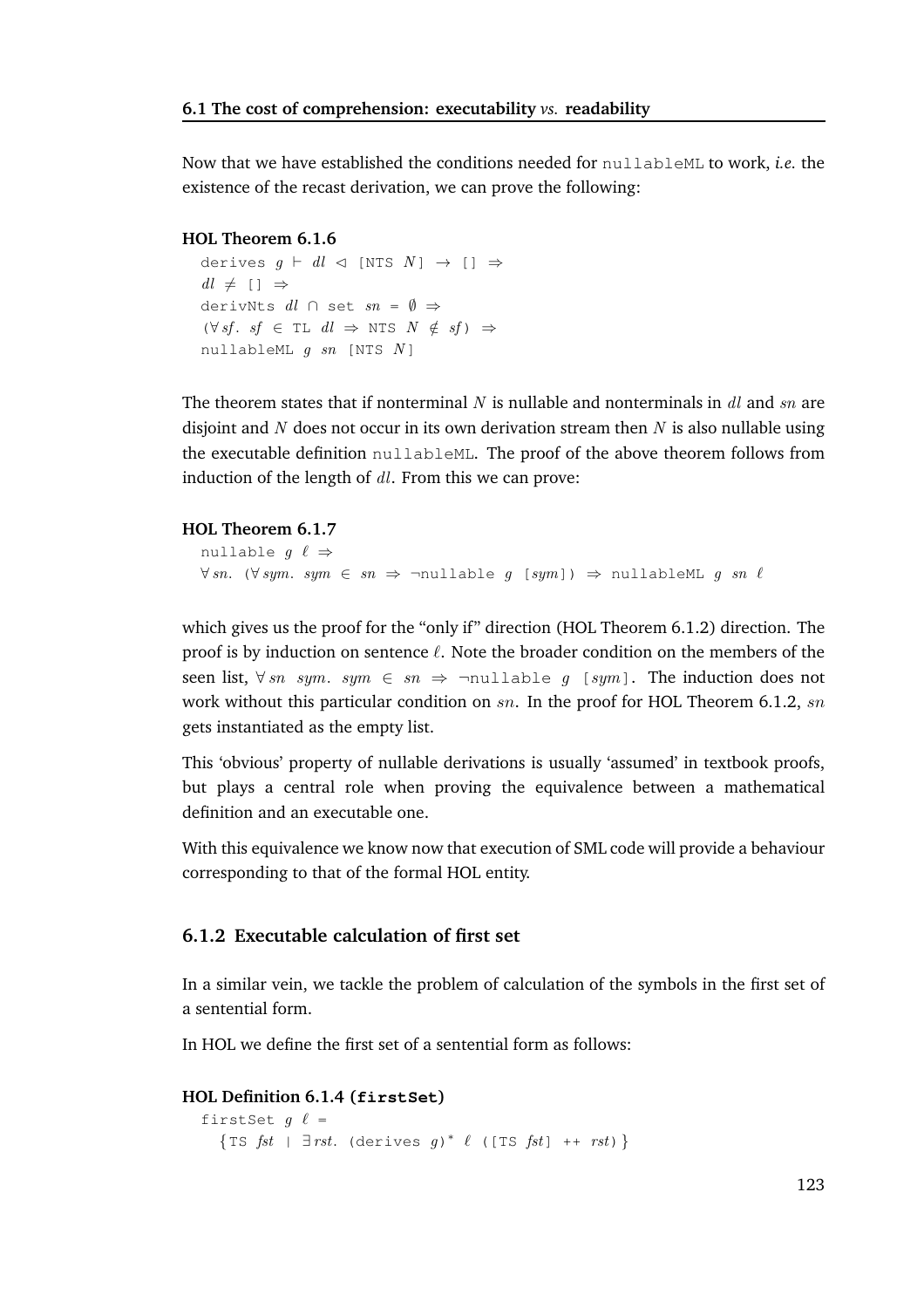Now that we have established the conditions needed for `nullableML` to work, *i.e.* the existence of the recast derivation, we can prove the following:

**HOL Theorem 6.1.6**

```
derives g ⊢ dl ◁ [NTS N] → [] ⇒
dl ≠ [] ⇒
derivNts dl ∩ set sn = ∅ ⇒
(∀sf. sf ∈ TL dl ⇒ NTS N ∉ sf) ⇒
nullableML g sn [NTS N]
```

The theorem states that if nonterminal $N$ is nullable and nonterminals in $dl$ and $sn$ are disjoint and $N$ does not occur in its own derivation stream then $N$ is also nullable using the executable definition `nullableML`. The proof of the above theorem follows from induction of the length of $dl$. From this we can prove:

**HOL Theorem 6.1.7**

```
nullable g ℓ ⇒
∀sn. (∀sym. sym ∈ sn ⇒ ¬nullable g [sym]) ⇒ nullableML g sn ℓ
```

which gives us the proof for the "only if" direction (HOL Theorem 6.1.2) direction. The proof is by induction on sentence $\ell$. Note the broader condition on the members of the seen list, `∀sn sym. sym ∈ sn ⇒ ¬nullable g [sym]`. The induction does not work without this particular condition on $sn$. In the proof for HOL Theorem 6.1.2, $sn$ gets instantiated as the empty list.

This 'obvious' property of nullable derivations is usually 'assumed' in textbook proofs, but plays a central role when proving the equivalence between a mathematical definition and an executable one.

With this equivalence we know now that execution of SML code will provide a behaviour corresponding to that of the formal HOL entity.

### 6.1.2 Executable calculation of first set

In a similar vein, we tackle the problem of calculation of the symbols in the first set of a sentential form.

In HOL we define the first set of a sentential form as follows:

**HOL Definition 6.1.4 (`firstSet`)**

```
firstSet g ℓ =
  {TS fst | ∃rst. (derives g)* ℓ ([TS fst] ++ rst)}
```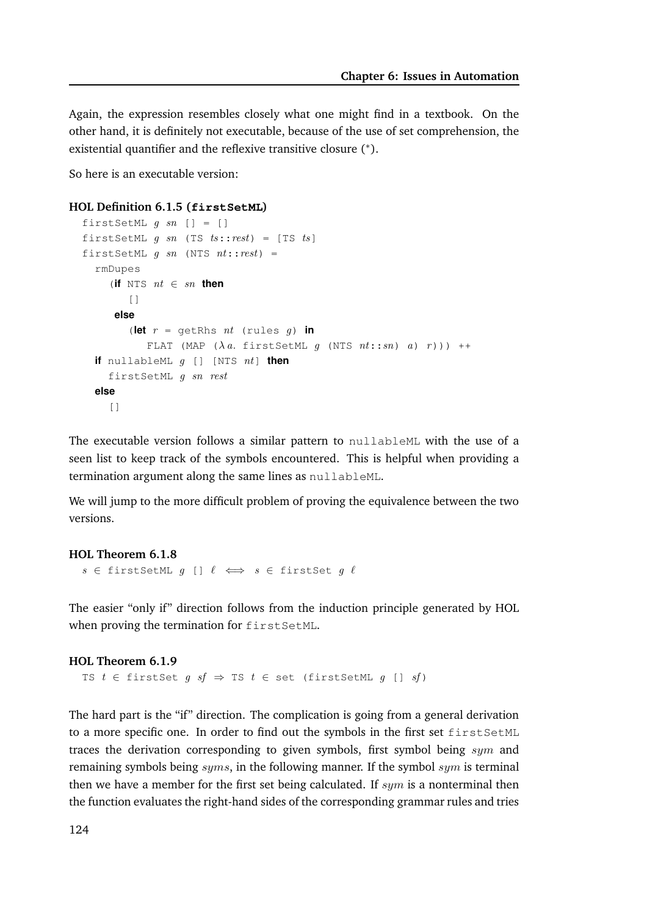Again, the expression resembles closely what one might find in a textbook. On the other hand, it is definitely not executable, because of the use of set comprehension, the existential quantifier and the reflexive transitive closure ($^*$).

So here is an executable version:

**HOL Definition 6.1.5 (firstSetML)**

```
firstSetML g sn [] = []
firstSetML g sn (TS ts::rest) = [TS ts]
firstSetML g sn (NTS nt::rest) =
  rmDupes
    (if NTS nt ∈ sn then
       []
     else
       (let r = getRhs nt (rules g) in
          FLAT (MAP (λa. firstSetML g (NTS nt::sn) a) r))) ++
  if nullableML g [] [NTS nt] then
    firstSetML g sn rest
  else
    []
```

The executable version follows a similar pattern to `nullableML` with the use of a seen list to keep track of the symbols encountered. This is helpful when providing a termination argument along the same lines as `nullableML`.

We will jump to the more difficult problem of proving the equivalence between the two versions.

**HOL Theorem 6.1.8**

```
s ∈ firstSetML g [] ℓ ⟺ s ∈ firstSet g ℓ
```

The easier "only if" direction follows from the induction principle generated by HOL when proving the termination for `firstSetML`.

**HOL Theorem 6.1.9**

```
TS t ∈ firstSet g sf ⇒ TS t ∈ set (firstSetML g [] sf)
```

The hard part is the "if" direction. The complication is going from a general derivation to a more specific one. In order to find out the symbols in the first set `firstSetML` traces the derivation corresponding to given symbols, first symbol being $sym$ and remaining symbols being $syms$, in the following manner. If the symbol $sym$ is terminal then we have a member for the first set being calculated. If $sym$ is a nonterminal then the function evaluates the right-hand sides of the corresponding grammar rules and tries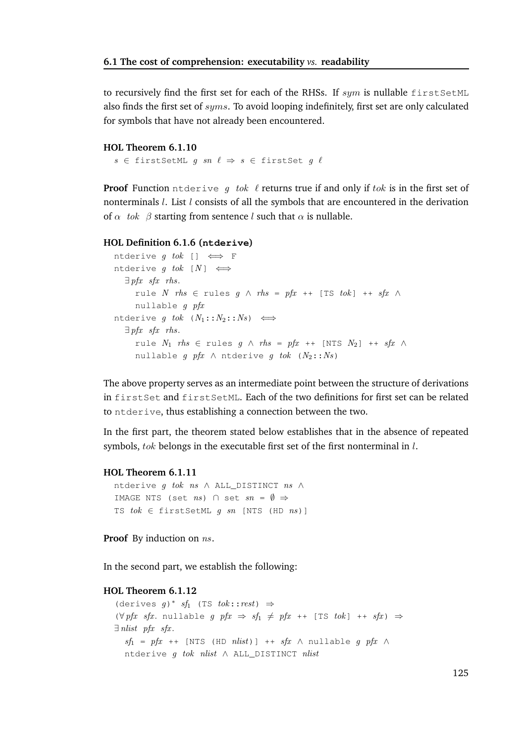to recursively find the first set for each of the RHSs. If $sym$ is nullable `firstSetML` also finds the first set of $syms$. To avoid looping indefinitely, first set are only calculated for symbols that have not already been encountered.

**HOL Theorem 6.1.10**

```
s ∈ firstSetML g sn ℓ ⇒ s ∈ firstSet g ℓ
```

**Proof** Function `ntderive` $g$ $tok$ $\ell$ returns true if and only if $tok$ is in the first set of nonterminals $l$. List $l$ consists of all the symbols that are encountered in the derivation of $\alpha$ $tok$ $\beta$ starting from sentence $l$ such that $\alpha$ is nullable.

**HOL Definition 6.1.6 (`ntderive`)**

```
ntderive g tok [] ⟺ F
ntderive g tok [N] ⟺
  ∃ pfx sfx rhs.
    rule N rhs ∈ rules g ∧ rhs = pfx ++ [TS tok] ++ sfx ∧
    nullable g pfx
ntderive g tok (N₁::N₂::Ns) ⟺
  ∃ pfx sfx rhs.
    rule N₁ rhs ∈ rules g ∧ rhs = pfx ++ [NTS N₂] ++ sfx ∧
    nullable g pfx ∧ ntderive g tok (N₂::Ns)
```

The above property serves as an intermediate point between the structure of derivations in `firstSet` and `firstSetML`. Each of the two definitions for first set can be related to `ntderive`, thus establishing a connection between the two.

In the first part, the theorem stated below establishes that in the absence of repeated symbols, $tok$ belongs in the executable first set of the first nonterminal in $l$.

**HOL Theorem 6.1.11**

```
ntderive g tok ns ∧ ALL_DISTINCT ns ∧
IMAGE NTS (set ns) ∩ set sn = ∅ ⇒
TS tok ∈ firstSetML g sn [NTS (HD ns)]
```

**Proof** By induction on $ns$.

In the second part, we establish the following:

**HOL Theorem 6.1.12**

```
(derives g)* sf₁ (TS tok::rest) ⇒
(∀ pfx sfx. nullable g pfx ⇒ sf₁ ≠ pfx ++ [TS tok] ++ sfx) ⇒
∃ nlist pfx sfx.
  sf₁ = pfx ++ [NTS (HD nlist)] ++ sfx ∧ nullable g pfx ∧
  ntderive g tok nlist ∧ ALL_DISTINCT nlist
```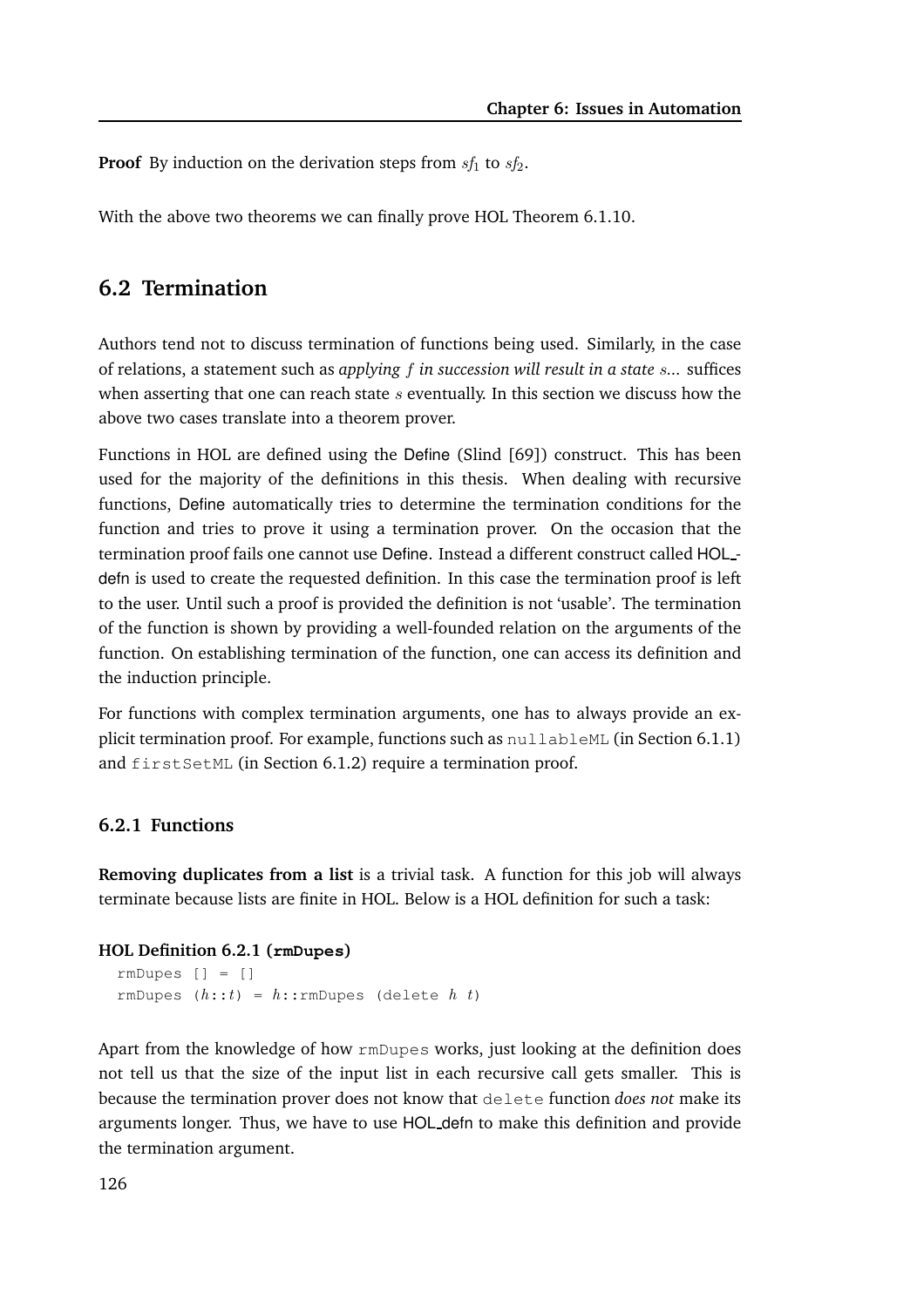**Proof** By induction on the derivation steps from $sf_1$ to $sf_2$.

With the above two theorems we can finally prove HOL Theorem 6.1.10.

## 6.2 Termination

Authors tend not to discuss termination of functions being used. Similarly, in the case of relations, a statement such as *applying $f$ in succession will result in a state $s$...* suffices when asserting that one can reach state $s$ eventually. In this section we discuss how the above two cases translate into a theorem prover.

Functions in HOL are defined using the Define (Slind [69]) construct. This has been used for the majority of the definitions in this thesis. When dealing with recursive functions, Define automatically tries to determine the termination conditions for the function and tries to prove it using a termination prover. On the occasion that the termination proof fails one cannot use Define. Instead a different construct called HOL_defn is used to create the requested definition. In this case the termination proof is left to the user. Until such a proof is provided the definition is not 'usable'. The termination of the function is shown by providing a well-founded relation on the arguments of the function. On establishing termination of the function, one can access its definition and the induction principle.

For functions with complex termination arguments, one has to always provide an explicit termination proof. For example, functions such as `nullableML` (in Section 6.1.1) and `firstSetML` (in Section 6.1.2) require a termination proof.

### 6.2.1 Functions

**Removing duplicates from a list** is a trivial task. A function for this job will always terminate because lists are finite in HOL. Below is a HOL definition for such a task:

**HOL Definition 6.2.1 (`rmDupes`)**

```
rmDupes [] = []
rmDupes (h::t) = h::rmDupes (delete h t)
```

Apart from the knowledge of how `rmDupes` works, just looking at the definition does not tell us that the size of the input list in each recursive call gets smaller. This is because the termination prover does not know that `delete` function *does not* make its arguments longer. Thus, we have to use HOL_defn to make this definition and provide the termination argument.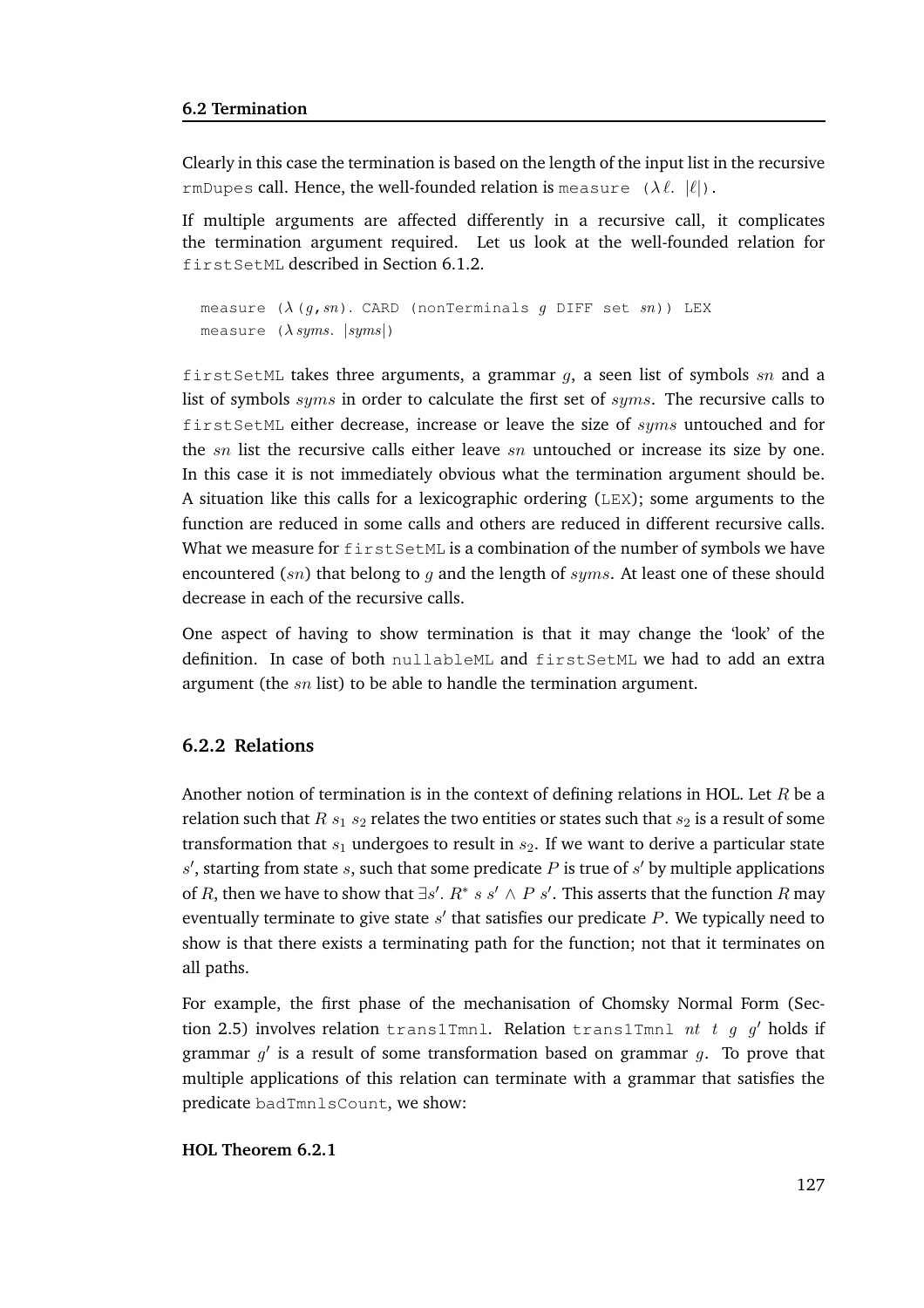Clearly in this case the termination is based on the length of the input list in the recursive `rmDupes` call. Hence, the well-founded relation is `measure` $(\lambda \ell.\ |\ell|)$.

If multiple arguments are affected differently in a recursive call, it complicates the termination argument required. Let us look at the well-founded relation for `firstSetML` described in Section 6.1.2.

```
measure (λ(g,sn). CARD (nonTerminals g DIFF set sn)) LEX
measure (λsyms. |syms|)
```

`firstSetML` takes three arguments, a grammar $g$, a seen list of symbols $sn$ and a list of symbols $syms$ in order to calculate the first set of $syms$. The recursive calls to `firstSetML` either decrease, increase or leave the size of $syms$ untouched and for the $sn$ list the recursive calls either leave $sn$ untouched or increase its size by one. In this case it is not immediately obvious what the termination argument should be. A situation like this calls for a lexicographic ordering (`LEX`); some arguments to the function are reduced in some calls and others are reduced in different recursive calls. What we measure for `firstSetML` is a combination of the number of symbols we have encountered ($sn$) that belong to $g$ and the length of $syms$. At least one of these should decrease in each of the recursive calls.

One aspect of having to show termination is that it may change the 'look' of the definition. In case of both `nullableML` and `firstSetML` we had to add an extra argument (the $sn$ list) to be able to handle the termination argument.

### 6.2.2 Relations

Another notion of termination is in the context of defining relations in HOL. Let $R$ be a relation such that $R\ s_1\ s_2$ relates the two entities or states such that $s_2$ is a result of some transformation that $s_1$ undergoes to result in $s_2$. If we want to derive a particular state $s'$, starting from state $s$, such that some predicate $P$ is true of $s'$ by multiple applications of $R$, then we have to show that $\exists s'.\ R^*\ s\ s' \wedge P\ s'$. This asserts that the function $R$ may eventually terminate to give state $s'$ that satisfies our predicate $P$. We typically need to show is that there exists a terminating path for the function; not that it terminates on all paths.

For example, the first phase of the mechanisation of Chomsky Normal Form (Section 2.5) involves relation `trans1Tmnl`. Relation `trans1Tmnl` $nt\ t\ g\ g'$ holds if grammar $g'$ is a result of some transformation based on grammar $g$. To prove that multiple applications of this relation can terminate with a grammar that satisfies the predicate `badTmnlsCount`, we show:

**HOL Theorem 6.2.1**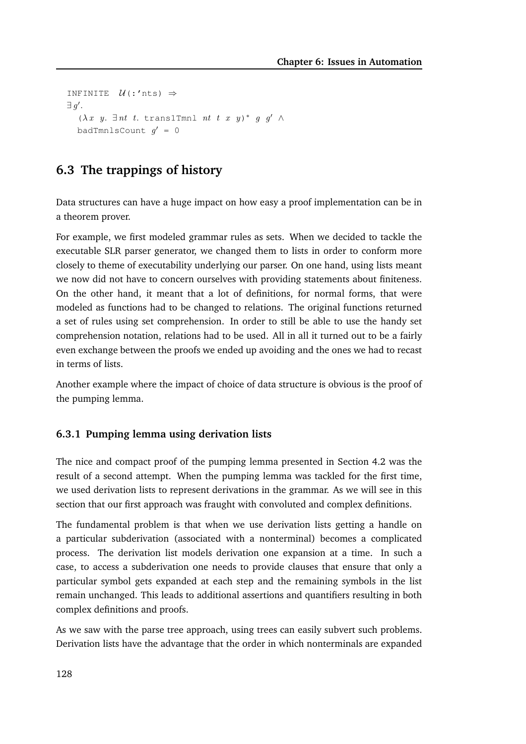```
INFINITE 𝒰(:'nts) ⇒
∃g'.
  (λx y. ∃nt t. trans1Tmnl nt t x y)* g g' ∧
  badTmnlsCount g' = 0
```

## 6.3 The trappings of history

Data structures can have a huge impact on how easy a proof implementation can be in a theorem prover.

For example, we first modeled grammar rules as sets. When we decided to tackle the executable SLR parser generator, we changed them to lists in order to conform more closely to theme of executability underlying our parser. On one hand, using lists meant we now did not have to concern ourselves with providing statements about finiteness. On the other hand, it meant that a lot of definitions, for normal forms, that were modeled as functions had to be changed to relations. The original functions returned a set of rules using set comprehension. In order to still be able to use the handy set comprehension notation, relations had to be used. All in all it turned out to be a fairly even exchange between the proofs we ended up avoiding and the ones we had to recast in terms of lists.

Another example where the impact of choice of data structure is obvious is the proof of the pumping lemma.

### 6.3.1 Pumping lemma using derivation lists

The nice and compact proof of the pumping lemma presented in Section 4.2 was the result of a second attempt. When the pumping lemma was tackled for the first time, we used derivation lists to represent derivations in the grammar. As we will see in this section that our first approach was fraught with convoluted and complex definitions.

The fundamental problem is that when we use derivation lists getting a handle on a particular subderivation (associated with a nonterminal) becomes a complicated process. The derivation list models derivation one expansion at a time. In such a case, to access a subderivation one needs to provide clauses that ensure that only a particular symbol gets expanded at each step and the remaining symbols in the list remain unchanged. This leads to additional assertions and quantifiers resulting in both complex definitions and proofs.

As we saw with the parse tree approach, using trees can easily subvert such problems. Derivation lists have the advantage that the order in which nonterminals are expanded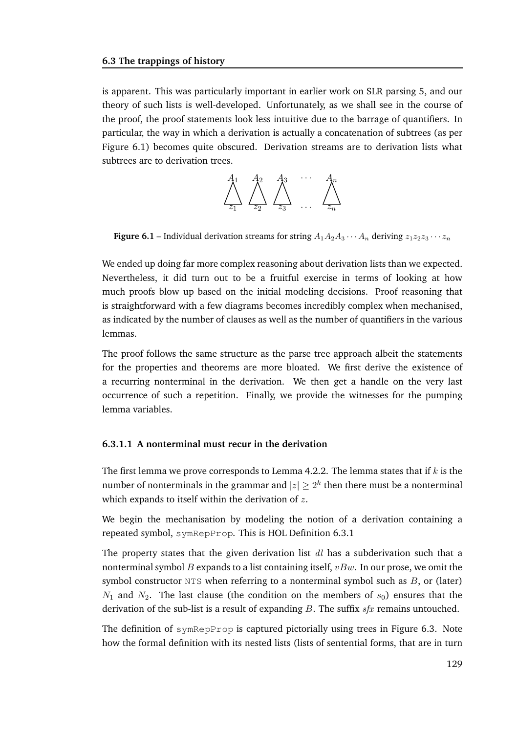is apparent. This was particularly important in earlier work on SLR parsing 5, and our theory of such lists is well-developed. Unfortunately, as we shall see in the course of the proof, the proof statements look less intuitive due to the barrage of quantifiers. In particular, the way in which a derivation is actually a concatenation of subtrees (as per Figure 6.1) becomes quite obscured. Derivation streams are to derivation lists what subtrees are to derivation trees.

**Figure 6.1** – Individual derivation streams for string $A_1 A_2 A_3 \cdots A_n$ deriving $z_1 z_2 z_3 \cdots z_n$

We ended up doing far more complex reasoning about derivation lists than we expected. Nevertheless, it did turn out to be a fruitful exercise in terms of looking at how much proofs blow up based on the initial modeling decisions. Proof reasoning that is straightforward with a few diagrams becomes incredibly complex when mechanised, as indicated by the number of clauses as well as the number of quantifiers in the various lemmas.

The proof follows the same structure as the parse tree approach albeit the statements for the properties and theorems are more bloated. We first derive the existence of a recurring nonterminal in the derivation. We then get a handle on the very last occurrence of such a repetition. Finally, we provide the witnesses for the pumping lemma variables.

#### 6.3.1.1 A nonterminal must recur in the derivation

The first lemma we prove corresponds to Lemma 4.2.2. The lemma states that if $k$ is the number of nonterminals in the grammar and $|z| \geq 2^k$ then there must be a nonterminal which expands to itself within the derivation of $z$.

We begin the mechanisation by modeling the notion of a derivation containing a repeated symbol, `symRepProp`. This is HOL Definition 6.3.1

The property states that the given derivation list $dl$ has a subderivation such that a nonterminal symbol $B$ expands to a list containing itself, $vBw$. In our prose, we omit the symbol constructor `NTS` when referring to a nonterminal symbol such as $B$, or (later) $N_1$ and $N_2$. The last clause (the condition on the members of $s_0$) ensures that the derivation of the sub-list is a result of expanding $B$. The suffix $sfx$ remains untouched.

The definition of `symRepProp` is captured pictorially using trees in Figure 6.3. Note how the formal definition with its nested lists (lists of sentential forms, that are in turn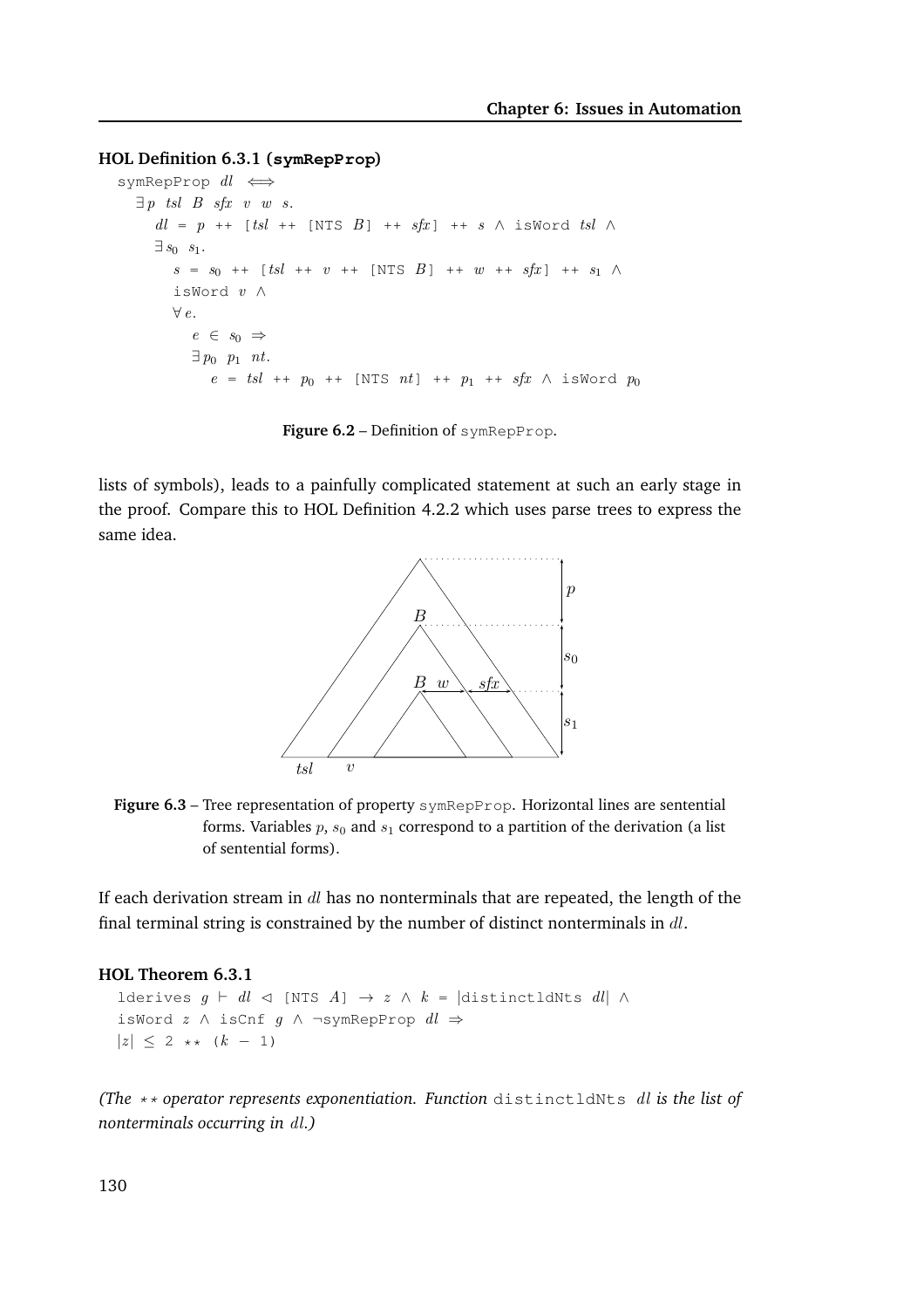**HOL Definition 6.3.1 (symRepProp)**

```
symRepProp dl ⟺
  ∃ p tsl B sfx v w s.
    dl = p ++ [tsl ++ [NTS B] ++ sfx] ++ s ∧ isWord tsl ∧
    ∃ s0 s1.
      s = s0 ++ [tsl ++ v ++ [NTS B] ++ w ++ sfx] ++ s1 ∧
      isWord v ∧
      ∀ e.
        e ∈ s0 ⇒
        ∃ p0 p1 nt.
          e = tsl ++ p0 ++ [NTS nt] ++ p1 ++ sfx ∧ isWord p0
```

**Figure 6.2** – Definition of symRepProp.

lists of symbols), leads to a painfully complicated statement at such an early stage in the proof. Compare this to HOL Definition 4.2.2 which uses parse trees to express the same idea.

**Figure 6.3** – Tree representation of property symRepProp. Horizontal lines are sentential forms. Variables $p$, $s_0$ and $s_1$ correspond to a partition of the derivation (a list of sentential forms).

If each derivation stream in $dl$ has no nonterminals that are repeated, the length of the final terminal string is constrained by the number of distinct nonterminals in $dl$.

**HOL Theorem 6.3.1**

```
lderives g ⊢ dl ◁ [NTS A] → z ∧ k = |distinctldNts dl| ∧
isWord z ∧ isCnf g ∧ ¬symRepProp dl ⇒
|z| ≤ 2 ** (k − 1)
```

*(The ∗∗ operator represents exponentiation. Function* distinctldNts $dl$ *is the list of nonterminals occurring in* $dl$*.)*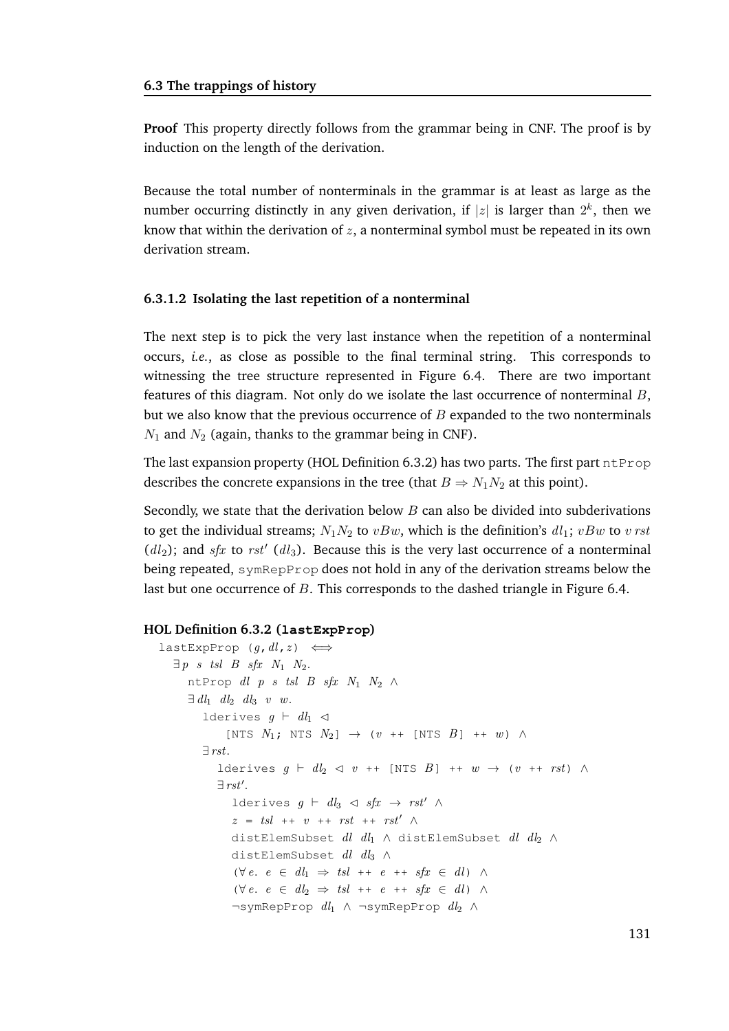**Proof** This property directly follows from the grammar being in CNF. The proof is by induction on the length of the derivation.

Because the total number of nonterminals in the grammar is at least as large as the number occurring distinctly in any given derivation, if $|z|$ is larger than $2^k$, then we know that within the derivation of $z$, a nonterminal symbol must be repeated in its own derivation stream.

#### 6.3.1.2 Isolating the last repetition of a nonterminal

The next step is to pick the very last instance when the repetition of a nonterminal occurs, *i.e.*, as close as possible to the final terminal string. This corresponds to witnessing the tree structure represented in Figure 6.4. There are two important features of this diagram. Not only do we isolate the last occurrence of nonterminal $B$, but we also know that the previous occurrence of $B$ expanded to the two nonterminals $N_1$ and $N_2$ (again, thanks to the grammar being in CNF).

The last expansion property (HOL Definition 6.3.2) has two parts. The first part `ntProp` describes the concrete expansions in the tree (that $B \Rightarrow N_1 N_2$ at this point).

Secondly, we state that the derivation below $B$ can also be divided into subderivations to get the individual streams; $N_1 N_2$ to $vBw$, which is the definition's $dl_1$; $vBw$ to $v\,rst$ ($dl_2$); and $sfx$ to $rst'$ ($dl_3$). Because this is the very last occurrence of a nonterminal being repeated, `symRepProp` does not hold in any of the derivation streams below the last but one occurrence of $B$. This corresponds to the dashed triangle in Figure 6.4.

**HOL Definition 6.3.2 (`lastExpProp`)**

```
lastExpProp (g, dl, z) ⟺
  ∃ p s tsl B sfx N₁ N₂.
    ntProp dl p s tsl B sfx N₁ N₂ ∧
    ∃ dl₁ dl₂ dl₃ v w.
      lderives g ⊢ dl₁ ◁
          [NTS N₁; NTS N₂] → (v ++ [NTS B] ++ w) ∧
      ∃ rst.
        lderives g ⊢ dl₂ ◁ v ++ [NTS B] ++ w → (v ++ rst) ∧
        ∃ rst'.
          lderives g ⊢ dl₃ ◁ sfx → rst' ∧
          z = tsl ++ v ++ rst ++ rst' ∧
          distElemSubset dl dl₁ ∧ distElemSubset dl dl₂ ∧
          distElemSubset dl dl₃ ∧
          (∀ e. e ∈ dl₁ ⇒ tsl ++ e ++ sfx ∈ dl) ∧
          (∀ e. e ∈ dl₂ ⇒ tsl ++ e ++ sfx ∈ dl) ∧
          ¬symRepProp dl₁ ∧ ¬symRepProp dl₂ ∧
```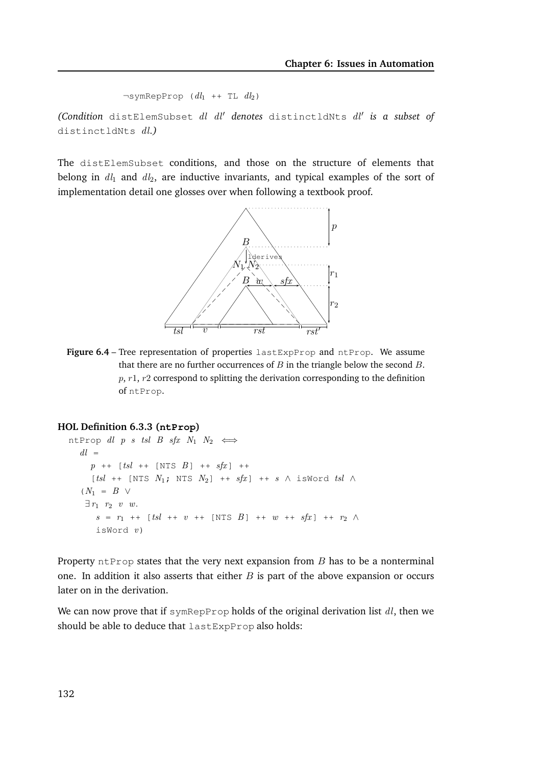```
¬symRepProp (dl₁ ++ TL dl₂)
```

*(Condition* `distElemSubset` $dl$ $dl'$ *denotes* `distinctldNts` $dl'$ *is a subset of* `distinctldNts` $dl$.*)*

The `distElemSubset` conditions, and those on the structure of elements that belong in $dl_1$ and $dl_2$, are inductive invariants, and typical examples of the sort of implementation detail one glosses over when following a textbook proof.

**Figure 6.4** – Tree representation of properties `lastExpProp` and `ntProp`. We assume that there are no further occurrences of $B$ in the triangle below the second $B$. $p$, $r1$, $r2$ correspond to splitting the derivation corresponding to the definition of `ntProp`.

#### HOL Definition 6.3.3 (`ntProp`)

```
ntProp dl p s tsl B sfx N₁ N₂ ⟺
  dl =
    p ++ [tsl ++ [NTS B] ++ sfx] ++
    [tsl ++ [NTS N₁; NTS N₂] ++ sfx] ++ s ∧ isWord tsl ∧
  (N₁ = B ∨
   ∃ r₁ r₂ v w.
     s = r₁ ++ [tsl ++ v ++ [NTS B] ++ w ++ sfx] ++ r₂ ∧
     isWord v)
```

Property `ntProp` states that the very next expansion from $B$ has to be a nonterminal one. In addition it also asserts that either $B$ is part of the above expansion or occurs later on in the derivation.

We can now prove that if `symRepProp` holds of the original derivation list $dl$, then we should be able to deduce that `lastExpProp` also holds: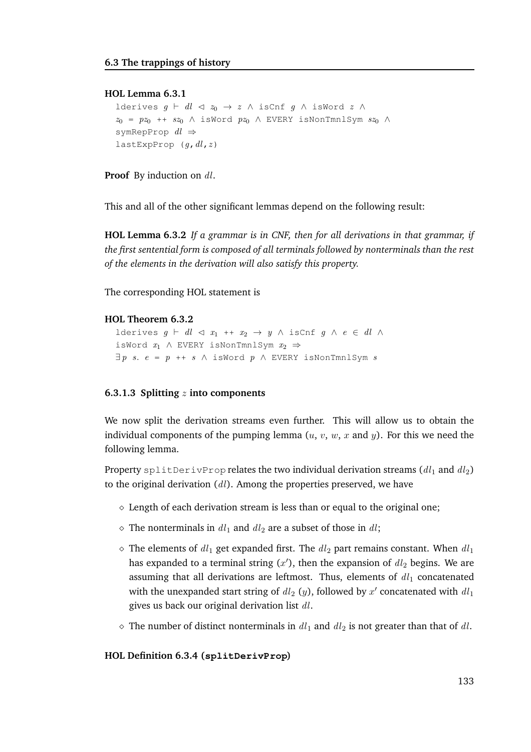**HOL Lemma 6.3.1**

```
lderives g ⊢ dl ◁ z₀ → z ∧ isCnf g ∧ isWord z ∧
z₀ = pz₀ ++ sz₀ ∧ isWord pz₀ ∧ EVERY isNonTmnlSym sz₀ ∧
symRepProp dl ⇒
lastExpProp (g,dl,z)
```

**Proof** By induction on $dl$.

This and all of the other significant lemmas depend on the following result:

**HOL Lemma 6.3.2** *If a grammar is in CNF, then for all derivations in that grammar, if the first sentential form is composed of all terminals followed by nonterminals than the rest of the elements in the derivation will also satisfy this property.*

The corresponding HOL statement is

**HOL Theorem 6.3.2**

```
lderives g ⊢ dl ◁ x₁ ++ x₂ → y ∧ isCnf g ∧ e ∈ dl ∧
isWord x₁ ∧ EVERY isNonTmnlSym x₂ ⇒
∃p s. e = p ++ s ∧ isWord p ∧ EVERY isNonTmnlSym s
```

#### 6.3.1.3 Splitting $z$ into components

We now split the derivation streams even further. This will allow us to obtain the individual components of the pumping lemma ($u$, $v$, $w$, $x$ and $y$). For this we need the following lemma.

Property splitDerivProp relates the two individual derivation streams ($dl_1$ and $dl_2$) to the original derivation ($dl$). Among the properties preserved, we have

- Length of each derivation stream is less than or equal to the original one;
- The nonterminals in $dl_1$ and $dl_2$ are a subset of those in $dl$;
- The elements of $dl_1$ get expanded first. The $dl_2$ part remains constant. When $dl_1$ has expanded to a terminal string ($x'$), then the expansion of $dl_2$ begins. We are assuming that all derivations are leftmost. Thus, elements of $dl_1$ concatenated with the unexpanded start string of $dl_2$ ($y$), followed by $x'$ concatenated with $dl_1$ gives us back our original derivation list $dl$.
- The number of distinct nonterminals in $dl_1$ and $dl_2$ is not greater than that of $dl$.

**HOL Definition 6.3.4 (splitDerivProp)**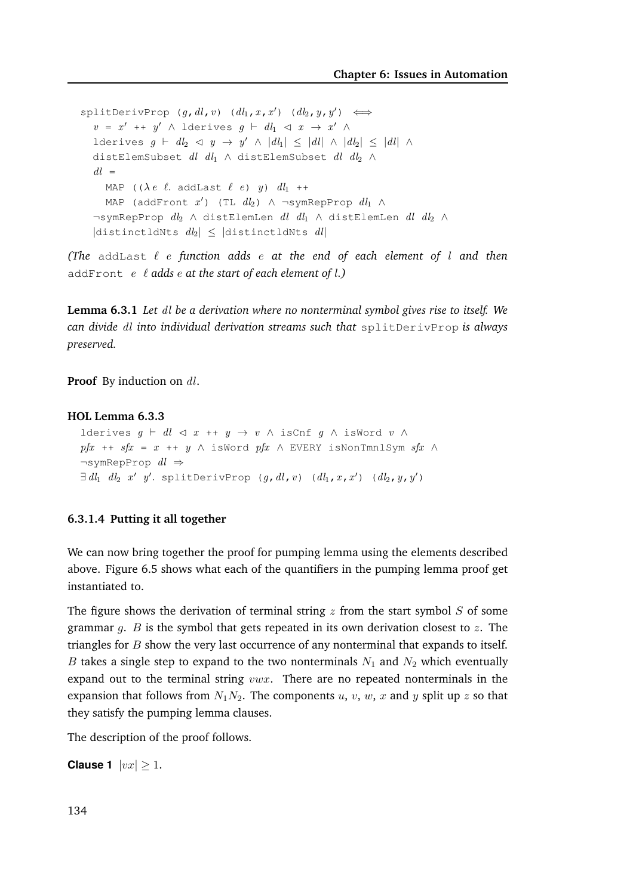```
splitDerivProp (g, dl, v) (dl₁, x, x') (dl₂, y, y') ⟺
  v = x' ++ y' ∧ lderives g ⊢ dl₁ ◁ x → x' ∧
  lderives g ⊢ dl₂ ◁ y → y' ∧ |dl₁| ≤ |dl| ∧ |dl₂| ≤ |dl| ∧
  distElemSubset dl dl₁ ∧ distElemSubset dl dl₂ ∧
  dl =
    MAP ((λ e ℓ. addLast ℓ e) y) dl₁ ++
    MAP (addFront x') (TL dl₂) ∧ ¬symRepProp dl₁ ∧
  ¬symRepProp dl₂ ∧ distElemLen dl dl₁ ∧ distElemLen dl dl₂ ∧
  |distinctldNts dl₂| ≤ |distinctldNts dl|
```

*(The* `addLast` $\ell$ $e$ *function adds* $e$ *at the end of each element of* $l$ *and then* `addFront` $e$ $\ell$ *adds* $e$ *at the start of each element of* $l$*.)*

**Lemma 6.3.1** *Let* $dl$ *be a derivation where no nonterminal symbol gives rise to itself. We can divide* $dl$ *into individual derivation streams such that* `splitDerivProp` *is always preserved.*

**Proof** By induction on $dl$.

**HOL Lemma 6.3.3**

```
lderives g ⊢ dl ◁ x ++ y → v ∧ isCnf g ∧ isWord v ∧
pfx ++ sfx = x ++ y ∧ isWord pfx ∧ EVERY isNonTmnlSym sfx ∧
¬symRepProp dl ⇒
∃ dl₁ dl₂ x' y'. splitDerivProp (g, dl, v) (dl₁, x, x') (dl₂, y, y')
```

#### 6.3.1.4 Putting it all together

We can now bring together the proof for pumping lemma using the elements described above. Figure 6.5 shows what each of the quantifiers in the pumping lemma proof get instantiated to.

The figure shows the derivation of terminal string $z$ from the start symbol $S$ of some grammar $g$. $B$ is the symbol that gets repeated in its own derivation closest to $z$. The triangles for $B$ show the very last occurrence of any nonterminal that expands to itself. $B$ takes a single step to expand to the two nonterminals $N_1$ and $N_2$ which eventually expand out to the terminal string $vwx$. There are no repeated nonterminals in the expansion that follows from $N_1N_2$. The components $u$, $v$, $w$, $x$ and $y$ split up $z$ so that they satisfy the pumping lemma clauses.

The description of the proof follows.

**Clause 1** $|vx| \geq 1$.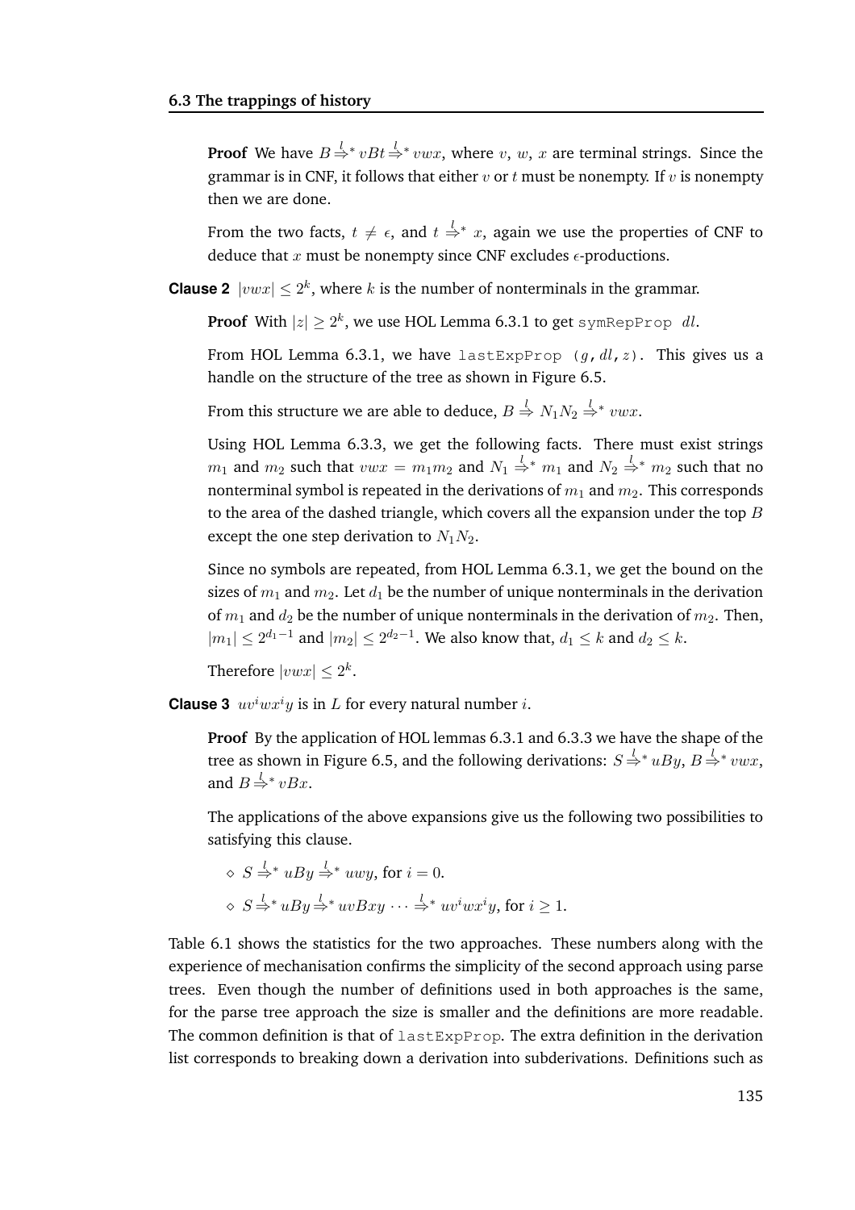**Proof** We have $B \stackrel{l}{\Rightarrow}^* vBt \stackrel{l}{\Rightarrow}^* vwx$, where $v$, $w$, $x$ are terminal strings. Since the grammar is in CNF, it follows that either $v$ or $t$ must be nonempty. If $v$ is nonempty then we are done.

From the two facts, $t \neq \epsilon$, and $t \stackrel{l}{\Rightarrow}^* x$, again we use the properties of CNF to deduce that $x$ must be nonempty since CNF excludes $\epsilon$-productions.

**Clause 2** $|vwx| \leq 2^k$, where $k$ is the number of nonterminals in the grammar.

**Proof** With $|z| \geq 2^k$, we use HOL Lemma 6.3.1 to get `symRepProp` $dl$.

From HOL Lemma 6.3.1, we have `lastExpProp` $(g, dl, z)$. This gives us a handle on the structure of the tree as shown in Figure 6.5.

From this structure we are able to deduce, $B \stackrel{l}{\Rightarrow} N_1N_2 \stackrel{l}{\Rightarrow}^* vwx$.

Using HOL Lemma 6.3.3, we get the following facts. There must exist strings $m_1$ and $m_2$ such that $vwx = m_1m_2$ and $N_1 \stackrel{l}{\Rightarrow}^* m_1$ and $N_2 \stackrel{l}{\Rightarrow}^* m_2$ such that no nonterminal symbol is repeated in the derivations of $m_1$ and $m_2$. This corresponds to the area of the dashed triangle, which covers all the expansion under the top $B$ except the one step derivation to $N_1N_2$.

Since no symbols are repeated, from HOL Lemma 6.3.1, we get the bound on the sizes of $m_1$ and $m_2$. Let $d_1$ be the number of unique nonterminals in the derivation of $m_1$ and $d_2$ be the number of unique nonterminals in the derivation of $m_2$. Then, $|m_1| \leq 2^{d_1-1}$ and $|m_2| \leq 2^{d_2-1}$. We also know that, $d_1 \leq k$ and $d_2 \leq k$.

Therefore $|vwx| \leq 2^k$.

**Clause 3** $uv^iwx^iy$ is in $L$ for every natural number $i$.

**Proof** By the application of HOL lemmas 6.3.1 and 6.3.3 we have the shape of the tree as shown in Figure 6.5, and the following derivations: $S \stackrel{l}{\Rightarrow}^* uBy$, $B \stackrel{l}{\Rightarrow}^* vwx$, and $B \stackrel{l}{\Rightarrow}^* vBx$.

The applications of the above expansions give us the following two possibilities to satisfying this clause.

- $S \stackrel{l}{\Rightarrow}^* uBy \stackrel{l}{\Rightarrow}^* uwy$, for $i = 0$.
- $S \stackrel{l}{\Rightarrow}^* uBy \stackrel{l}{\Rightarrow}^* uvBxy \cdots \stackrel{l}{\Rightarrow}^* uv^iwx^iy$, for $i \geq 1$.

Table 6.1 shows the statistics for the two approaches. These numbers along with the experience of mechanisation confirms the simplicity of the second approach using parse trees. Even though the number of definitions used in both approaches is the same, for the parse tree approach the size is smaller and the definitions are more readable. The common definition is that of `lastExpProp`. The extra definition in the derivation list corresponds to breaking down a derivation into subderivations. Definitions such as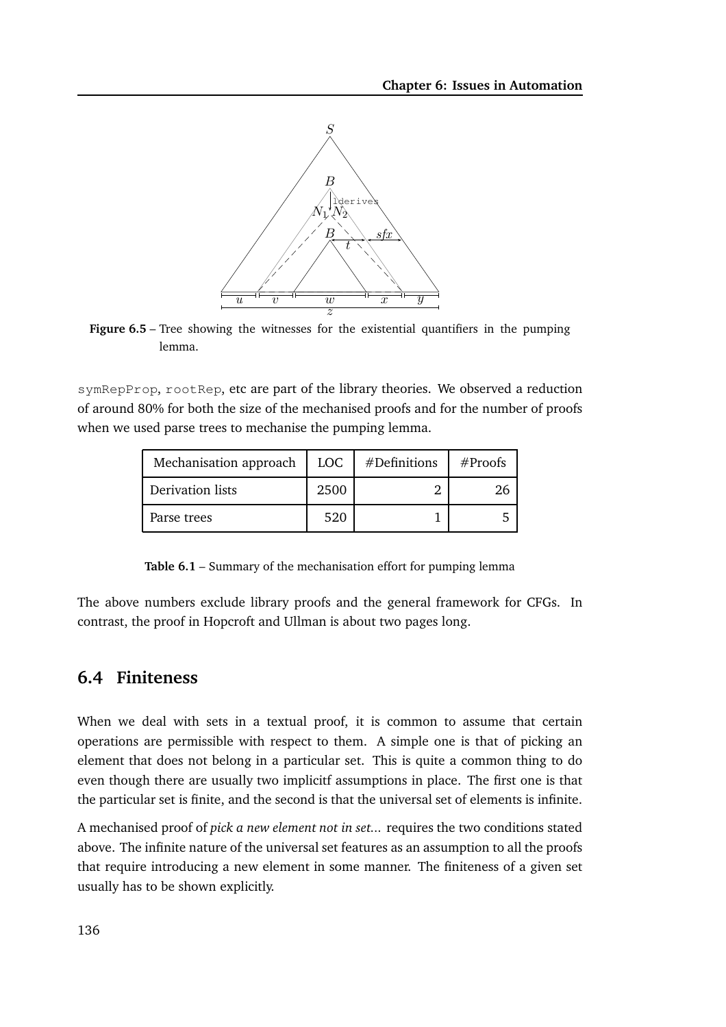**Figure 6.5** – Tree showing the witnesses for the existential quantifiers in the pumping lemma.

symRepProp, rootRep, etc are part of the library theories. We observed a reduction of around 80% for both the size of the mechanised proofs and for the number of proofs when we used parse trees to mechanise the pumping lemma.

| Mechanisation approach | LOC | #Definitions | #Proofs |
|---|---|---|---|
| Derivation lists | 2500 | 2 | 26 |
| Parse trees | 520 | 1 | 5 |

**Table 6.1** – Summary of the mechanisation effort for pumping lemma

The above numbers exclude library proofs and the general framework for CFGs. In contrast, the proof in Hopcroft and Ullman is about two pages long.

## 6.4 Finiteness

When we deal with sets in a textual proof, it is common to assume that certain operations are permissible with respect to them. A simple one is that of picking an element that does not belong in a particular set. This is quite a common thing to do even though there are usually two implicitf assumptions in place. The first one is that the particular set is finite, and the second is that the universal set of elements is infinite.

A mechanised proof of *pick a new element not in set...* requires the two conditions stated above. The infinite nature of the universal set features as an assumption to all the proofs that require introducing a new element in some manner. The finiteness of a given set usually has to be shown explicitly.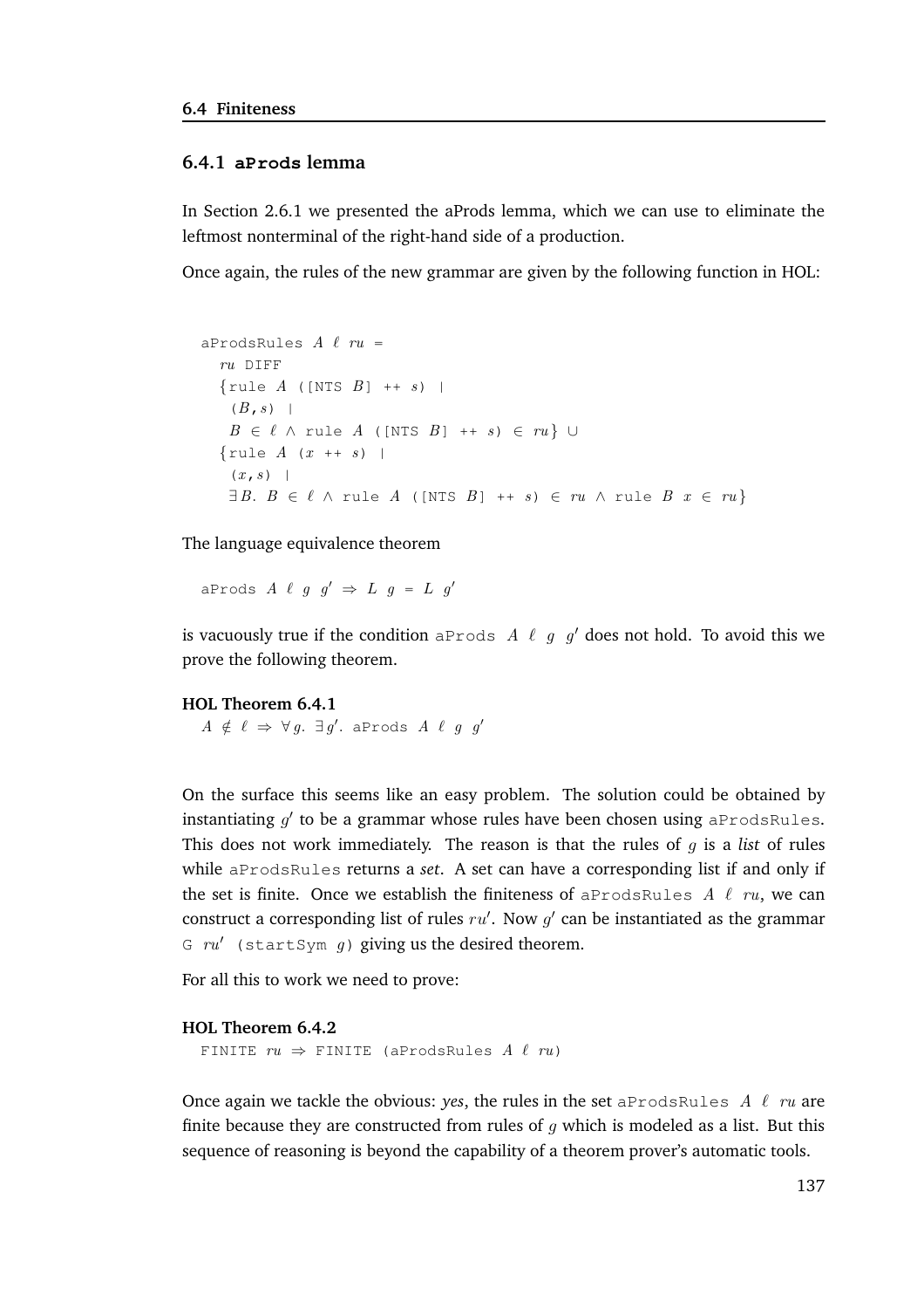### 6.4.1 **aProds** lemma

In Section 2.6.1 we presented the aProds lemma, which we can use to eliminate the leftmost nonterminal of the right-hand side of a production.

Once again, the rules of the new grammar are given by the following function in HOL:

```
aProdsRules A ℓ ru =
  ru DIFF
  {rule A ([NTS B] ++ s) |
   (B,s) |
   B ∈ ℓ ∧ rule A ([NTS B] ++ s) ∈ ru} ∪
  {rule A (x ++ s) |
   (x,s) |
   ∃B. B ∈ ℓ ∧ rule A ([NTS B] ++ s) ∈ ru ∧ rule B x ∈ ru}
```

The language equivalence theorem

```
aProds A ℓ g g′ ⇒ L g = L g′
```

is vacuously true if the condition `aProds` $A$ $\ell$ $g$ $g'$ does not hold. To avoid this we prove the following theorem.

**HOL Theorem 6.4.1**

```
A ∉ ℓ ⇒ ∀g. ∃g′. aProds A ℓ g g′
```

On the surface this seems like an easy problem. The solution could be obtained by instantiating $g'$ to be a grammar whose rules have been chosen using `aProdsRules`. This does not work immediately. The reason is that the rules of $g$ is a *list* of rules while `aProdsRules` returns a *set*. A set can have a corresponding list if and only if the set is finite. Once we establish the finiteness of `aProdsRules` $A$ $\ell$ $ru$, we can construct a corresponding list of rules $ru'$. Now $g'$ can be instantiated as the grammar `G` $ru'$ `(startSym` $g$`)` giving us the desired theorem.

For all this to work we need to prove:

**HOL Theorem 6.4.2**

```
FINITE ru ⇒ FINITE (aProdsRules A ℓ ru)
```

Once again we tackle the obvious: *yes*, the rules in the set `aProdsRules` $A$ $\ell$ $ru$ are finite because they are constructed from rules of $g$ which is modeled as a list. But this sequence of reasoning is beyond the capability of a theorem prover's automatic tools.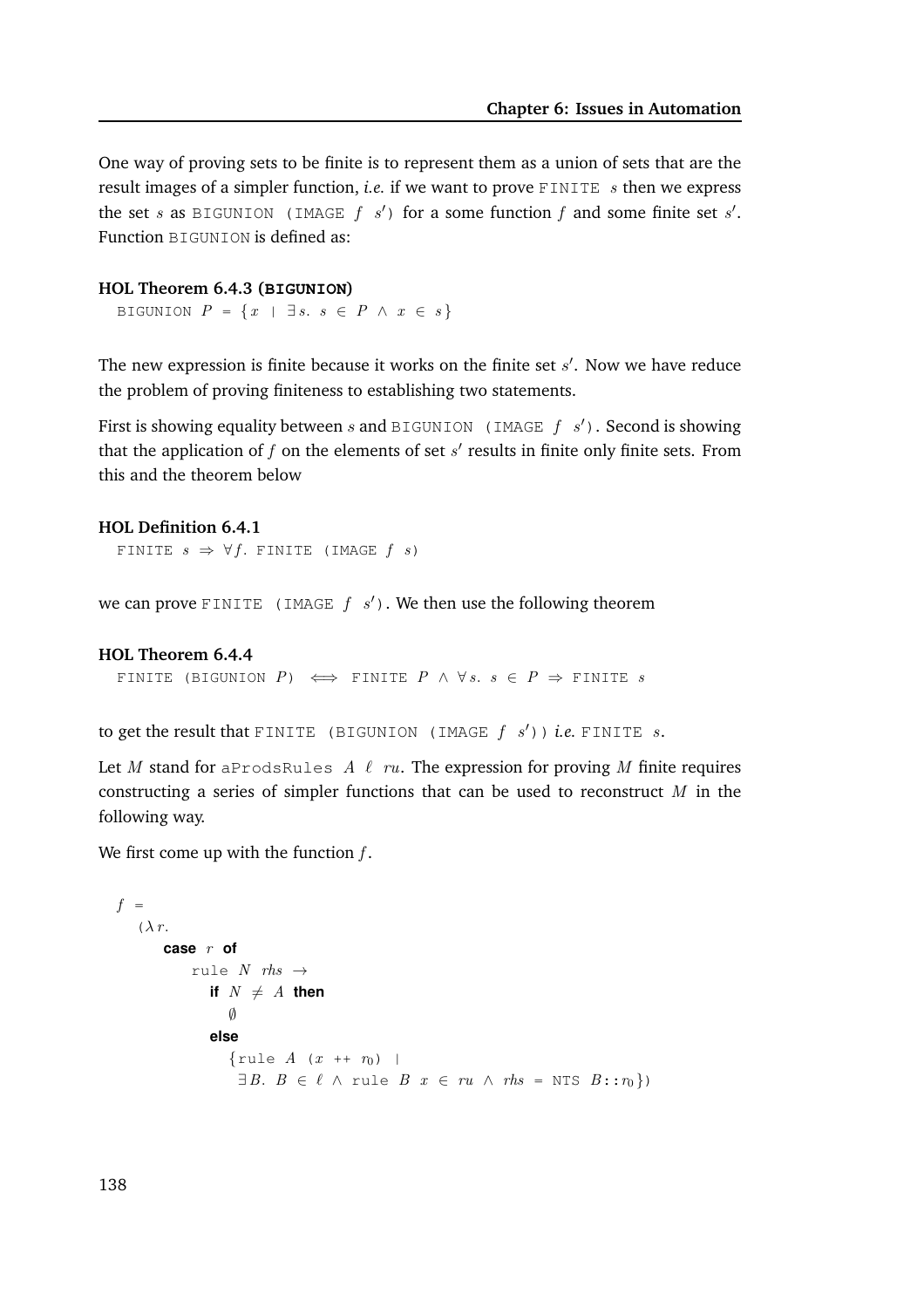One way of proving sets to be finite is to represent them as a union of sets that are the result images of a simpler function, *i.e.* if we want to prove FINITE $s$ then we express the set $s$ as BIGUNION (IMAGE $f$ $s'$) for a some function $f$ and some finite set $s'$. Function BIGUNION is defined as:

**HOL Theorem 6.4.3 (BIGUNION)**

BIGUNION $P$ = $\{x \mid \exists s.\ s \in P \wedge x \in s\}$

The new expression is finite because it works on the finite set $s'$. Now we have reduce the problem of proving finiteness to establishing two statements.

First is showing equality between $s$ and BIGUNION (IMAGE $f$ $s'$). Second is showing that the application of $f$ on the elements of set $s'$ results in finite only finite sets. From this and the theorem below

**HOL Definition 6.4.1**

FINITE $s \Rightarrow \forall f.$ FINITE (IMAGE $f$ $s$)

we can prove FINITE (IMAGE $f$ $s'$). We then use the following theorem

**HOL Theorem 6.4.4**

FINITE (BIGUNION $P$) $\iff$ FINITE $P \wedge \forall s.\ s \in P \Rightarrow$ FINITE $s$

to get the result that FINITE (BIGUNION (IMAGE $f$ $s'$)) *i.e.* FINITE $s$.

Let $M$ stand for aProdsRules $A$ $\ell$ $ru$. The expression for proving $M$ finite requires constructing a series of simpler functions that can be used to reconstruct $M$ in the following way.

We first come up with the function $f$.

```
f =
  (λ r.
     case r of
       rule N rhs →
         if N ≠ A then
           ∅
         else
           {rule A (x ++ r₀) |
            ∃B. B ∈ ℓ ∧ rule B x ∈ ru ∧ rhs = NTS B::r₀})
```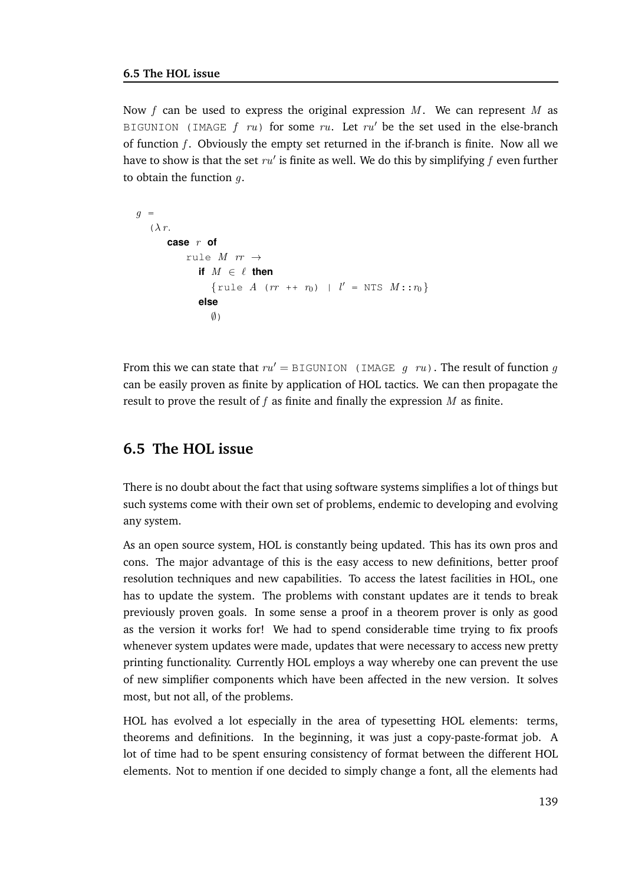Now $f$ can be used to express the original expression $M$. We can represent $M$ as BIGUNION (IMAGE $f$ $ru$) for some $ru$. Let $ru'$ be the set used in the else-branch of function $f$. Obviously the empty set returned in the if-branch is finite. Now all we have to show is that the set $ru'$ is finite as well. We do this by simplifying $f$ even further to obtain the function $g$.

```
g =
  (λ r.
     case r of
        rule M rr →
          if M ∈ ℓ then
            {rule A (rr ++ r₀) | ℓ' = NTS M::r₀}
          else
            ∅)
```

From this we can state that $ru' =$ BIGUNION (IMAGE $g$ $ru$). The result of function $g$ can be easily proven as finite by application of HOL tactics. We can then propagate the result to prove the result of $f$ as finite and finally the expression $M$ as finite.

## 6.5 The HOL issue

There is no doubt about the fact that using software systems simplifies a lot of things but such systems come with their own set of problems, endemic to developing and evolving any system.

As an open source system, HOL is constantly being updated. This has its own pros and cons. The major advantage of this is the easy access to new definitions, better proof resolution techniques and new capabilities. To access the latest facilities in HOL, one has to update the system. The problems with constant updates are it tends to break previously proven goals. In some sense a proof in a theorem prover is only as good as the version it works for! We had to spend considerable time trying to fix proofs whenever system updates were made, updates that were necessary to access new pretty printing functionality. Currently HOL employs a way whereby one can prevent the use of new simplifier components which have been affected in the new version. It solves most, but not all, of the problems.

HOL has evolved a lot especially in the area of typesetting HOL elements: terms, theorems and definitions. In the beginning, it was just a copy-paste-format job. A lot of time had to be spent ensuring consistency of format between the different HOL elements. Not to mention if one decided to simply change a font, all the elements had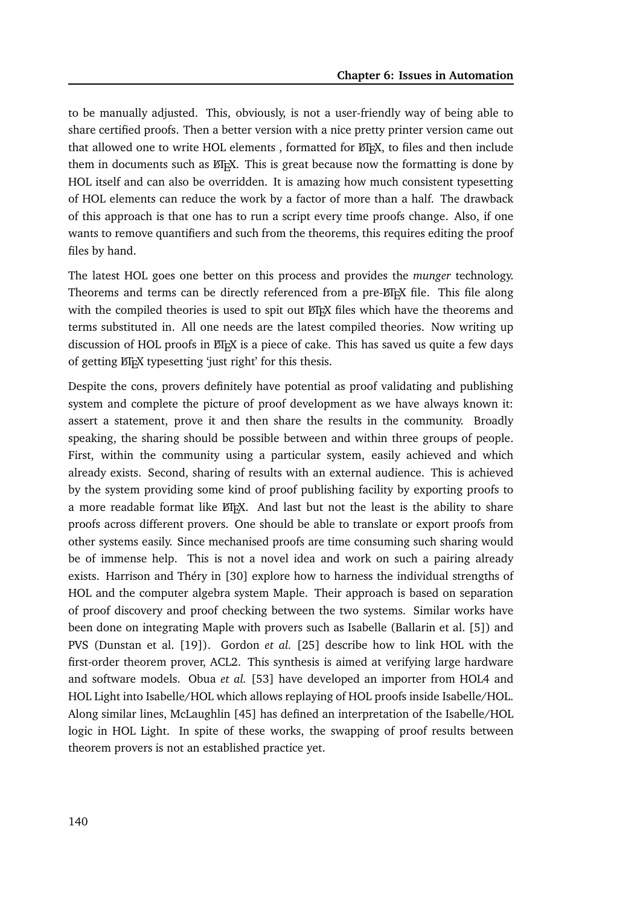to be manually adjusted. This, obviously, is not a user-friendly way of being able to share certified proofs. Then a better version with a nice pretty printer version came out that allowed one to write HOL elements , formatted for LaTeX, to files and then include them in documents such as LaTeX. This is great because now the formatting is done by HOL itself and can also be overridden. It is amazing how much consistent typesetting of HOL elements can reduce the work by a factor of more than a half. The drawback of this approach is that one has to run a script every time proofs change. Also, if one wants to remove quantifiers and such from the theorems, this requires editing the proof files by hand.

The latest HOL goes one better on this process and provides the *munger* technology. Theorems and terms can be directly referenced from a pre-LaTeX file. This file along with the compiled theories is used to spit out LaTeX files which have the theorems and terms substituted in. All one needs are the latest compiled theories. Now writing up discussion of HOL proofs in LaTeX is a piece of cake. This has saved us quite a few days of getting LaTeX typesetting 'just right' for this thesis.

Despite the cons, provers definitely have potential as proof validating and publishing system and complete the picture of proof development as we have always known it: assert a statement, prove it and then share the results in the community. Broadly speaking, the sharing should be possible between and within three groups of people. First, within the community using a particular system, easily achieved and which already exists. Second, sharing of results with an external audience. This is achieved by the system providing some kind of proof publishing facility by exporting proofs to a more readable format like LaTeX. And last but not the least is the ability to share proofs across different provers. One should be able to translate or export proofs from other systems easily. Since mechanised proofs are time consuming such sharing would be of immense help. This is not a novel idea and work on such a pairing already exists. Harrison and Théry in [30] explore how to harness the individual strengths of HOL and the computer algebra system Maple. Their approach is based on separation of proof discovery and proof checking between the two systems. Similar works have been done on integrating Maple with provers such as Isabelle (Ballarin et al. [5]) and PVS (Dunstan et al. [19]). Gordon *et al.* [25] describe how to link HOL with the first-order theorem prover, ACL2. This synthesis is aimed at verifying large hardware and software models. Obua *et al.* [53] have developed an importer from HOL4 and HOL Light into Isabelle/HOL which allows replaying of HOL proofs inside Isabelle/HOL. Along similar lines, McLaughlin [45] has defined an interpretation of the Isabelle/HOL logic in HOL Light. In spite of these works, the swapping of proof results between theorem provers is not an established practice yet.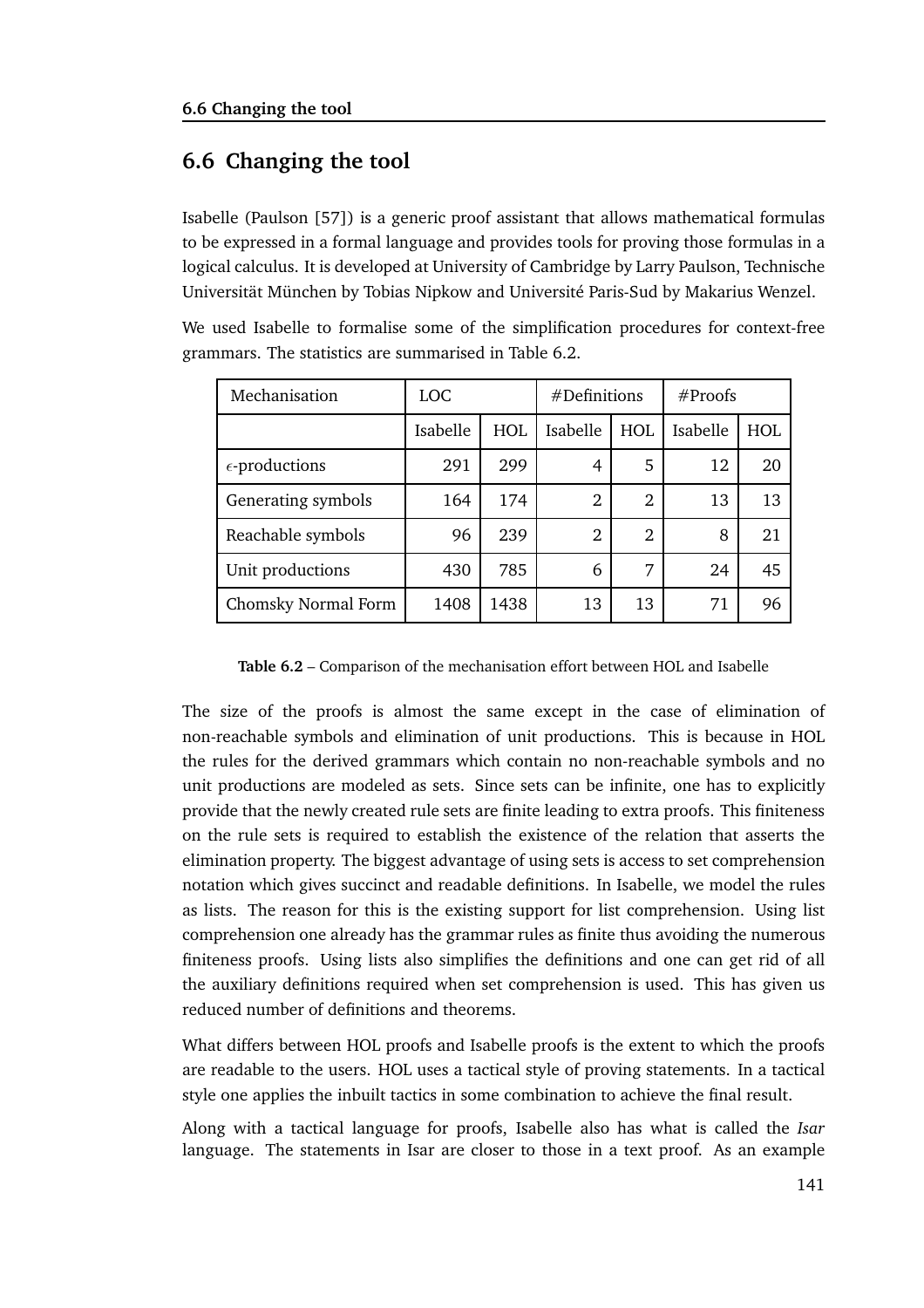## 6.6 Changing the tool

Isabelle (Paulson [57]) is a generic proof assistant that allows mathematical formulas to be expressed in a formal language and provides tools for proving those formulas in a logical calculus. It is developed at University of Cambridge by Larry Paulson, Technische Universität München by Tobias Nipkow and Université Paris-Sud by Makarius Wenzel.

We used Isabelle to formalise some of the simplification procedures for context-free grammars. The statistics are summarised in Table 6.2.

| Mechanisation | LOC | | #Definitions | | #Proofs | |
|---|---|---|---|---|---|---|
| | Isabelle | HOL | Isabelle | HOL | Isabelle | HOL |
| $\epsilon$-productions | 291 | 299 | 4 | 5 | 12 | 20 |
| Generating symbols | 164 | 174 | 2 | 2 | 13 | 13 |
| Reachable symbols | 96 | 239 | 2 | 2 | 8 | 21 |
| Unit productions | 430 | 785 | 6 | 7 | 24 | 45 |
| Chomsky Normal Form | 1408 | 1438 | 13 | 13 | 71 | 96 |

**Table 6.2** – Comparison of the mechanisation effort between HOL and Isabelle

The size of the proofs is almost the same except in the case of elimination of non-reachable symbols and elimination of unit productions. This is because in HOL the rules for the derived grammars which contain no non-reachable symbols and no unit productions are modeled as sets. Since sets can be infinite, one has to explicitly provide that the newly created rule sets are finite leading to extra proofs. This finiteness on the rule sets is required to establish the existence of the relation that asserts the elimination property. The biggest advantage of using sets is access to set comprehension notation which gives succinct and readable definitions. In Isabelle, we model the rules as lists. The reason for this is the existing support for list comprehension. Using list comprehension one already has the grammar rules as finite thus avoiding the numerous finiteness proofs. Using lists also simplifies the definitions and one can get rid of all the auxiliary definitions required when set comprehension is used. This has given us reduced number of definitions and theorems.

What differs between HOL proofs and Isabelle proofs is the extent to which the proofs are readable to the users. HOL uses a tactical style of proving statements. In a tactical style one applies the inbuilt tactics in some combination to achieve the final result.

Along with a tactical language for proofs, Isabelle also has what is called the *Isar* language. The statements in Isar are closer to those in a text proof. As an example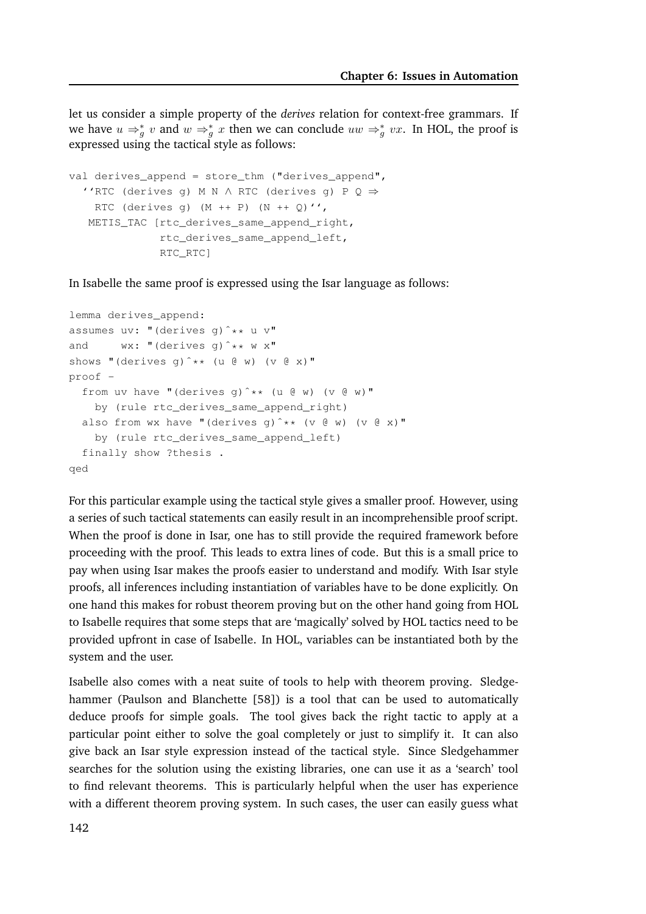let us consider a simple property of the *derives* relation for context-free grammars. If we have $u \Rightarrow_g^* v$ and $w \Rightarrow_g^* x$ then we can conclude $uw \Rightarrow_g^* vx$. In HOL, the proof is expressed using the tactical style as follows:

```
val derives_append = store_thm ("derives_append",
  ``RTC (derives g) M N ∧ RTC (derives g) P Q ⇒
    RTC (derives g) (M ++ P) (N ++ Q)``,
   METIS_TAC [rtc_derives_same_append_right,
              rtc_derives_same_append_left,
              RTC_RTC]
```

In Isabelle the same proof is expressed using the Isar language as follows:

```
lemma derives_append:
assumes uv: "(derives g)^** u v"
and     wx: "(derives g)^** w x"
shows "(derives g)^** (u @ w) (v @ x)"
proof -
  from uv have "(derives g)^** (u @ w) (v @ w)"
    by (rule rtc_derives_same_append_right)
  also from wx have "(derives g)^** (v @ w) (v @ x)"
    by (rule rtc_derives_same_append_left)
  finally show ?thesis .
qed
```

For this particular example using the tactical style gives a smaller proof. However, using a series of such tactical statements can easily result in an incomprehensible proof script. When the proof is done in Isar, one has to still provide the required framework before proceeding with the proof. This leads to extra lines of code. But this is a small price to pay when using Isar makes the proofs easier to understand and modify. With Isar style proofs, all inferences including instantiation of variables have to be done explicitly. On one hand this makes for robust theorem proving but on the other hand going from HOL to Isabelle requires that some steps that are 'magically' solved by HOL tactics need to be provided upfront in case of Isabelle. In HOL, variables can be instantiated both by the system and the user.

Isabelle also comes with a neat suite of tools to help with theorem proving. Sledgehammer (Paulson and Blanchette [58]) is a tool that can be used to automatically deduce proofs for simple goals. The tool gives back the right tactic to apply at a particular point either to solve the goal completely or just to simplify it. It can also give back an Isar style expression instead of the tactical style. Since Sledgehammer searches for the solution using the existing libraries, one can use it as a 'search' tool to find relevant theorems. This is particularly helpful when the user has experience with a different theorem proving system. In such cases, the user can easily guess what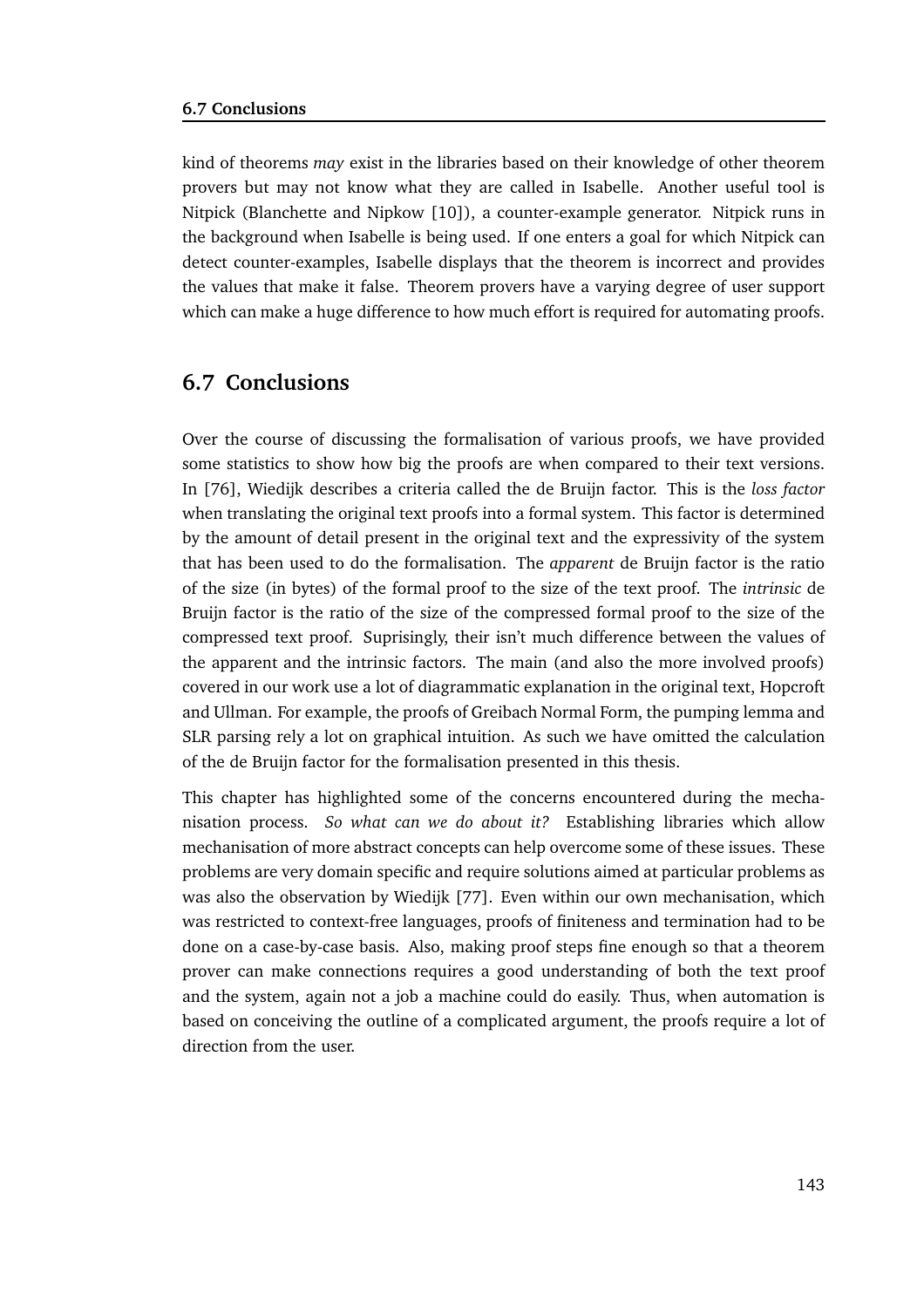kind of theorems *may* exist in the libraries based on their knowledge of other theorem provers but may not know what they are called in Isabelle. Another useful tool is Nitpick (Blanchette and Nipkow [10]), a counter-example generator. Nitpick runs in the background when Isabelle is being used. If one enters a goal for which Nitpick can detect counter-examples, Isabelle displays that the theorem is incorrect and provides the values that make it false. Theorem provers have a varying degree of user support which can make a huge difference to how much effort is required for automating proofs.

## 6.7 Conclusions

Over the course of discussing the formalisation of various proofs, we have provided some statistics to show how big the proofs are when compared to their text versions. In [76], Wiedijk describes a criteria called the de Bruijn factor. This is the *loss factor* when translating the original text proofs into a formal system. This factor is determined by the amount of detail present in the original text and the expressivity of the system that has been used to do the formalisation. The *apparent* de Bruijn factor is the ratio of the size (in bytes) of the formal proof to the size of the text proof. The *intrinsic* de Bruijn factor is the ratio of the size of the compressed formal proof to the size of the compressed text proof. Suprisingly, their isn't much difference between the values of the apparent and the intrinsic factors. The main (and also the more involved proofs) covered in our work use a lot of diagrammatic explanation in the original text, Hopcroft and Ullman. For example, the proofs of Greibach Normal Form, the pumping lemma and SLR parsing rely a lot on graphical intuition. As such we have omitted the calculation of the de Bruijn factor for the formalisation presented in this thesis.

This chapter has highlighted some of the concerns encountered during the mechanisation process. *So what can we do about it?* Establishing libraries which allow mechanisation of more abstract concepts can help overcome some of these issues. These problems are very domain specific and require solutions aimed at particular problems as was also the observation by Wiedijk [77]. Even within our own mechanisation, which was restricted to context-free languages, proofs of finiteness and termination had to be done on a case-by-case basis. Also, making proof steps fine enough so that a theorem prover can make connections requires a good understanding of both the text proof and the system, again not a job a machine could do easily. Thus, when automation is based on conceiving the outline of a complicated argument, the proofs require a lot of direction from the user.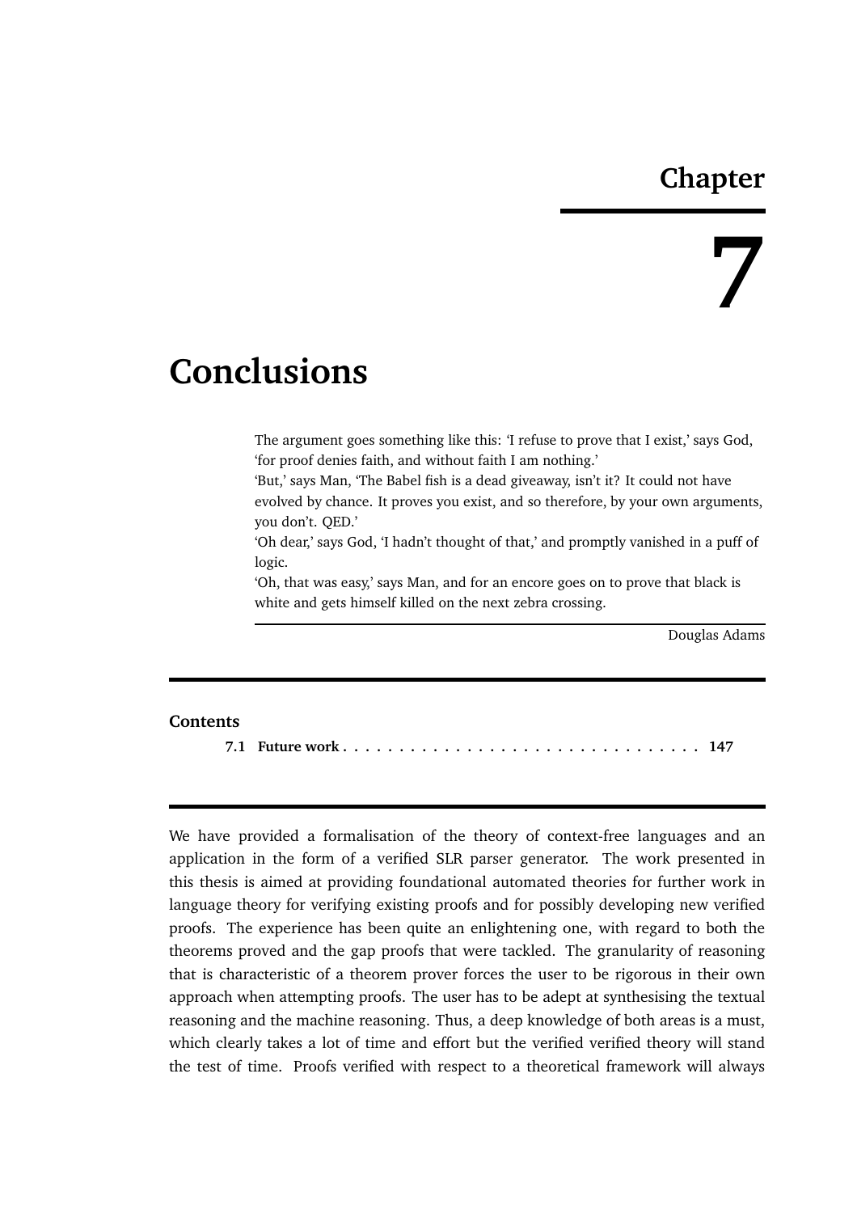# Chapter 7

# Conclusions

> The argument goes something like this: 'I refuse to prove that I exist,' says God, 'for proof denies faith, and without faith I am nothing.'
> 'But,' says Man, 'The Babel fish is a dead giveaway, isn't it? It could not have evolved by chance. It proves you exist, and so therefore, by your own arguments, you don't. QED.'
> 'Oh dear,' says God, 'I hadn't thought of that,' and promptly vanished in a puff of logic.
> 'Oh, that was easy,' says Man, and for an encore goes on to prove that black is white and gets himself killed on the next zebra crossing.
>
> Douglas Adams

**Contents**

**7.1 Future work** . . . . . . . . . . . . . . . . . . . . . . . . . . . . . . . . **147**

We have provided a formalisation of the theory of context-free languages and an application in the form of a verified SLR parser generator. The work presented in this thesis is aimed at providing foundational automated theories for further work in language theory for verifying existing proofs and for possibly developing new verified proofs. The experience has been quite an enlightening one, with regard to both the theorems proved and the gap proofs that were tackled. The granularity of reasoning that is characteristic of a theorem prover forces the user to be rigorous in their own approach when attempting proofs. The user has to be adept at synthesising the textual reasoning and the machine reasoning. Thus, a deep knowledge of both areas is a must, which clearly takes a lot of time and effort but the verified verified theory will stand the test of time. Proofs verified with respect to a theoretical framework will always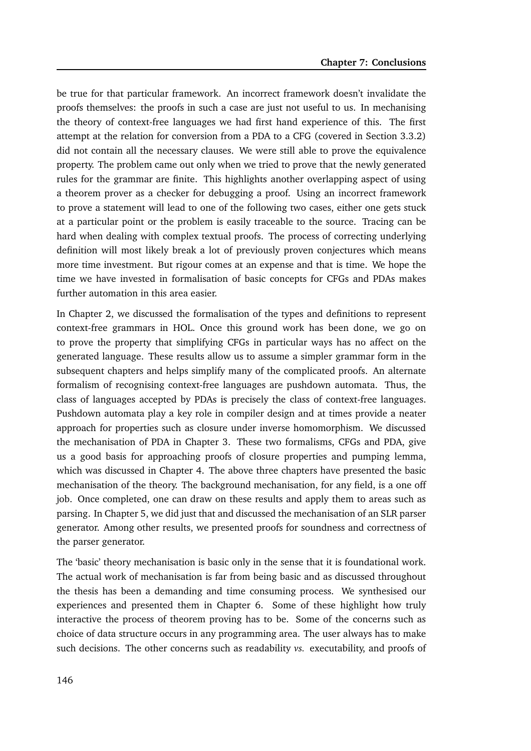be true for that particular framework. An incorrect framework doesn't invalidate the proofs themselves: the proofs in such a case are just not useful to us. In mechanising the theory of context-free languages we had first hand experience of this. The first attempt at the relation for conversion from a PDA to a CFG (covered in Section 3.3.2) did not contain all the necessary clauses. We were still able to prove the equivalence property. The problem came out only when we tried to prove that the newly generated rules for the grammar are finite. This highlights another overlapping aspect of using a theorem prover as a checker for debugging a proof. Using an incorrect framework to prove a statement will lead to one of the following two cases, either one gets stuck at a particular point or the problem is easily traceable to the source. Tracing can be hard when dealing with complex textual proofs. The process of correcting underlying definition will most likely break a lot of previously proven conjectures which means more time investment. But rigour comes at an expense and that is time. We hope the time we have invested in formalisation of basic concepts for CFGs and PDAs makes further automation in this area easier.

In Chapter 2, we discussed the formalisation of the types and definitions to represent context-free grammars in HOL. Once this ground work has been done, we go on to prove the property that simplifying CFGs in particular ways has no affect on the generated language. These results allow us to assume a simpler grammar form in the subsequent chapters and helps simplify many of the complicated proofs. An alternate formalism of recognising context-free languages are pushdown automata. Thus, the class of languages accepted by PDAs is precisely the class of context-free languages. Pushdown automata play a key role in compiler design and at times provide a neater approach for properties such as closure under inverse homomorphism. We discussed the mechanisation of PDA in Chapter 3. These two formalisms, CFGs and PDA, give us a good basis for approaching proofs of closure properties and pumping lemma, which was discussed in Chapter 4. The above three chapters have presented the basic mechanisation of the theory. The background mechanisation, for any field, is a one off job. Once completed, one can draw on these results and apply them to areas such as parsing. In Chapter 5, we did just that and discussed the mechanisation of an SLR parser generator. Among other results, we presented proofs for soundness and correctness of the parser generator.

The 'basic' theory mechanisation is basic only in the sense that it is foundational work. The actual work of mechanisation is far from being basic and as discussed throughout the thesis has been a demanding and time consuming process. We synthesised our experiences and presented them in Chapter 6. Some of these highlight how truly interactive the process of theorem proving has to be. Some of the concerns such as choice of data structure occurs in any programming area. The user always has to make such decisions. The other concerns such as readability *vs.* executability, and proofs of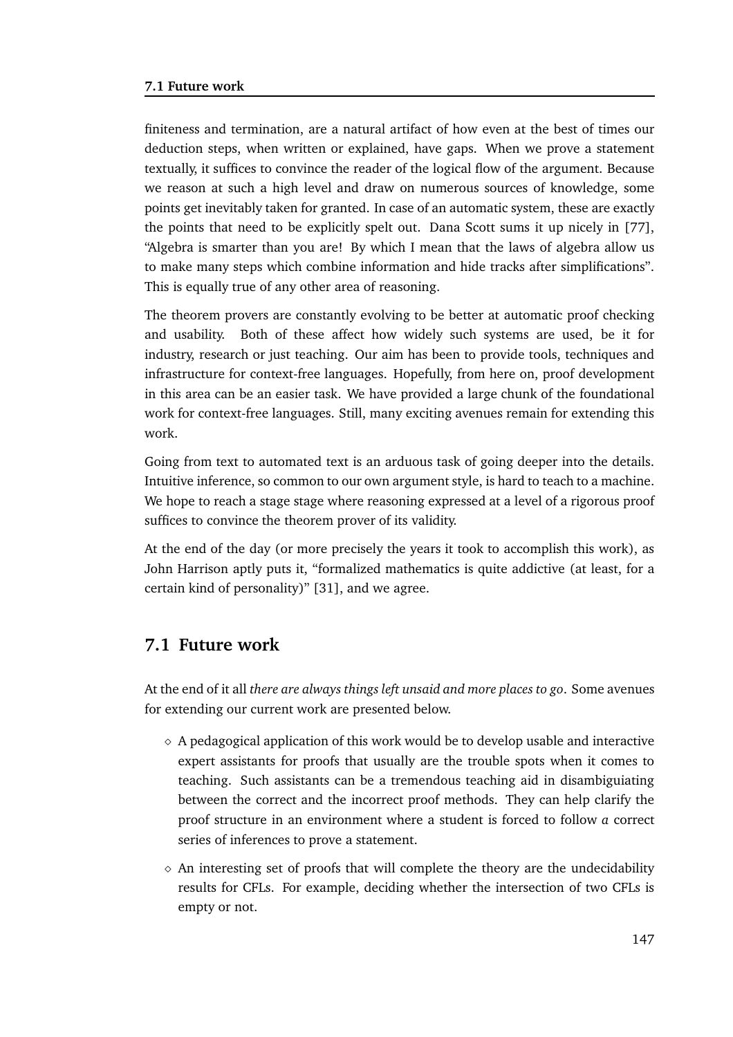finiteness and termination, are a natural artifact of how even at the best of times our deduction steps, when written or explained, have gaps. When we prove a statement textually, it suffices to convince the reader of the logical flow of the argument. Because we reason at such a high level and draw on numerous sources of knowledge, some points get inevitably taken for granted. In case of an automatic system, these are exactly the points that need to be explicitly spelt out. Dana Scott sums it up nicely in [77], "Algebra is smarter than you are! By which I mean that the laws of algebra allow us to make many steps which combine information and hide tracks after simplifications". This is equally true of any other area of reasoning.

The theorem provers are constantly evolving to be better at automatic proof checking and usability. Both of these affect how widely such systems are used, be it for industry, research or just teaching. Our aim has been to provide tools, techniques and infrastructure for context-free languages. Hopefully, from here on, proof development in this area can be an easier task. We have provided a large chunk of the foundational work for context-free languages. Still, many exciting avenues remain for extending this work.

Going from text to automated text is an arduous task of going deeper into the details. Intuitive inference, so common to our own argument style, is hard to teach to a machine. We hope to reach a stage stage where reasoning expressed at a level of a rigorous proof suffices to convince the theorem prover of its validity.

At the end of the day (or more precisely the years it took to accomplish this work), as John Harrison aptly puts it, "formalized mathematics is quite addictive (at least, for a certain kind of personality)" [31], and we agree.

## 7.1 Future work

At the end of it all *there are always things left unsaid and more places to go*. Some avenues for extending our current work are presented below.

- A pedagogical application of this work would be to develop usable and interactive expert assistants for proofs that usually are the trouble spots when it comes to teaching. Such assistants can be a tremendous teaching aid in disambiguiating between the correct and the incorrect proof methods. They can help clarify the proof structure in an environment where a student is forced to follow *a* correct series of inferences to prove a statement.
- An interesting set of proofs that will complete the theory are the undecidability results for CFLs. For example, deciding whether the intersection of two CFLs is empty or not.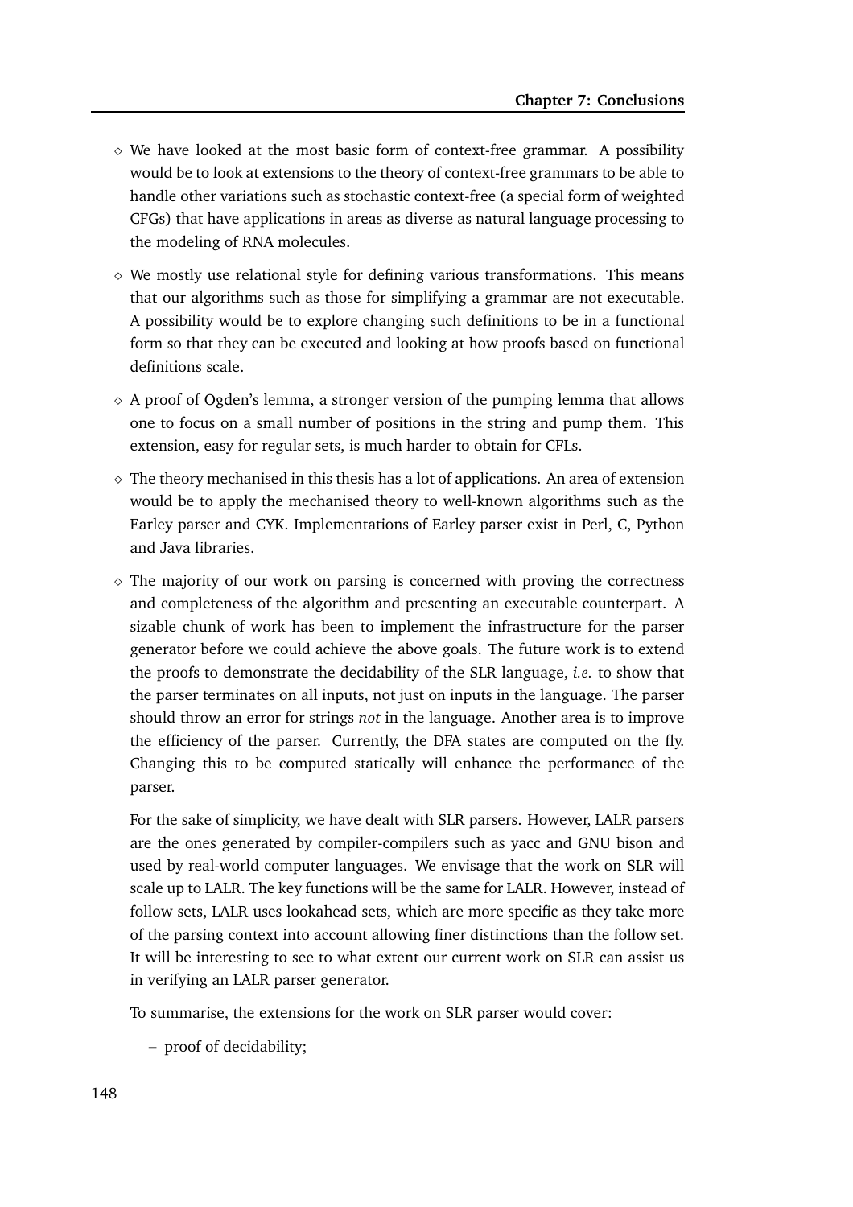- We have looked at the most basic form of context-free grammar. A possibility would be to look at extensions to the theory of context-free grammars to be able to handle other variations such as stochastic context-free (a special form of weighted CFGs) that have applications in areas as diverse as natural language processing to the modeling of RNA molecules.

- We mostly use relational style for defining various transformations. This means that our algorithms such as those for simplifying a grammar are not executable. A possibility would be to explore changing such definitions to be in a functional form so that they can be executed and looking at how proofs based on functional definitions scale.

- A proof of Ogden's lemma, a stronger version of the pumping lemma that allows one to focus on a small number of positions in the string and pump them. This extension, easy for regular sets, is much harder to obtain for CFLs.

- The theory mechanised in this thesis has a lot of applications. An area of extension would be to apply the mechanised theory to well-known algorithms such as the Earley parser and CYK. Implementations of Earley parser exist in Perl, C, Python and Java libraries.

- The majority of our work on parsing is concerned with proving the correctness and completeness of the algorithm and presenting an executable counterpart. A sizable chunk of work has been to implement the infrastructure for the parser generator before we could achieve the above goals. The future work is to extend the proofs to demonstrate the decidability of the SLR language, *i.e.* to show that the parser terminates on all inputs, not just on inputs in the language. The parser should throw an error for strings *not* in the language. Another area is to improve the efficiency of the parser. Currently, the DFA states are computed on the fly. Changing this to be computed statically will enhance the performance of the parser.

  For the sake of simplicity, we have dealt with SLR parsers. However, LALR parsers are the ones generated by compiler-compilers such as yacc and GNU bison and used by real-world computer languages. We envisage that the work on SLR will scale up to LALR. The key functions will be the same for LALR. However, instead of follow sets, LALR uses lookahead sets, which are more specific as they take more of the parsing context into account allowing finer distinctions than the follow set. It will be interesting to see to what extent our current work on SLR can assist us in verifying an LALR parser generator.

  To summarise, the extensions for the work on SLR parser would cover:

  - proof of decidability;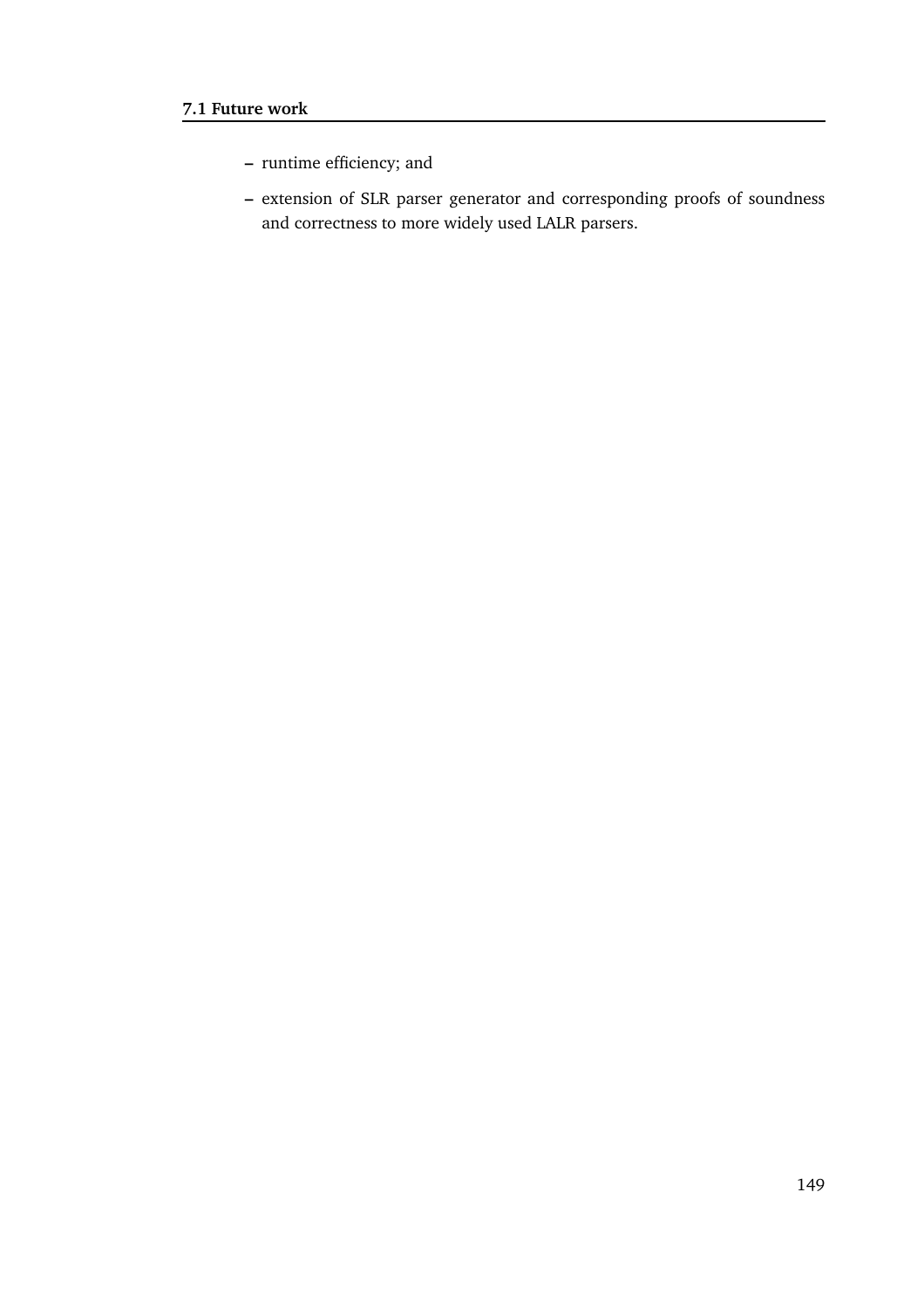- runtime efficiency; and
- extension of SLR parser generator and corresponding proofs of soundness and correctness to more widely used LALR parsers.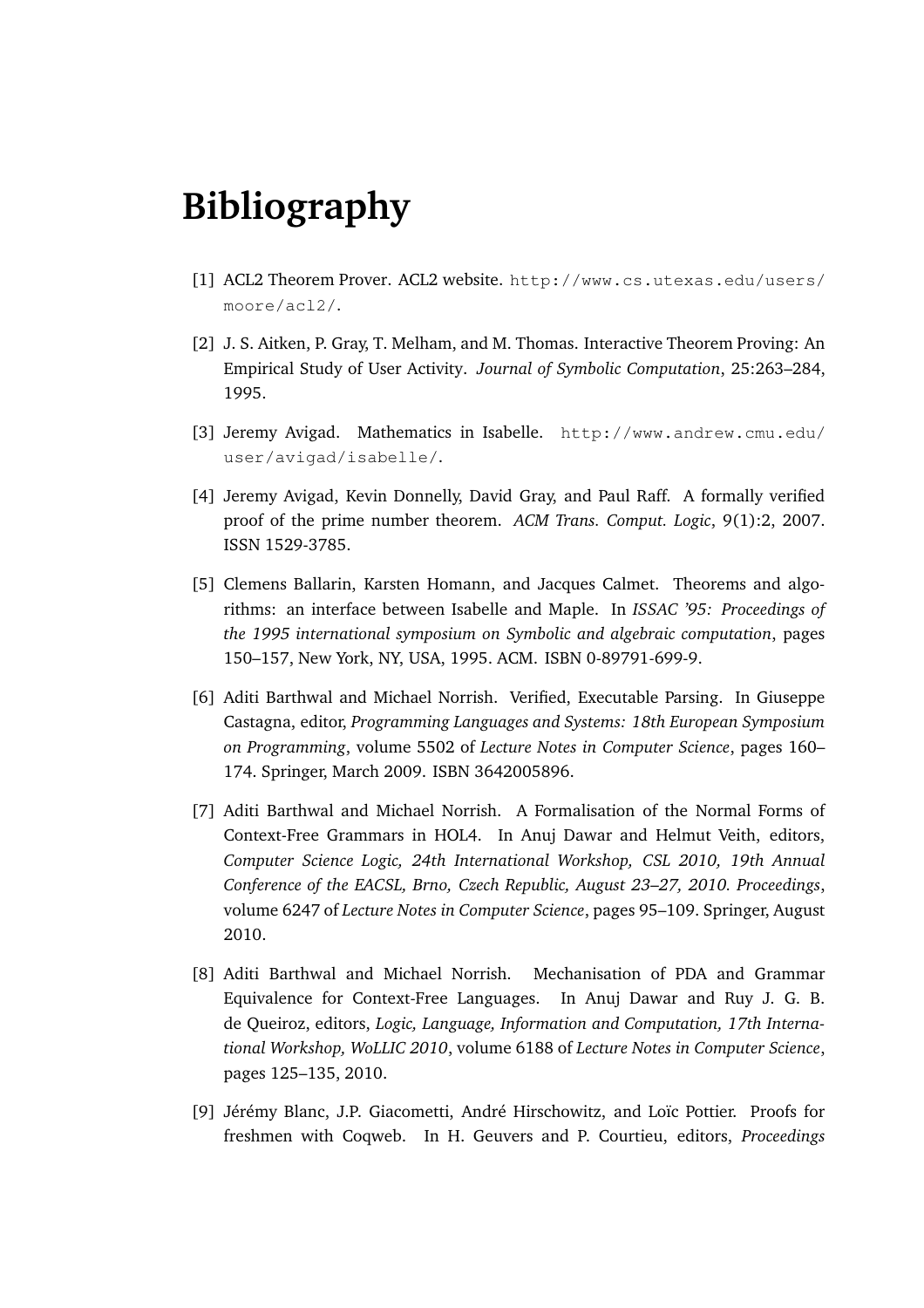# Bibliography

[1] ACL2 Theorem Prover. ACL2 website. `http://www.cs.utexas.edu/users/moore/acl2/`.

[2] J. S. Aitken, P. Gray, T. Melham, and M. Thomas. Interactive Theorem Proving: An Empirical Study of User Activity. *Journal of Symbolic Computation*, 25:263–284, 1995.

[3] Jeremy Avigad. Mathematics in Isabelle. `http://www.andrew.cmu.edu/user/avigad/isabelle/`.

[4] Jeremy Avigad, Kevin Donnelly, David Gray, and Paul Raff. A formally verified proof of the prime number theorem. *ACM Trans. Comput. Logic*, 9(1):2, 2007. ISSN 1529-3785.

[5] Clemens Ballarin, Karsten Homann, and Jacques Calmet. Theorems and algorithms: an interface between Isabelle and Maple. In *ISSAC '95: Proceedings of the 1995 international symposium on Symbolic and algebraic computation*, pages 150–157, New York, NY, USA, 1995. ACM. ISBN 0-89791-699-9.

[6] Aditi Barthwal and Michael Norrish. Verified, Executable Parsing. In Giuseppe Castagna, editor, *Programming Languages and Systems: 18th European Symposium on Programming*, volume 5502 of *Lecture Notes in Computer Science*, pages 160–174. Springer, March 2009. ISBN 3642005896.

[7] Aditi Barthwal and Michael Norrish. A Formalisation of the Normal Forms of Context-Free Grammars in HOL4. In Anuj Dawar and Helmut Veith, editors, *Computer Science Logic, 24th International Workshop, CSL 2010, 19th Annual Conference of the EACSL, Brno, Czech Republic, August 23–27, 2010. Proceedings*, volume 6247 of *Lecture Notes in Computer Science*, pages 95–109. Springer, August 2010.

[8] Aditi Barthwal and Michael Norrish. Mechanisation of PDA and Grammar Equivalence for Context-Free Languages. In Anuj Dawar and Ruy J. G. B. de Queiroz, editors, *Logic, Language, Information and Computation, 17th International Workshop, WoLLIC 2010*, volume 6188 of *Lecture Notes in Computer Science*, pages 125–135, 2010.

[9] Jérémy Blanc, J.P. Giacometti, André Hirschowitz, and Loïc Pottier. Proofs for freshmen with Coqweb. In H. Geuvers and P. Courtieu, editors, *Proceedings*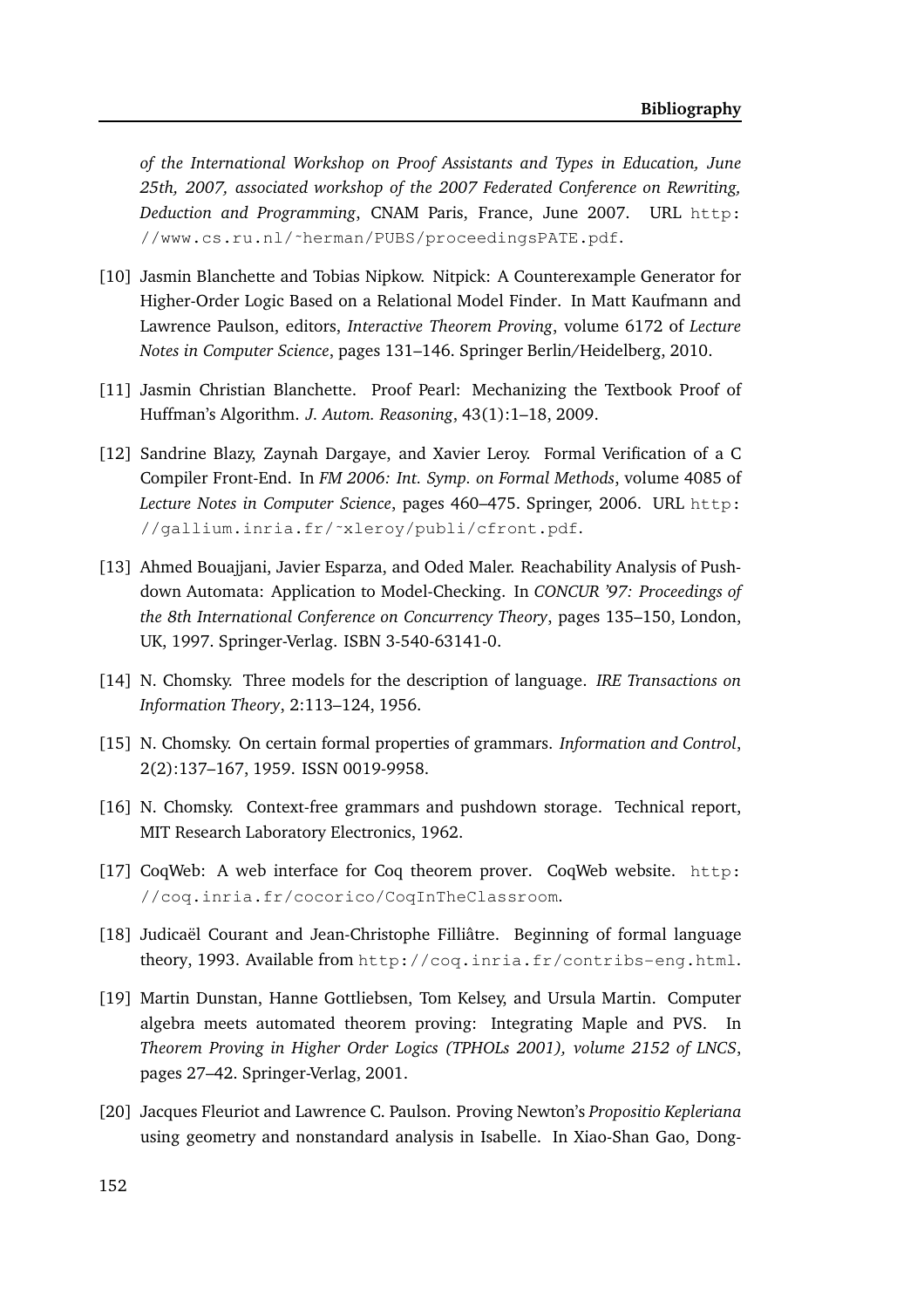*of the International Workshop on Proof Assistants and Types in Education, June 25th, 2007, associated workshop of the 2007 Federated Conference on Rewriting, Deduction and Programming*, CNAM Paris, France, June 2007. URL http://www.cs.ru.nl/~herman/PUBS/proceedingsPATE.pdf.

[10] Jasmin Blanchette and Tobias Nipkow. Nitpick: A Counterexample Generator for Higher-Order Logic Based on a Relational Model Finder. In Matt Kaufmann and Lawrence Paulson, editors, *Interactive Theorem Proving*, volume 6172 of *Lecture Notes in Computer Science*, pages 131–146. Springer Berlin/Heidelberg, 2010.

[11] Jasmin Christian Blanchette. Proof Pearl: Mechanizing the Textbook Proof of Huffman's Algorithm. *J. Autom. Reasoning*, 43(1):1–18, 2009.

[12] Sandrine Blazy, Zaynah Dargaye, and Xavier Leroy. Formal Verification of a C Compiler Front-End. In *FM 2006: Int. Symp. on Formal Methods*, volume 4085 of *Lecture Notes in Computer Science*, pages 460–475. Springer, 2006. URL http://gallium.inria.fr/~xleroy/publi/cfront.pdf.

[13] Ahmed Bouajjani, Javier Esparza, and Oded Maler. Reachability Analysis of Pushdown Automata: Application to Model-Checking. In *CONCUR '97: Proceedings of the 8th International Conference on Concurrency Theory*, pages 135–150, London, UK, 1997. Springer-Verlag. ISBN 3-540-63141-0.

[14] N. Chomsky. Three models for the description of language. *IRE Transactions on Information Theory*, 2:113–124, 1956.

[15] N. Chomsky. On certain formal properties of grammars. *Information and Control*, 2(2):137–167, 1959. ISSN 0019-9958.

[16] N. Chomsky. Context-free grammars and pushdown storage. Technical report, MIT Research Laboratory Electronics, 1962.

[17] CoqWeb: A web interface for Coq theorem prover. CoqWeb website. http://coq.inria.fr/cocorico/CoqInTheClassroom.

[18] Judicaël Courant and Jean-Christophe Filliâtre. Beginning of formal language theory, 1993. Available from http://coq.inria.fr/contribs-eng.html.

[19] Martin Dunstan, Hanne Gottliebsen, Tom Kelsey, and Ursula Martin. Computer algebra meets automated theorem proving: Integrating Maple and PVS. In *Theorem Proving in Higher Order Logics (TPHOLs 2001), volume 2152 of LNCS*, pages 27–42. Springer-Verlag, 2001.

[20] Jacques Fleuriot and Lawrence C. Paulson. Proving Newton's *Propositio Kepleriana* using geometry and nonstandard analysis in Isabelle. In Xiao-Shan Gao, Dong-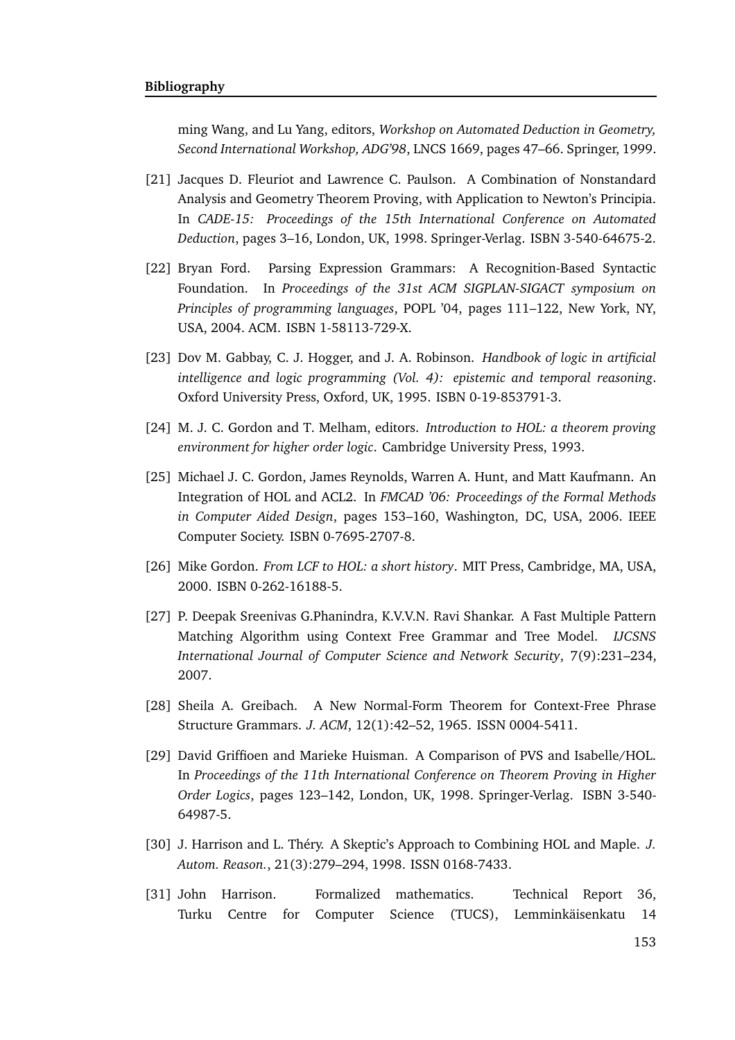ming Wang, and Lu Yang, editors, *Workshop on Automated Deduction in Geometry, Second International Workshop, ADG'98*, LNCS 1669, pages 47–66. Springer, 1999.

[21] Jacques D. Fleuriot and Lawrence C. Paulson. A Combination of Nonstandard Analysis and Geometry Theorem Proving, with Application to Newton's Principia. In *CADE-15: Proceedings of the 15th International Conference on Automated Deduction*, pages 3–16, London, UK, 1998. Springer-Verlag. ISBN 3-540-64675-2.

[22] Bryan Ford. Parsing Expression Grammars: A Recognition-Based Syntactic Foundation. In *Proceedings of the 31st ACM SIGPLAN-SIGACT symposium on Principles of programming languages*, POPL '04, pages 111–122, New York, NY, USA, 2004. ACM. ISBN 1-58113-729-X.

[23] Dov M. Gabbay, C. J. Hogger, and J. A. Robinson. *Handbook of logic in artificial intelligence and logic programming (Vol. 4): epistemic and temporal reasoning*. Oxford University Press, Oxford, UK, 1995. ISBN 0-19-853791-3.

[24] M. J. C. Gordon and T. Melham, editors. *Introduction to HOL: a theorem proving environment for higher order logic*. Cambridge University Press, 1993.

[25] Michael J. C. Gordon, James Reynolds, Warren A. Hunt, and Matt Kaufmann. An Integration of HOL and ACL2. In *FMCAD '06: Proceedings of the Formal Methods in Computer Aided Design*, pages 153–160, Washington, DC, USA, 2006. IEEE Computer Society. ISBN 0-7695-2707-8.

[26] Mike Gordon. *From LCF to HOL: a short history*. MIT Press, Cambridge, MA, USA, 2000. ISBN 0-262-16188-5.

[27] P. Deepak Sreenivas G.Phanindra, K.V.V.N. Ravi Shankar. A Fast Multiple Pattern Matching Algorithm using Context Free Grammar and Tree Model. *IJCSNS International Journal of Computer Science and Network Security*, 7(9):231–234, 2007.

[28] Sheila A. Greibach. A New Normal-Form Theorem for Context-Free Phrase Structure Grammars. *J. ACM*, 12(1):42–52, 1965. ISSN 0004-5411.

[29] David Griffioen and Marieke Huisman. A Comparison of PVS and Isabelle/HOL. In *Proceedings of the 11th International Conference on Theorem Proving in Higher Order Logics*, pages 123–142, London, UK, 1998. Springer-Verlag. ISBN 3-540-64987-5.

[30] J. Harrison and L. Théry. A Skeptic's Approach to Combining HOL and Maple. *J. Autom. Reason.*, 21(3):279–294, 1998. ISSN 0168-7433.

[31] John Harrison. Formalized mathematics. Technical Report 36, Turku Centre for Computer Science (TUCS), Lemminkäisenkatu 14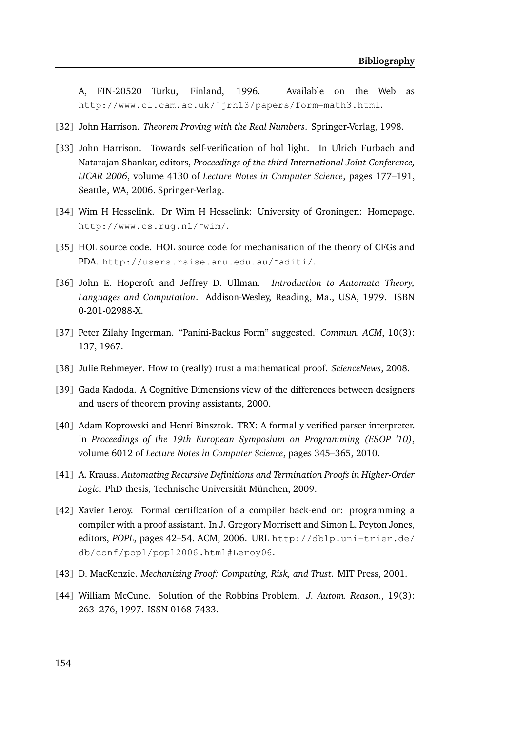A, FIN-20520 Turku, Finland, 1996. Available on the Web as http://www.cl.cam.ac.uk/~jrh13/papers/form-math3.html.

[32] John Harrison. *Theorem Proving with the Real Numbers*. Springer-Verlag, 1998.

[33] John Harrison. Towards self-verification of hol light. In Ulrich Furbach and Natarajan Shankar, editors, *Proceedings of the third International Joint Conference, IJCAR 2006*, volume 4130 of *Lecture Notes in Computer Science*, pages 177–191, Seattle, WA, 2006. Springer-Verlag.

[34] Wim H Hesselink. Dr Wim H Hesselink: University of Groningen: Homepage. http://www.cs.rug.nl/~wim/.

[35] HOL source code. HOL source code for mechanisation of the theory of CFGs and PDA. http://users.rsise.anu.edu.au/~aditi/.

[36] John E. Hopcroft and Jeffrey D. Ullman. *Introduction to Automata Theory, Languages and Computation*. Addison-Wesley, Reading, Ma., USA, 1979. ISBN 0-201-02988-X.

[37] Peter Zilahy Ingerman. "Panini-Backus Form" suggested. *Commun. ACM*, 10(3): 137, 1967.

[38] Julie Rehmeyer. How to (really) trust a mathematical proof. *ScienceNews*, 2008.

[39] Gada Kadoda. A Cognitive Dimensions view of the differences between designers and users of theorem proving assistants, 2000.

[40] Adam Koprowski and Henri Binsztok. TRX: A formally verified parser interpreter. In *Proceedings of the 19th European Symposium on Programming (ESOP '10)*, volume 6012 of *Lecture Notes in Computer Science*, pages 345–365, 2010.

[41] A. Krauss. *Automating Recursive Definitions and Termination Proofs in Higher-Order Logic*. PhD thesis, Technische Universität München, 2009.

[42] Xavier Leroy. Formal certification of a compiler back-end or: programming a compiler with a proof assistant. In J. Gregory Morrisett and Simon L. Peyton Jones, editors, *POPL*, pages 42–54. ACM, 2006. URL http://dblp.uni-trier.de/db/conf/popl/popl2006.html#Leroy06.

[43] D. MacKenzie. *Mechanizing Proof: Computing, Risk, and Trust*. MIT Press, 2001.

[44] William McCune. Solution of the Robbins Problem. *J. Autom. Reason.*, 19(3): 263–276, 1997. ISSN 0168-7433.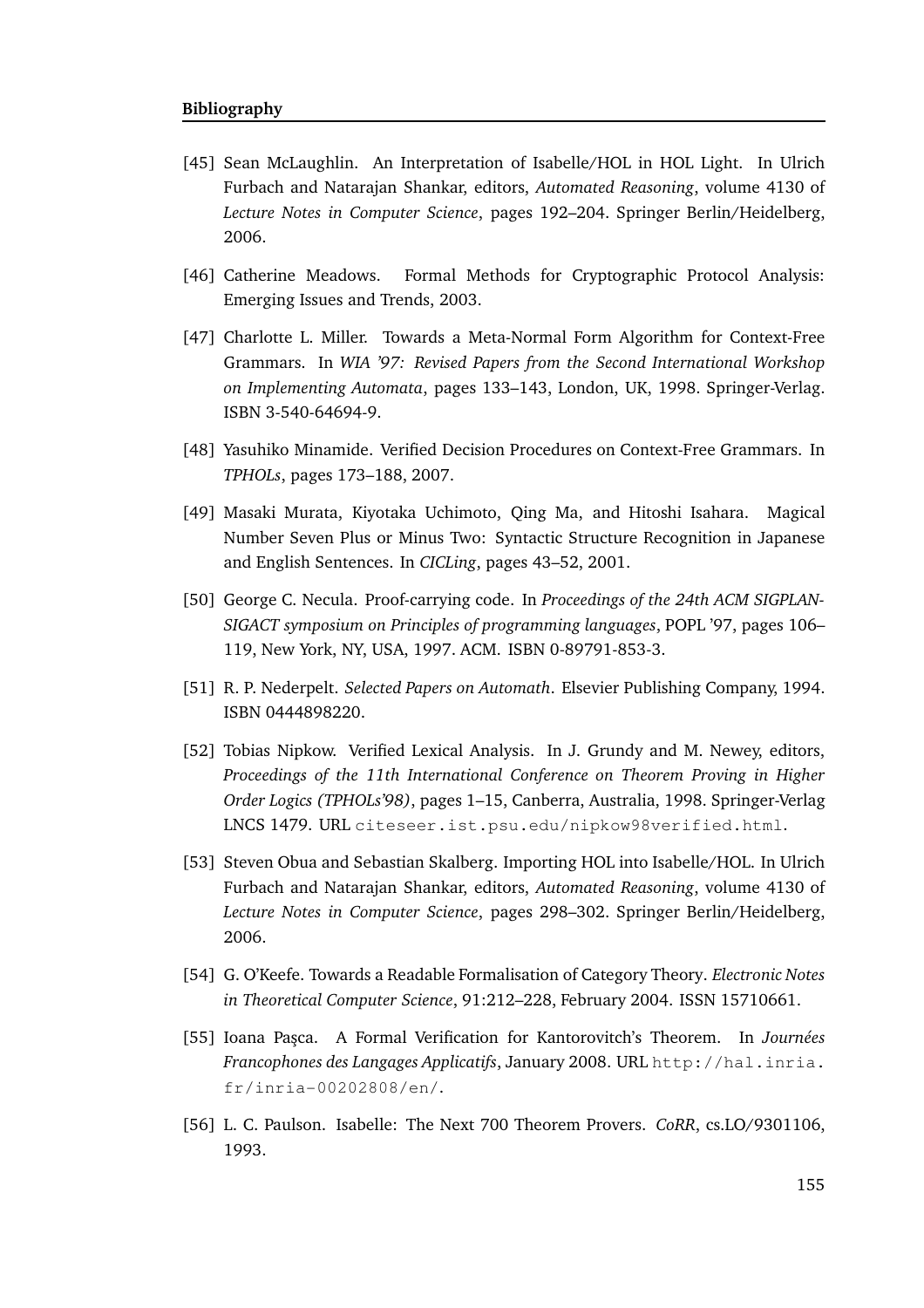[45] Sean McLaughlin. An Interpretation of Isabelle/HOL in HOL Light. In Ulrich Furbach and Natarajan Shankar, editors, *Automated Reasoning*, volume 4130 of *Lecture Notes in Computer Science*, pages 192–204. Springer Berlin/Heidelberg, 2006.

[46] Catherine Meadows. Formal Methods for Cryptographic Protocol Analysis: Emerging Issues and Trends, 2003.

[47] Charlotte L. Miller. Towards a Meta-Normal Form Algorithm for Context-Free Grammars. In *WIA '97: Revised Papers from the Second International Workshop on Implementing Automata*, pages 133–143, London, UK, 1998. Springer-Verlag. ISBN 3-540-64694-9.

[48] Yasuhiko Minamide. Verified Decision Procedures on Context-Free Grammars. In *TPHOLs*, pages 173–188, 2007.

[49] Masaki Murata, Kiyotaka Uchimoto, Qing Ma, and Hitoshi Isahara. Magical Number Seven Plus or Minus Two: Syntactic Structure Recognition in Japanese and English Sentences. In *CICLing*, pages 43–52, 2001.

[50] George C. Necula. Proof-carrying code. In *Proceedings of the 24th ACM SIGPLAN-SIGACT symposium on Principles of programming languages*, POPL '97, pages 106–119, New York, NY, USA, 1997. ACM. ISBN 0-89791-853-3.

[51] R. P. Nederpelt. *Selected Papers on Automath*. Elsevier Publishing Company, 1994. ISBN 0444898220.

[52] Tobias Nipkow. Verified Lexical Analysis. In J. Grundy and M. Newey, editors, *Proceedings of the 11th International Conference on Theorem Proving in Higher Order Logics (TPHOLs'98)*, pages 1–15, Canberra, Australia, 1998. Springer-Verlag LNCS 1479. URL `citeseer.ist.psu.edu/nipkow98verified.html`.

[53] Steven Obua and Sebastian Skalberg. Importing HOL into Isabelle/HOL. In Ulrich Furbach and Natarajan Shankar, editors, *Automated Reasoning*, volume 4130 of *Lecture Notes in Computer Science*, pages 298–302. Springer Berlin/Heidelberg, 2006.

[54] G. O'Keefe. Towards a Readable Formalisation of Category Theory. *Electronic Notes in Theoretical Computer Science*, 91:212–228, February 2004. ISSN 15710661.

[55] Ioana Paşca. A Formal Verification for Kantorovitch's Theorem. In *Journées Francophones des Langages Applicatifs*, January 2008. URL `http://hal.inria.fr/inria-00202808/en/`.

[56] L. C. Paulson. Isabelle: The Next 700 Theorem Provers. *CoRR*, cs.LO/9301106, 1993.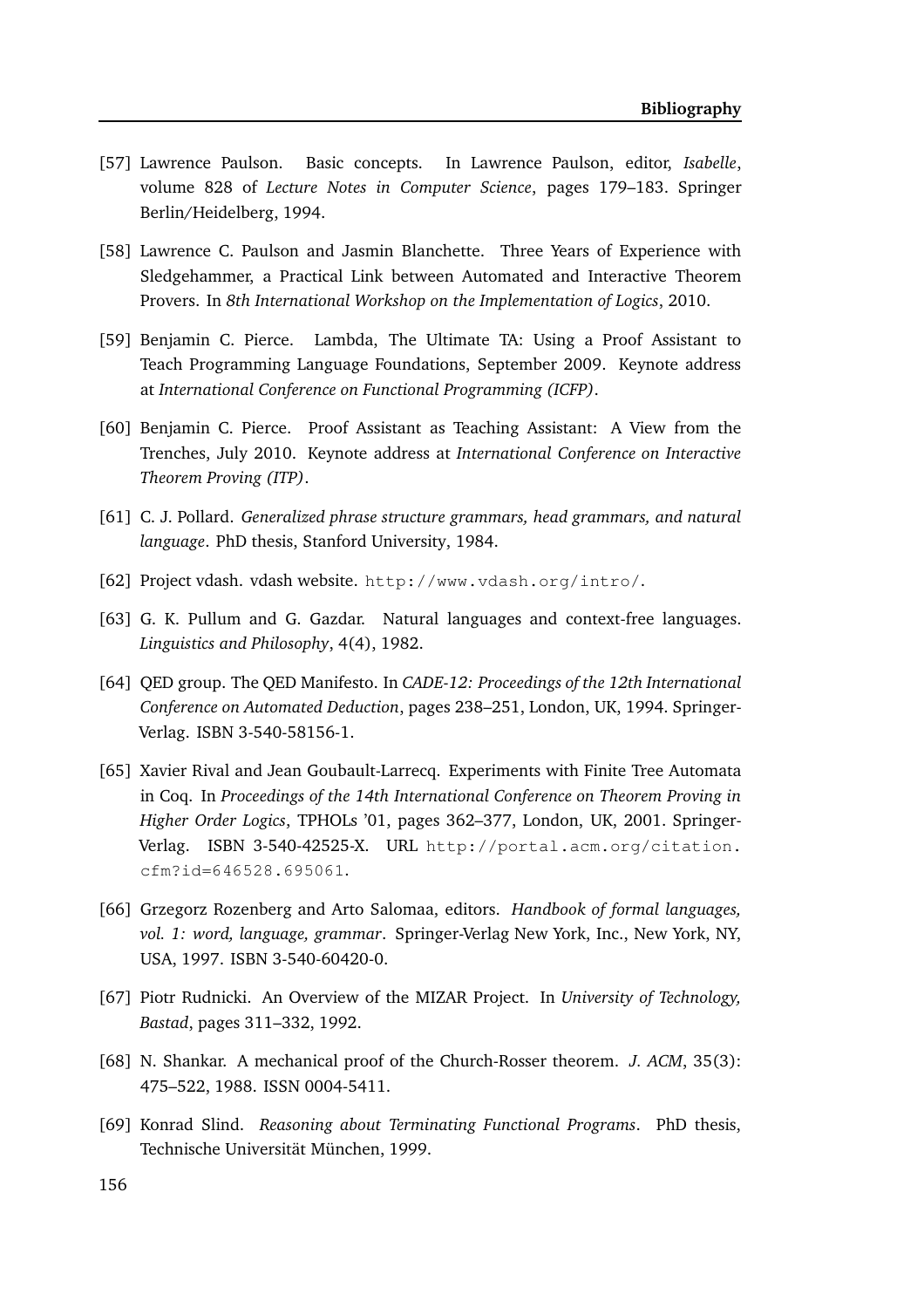[57] Lawrence Paulson. Basic concepts. In Lawrence Paulson, editor, *Isabelle*, volume 828 of *Lecture Notes in Computer Science*, pages 179–183. Springer Berlin/Heidelberg, 1994.

[58] Lawrence C. Paulson and Jasmin Blanchette. Three Years of Experience with Sledgehammer, a Practical Link between Automated and Interactive Theorem Provers. In *8th International Workshop on the Implementation of Logics*, 2010.

[59] Benjamin C. Pierce. Lambda, The Ultimate TA: Using a Proof Assistant to Teach Programming Language Foundations, September 2009. Keynote address at *International Conference on Functional Programming (ICFP)*.

[60] Benjamin C. Pierce. Proof Assistant as Teaching Assistant: A View from the Trenches, July 2010. Keynote address at *International Conference on Interactive Theorem Proving (ITP)*.

[61] C. J. Pollard. *Generalized phrase structure grammars, head grammars, and natural language*. PhD thesis, Stanford University, 1984.

[62] Project vdash. vdash website. `http://www.vdash.org/intro/`.

[63] G. K. Pullum and G. Gazdar. Natural languages and context-free languages. *Linguistics and Philosophy*, 4(4), 1982.

[64] QED group. The QED Manifesto. In *CADE-12: Proceedings of the 12th International Conference on Automated Deduction*, pages 238–251, London, UK, 1994. Springer-Verlag. ISBN 3-540-58156-1.

[65] Xavier Rival and Jean Goubault-Larrecq. Experiments with Finite Tree Automata in Coq. In *Proceedings of the 14th International Conference on Theorem Proving in Higher Order Logics*, TPHOLs '01, pages 362–377, London, UK, 2001. Springer-Verlag. ISBN 3-540-42525-X. URL `http://portal.acm.org/citation.cfm?id=646528.695061`.

[66] Grzegorz Rozenberg and Arto Salomaa, editors. *Handbook of formal languages, vol. 1: word, language, grammar*. Springer-Verlag New York, Inc., New York, NY, USA, 1997. ISBN 3-540-60420-0.

[67] Piotr Rudnicki. An Overview of the MIZAR Project. In *University of Technology, Bastad*, pages 311–332, 1992.

[68] N. Shankar. A mechanical proof of the Church-Rosser theorem. *J. ACM*, 35(3): 475–522, 1988. ISSN 0004-5411.

[69] Konrad Slind. *Reasoning about Terminating Functional Programs*. PhD thesis, Technische Universität München, 1999.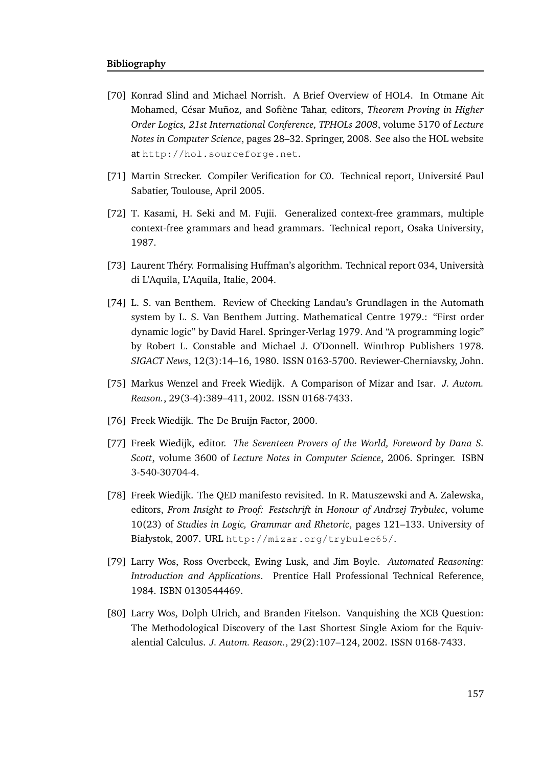[70] Konrad Slind and Michael Norrish. A Brief Overview of HOL4. In Otmane Ait Mohamed, César Muñoz, and Sofiène Tahar, editors, *Theorem Proving in Higher Order Logics, 21st International Conference, TPHOLs 2008*, volume 5170 of *Lecture Notes in Computer Science*, pages 28–32. Springer, 2008. See also the HOL website at `http://hol.sourceforge.net`.

[71] Martin Strecker. Compiler Verification for C0. Technical report, Université Paul Sabatier, Toulouse, April 2005.

[72] T. Kasami, H. Seki and M. Fujii. Generalized context-free grammars, multiple context-free grammars and head grammars. Technical report, Osaka University, 1987.

[73] Laurent Théry. Formalising Huffman's algorithm. Technical report 034, Università di L'Aquila, L'Aquila, Italie, 2004.

[74] L. S. van Benthem. Review of Checking Landau's Grundlagen in the Automath system by L. S. Van Benthem Jutting. Mathematical Centre 1979.: "First order dynamic logic" by David Harel. Springer-Verlag 1979. And "A programming logic" by Robert L. Constable and Michael J. O'Donnell. Winthrop Publishers 1978. *SIGACT News*, 12(3):14–16, 1980. ISSN 0163-5700. Reviewer-Cherniavsky, John.

[75] Markus Wenzel and Freek Wiedijk. A Comparison of Mizar and Isar. *J. Autom. Reason.*, 29(3-4):389–411, 2002. ISSN 0168-7433.

[76] Freek Wiedijk. The De Bruijn Factor, 2000.

[77] Freek Wiedijk, editor. *The Seventeen Provers of the World, Foreword by Dana S. Scott*, volume 3600 of *Lecture Notes in Computer Science*, 2006. Springer. ISBN 3-540-30704-4.

[78] Freek Wiedijk. The QED manifesto revisited. In R. Matuszewski and A. Zalewska, editors, *From Insight to Proof: Festschrift in Honour of Andrzej Trybulec*, volume 10(23) of *Studies in Logic, Grammar and Rhetoric*, pages 121–133. University of Białystok, 2007. URL `http://mizar.org/trybulec65/`.

[79] Larry Wos, Ross Overbeck, Ewing Lusk, and Jim Boyle. *Automated Reasoning: Introduction and Applications*. Prentice Hall Professional Technical Reference, 1984. ISBN 0130544469.

[80] Larry Wos, Dolph Ulrich, and Branden Fitelson. Vanquishing the XCB Question: The Methodological Discovery of the Last Shortest Single Axiom for the Equivalential Calculus. *J. Autom. Reason.*, 29(2):107–124, 2002. ISSN 0168-7433.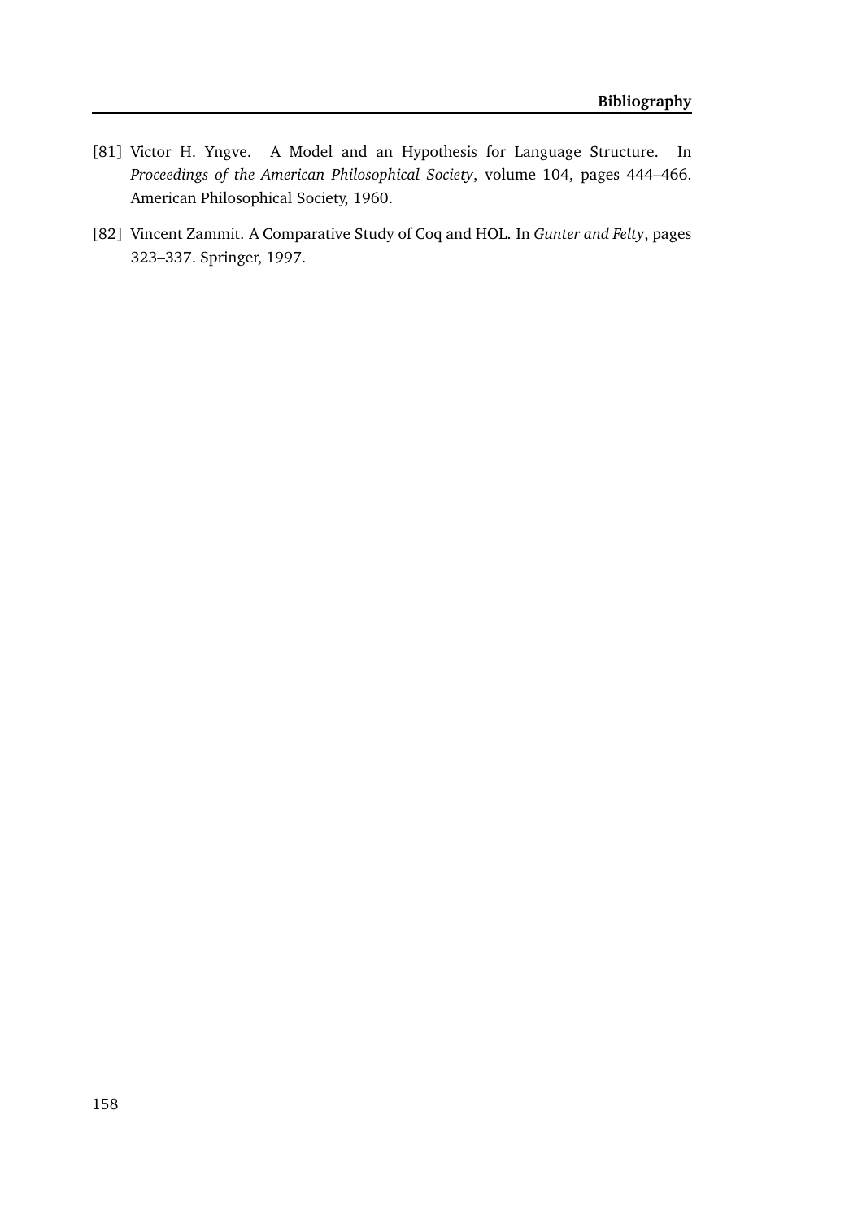[81] Victor H. Yngve. A Model and an Hypothesis for Language Structure. In *Proceedings of the American Philosophical Society*, volume 104, pages 444–466. American Philosophical Society, 1960.

[82] Vincent Zammit. A Comparative Study of Coq and HOL. In *Gunter and Felty*, pages 323–337. Springer, 1997.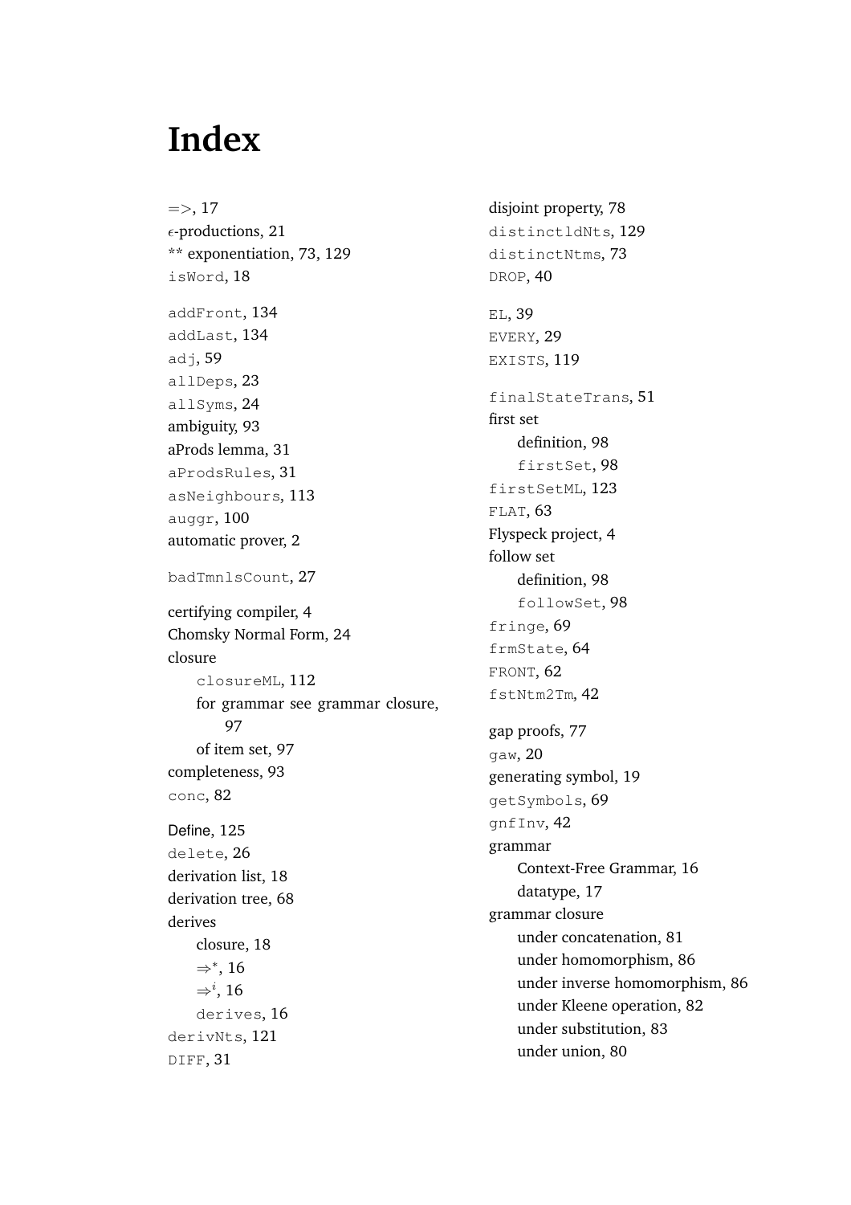# Index

=>, 17
$\epsilon$-productions, 21
** exponentiation, 73, 129
`isWord`, 18

`addFront`, 134
`addLast`, 134
`adj`, 59
`allDeps`, 23
`allSyms`, 24
ambiguity, 93
aProds lemma, 31
`aProdsRules`, 31
`asNeighbours`, 113
`auggr`, 100
automatic prover, 2

`badTmnlsCount`, 27

certifying compiler, 4
Chomsky Normal Form, 24
closure
- `closureML`, 112
- for grammar see grammar closure, 97
- of item set, 97

completeness, 93
`conc`, 82

Define, 125
`delete`, 26
derivation list, 18
derivation tree, 68
derives
- closure, 18
- $\Rightarrow^*$, 16
- $\Rightarrow^i$, 16
- `derives`, 16

`derivNts`, 121
`DIFF`, 31

disjoint property, 78
`distinctldNts`, 129
`distinctNtms`, 73
`DROP`, 40

`EL`, 39
`EVERY`, 29
`EXISTS`, 119

`finalStateTrans`, 51
first set
- definition, 98
- `firstSet`, 98

`firstSetML`, 123
`FLAT`, 63
Flyspeck project, 4
follow set
- definition, 98
- `followSet`, 98

`fringe`, 69
`frmState`, 64
`FRONT`, 62
`fstNtm2Tm`, 42

gap proofs, 77
`gaw`, 20
generating symbol, 19
`getSymbols`, 69
`gnfInv`, 42
grammar
- Context-Free Grammar, 16
- datatype, 17

grammar closure
- under concatenation, 81
- under homomorphism, 86
- under inverse homomorphism, 86
- under Kleene operation, 82
- under substitution, 83
- under union, 80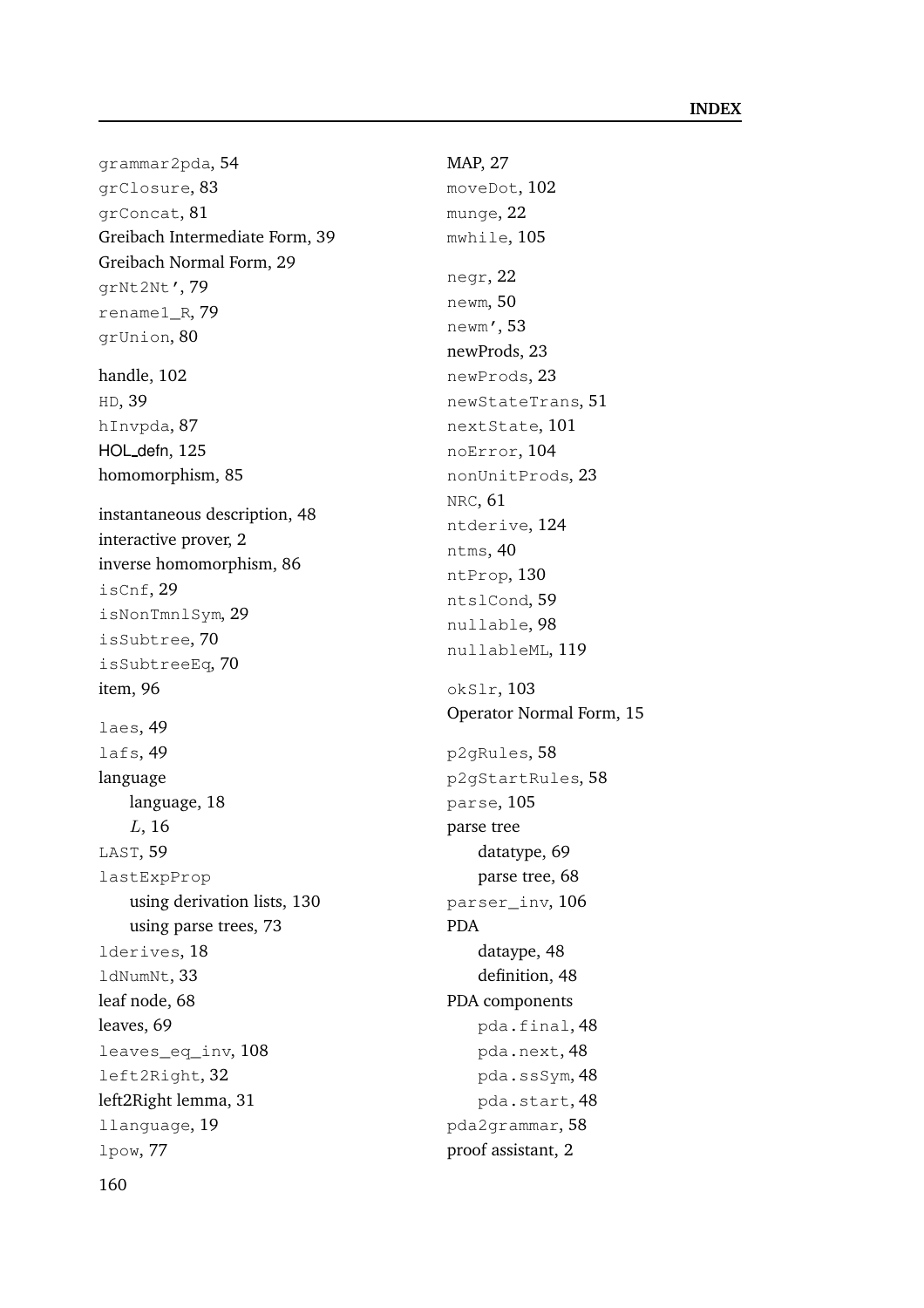grammar2pda, 54
grClosure, 83
grConcat, 81
Greibach Intermediate Form, 39
Greibach Normal Form, 29
grNt2Nt', 79
rename1_R, 79
grUnion, 80

handle, 102
HD, 39
hInvpda, 87
HOL_defn, 125
homomorphism, 85

instantaneous description, 48
interactive prover, 2
inverse homomorphism, 86
isCnf, 29
isNonTmnlSym, 29
isSubtree, 70
isSubtreeEq, 70
item, 96

laes, 49
lafs, 49
language
- language, 18
- *L*, 16

LAST, 59
lastExpProp
- using derivation lists, 130
- using parse trees, 73

lderives, 18
ldNumNt, 33
leaf node, 68
leaves, 69
leaves_eq_inv, 108
left2Right, 32
left2Right lemma, 31
llanguage, 19
lpow, 77

MAP, 27
moveDot, 102
munge, 22
mwhile, 105

negr, 22
newm, 50
newm', 53
newProds, 23
newProds, 23
newStateTrans, 51
nextState, 101
noError, 104
nonUnitProds, 23
NRC, 61
ntderive, 124
ntms, 40
ntProp, 130
ntslCond, 59
nullable, 98
nullableML, 119

okSlr, 103
Operator Normal Form, 15

p2gRules, 58
p2gStartRules, 58
parse, 105
parse tree
- datatype, 69
- parse tree, 68

parser_inv, 106
PDA
- dataype, 48
- definition, 48

PDA components
- pda.final, 48
- pda.next, 48
- pda.ssSym, 48
- pda.start, 48

pda2grammar, 58
proof assistant, 2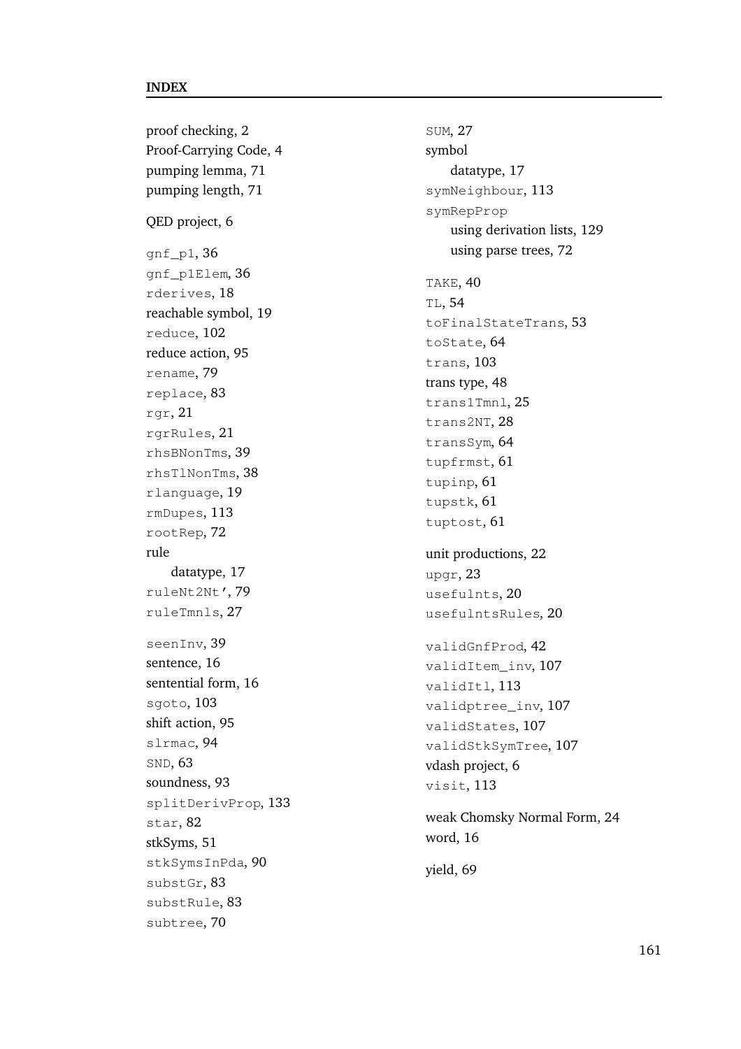proof checking, 2
Proof-Carrying Code, 4
pumping lemma, 71
pumping length, 71

QED project, 6

gnf_p1, 36
gnf_p1Elem, 36
rderives, 18
reachable symbol, 19
reduce, 102
reduce action, 95
rename, 79
replace, 83
rgr, 21
rgrRules, 21
rhsBNonTms, 39
rhsTlNonTms, 38
rlanguage, 19
rmDupes, 113
rootRep, 72
rule
  datatype, 17
ruleNt2Nt′, 79
ruleTmnls, 27

seenInv, 39
sentence, 16
sentential form, 16
sgoto, 103
shift action, 95
slrmac, 94
SND, 63
soundness, 93
splitDerivProp, 133
star, 82
stkSyms, 51
stkSymsInPda, 90
substGr, 83
substRule, 83
subtree, 70
SUM, 27
symbol
  datatype, 17
symNeighbour, 113
symRepProp
  using derivation lists, 129
  using parse trees, 72

TAKE, 40
TL, 54
toFinalStateTrans, 53
toState, 64
trans, 103
trans type, 48
trans1Tmnl, 25
trans2NT, 28
transSym, 64
tupfrmst, 61
tupinp, 61
tupstk, 61
tuptost, 61

unit productions, 22
upgr, 23
usefulnts, 20
usefulntsRules, 20

validGnfProd, 42
validItem_inv, 107
validItl, 113
validptree_inv, 107
validStates, 107
validStkSymTree, 107
vdash project, 6
visit, 113

weak Chomsky Normal Form, 24
word, 16

yield, 69